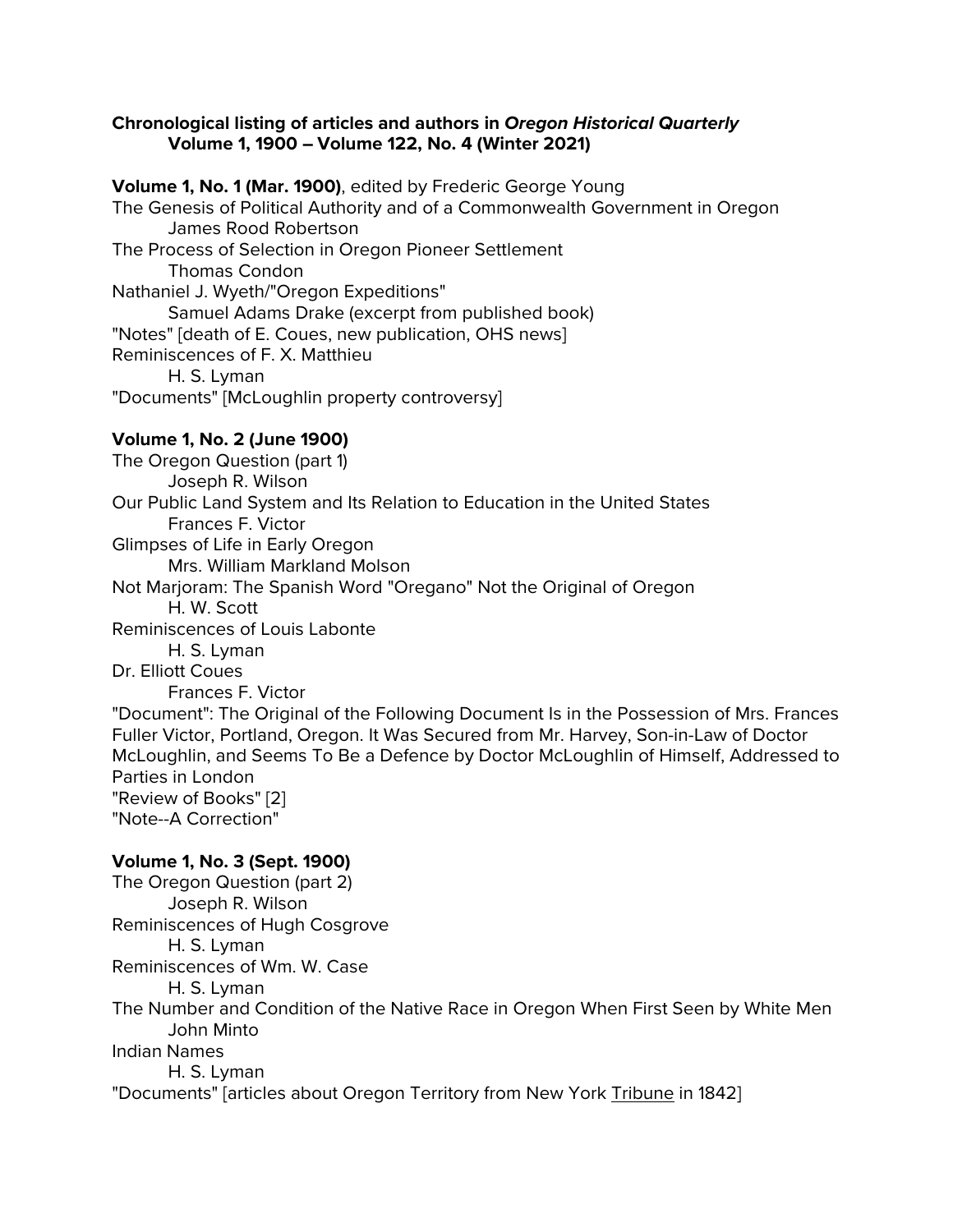**Chronological listing of articles and authors in *Oregon Historical Quarterly***
**Volume 1, 1900 – Volume 122, No. 4 (Winter 2021)**

**Volume 1, No. 1 (Mar. 1900)**, edited by Frederic George Young

The Genesis of Political Authority and of a Commonwealth Government in Oregon
    James Rood Robertson

The Process of Selection in Oregon Pioneer Settlement
    Thomas Condon

Nathaniel J. Wyeth/"Oregon Expeditions"
    Samuel Adams Drake (excerpt from published book)

"Notes" [death of E. Coues, new publication, OHS news]

Reminiscences of F. X. Matthieu
    H. S. Lyman

"Documents" [McLoughlin property controversy]

**Volume 1, No. 2 (June 1900)**

The Oregon Question (part 1)
    Joseph R. Wilson

Our Public Land System and Its Relation to Education in the United States
    Frances F. Victor

Glimpses of Life in Early Oregon
    Mrs. William Markland Molson

Not Marjoram: The Spanish Word "Oregano" Not the Original of Oregon
    H. W. Scott

Reminiscences of Louis Labonte
    H. S. Lyman

Dr. Elliott Coues
    Frances F. Victor

"Document": The Original of the Following Document Is in the Possession of Mrs. Frances Fuller Victor, Portland, Oregon. It Was Secured from Mr. Harvey, Son-in-Law of Doctor McLoughlin, and Seems To Be a Defence by Doctor McLoughlin of Himself, Addressed to Parties in London

"Review of Books" [2]

"Note--A Correction"

**Volume 1, No. 3 (Sept. 1900)**

The Oregon Question (part 2)
    Joseph R. Wilson

Reminiscences of Hugh Cosgrove
    H. S. Lyman

Reminiscences of Wm. W. Case
    H. S. Lyman

The Number and Condition of the Native Race in Oregon When First Seen by White Men
    John Minto

Indian Names
    H. S. Lyman

"Documents" [articles about Oregon Territory from New York Tribune in 1842]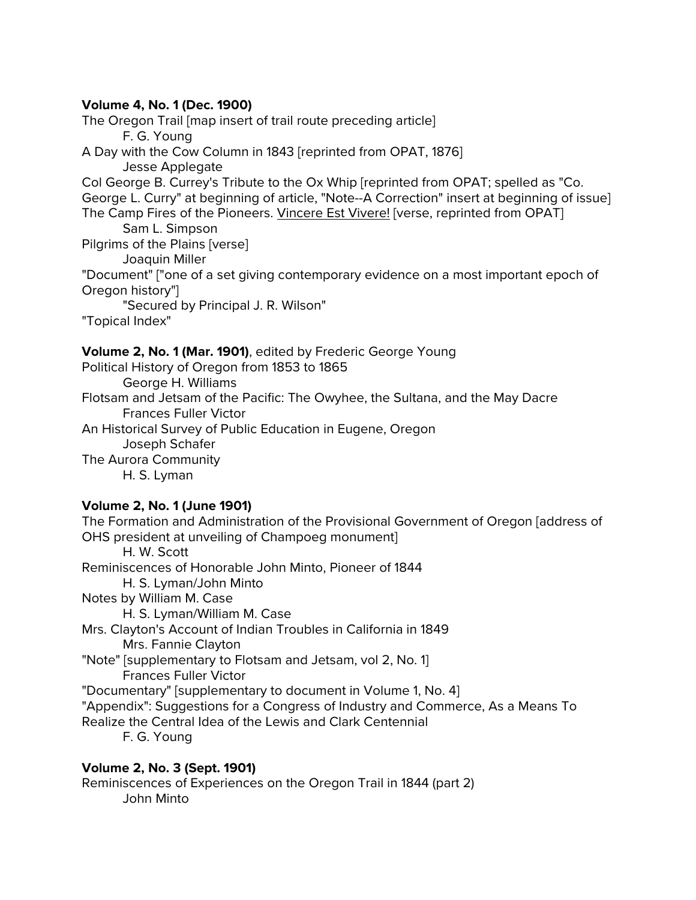**Volume 4, No. 1 (Dec. 1900)**
The Oregon Trail [map insert of trail route preceding article]
    F. G. Young
A Day with the Cow Column in 1843 [reprinted from OPAT, 1876]
    Jesse Applegate
Col George B. Currey's Tribute to the Ox Whip [reprinted from OPAT; spelled as "Co. George L. Curry" at beginning of article, "Note--A Correction" insert at beginning of issue]
The Camp Fires of the Pioneers. Vincere Est Vivere! [verse, reprinted from OPAT]
    Sam L. Simpson
Pilgrims of the Plains [verse]
    Joaquin Miller
"Document" ["one of a set giving contemporary evidence on a most important epoch of Oregon history"]
    "Secured by Principal J. R. Wilson"
"Topical Index"

**Volume 2, No. 1 (Mar. 1901)**, edited by Frederic George Young
Political History of Oregon from 1853 to 1865
    George H. Williams
Flotsam and Jetsam of the Pacific: The Owyhee, the Sultana, and the May Dacre
    Frances Fuller Victor
An Historical Survey of Public Education in Eugene, Oregon
    Joseph Schafer
The Aurora Community
    H. S. Lyman

**Volume 2, No. 1 (June 1901)**
The Formation and Administration of the Provisional Government of Oregon [address of OHS president at unveiling of Champoeg monument]
    H. W. Scott
Reminiscences of Honorable John Minto, Pioneer of 1844
    H. S. Lyman/John Minto
Notes by William M. Case
    H. S. Lyman/William M. Case
Mrs. Clayton's Account of Indian Troubles in California in 1849
    Mrs. Fannie Clayton
"Note" [supplementary to Flotsam and Jetsam, vol 2, No. 1]
    Frances Fuller Victor
"Documentary" [supplementary to document in Volume 1, No. 4]
"Appendix": Suggestions for a Congress of Industry and Commerce, As a Means To Realize the Central Idea of the Lewis and Clark Centennial
    F. G. Young

**Volume 2, No. 3 (Sept. 1901)**
Reminiscences of Experiences on the Oregon Trail in 1844 (part 2)
    John Minto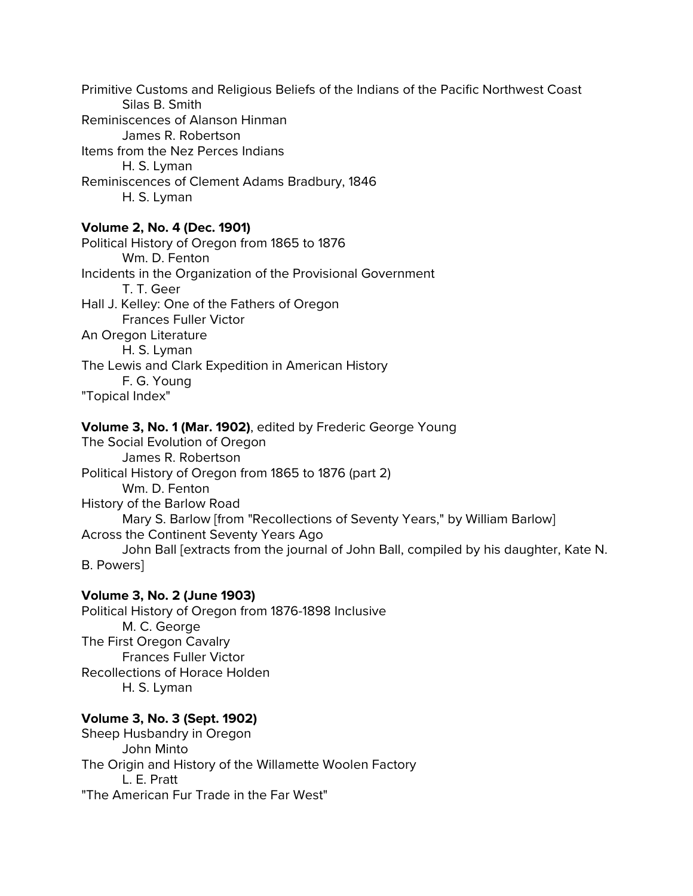Primitive Customs and Religious Beliefs of the Indians of the Pacific Northwest Coast
    Silas B. Smith
Reminiscences of Alanson Hinman
    James R. Robertson
Items from the Nez Perces Indians
    H. S. Lyman
Reminiscences of Clement Adams Bradbury, 1846
    H. S. Lyman

**Volume 2, No. 4 (Dec. 1901)**
Political History of Oregon from 1865 to 1876
    Wm. D. Fenton
Incidents in the Organization of the Provisional Government
    T. T. Geer
Hall J. Kelley: One of the Fathers of Oregon
    Frances Fuller Victor
An Oregon Literature
    H. S. Lyman
The Lewis and Clark Expedition in American History
    F. G. Young
"Topical Index"

**Volume 3, No. 1 (Mar. 1902)**, edited by Frederic George Young
The Social Evolution of Oregon
    James R. Robertson
Political History of Oregon from 1865 to 1876 (part 2)
    Wm. D. Fenton
History of the Barlow Road
    Mary S. Barlow [from "Recollections of Seventy Years," by William Barlow]
Across the Continent Seventy Years Ago
    John Ball [extracts from the journal of John Ball, compiled by his daughter, Kate N. B. Powers]

**Volume 3, No. 2 (June 1903)**
Political History of Oregon from 1876-1898 Inclusive
    M. C. George
The First Oregon Cavalry
    Frances Fuller Victor
Recollections of Horace Holden
    H. S. Lyman

**Volume 3, No. 3 (Sept. 1902)**
Sheep Husbandry in Oregon
    John Minto
The Origin and History of the Willamette Woolen Factory
    L. E. Pratt
"The American Fur Trade in the Far West"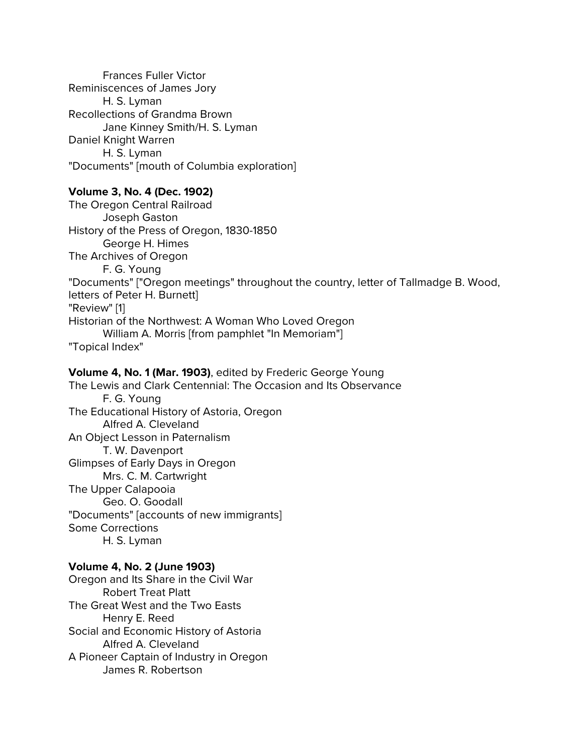Frances Fuller Victor
Reminiscences of James Jory
H. S. Lyman
Recollections of Grandma Brown
Jane Kinney Smith/H. S. Lyman
Daniel Knight Warren
H. S. Lyman
"Documents" [mouth of Columbia exploration]

**Volume 3, No. 4 (Dec. 1902)**
The Oregon Central Railroad
Joseph Gaston
History of the Press of Oregon, 1830-1850
George H. Himes
The Archives of Oregon
F. G. Young
"Documents" ["Oregon meetings" throughout the country, letter of Tallmadge B. Wood, letters of Peter H. Burnett]
"Review" [1]
Historian of the Northwest: A Woman Who Loved Oregon
William A. Morris [from pamphlet "In Memoriam"]
"Topical Index"

**Volume 4, No. 1 (Mar. 1903)**, edited by Frederic George Young
The Lewis and Clark Centennial: The Occasion and Its Observance
F. G. Young
The Educational History of Astoria, Oregon
Alfred A. Cleveland
An Object Lesson in Paternalism
T. W. Davenport
Glimpses of Early Days in Oregon
Mrs. C. M. Cartwright
The Upper Calapooia
Geo. O. Goodall
"Documents" [accounts of new immigrants]
Some Corrections
H. S. Lyman

**Volume 4, No. 2 (June 1903)**
Oregon and Its Share in the Civil War
Robert Treat Platt
The Great West and the Two Easts
Henry E. Reed
Social and Economic History of Astoria
Alfred A. Cleveland
A Pioneer Captain of Industry in Oregon
James R. Robertson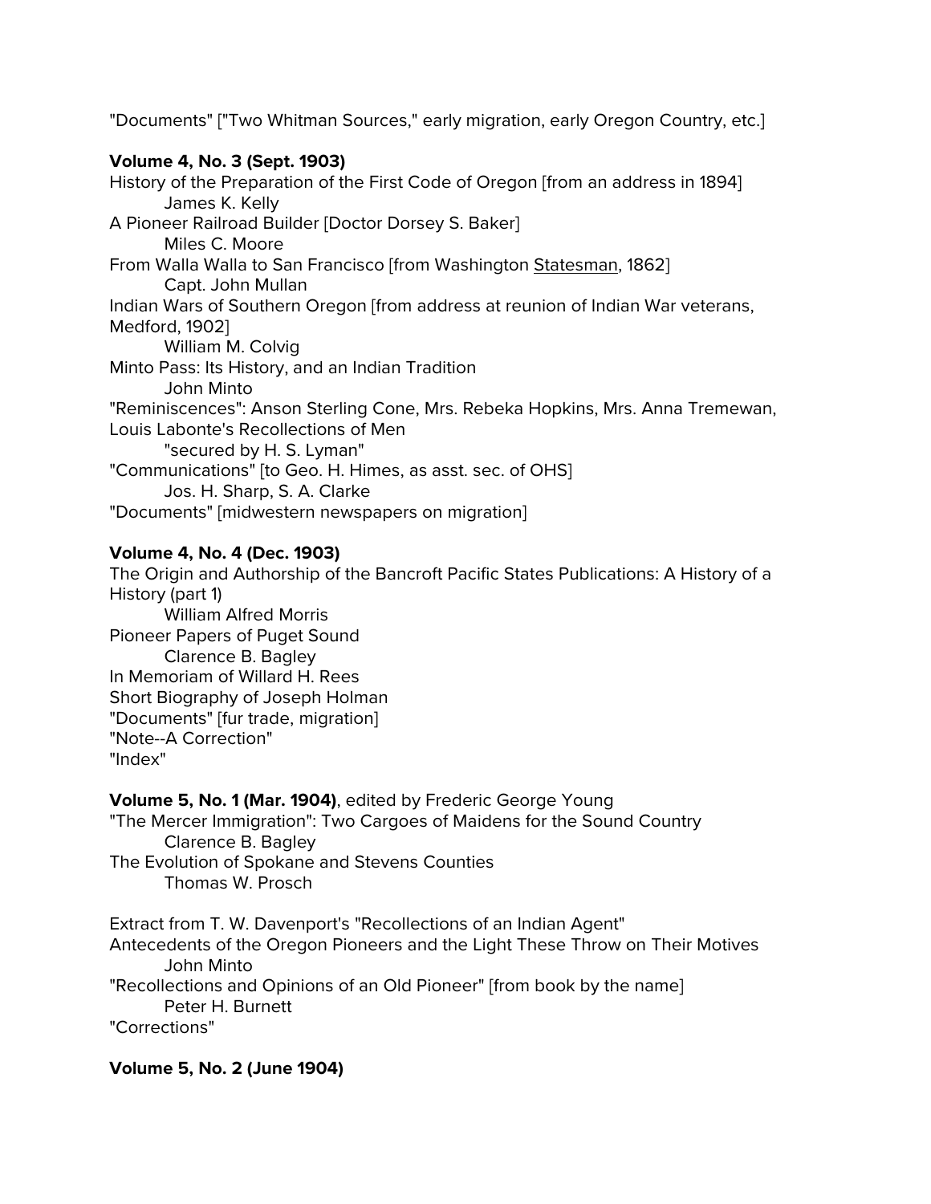"Documents" ["Two Whitman Sources," early migration, early Oregon Country, etc.]

**Volume 4, No. 3 (Sept. 1903)**

History of the Preparation of the First Code of Oregon [from an address in 1894]
    James K. Kelly
A Pioneer Railroad Builder [Doctor Dorsey S. Baker]
    Miles C. Moore
From Walla Walla to San Francisco [from Washington Statesman, 1862]
    Capt. John Mullan
Indian Wars of Southern Oregon [from address at reunion of Indian War veterans, Medford, 1902]
    William M. Colvig
Minto Pass: Its History, and an Indian Tradition
    John Minto
"Reminiscences": Anson Sterling Cone, Mrs. Rebeka Hopkins, Mrs. Anna Tremewan, Louis Labonte's Recollections of Men
    "secured by H. S. Lyman"
"Communications" [to Geo. H. Himes, as asst. sec. of OHS]
    Jos. H. Sharp, S. A. Clarke
"Documents" [midwestern newspapers on migration]

**Volume 4, No. 4 (Dec. 1903)**

The Origin and Authorship of the Bancroft Pacific States Publications: A History of a History (part 1)
    William Alfred Morris
Pioneer Papers of Puget Sound
    Clarence B. Bagley
In Memoriam of Willard H. Rees
Short Biography of Joseph Holman
"Documents" [fur trade, migration]
"Note--A Correction"
"Index"

**Volume 5, No. 1 (Mar. 1904)**, edited by Frederic George Young

"The Mercer Immigration": Two Cargoes of Maidens for the Sound Country
    Clarence B. Bagley
The Evolution of Spokane and Stevens Counties
    Thomas W. Prosch

Extract from T. W. Davenport's "Recollections of an Indian Agent"
Antecedents of the Oregon Pioneers and the Light These Throw on Their Motives
    John Minto
"Recollections and Opinions of an Old Pioneer" [from book by the name]
    Peter H. Burnett
"Corrections"

**Volume 5, No. 2 (June 1904)**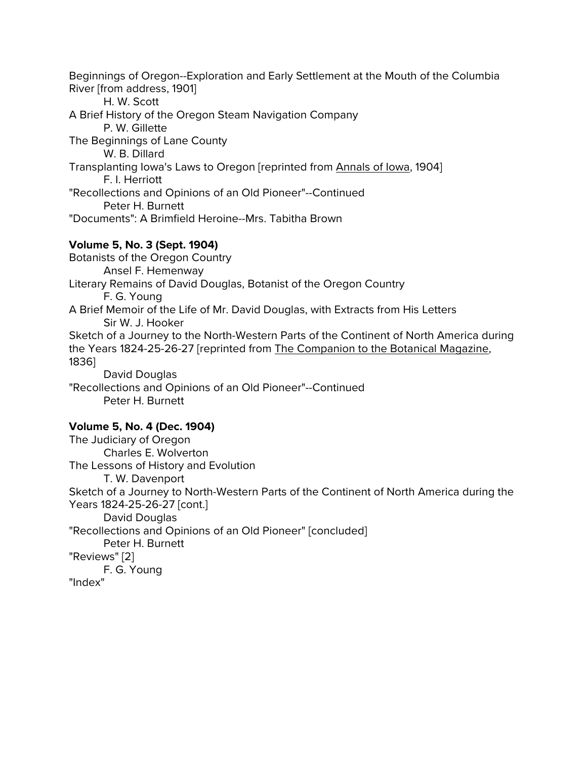Beginnings of Oregon--Exploration and Early Settlement at the Mouth of the Columbia River [from address, 1901]
    H. W. Scott
A Brief History of the Oregon Steam Navigation Company
    P. W. Gillette
The Beginnings of Lane County
    W. B. Dillard
Transplanting Iowa's Laws to Oregon [reprinted from Annals of Iowa, 1904]
    F. I. Herriott
"Recollections and Opinions of an Old Pioneer"--Continued
    Peter H. Burnett
"Documents": A Brimfield Heroine--Mrs. Tabitha Brown

**Volume 5, No. 3 (Sept. 1904)**

Botanists of the Oregon Country
    Ansel F. Hemenway
Literary Remains of David Douglas, Botanist of the Oregon Country
    F. G. Young
A Brief Memoir of the Life of Mr. David Douglas, with Extracts from His Letters
    Sir W. J. Hooker
Sketch of a Journey to the North-Western Parts of the Continent of North America during the Years 1824-25-26-27 [reprinted from The Companion to the Botanical Magazine, 1836]
    David Douglas
"Recollections and Opinions of an Old Pioneer"--Continued
    Peter H. Burnett

**Volume 5, No. 4 (Dec. 1904)**

The Judiciary of Oregon
    Charles E. Wolverton
The Lessons of History and Evolution
    T. W. Davenport
Sketch of a Journey to North-Western Parts of the Continent of North America during the Years 1824-25-26-27 [cont.]
    David Douglas
"Recollections and Opinions of an Old Pioneer" [concluded]
    Peter H. Burnett
"Reviews" [2]
    F. G. Young
"Index"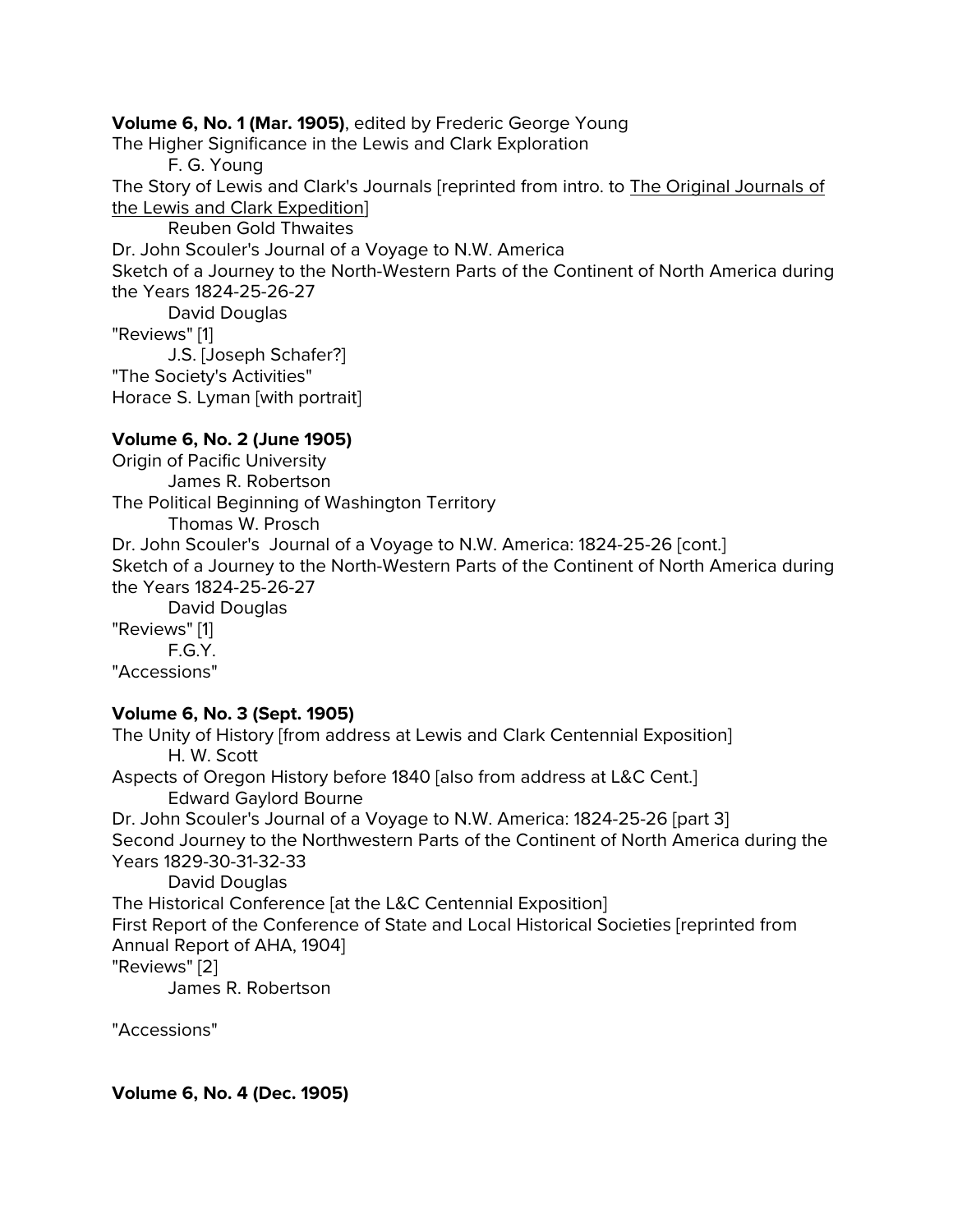**Volume 6, No. 1 (Mar. 1905)**, edited by Frederic George Young

The Higher Significance in the Lewis and Clark Exploration

    F. G. Young

The Story of Lewis and Clark's Journals [reprinted from intro. to The Original Journals of the Lewis and Clark Expedition]

    Reuben Gold Thwaites

Dr. John Scouler's Journal of a Voyage to N.W. America

Sketch of a Journey to the North-Western Parts of the Continent of North America during the Years 1824-25-26-27

    David Douglas

"Reviews" [1]

    J.S. [Joseph Schafer?]

"The Society's Activities"

Horace S. Lyman [with portrait]

**Volume 6, No. 2 (June 1905)**

Origin of Pacific University

    James R. Robertson

The Political Beginning of Washington Territory

    Thomas W. Prosch

Dr. John Scouler's Journal of a Voyage to N.W. America: 1824-25-26 [cont.]

Sketch of a Journey to the North-Western Parts of the Continent of North America during the Years 1824-25-26-27

    David Douglas

"Reviews" [1]

    F.G.Y.

"Accessions"

**Volume 6, No. 3 (Sept. 1905)**

The Unity of History [from address at Lewis and Clark Centennial Exposition]

    H. W. Scott

Aspects of Oregon History before 1840 [also from address at L&C Cent.]

    Edward Gaylord Bourne

Dr. John Scouler's Journal of a Voyage to N.W. America: 1824-25-26 [part 3]

Second Journey to the Northwestern Parts of the Continent of North America during the Years 1829-30-31-32-33

    David Douglas

The Historical Conference [at the L&C Centennial Exposition]

First Report of the Conference of State and Local Historical Societies [reprinted from Annual Report of AHA, 1904]

"Reviews" [2]

    James R. Robertson

"Accessions"

**Volume 6, No. 4 (Dec. 1905)**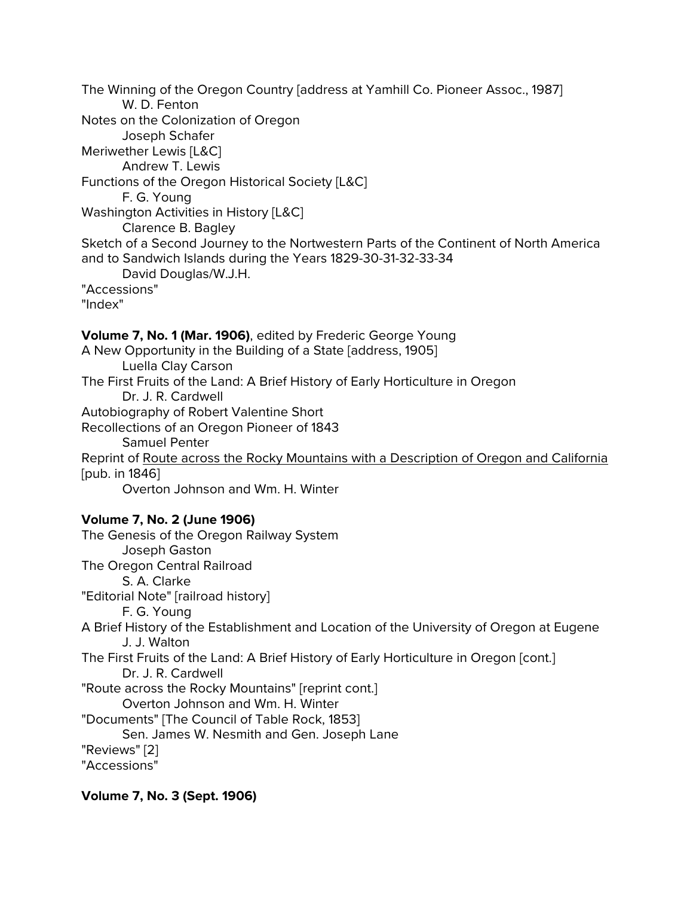The Winning of the Oregon Country [address at Yamhill Co. Pioneer Assoc., 1987]
    W. D. Fenton
Notes on the Colonization of Oregon
    Joseph Schafer
Meriwether Lewis [L&C]
    Andrew T. Lewis
Functions of the Oregon Historical Society [L&C]
    F. G. Young
Washington Activities in History [L&C]
    Clarence B. Bagley
Sketch of a Second Journey to the Nortwestern Parts of the Continent of North America and to Sandwich Islands during the Years 1829-30-31-32-33-34
    David Douglas/W.J.H.
"Accessions"
"Index"

**Volume 7, No. 1 (Mar. 1906)**, edited by Frederic George Young
A New Opportunity in the Building of a State [address, 1905]
    Luella Clay Carson
The First Fruits of the Land: A Brief History of Early Horticulture in Oregon
    Dr. J. R. Cardwell
Autobiography of Robert Valentine Short
Recollections of an Oregon Pioneer of 1843
    Samuel Penter
Reprint of <u>Route across the Rocky Mountains with a Description of Oregon and California</u> [pub. in 1846]
    Overton Johnson and Wm. H. Winter

**Volume 7, No. 2 (June 1906)**
The Genesis of the Oregon Railway System
    Joseph Gaston
The Oregon Central Railroad
    S. A. Clarke
"Editorial Note" [railroad history]
    F. G. Young
A Brief History of the Establishment and Location of the University of Oregon at Eugene
    J. J. Walton
The First Fruits of the Land: A Brief History of Early Horticulture in Oregon [cont.]
    Dr. J. R. Cardwell
"Route across the Rocky Mountains" [reprint cont.]
    Overton Johnson and Wm. H. Winter
"Documents" [The Council of Table Rock, 1853]
    Sen. James W. Nesmith and Gen. Joseph Lane
"Reviews" [2]
"Accessions"

**Volume 7, No. 3 (Sept. 1906)**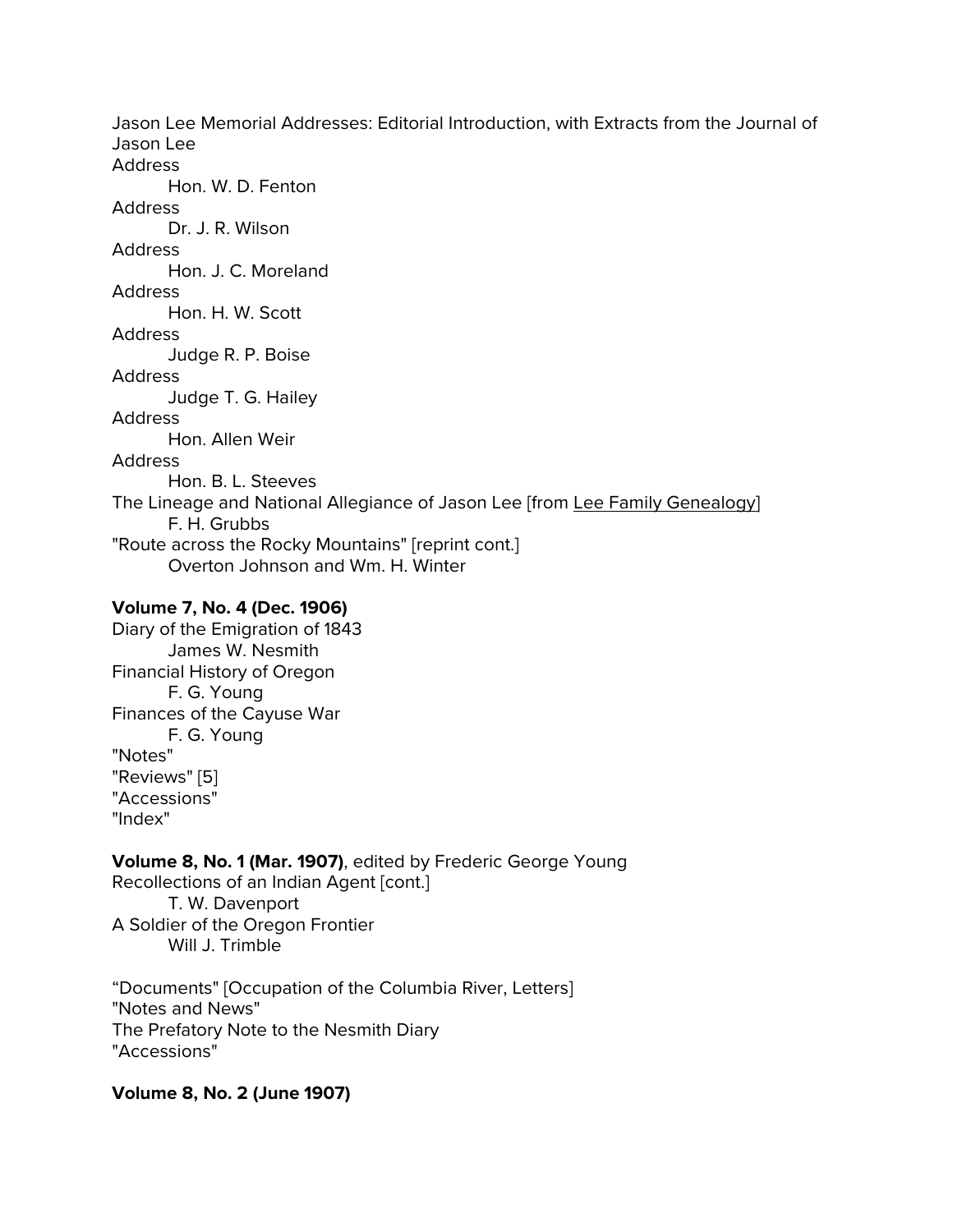Jason Lee Memorial Addresses: Editorial Introduction, with Extracts from the Journal of Jason Lee
Address
    Hon. W. D. Fenton
Address
    Dr. J. R. Wilson
Address
    Hon. J. C. Moreland
Address
    Hon. H. W. Scott
Address
    Judge R. P. Boise
Address
    Judge T. G. Hailey
Address
    Hon. Allen Weir
Address
    Hon. B. L. Steeves
The Lineage and National Allegiance of Jason Lee [from Lee Family Genealogy]
    F. H. Grubbs
"Route across the Rocky Mountains" [reprint cont.]
    Overton Johnson and Wm. H. Winter

**Volume 7, No. 4 (Dec. 1906)**
Diary of the Emigration of 1843
    James W. Nesmith
Financial History of Oregon
    F. G. Young
Finances of the Cayuse War
    F. G. Young
"Notes"
"Reviews" [5]
"Accessions"
"Index"

**Volume 8, No. 1 (Mar. 1907)**, edited by Frederic George Young
Recollections of an Indian Agent [cont.]
    T. W. Davenport
A Soldier of the Oregon Frontier
    Will J. Trimble

“Documents" [Occupation of the Columbia River, Letters]
"Notes and News"
The Prefatory Note to the Nesmith Diary
"Accessions"

**Volume 8, No. 2 (June 1907)**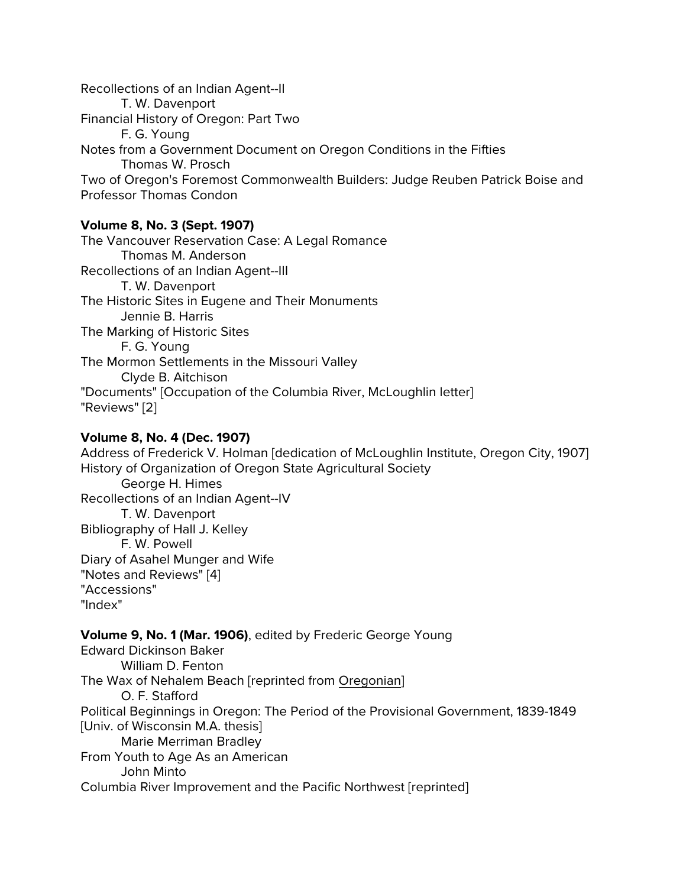Recollections of an Indian Agent--II
    T. W. Davenport
Financial History of Oregon: Part Two
    F. G. Young
Notes from a Government Document on Oregon Conditions in the Fifties
    Thomas W. Prosch
Two of Oregon's Foremost Commonwealth Builders: Judge Reuben Patrick Boise and Professor Thomas Condon

**Volume 8, No. 3 (Sept. 1907)**
The Vancouver Reservation Case: A Legal Romance
    Thomas M. Anderson
Recollections of an Indian Agent--III
    T. W. Davenport
The Historic Sites in Eugene and Their Monuments
    Jennie B. Harris
The Marking of Historic Sites
    F. G. Young
The Mormon Settlements in the Missouri Valley
    Clyde B. Aitchison
"Documents" [Occupation of the Columbia River, McLoughlin letter]
"Reviews" [2]

**Volume 8, No. 4 (Dec. 1907)**
Address of Frederick V. Holman [dedication of McLoughlin Institute, Oregon City, 1907]
History of Organization of Oregon State Agricultural Society
    George H. Himes
Recollections of an Indian Agent--IV
    T. W. Davenport
Bibliography of Hall J. Kelley
    F. W. Powell
Diary of Asahel Munger and Wife
"Notes and Reviews" [4]
"Accessions"
"Index"

**Volume 9, No. 1 (Mar. 1906)**, edited by Frederic George Young
Edward Dickinson Baker
    William D. Fenton
The Wax of Nehalem Beach [reprinted from Oregonian]
    O. F. Stafford
Political Beginnings in Oregon: The Period of the Provisional Government, 1839-1849 [Univ. of Wisconsin M.A. thesis]
    Marie Merriman Bradley
From Youth to Age As an American
    John Minto
Columbia River Improvement and the Pacific Northwest [reprinted]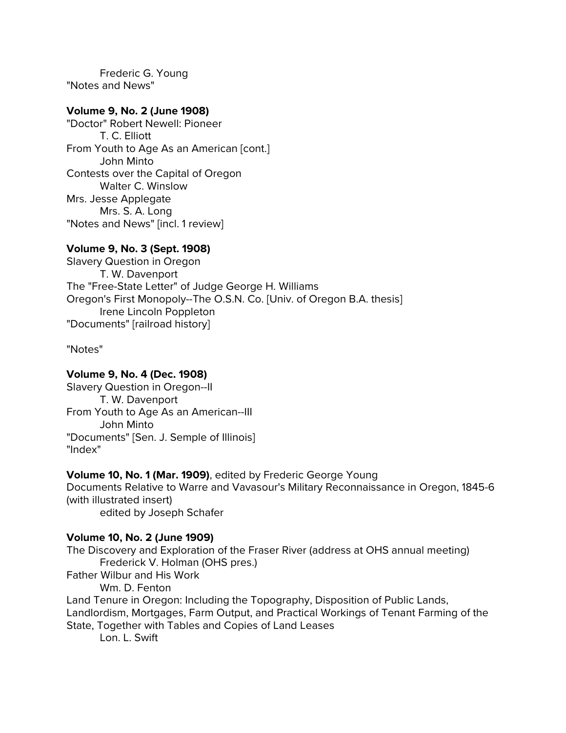Frederic G. Young
"Notes and News"

**Volume 9, No. 2 (June 1908)**
"Doctor" Robert Newell: Pioneer
T. C. Elliott
From Youth to Age As an American [cont.]
John Minto
Contests over the Capital of Oregon
Walter C. Winslow
Mrs. Jesse Applegate
Mrs. S. A. Long
"Notes and News" [incl. 1 review]

**Volume 9, No. 3 (Sept. 1908)**
Slavery Question in Oregon
T. W. Davenport
The "Free-State Letter" of Judge George H. Williams
Oregon's First Monopoly--The O.S.N. Co. [Univ. of Oregon B.A. thesis]
Irene Lincoln Poppleton
"Documents" [railroad history]

"Notes"

**Volume 9, No. 4 (Dec. 1908)**
Slavery Question in Oregon--II
T. W. Davenport
From Youth to Age As an American--III
John Minto
"Documents" [Sen. J. Semple of Illinois]
"Index"

**Volume 10, No. 1 (Mar. 1909)**, edited by Frederic George Young
Documents Relative to Warre and Vavasour's Military Reconnaissance in Oregon, 1845-6 (with illustrated insert)
edited by Joseph Schafer

**Volume 10, No. 2 (June 1909)**
The Discovery and Exploration of the Fraser River (address at OHS annual meeting)
Frederick V. Holman (OHS pres.)
Father Wilbur and His Work
Wm. D. Fenton
Land Tenure in Oregon: Including the Topography, Disposition of Public Lands, Landlordism, Mortgages, Farm Output, and Practical Workings of Tenant Farming of the State, Together with Tables and Copies of Land Leases
Lon. L. Swift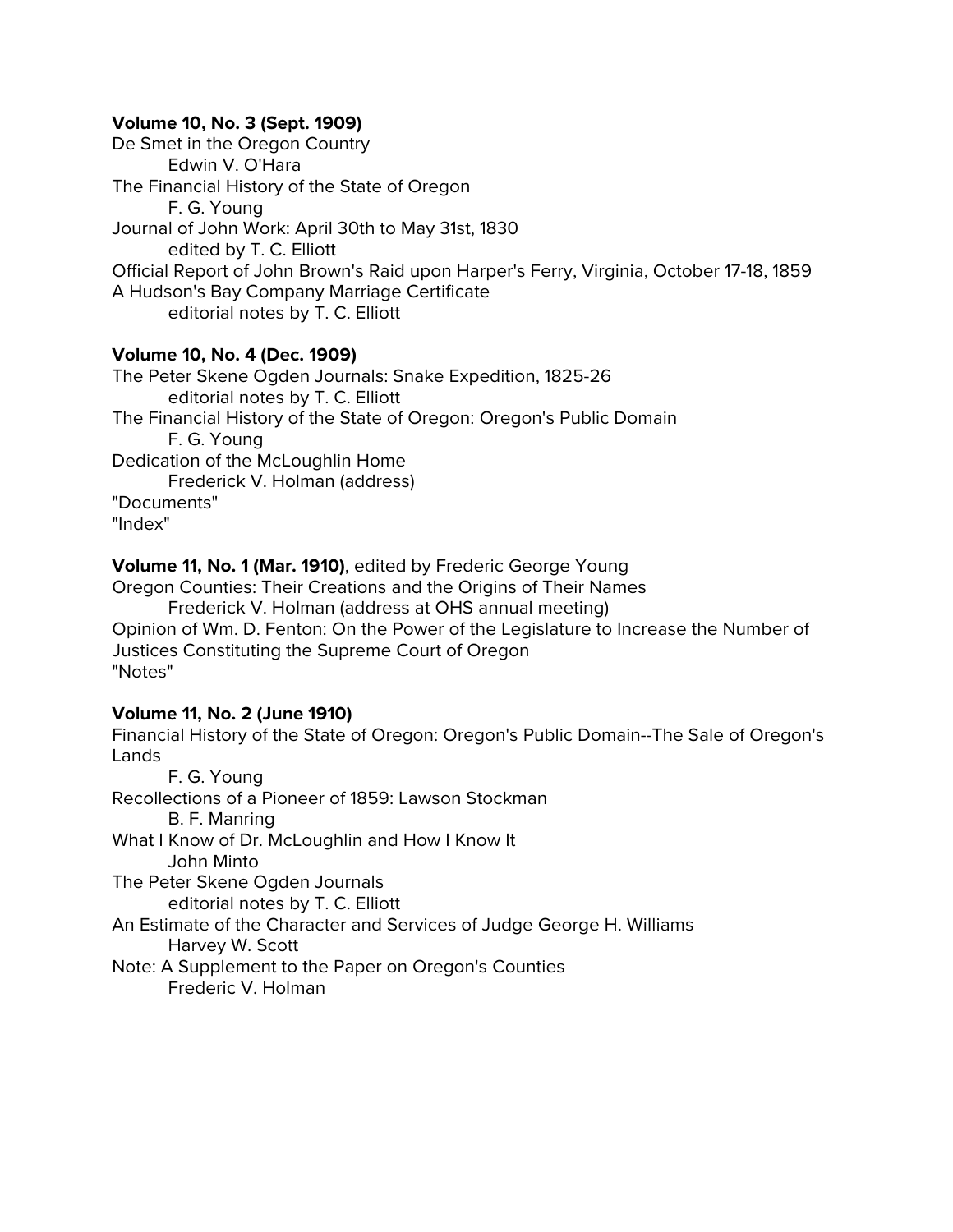**Volume 10, No. 3 (Sept. 1909)**
De Smet in the Oregon Country
    Edwin V. O'Hara
The Financial History of the State of Oregon
    F. G. Young
Journal of John Work: April 30th to May 31st, 1830
    edited by T. C. Elliott
Official Report of John Brown's Raid upon Harper's Ferry, Virginia, October 17-18, 1859
A Hudson's Bay Company Marriage Certificate
    editorial notes by T. C. Elliott

**Volume 10, No. 4 (Dec. 1909)**
The Peter Skene Ogden Journals: Snake Expedition, 1825-26
    editorial notes by T. C. Elliott
The Financial History of the State of Oregon: Oregon's Public Domain
    F. G. Young
Dedication of the McLoughlin Home
    Frederick V. Holman (address)
"Documents"
"Index"

**Volume 11, No. 1 (Mar. 1910)**, edited by Frederic George Young
Oregon Counties: Their Creations and the Origins of Their Names
    Frederick V. Holman (address at OHS annual meeting)
Opinion of Wm. D. Fenton: On the Power of the Legislature to Increase the Number of Justices Constituting the Supreme Court of Oregon
"Notes"

**Volume 11, No. 2 (June 1910)**
Financial History of the State of Oregon: Oregon's Public Domain--The Sale of Oregon's Lands
    F. G. Young
Recollections of a Pioneer of 1859: Lawson Stockman
    B. F. Manring
What I Know of Dr. McLoughlin and How I Know It
    John Minto
The Peter Skene Ogden Journals
    editorial notes by T. C. Elliott
An Estimate of the Character and Services of Judge George H. Williams
    Harvey W. Scott
Note: A Supplement to the Paper on Oregon's Counties
    Frederic V. Holman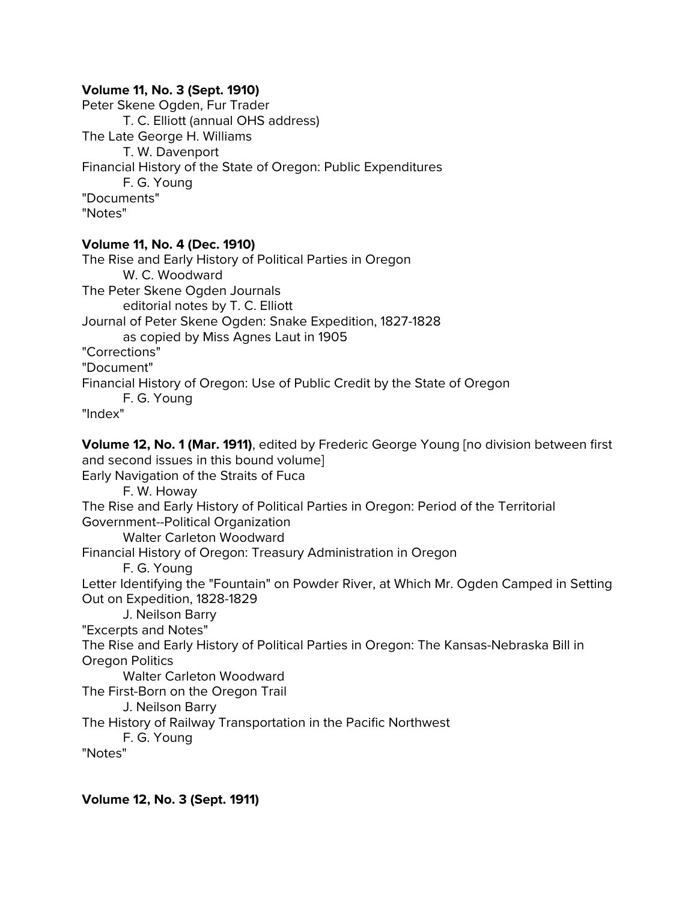**Volume 11, No. 3 (Sept. 1910)**
Peter Skene Ogden, Fur Trader
    T. C. Elliott (annual OHS address)
The Late George H. Williams
    T. W. Davenport
Financial History of the State of Oregon: Public Expenditures
    F. G. Young
"Documents"
"Notes"

**Volume 11, No. 4 (Dec. 1910)**
The Rise and Early History of Political Parties in Oregon
    W. C. Woodward
The Peter Skene Ogden Journals
    editorial notes by T. C. Elliott
Journal of Peter Skene Ogden: Snake Expedition, 1827-1828
    as copied by Miss Agnes Laut in 1905
"Corrections"
"Document"
Financial History of Oregon: Use of Public Credit by the State of Oregon
    F. G. Young
"Index"

**Volume 12, No. 1 (Mar. 1911)**, edited by Frederic George Young [no division between first and second issues in this bound volume]
Early Navigation of the Straits of Fuca
    F. W. Howay
The Rise and Early History of Political Parties in Oregon: Period of the Territorial Government--Political Organization
    Walter Carleton Woodward
Financial History of Oregon: Treasury Administration in Oregon
    F. G. Young
Letter Identifying the "Fountain" on Powder River, at Which Mr. Ogden Camped in Setting Out on Expedition, 1828-1829
    J. Neilson Barry
"Excerpts and Notes"
The Rise and Early History of Political Parties in Oregon: The Kansas-Nebraska Bill in Oregon Politics
    Walter Carleton Woodward
The First-Born on the Oregon Trail
    J. Neilson Barry
The History of Railway Transportation in the Pacific Northwest
    F. G. Young
"Notes"

**Volume 12, No. 3 (Sept. 1911)**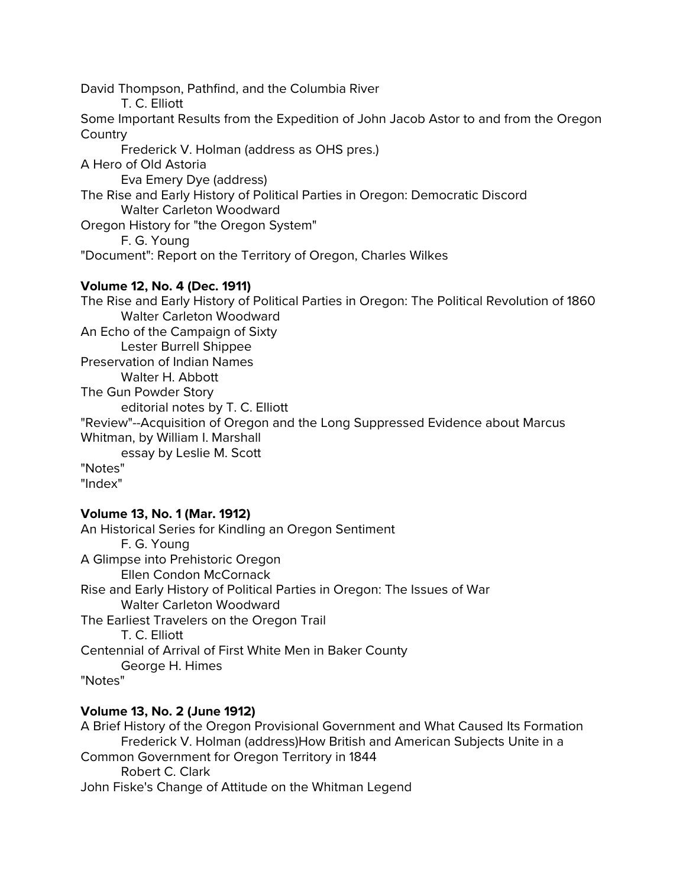David Thompson, Pathfind, and the Columbia River
T. C. Elliott
Some Important Results from the Expedition of John Jacob Astor to and from the Oregon Country
Frederick V. Holman (address as OHS pres.)
A Hero of Old Astoria
Eva Emery Dye (address)
The Rise and Early History of Political Parties in Oregon: Democratic Discord
Walter Carleton Woodward
Oregon History for "the Oregon System"
F. G. Young
"Document": Report on the Territory of Oregon, Charles Wilkes

**Volume 12, No. 4 (Dec. 1911)**
The Rise and Early History of Political Parties in Oregon: The Political Revolution of 1860
Walter Carleton Woodward
An Echo of the Campaign of Sixty
Lester Burrell Shippee
Preservation of Indian Names
Walter H. Abbott
The Gun Powder Story
editorial notes by T. C. Elliott
"Review"--Acquisition of Oregon and the Long Suppressed Evidence about Marcus Whitman, by William I. Marshall
essay by Leslie M. Scott
"Notes"
"Index"

**Volume 13, No. 1 (Mar. 1912)**
An Historical Series for Kindling an Oregon Sentiment
F. G. Young
A Glimpse into Prehistoric Oregon
Ellen Condon McCornack
Rise and Early History of Political Parties in Oregon: The Issues of War
Walter Carleton Woodward
The Earliest Travelers on the Oregon Trail
T. C. Elliott
Centennial of Arrival of First White Men in Baker County
George H. Himes
"Notes"

**Volume 13, No. 2 (June 1912)**
A Brief History of the Oregon Provisional Government and What Caused Its Formation
Frederick V. Holman (address)How British and American Subjects Unite in a Common Government for Oregon Territory in 1844
Robert C. Clark
John Fiske's Change of Attitude on the Whitman Legend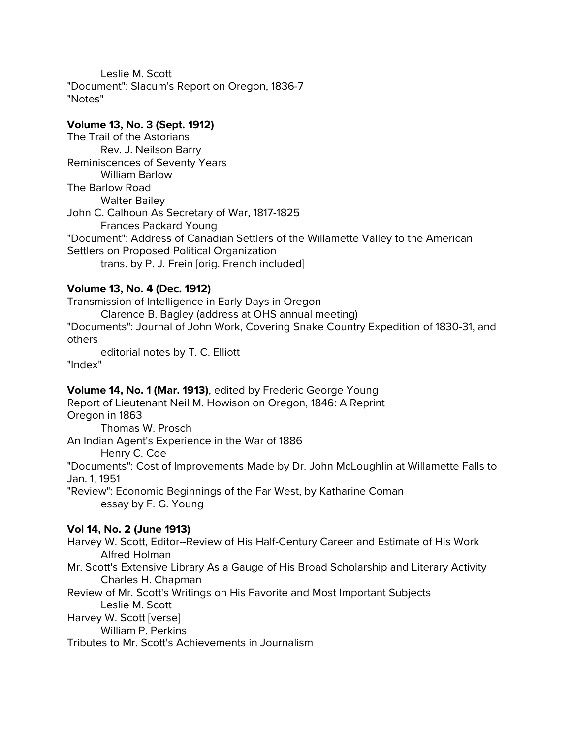Leslie M. Scott
"Document": Slacum's Report on Oregon, 1836-7
"Notes"

**Volume 13, No. 3 (Sept. 1912)**
The Trail of the Astorians
    Rev. J. Neilson Barry
Reminiscences of Seventy Years
    William Barlow
The Barlow Road
    Walter Bailey
John C. Calhoun As Secretary of War, 1817-1825
    Frances Packard Young
"Document": Address of Canadian Settlers of the Willamette Valley to the American Settlers on Proposed Political Organization
    trans. by P. J. Frein [orig. French included]

**Volume 13, No. 4 (Dec. 1912)**
Transmission of Intelligence in Early Days in Oregon
    Clarence B. Bagley (address at OHS annual meeting)
"Documents": Journal of John Work, Covering Snake Country Expedition of 1830-31, and others
    editorial notes by T. C. Elliott
"Index"

**Volume 14, No. 1 (Mar. 1913)**, edited by Frederic George Young
Report of Lieutenant Neil M. Howison on Oregon, 1846: A Reprint
Oregon in 1863
    Thomas W. Prosch
An Indian Agent's Experience in the War of 1886
    Henry C. Coe
"Documents": Cost of Improvements Made by Dr. John McLoughlin at Willamette Falls to Jan. 1, 1951
"Review": Economic Beginnings of the Far West, by Katharine Coman
    essay by F. G. Young

**Vol 14, No. 2 (June 1913)**
Harvey W. Scott, Editor--Review of His Half-Century Career and Estimate of His Work
    Alfred Holman
Mr. Scott's Extensive Library As a Gauge of His Broad Scholarship and Literary Activity
    Charles H. Chapman
Review of Mr. Scott's Writings on His Favorite and Most Important Subjects
    Leslie M. Scott
Harvey W. Scott [verse]
    William P. Perkins
Tributes to Mr. Scott's Achievements in Journalism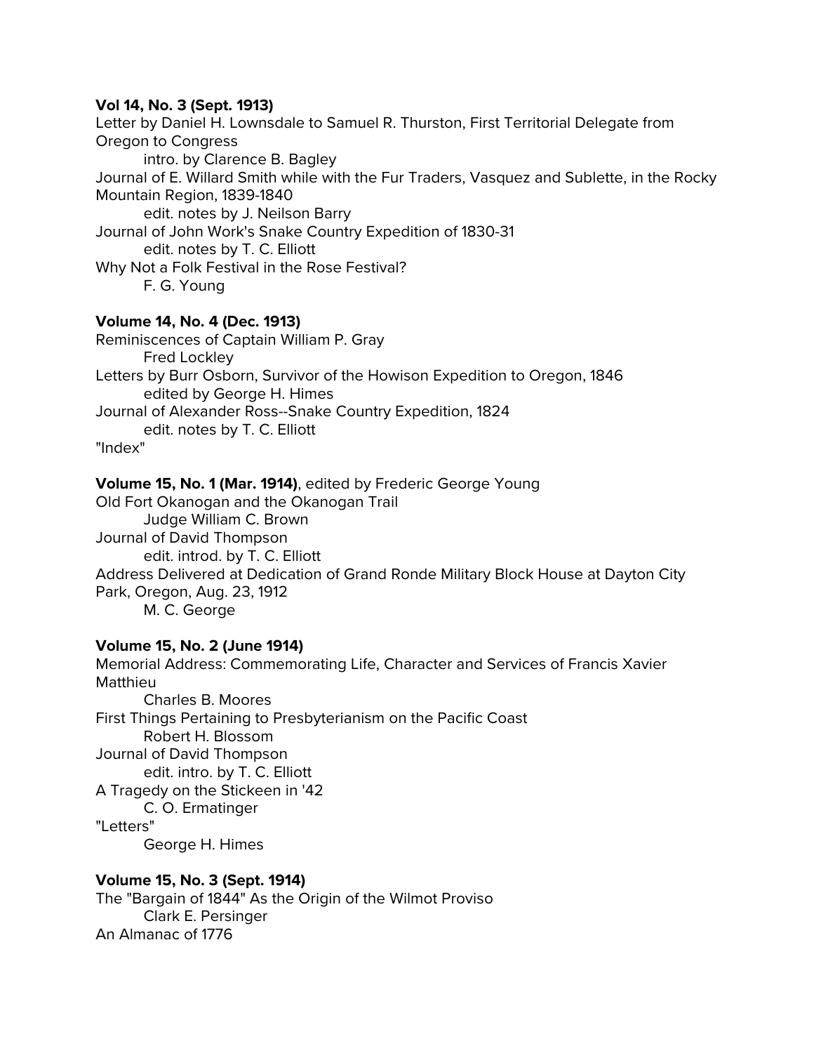**Vol 14, No. 3 (Sept. 1913)**

Letter by Daniel H. Lownsdale to Samuel R. Thurston, First Territorial Delegate from Oregon to Congress

    intro. by Clarence B. Bagley

Journal of E. Willard Smith while with the Fur Traders, Vasquez and Sublette, in the Rocky Mountain Region, 1839-1840

    edit. notes by J. Neilson Barry

Journal of John Work's Snake Country Expedition of 1830-31

    edit. notes by T. C. Elliott

Why Not a Folk Festival in the Rose Festival?

    F. G. Young

**Volume 14, No. 4 (Dec. 1913)**

Reminiscences of Captain William P. Gray

    Fred Lockley

Letters by Burr Osborn, Survivor of the Howison Expedition to Oregon, 1846

    edited by George H. Himes

Journal of Alexander Ross--Snake Country Expedition, 1824

    edit. notes by T. C. Elliott

"Index"

**Volume 15, No. 1 (Mar. 1914)**, edited by Frederic George Young

Old Fort Okanogan and the Okanogan Trail

    Judge William C. Brown

Journal of David Thompson

    edit. introd. by T. C. Elliott

Address Delivered at Dedication of Grand Ronde Military Block House at Dayton City Park, Oregon, Aug. 23, 1912

    M. C. George

**Volume 15, No. 2 (June 1914)**

Memorial Address: Commemorating Life, Character and Services of Francis Xavier Matthieu

    Charles B. Moores

First Things Pertaining to Presbyterianism on the Pacific Coast

    Robert H. Blossom

Journal of David Thompson

    edit. intro. by T. C. Elliott

A Tragedy on the Stickeen in '42

    C. O. Ermatinger

"Letters"

    George H. Himes

**Volume 15, No. 3 (Sept. 1914)**

The "Bargain of 1844" As the Origin of the Wilmot Proviso

    Clark E. Persinger

An Almanac of 1776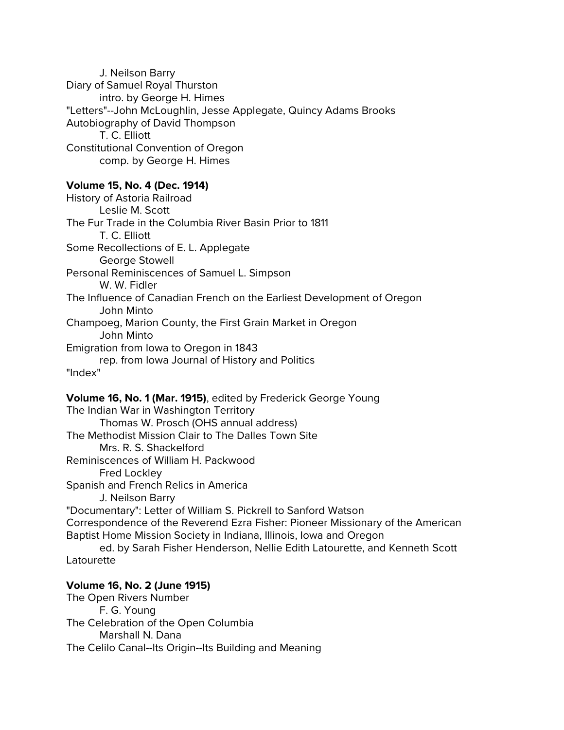J. Neilson Barry

Diary of Samuel Royal Thurston

intro. by George H. Himes

"Letters"--John McLoughlin, Jesse Applegate, Quincy Adams Brooks

Autobiography of David Thompson

T. C. Elliott

Constitutional Convention of Oregon

comp. by George H. Himes

**Volume 15, No. 4 (Dec. 1914)**

History of Astoria Railroad

Leslie M. Scott

The Fur Trade in the Columbia River Basin Prior to 1811

T. C. Elliott

Some Recollections of E. L. Applegate

George Stowell

Personal Reminiscences of Samuel L. Simpson

W. W. Fidler

The Influence of Canadian French on the Earliest Development of Oregon

John Minto

Champoeg, Marion County, the First Grain Market in Oregon

John Minto

Emigration from Iowa to Oregon in 1843

rep. from Iowa Journal of History and Politics

"Index"

**Volume 16, No. 1 (Mar. 1915)**, edited by Frederick George Young

The Indian War in Washington Territory

Thomas W. Prosch (OHS annual address)

The Methodist Mission Clair to The Dalles Town Site

Mrs. R. S. Shackelford

Reminiscences of William H. Packwood

Fred Lockley

Spanish and French Relics in America

J. Neilson Barry

"Documentary": Letter of William S. Pickrell to Sanford Watson

Correspondence of the Reverend Ezra Fisher: Pioneer Missionary of the American Baptist Home Mission Society in Indiana, Illinois, Iowa and Oregon

ed. by Sarah Fisher Henderson, Nellie Edith Latourette, and Kenneth Scott Latourette

**Volume 16, No. 2 (June 1915)**

The Open Rivers Number

F. G. Young

The Celebration of the Open Columbia

Marshall N. Dana

The Celilo Canal--Its Origin--Its Building and Meaning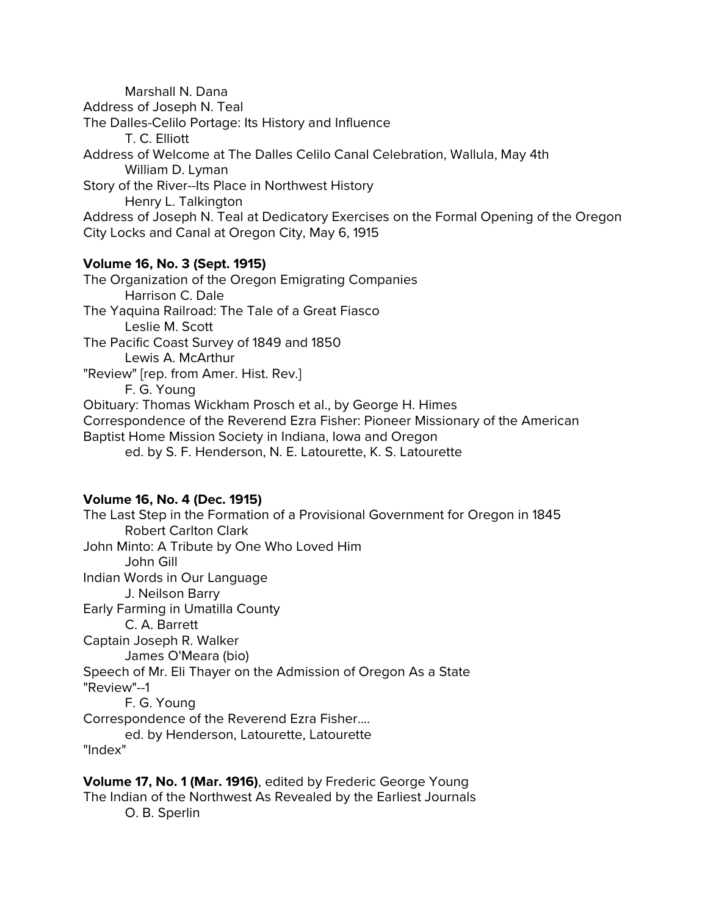Marshall N. Dana
Address of Joseph N. Teal
The Dalles-Celilo Portage: Its History and Influence
T. C. Elliott
Address of Welcome at The Dalles Celilo Canal Celebration, Wallula, May 4th
William D. Lyman
Story of the River--Its Place in Northwest History
Henry L. Talkington
Address of Joseph N. Teal at Dedicatory Exercises on the Formal Opening of the Oregon City Locks and Canal at Oregon City, May 6, 1915

**Volume 16, No. 3 (Sept. 1915)**
The Organization of the Oregon Emigrating Companies
Harrison C. Dale
The Yaquina Railroad: The Tale of a Great Fiasco
Leslie M. Scott
The Pacific Coast Survey of 1849 and 1850
Lewis A. McArthur
"Review" [rep. from Amer. Hist. Rev.]
F. G. Young
Obituary: Thomas Wickham Prosch et al., by George H. Himes
Correspondence of the Reverend Ezra Fisher: Pioneer Missionary of the American Baptist Home Mission Society in Indiana, Iowa and Oregon
ed. by S. F. Henderson, N. E. Latourette, K. S. Latourette

**Volume 16, No. 4 (Dec. 1915)**
The Last Step in the Formation of a Provisional Government for Oregon in 1845
Robert Carlton Clark
John Minto: A Tribute by One Who Loved Him
John Gill
Indian Words in Our Language
J. Neilson Barry
Early Farming in Umatilla County
C. A. Barrett
Captain Joseph R. Walker
James O'Meara (bio)
Speech of Mr. Eli Thayer on the Admission of Oregon As a State
"Review"--1
F. G. Young
Correspondence of the Reverend Ezra Fisher....
ed. by Henderson, Latourette, Latourette
"Index"

**Volume 17, No. 1 (Mar. 1916)**, edited by Frederic George Young
The Indian of the Northwest As Revealed by the Earliest Journals
O. B. Sperlin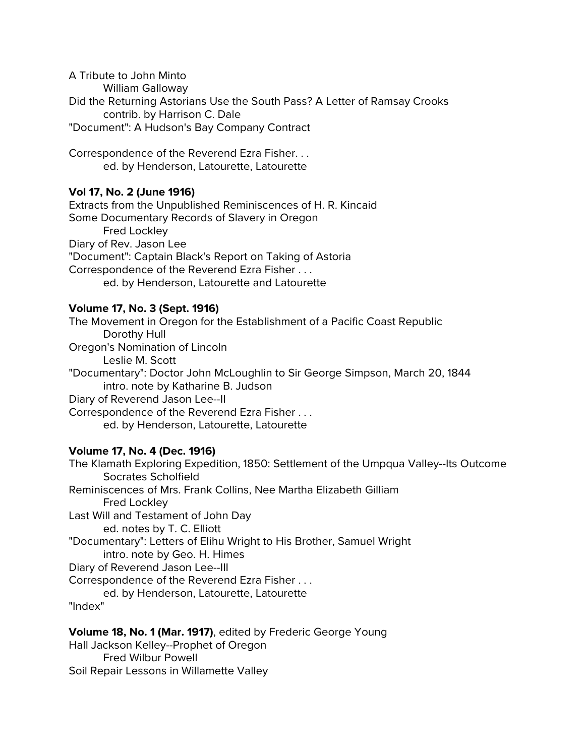A Tribute to John Minto
    William Galloway
Did the Returning Astorians Use the South Pass? A Letter of Ramsay Crooks
    contrib. by Harrison C. Dale
"Document": A Hudson's Bay Company Contract

Correspondence of the Reverend Ezra Fisher. . .
    ed. by Henderson, Latourette, Latourette

**Vol 17, No. 2 (June 1916)**

Extracts from the Unpublished Reminiscences of H. R. Kincaid
Some Documentary Records of Slavery in Oregon
    Fred Lockley
Diary of Rev. Jason Lee
"Document": Captain Black's Report on Taking of Astoria
Correspondence of the Reverend Ezra Fisher . . .
    ed. by Henderson, Latourette and Latourette

**Volume 17, No. 3 (Sept. 1916)**

The Movement in Oregon for the Establishment of a Pacific Coast Republic
    Dorothy Hull
Oregon's Nomination of Lincoln
    Leslie M. Scott
"Documentary": Doctor John McLoughlin to Sir George Simpson, March 20, 1844
    intro. note by Katharine B. Judson
Diary of Reverend Jason Lee--II
Correspondence of the Reverend Ezra Fisher . . .
    ed. by Henderson, Latourette, Latourette

**Volume 17, No. 4 (Dec. 1916)**

The Klamath Exploring Expedition, 1850: Settlement of the Umpqua Valley--Its Outcome
    Socrates Scholfield
Reminiscences of Mrs. Frank Collins, Nee Martha Elizabeth Gilliam
    Fred Lockley
Last Will and Testament of John Day
    ed. notes by T. C. Elliott
"Documentary": Letters of Elihu Wright to His Brother, Samuel Wright
    intro. note by Geo. H. Himes
Diary of Reverend Jason Lee--III
Correspondence of the Reverend Ezra Fisher . . .
    ed. by Henderson, Latourette, Latourette
"Index"

**Volume 18, No. 1 (Mar. 1917)**, edited by Frederic George Young

Hall Jackson Kelley--Prophet of Oregon
    Fred Wilbur Powell
Soil Repair Lessons in Willamette Valley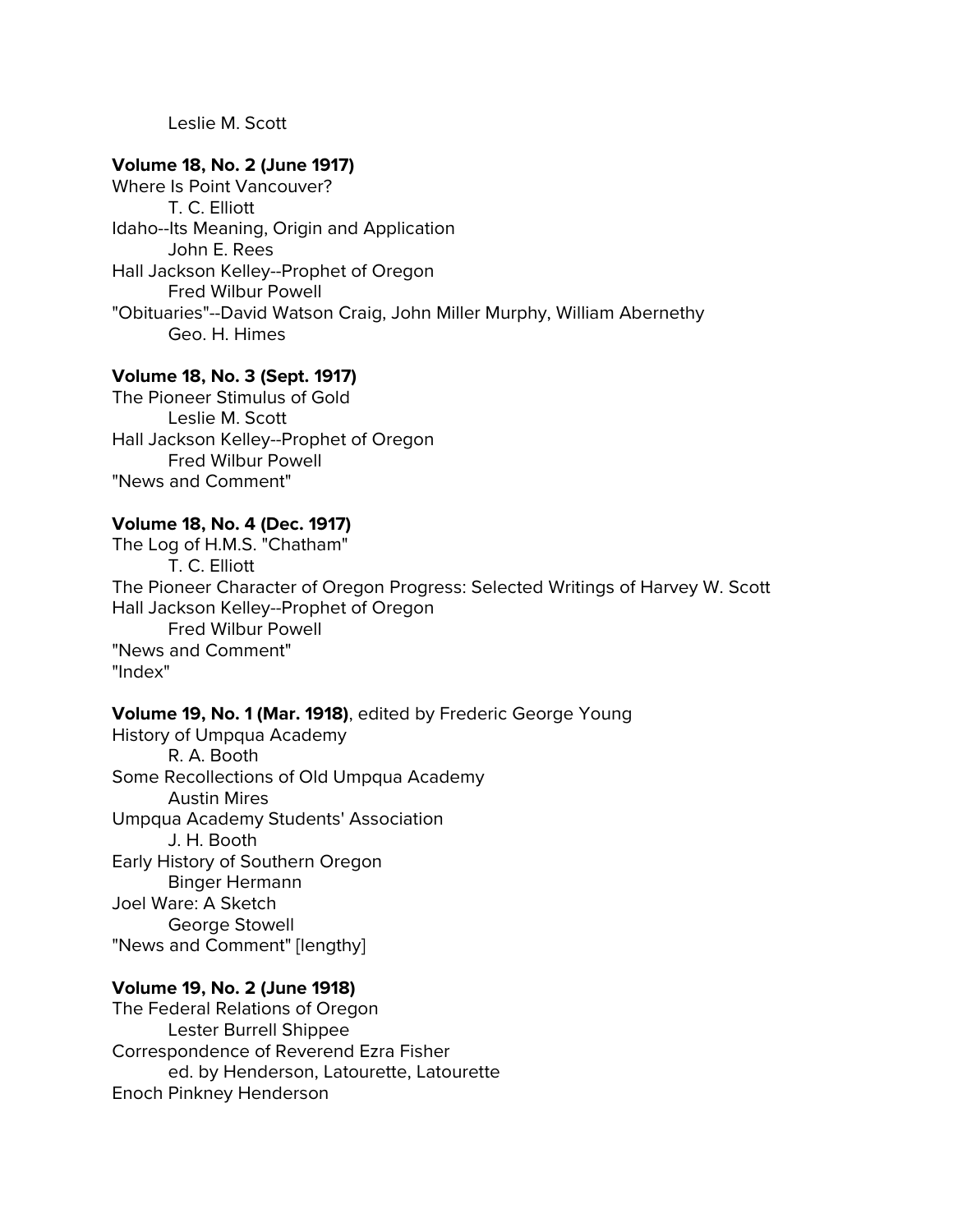Leslie M. Scott

**Volume 18, No. 2 (June 1917)**
Where Is Point Vancouver?
    T. C. Elliott
Idaho--Its Meaning, Origin and Application
    John E. Rees
Hall Jackson Kelley--Prophet of Oregon
    Fred Wilbur Powell
"Obituaries"--David Watson Craig, John Miller Murphy, William Abernethy
    Geo. H. Himes

**Volume 18, No. 3 (Sept. 1917)**
The Pioneer Stimulus of Gold
    Leslie M. Scott
Hall Jackson Kelley--Prophet of Oregon
    Fred Wilbur Powell
"News and Comment"

**Volume 18, No. 4 (Dec. 1917)**
The Log of H.M.S. "Chatham"
    T. C. Elliott
The Pioneer Character of Oregon Progress: Selected Writings of Harvey W. Scott
Hall Jackson Kelley--Prophet of Oregon
    Fred Wilbur Powell
"News and Comment"
"Index"

**Volume 19, No. 1 (Mar. 1918)**, edited by Frederic George Young
History of Umpqua Academy
    R. A. Booth
Some Recollections of Old Umpqua Academy
    Austin Mires
Umpqua Academy Students' Association
    J. H. Booth
Early History of Southern Oregon
    Binger Hermann
Joel Ware: A Sketch
    George Stowell
"News and Comment" [lengthy]

**Volume 19, No. 2 (June 1918)**
The Federal Relations of Oregon
    Lester Burrell Shippee
Correspondence of Reverend Ezra Fisher
    ed. by Henderson, Latourette, Latourette
Enoch Pinkney Henderson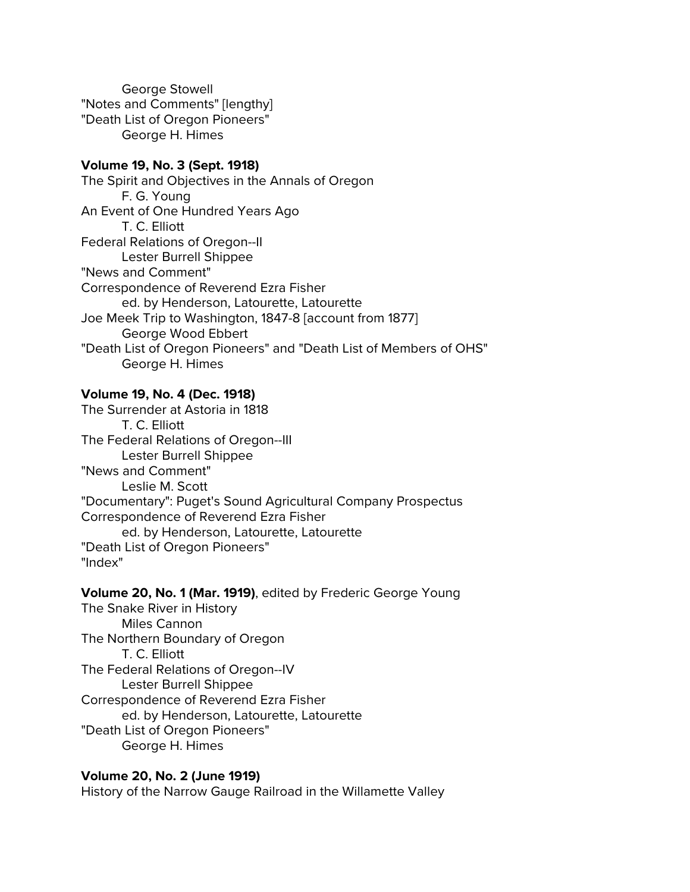George Stowell
"Notes and Comments" [lengthy]
"Death List of Oregon Pioneers"
George H. Himes

**Volume 19, No. 3 (Sept. 1918)**
The Spirit and Objectives in the Annals of Oregon
F. G. Young
An Event of One Hundred Years Ago
T. C. Elliott
Federal Relations of Oregon--II
Lester Burrell Shippee
"News and Comment"
Correspondence of Reverend Ezra Fisher
ed. by Henderson, Latourette, Latourette
Joe Meek Trip to Washington, 1847-8 [account from 1877]
George Wood Ebbert
"Death List of Oregon Pioneers" and "Death List of Members of OHS"
George H. Himes

**Volume 19, No. 4 (Dec. 1918)**
The Surrender at Astoria in 1818
T. C. Elliott
The Federal Relations of Oregon--III
Lester Burrell Shippee
"News and Comment"
Leslie M. Scott
"Documentary": Puget's Sound Agricultural Company Prospectus
Correspondence of Reverend Ezra Fisher
ed. by Henderson, Latourette, Latourette
"Death List of Oregon Pioneers"
"Index"

**Volume 20, No. 1 (Mar. 1919)**, edited by Frederic George Young
The Snake River in History
Miles Cannon
The Northern Boundary of Oregon
T. C. Elliott
The Federal Relations of Oregon--IV
Lester Burrell Shippee
Correspondence of Reverend Ezra Fisher
ed. by Henderson, Latourette, Latourette
"Death List of Oregon Pioneers"
George H. Himes

**Volume 20, No. 2 (June 1919)**
History of the Narrow Gauge Railroad in the Willamette Valley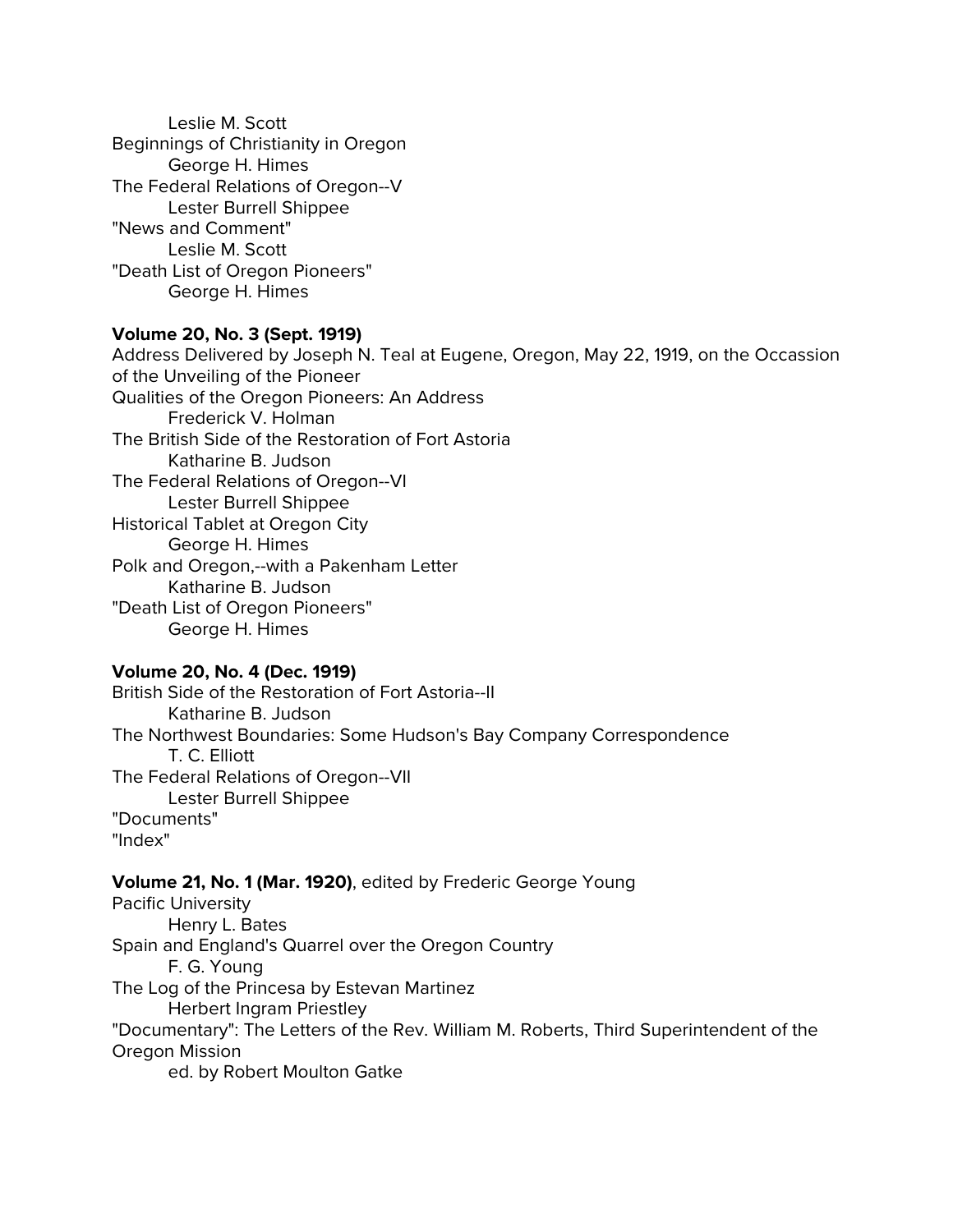Leslie M. Scott
Beginnings of Christianity in Oregon
    George H. Himes
The Federal Relations of Oregon--V
    Lester Burrell Shippee
"News and Comment"
    Leslie M. Scott
"Death List of Oregon Pioneers"
    George H. Himes

**Volume 20, No. 3 (Sept. 1919)**
Address Delivered by Joseph N. Teal at Eugene, Oregon, May 22, 1919, on the Occassion of the Unveiling of the Pioneer
Qualities of the Oregon Pioneers: An Address
    Frederick V. Holman
The British Side of the Restoration of Fort Astoria
    Katharine B. Judson
The Federal Relations of Oregon--VI
    Lester Burrell Shippee
Historical Tablet at Oregon City
    George H. Himes
Polk and Oregon,--with a Pakenham Letter
    Katharine B. Judson
"Death List of Oregon Pioneers"
    George H. Himes

**Volume 20, No. 4 (Dec. 1919)**
British Side of the Restoration of Fort Astoria--II
    Katharine B. Judson
The Northwest Boundaries: Some Hudson's Bay Company Correspondence
    T. C. Elliott
The Federal Relations of Oregon--VII
    Lester Burrell Shippee
"Documents"
"Index"

**Volume 21, No. 1 (Mar. 1920)**, edited by Frederic George Young
Pacific University
    Henry L. Bates
Spain and England's Quarrel over the Oregon Country
    F. G. Young
The Log of the Princesa by Estevan Martinez
    Herbert Ingram Priestley
"Documentary": The Letters of the Rev. William M. Roberts, Third Superintendent of the Oregon Mission
    ed. by Robert Moulton Gatke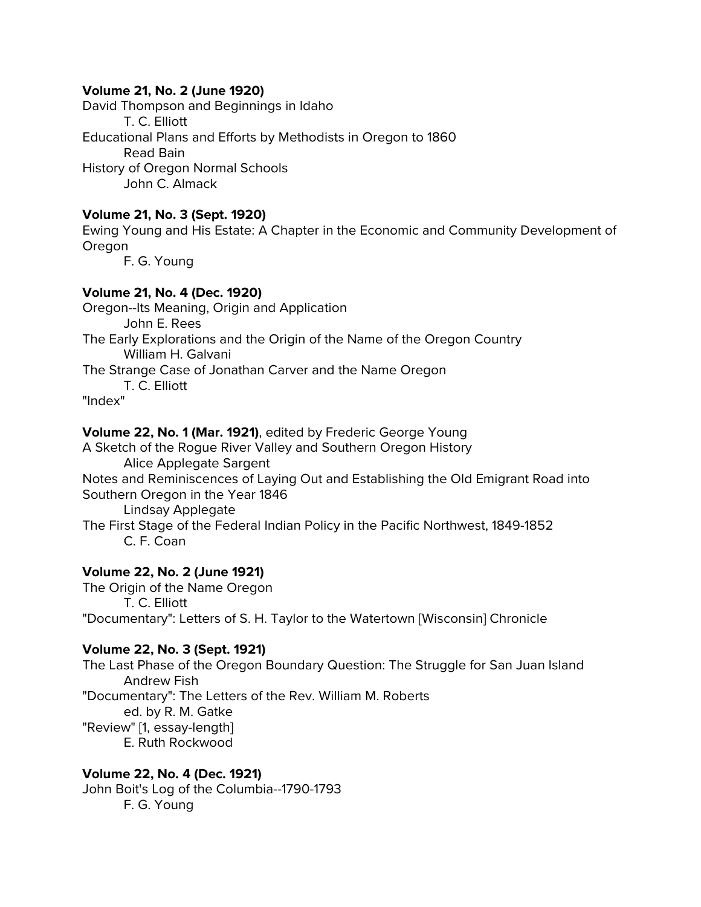**Volume 21, No. 2 (June 1920)**

David Thompson and Beginnings in Idaho
    T. C. Elliott
Educational Plans and Efforts by Methodists in Oregon to 1860
    Read Bain
History of Oregon Normal Schools
    John C. Almack

**Volume 21, No. 3 (Sept. 1920)**

Ewing Young and His Estate: A Chapter in the Economic and Community Development of Oregon
    F. G. Young

**Volume 21, No. 4 (Dec. 1920)**

Oregon--Its Meaning, Origin and Application
    John E. Rees
The Early Explorations and the Origin of the Name of the Oregon Country
    William H. Galvani
The Strange Case of Jonathan Carver and the Name Oregon
    T. C. Elliott
"Index"

**Volume 22, No. 1 (Mar. 1921)**, edited by Frederic George Young

A Sketch of the Rogue River Valley and Southern Oregon History
    Alice Applegate Sargent
Notes and Reminiscences of Laying Out and Establishing the Old Emigrant Road into Southern Oregon in the Year 1846
    Lindsay Applegate
The First Stage of the Federal Indian Policy in the Pacific Northwest, 1849-1852
    C. F. Coan

**Volume 22, No. 2 (June 1921)**

The Origin of the Name Oregon
    T. C. Elliott
"Documentary": Letters of S. H. Taylor to the Watertown [Wisconsin] Chronicle

**Volume 22, No. 3 (Sept. 1921)**

The Last Phase of the Oregon Boundary Question: The Struggle for San Juan Island
    Andrew Fish
"Documentary": The Letters of the Rev. William M. Roberts
    ed. by R. M. Gatke
"Review" [1, essay-length]
    E. Ruth Rockwood

**Volume 22, No. 4 (Dec. 1921)**

John Boit's Log of the Columbia--1790-1793
    F. G. Young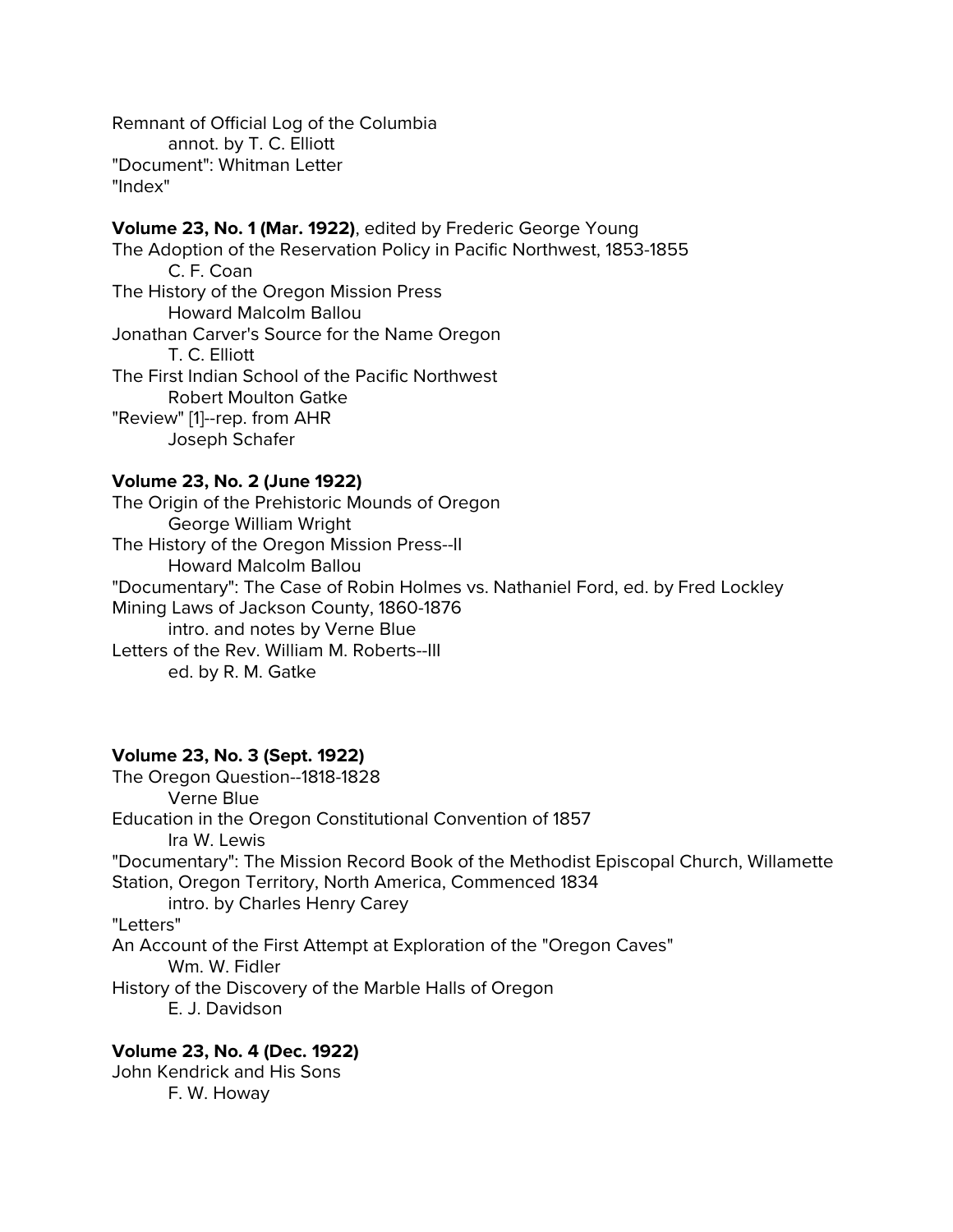Remnant of Official Log of the Columbia
    annot. by T. C. Elliott
"Document": Whitman Letter
"Index"

**Volume 23, No. 1 (Mar. 1922)**, edited by Frederic George Young
The Adoption of the Reservation Policy in Pacific Northwest, 1853-1855
    C. F. Coan
The History of the Oregon Mission Press
    Howard Malcolm Ballou
Jonathan Carver's Source for the Name Oregon
    T. C. Elliott
The First Indian School of the Pacific Northwest
    Robert Moulton Gatke
"Review" [1]--rep. from AHR
    Joseph Schafer

**Volume 23, No. 2 (June 1922)**
The Origin of the Prehistoric Mounds of Oregon
    George William Wright
The History of the Oregon Mission Press--II
    Howard Malcolm Ballou
"Documentary": The Case of Robin Holmes vs. Nathaniel Ford, ed. by Fred Lockley
Mining Laws of Jackson County, 1860-1876
    intro. and notes by Verne Blue
Letters of the Rev. William M. Roberts--III
    ed. by R. M. Gatke

**Volume 23, No. 3 (Sept. 1922)**
The Oregon Question--1818-1828
    Verne Blue
Education in the Oregon Constitutional Convention of 1857
    Ira W. Lewis
"Documentary": The Mission Record Book of the Methodist Episcopal Church, Willamette Station, Oregon Territory, North America, Commenced 1834
    intro. by Charles Henry Carey
"Letters"
An Account of the First Attempt at Exploration of the "Oregon Caves"
    Wm. W. Fidler
History of the Discovery of the Marble Halls of Oregon
    E. J. Davidson

**Volume 23, No. 4 (Dec. 1922)**
John Kendrick and His Sons
    F. W. Howay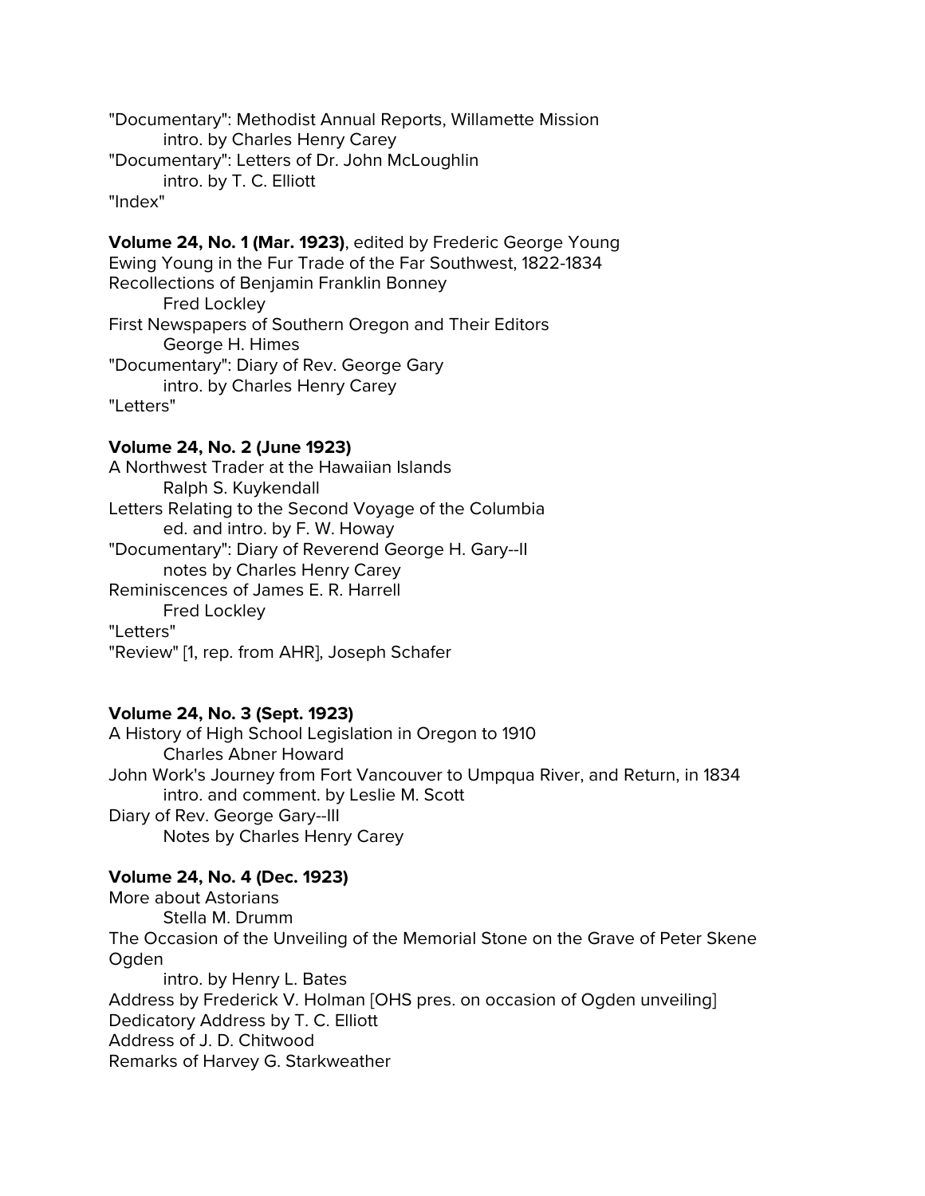"Documentary": Methodist Annual Reports, Willamette Mission
    intro. by Charles Henry Carey
"Documentary": Letters of Dr. John McLoughlin
    intro. by T. C. Elliott
"Index"

**Volume 24, No. 1 (Mar. 1923)**, edited by Frederic George Young
Ewing Young in the Fur Trade of the Far Southwest, 1822-1834
Recollections of Benjamin Franklin Bonney
    Fred Lockley
First Newspapers of Southern Oregon and Their Editors
    George H. Himes
"Documentary": Diary of Rev. George Gary
    intro. by Charles Henry Carey
"Letters"

**Volume 24, No. 2 (June 1923)**
A Northwest Trader at the Hawaiian Islands
    Ralph S. Kuykendall
Letters Relating to the Second Voyage of the Columbia
    ed. and intro. by F. W. Howay
"Documentary": Diary of Reverend George H. Gary--II
    notes by Charles Henry Carey
Reminiscences of James E. R. Harrell
    Fred Lockley
"Letters"
"Review" [1, rep. from AHR], Joseph Schafer

**Volume 24, No. 3 (Sept. 1923)**
A History of High School Legislation in Oregon to 1910
    Charles Abner Howard
John Work's Journey from Fort Vancouver to Umpqua River, and Return, in 1834
    intro. and comment. by Leslie M. Scott
Diary of Rev. George Gary--III
    Notes by Charles Henry Carey

**Volume 24, No. 4 (Dec. 1923)**
More about Astorians
    Stella M. Drumm
The Occasion of the Unveiling of the Memorial Stone on the Grave of Peter Skene Ogden
    intro. by Henry L. Bates
Address by Frederick V. Holman [OHS pres. on occasion of Ogden unveiling]
Dedicatory Address by T. C. Elliott
Address of J. D. Chitwood
Remarks of Harvey G. Starkweather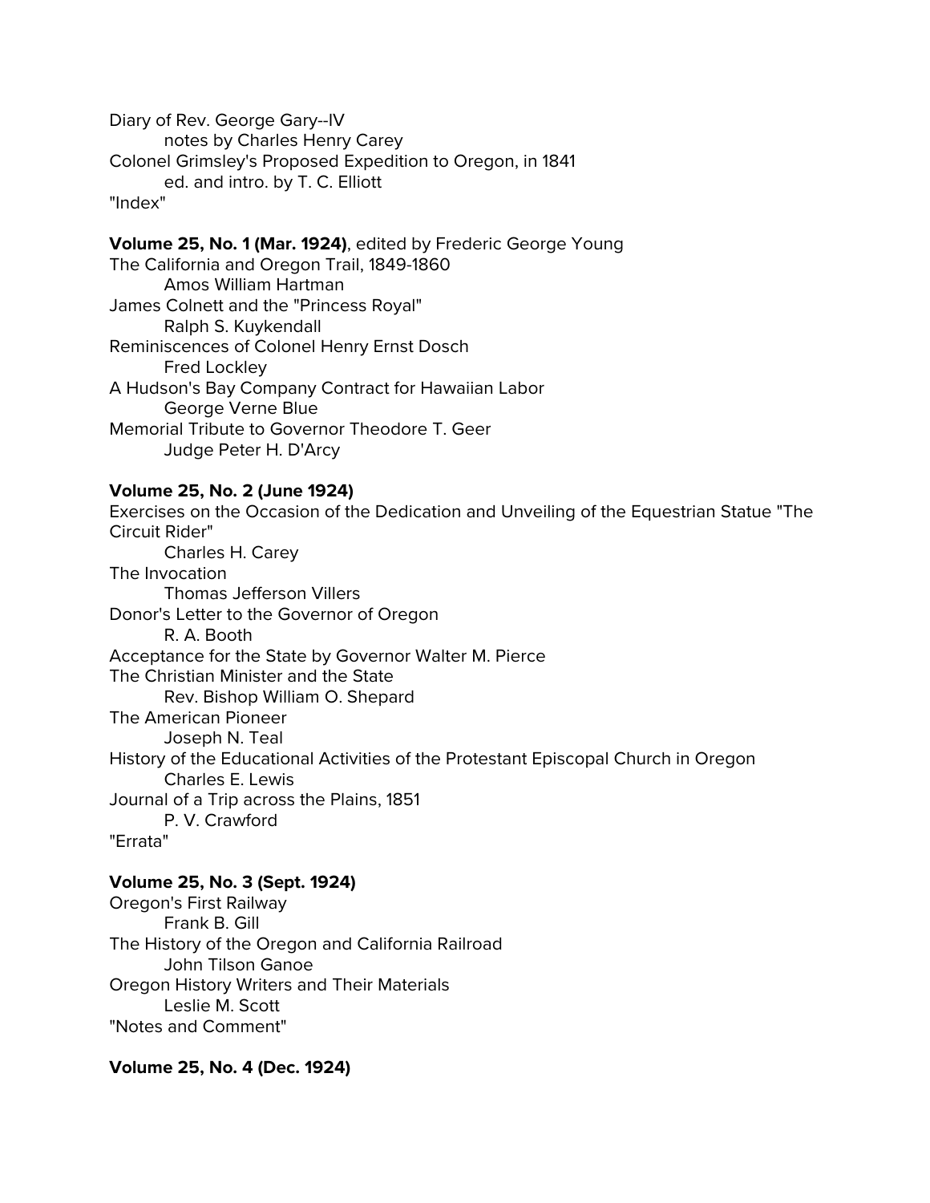Diary of Rev. George Gary--IV

    notes by Charles Henry Carey

Colonel Grimsley's Proposed Expedition to Oregon, in 1841

    ed. and intro. by T. C. Elliott

"Index"

**Volume 25, No. 1 (Mar. 1924)**, edited by Frederic George Young

The California and Oregon Trail, 1849-1860

    Amos William Hartman

James Colnett and the "Princess Royal"

    Ralph S. Kuykendall

Reminiscences of Colonel Henry Ernst Dosch

    Fred Lockley

A Hudson's Bay Company Contract for Hawaiian Labor

    George Verne Blue

Memorial Tribute to Governor Theodore T. Geer

    Judge Peter H. D'Arcy

**Volume 25, No. 2 (June 1924)**

Exercises on the Occasion of the Dedication and Unveiling of the Equestrian Statue "The Circuit Rider"

    Charles H. Carey

The Invocation

    Thomas Jefferson Villers

Donor's Letter to the Governor of Oregon

    R. A. Booth

Acceptance for the State by Governor Walter M. Pierce

The Christian Minister and the State

    Rev. Bishop William O. Shepard

The American Pioneer

    Joseph N. Teal

History of the Educational Activities of the Protestant Episcopal Church in Oregon

    Charles E. Lewis

Journal of a Trip across the Plains, 1851

    P. V. Crawford

"Errata"

**Volume 25, No. 3 (Sept. 1924)**

Oregon's First Railway

    Frank B. Gill

The History of the Oregon and California Railroad

    John Tilson Ganoe

Oregon History Writers and Their Materials

    Leslie M. Scott

"Notes and Comment"

**Volume 25, No. 4 (Dec. 1924)**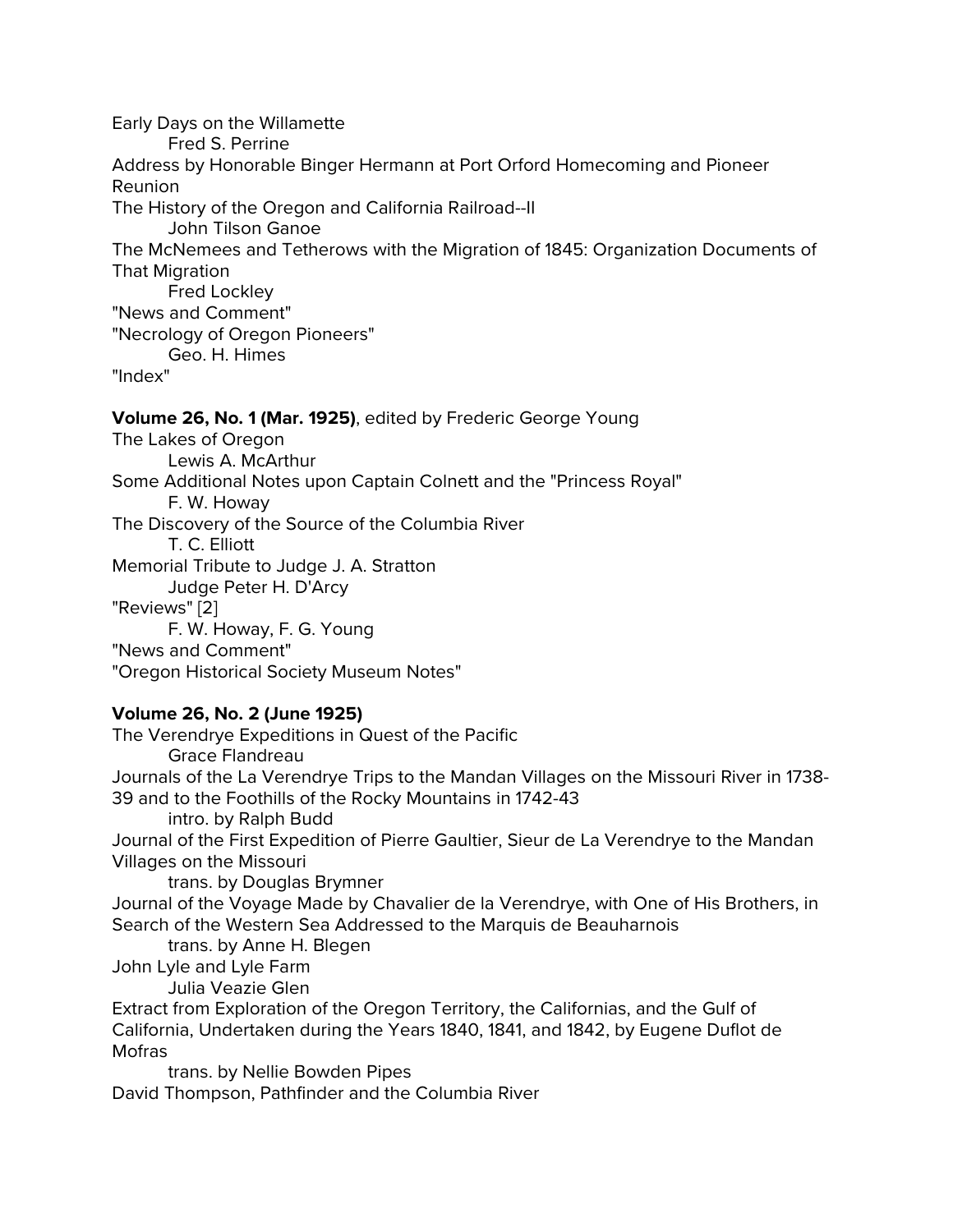Early Days on the Willamette
        Fred S. Perrine
Address by Honorable Binger Hermann at Port Orford Homecoming and Pioneer Reunion
The History of the Oregon and California Railroad--II
        John Tilson Ganoe
The McNemees and Tetherows with the Migration of 1845: Organization Documents of That Migration
        Fred Lockley
"News and Comment"
"Necrology of Oregon Pioneers"
        Geo. H. Himes
"Index"

**Volume 26, No. 1 (Mar. 1925)**, edited by Frederic George Young
The Lakes of Oregon
        Lewis A. McArthur
Some Additional Notes upon Captain Colnett and the "Princess Royal"
        F. W. Howay
The Discovery of the Source of the Columbia River
        T. C. Elliott
Memorial Tribute to Judge J. A. Stratton
        Judge Peter H. D'Arcy
"Reviews" [2]
        F. W. Howay, F. G. Young
"News and Comment"
"Oregon Historical Society Museum Notes"

**Volume 26, No. 2 (June 1925)**
The Verendrye Expeditions in Quest of the Pacific
        Grace Flandreau
Journals of the La Verendrye Trips to the Mandan Villages on the Missouri River in 1738-39 and to the Foothills of the Rocky Mountains in 1742-43
        intro. by Ralph Budd
Journal of the First Expedition of Pierre Gaultier, Sieur de La Verendrye to the Mandan Villages on the Missouri
        trans. by Douglas Brymner
Journal of the Voyage Made by Chavalier de la Verendrye, with One of His Brothers, in Search of the Western Sea Addressed to the Marquis de Beauharnois
        trans. by Anne H. Blegen
John Lyle and Lyle Farm
        Julia Veazie Glen
Extract from Exploration of the Oregon Territory, the Californias, and the Gulf of California, Undertaken during the Years 1840, 1841, and 1842, by Eugene Duflot de Mofras
        trans. by Nellie Bowden Pipes
David Thompson, Pathfinder and the Columbia River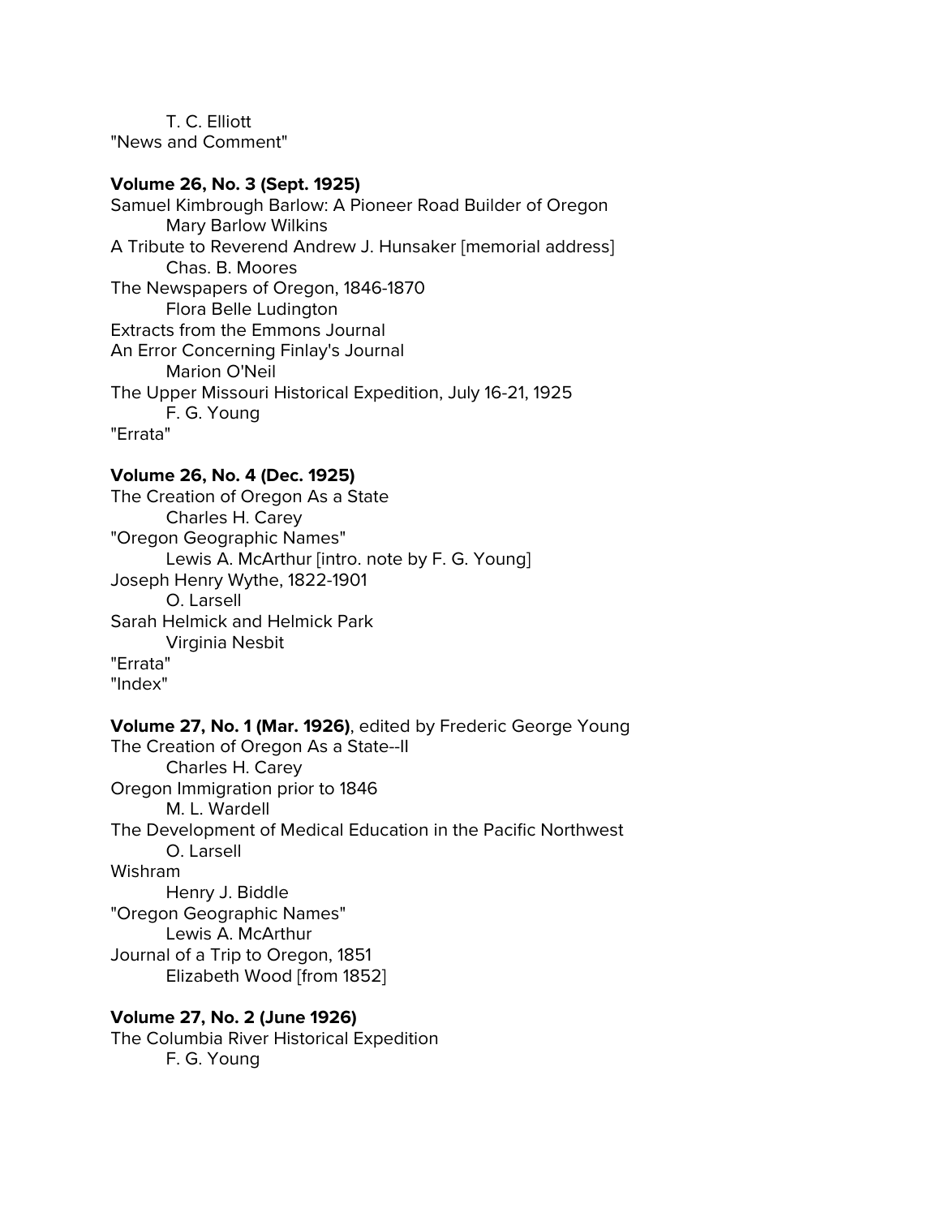T. C. Elliott
"News and Comment"

**Volume 26, No. 3 (Sept. 1925)**
Samuel Kimbrough Barlow: A Pioneer Road Builder of Oregon
Mary Barlow Wilkins
A Tribute to Reverend Andrew J. Hunsaker [memorial address]
Chas. B. Moores
The Newspapers of Oregon, 1846-1870
Flora Belle Ludington
Extracts from the Emmons Journal
An Error Concerning Finlay's Journal
Marion O'Neil
The Upper Missouri Historical Expedition, July 16-21, 1925
F. G. Young
"Errata"

**Volume 26, No. 4 (Dec. 1925)**
The Creation of Oregon As a State
Charles H. Carey
"Oregon Geographic Names"
Lewis A. McArthur [intro. note by F. G. Young]
Joseph Henry Wythe, 1822-1901
O. Larsell
Sarah Helmick and Helmick Park
Virginia Nesbit
"Errata"
"Index"

**Volume 27, No. 1 (Mar. 1926)**, edited by Frederic George Young
The Creation of Oregon As a State--II
Charles H. Carey
Oregon Immigration prior to 1846
M. L. Wardell
The Development of Medical Education in the Pacific Northwest
O. Larsell
Wishram
Henry J. Biddle
"Oregon Geographic Names"
Lewis A. McArthur
Journal of a Trip to Oregon, 1851
Elizabeth Wood [from 1852]

**Volume 27, No. 2 (June 1926)**
The Columbia River Historical Expedition
F. G. Young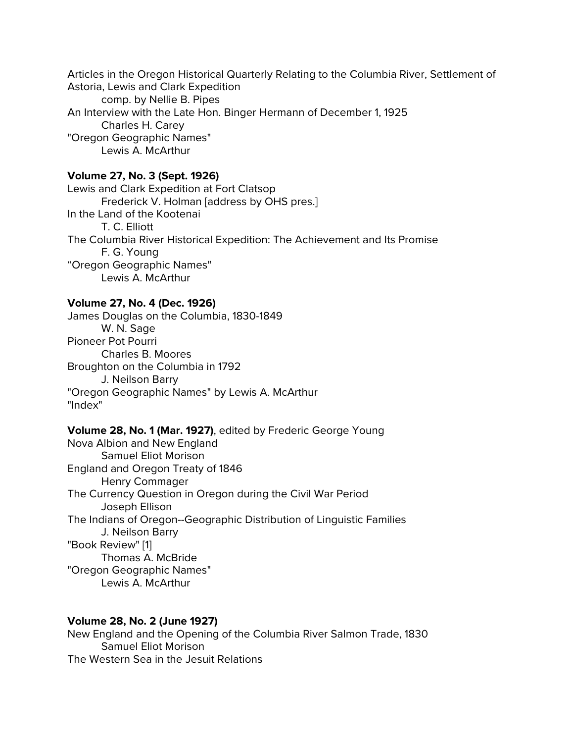Articles in the Oregon Historical Quarterly Relating to the Columbia River, Settlement of Astoria, Lewis and Clark Expedition
    comp. by Nellie B. Pipes
An Interview with the Late Hon. Binger Hermann of December 1, 1925
    Charles H. Carey
"Oregon Geographic Names"
    Lewis A. McArthur

**Volume 27, No. 3 (Sept. 1926)**
Lewis and Clark Expedition at Fort Clatsop
    Frederick V. Holman [address by OHS pres.]
In the Land of the Kootenai
    T. C. Elliott
The Columbia River Historical Expedition: The Achievement and Its Promise
    F. G. Young
"Oregon Geographic Names"
    Lewis A. McArthur

**Volume 27, No. 4 (Dec. 1926)**
James Douglas on the Columbia, 1830-1849
    W. N. Sage
Pioneer Pot Pourri
    Charles B. Moores
Broughton on the Columbia in 1792
    J. Neilson Barry
"Oregon Geographic Names" by Lewis A. McArthur
"Index"

**Volume 28, No. 1 (Mar. 1927)**, edited by Frederic George Young
Nova Albion and New England
    Samuel Eliot Morison
England and Oregon Treaty of 1846
    Henry Commager
The Currency Question in Oregon during the Civil War Period
    Joseph Ellison
The Indians of Oregon--Geographic Distribution of Linguistic Families
    J. Neilson Barry
"Book Review" [1]
    Thomas A. McBride
"Oregon Geographic Names"
    Lewis A. McArthur

**Volume 28, No. 2 (June 1927)**
New England and the Opening of the Columbia River Salmon Trade, 1830
    Samuel Eliot Morison
The Western Sea in the Jesuit Relations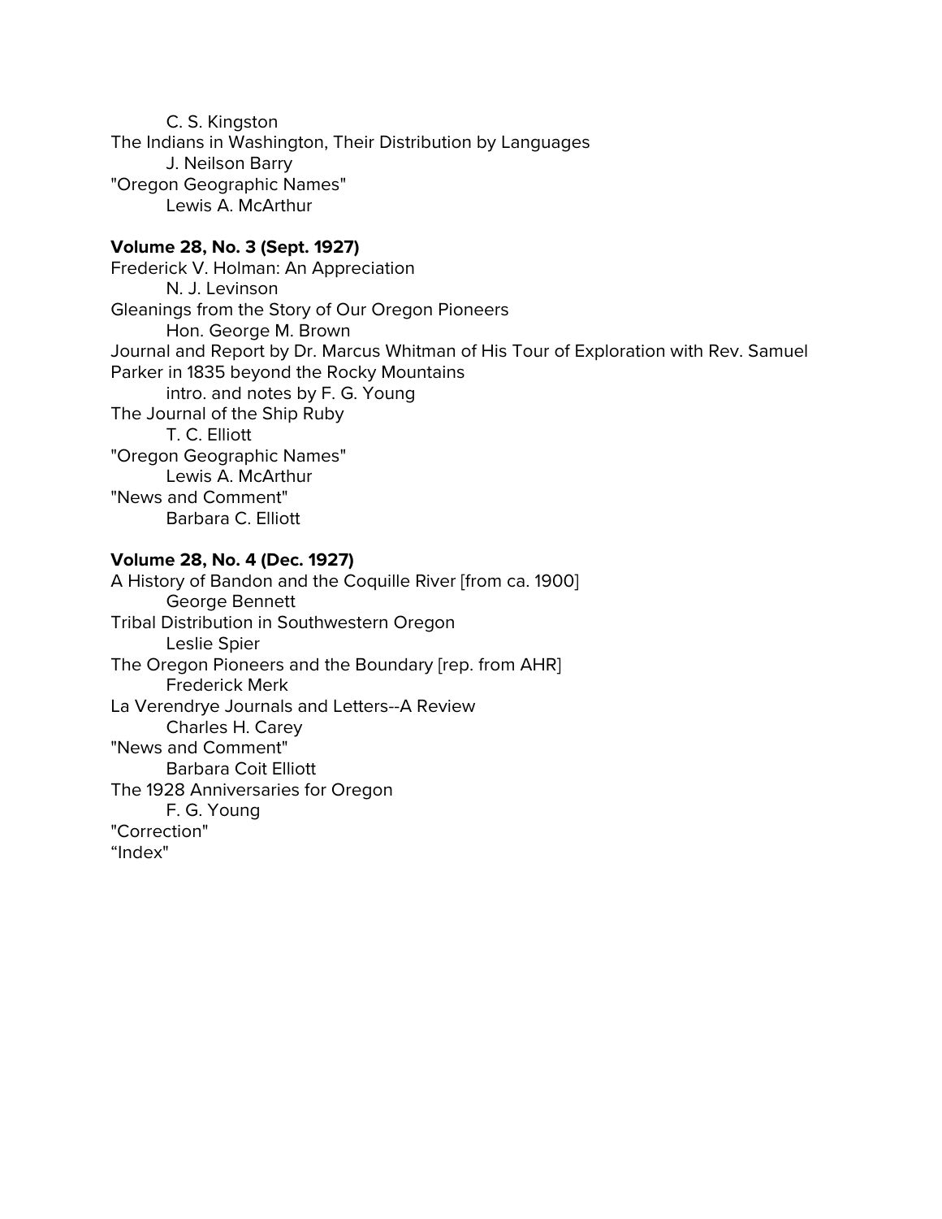C. S. Kingston

The Indians in Washington, Their Distribution by Languages

J. Neilson Barry

"Oregon Geographic Names"

Lewis A. McArthur

**Volume 28, No. 3 (Sept. 1927)**

Frederick V. Holman: An Appreciation

N. J. Levinson

Gleanings from the Story of Our Oregon Pioneers

Hon. George M. Brown

Journal and Report by Dr. Marcus Whitman of His Tour of Exploration with Rev. Samuel Parker in 1835 beyond the Rocky Mountains

intro. and notes by F. G. Young

The Journal of the Ship Ruby

T. C. Elliott

"Oregon Geographic Names"

Lewis A. McArthur

"News and Comment"

Barbara C. Elliott

**Volume 28, No. 4 (Dec. 1927)**

A History of Bandon and the Coquille River [from ca. 1900]

George Bennett

Tribal Distribution in Southwestern Oregon

Leslie Spier

The Oregon Pioneers and the Boundary [rep. from AHR]

Frederick Merk

La Verendrye Journals and Letters--A Review

Charles H. Carey

"News and Comment"

Barbara Coit Elliott

The 1928 Anniversaries for Oregon

F. G. Young

"Correction"

“Index"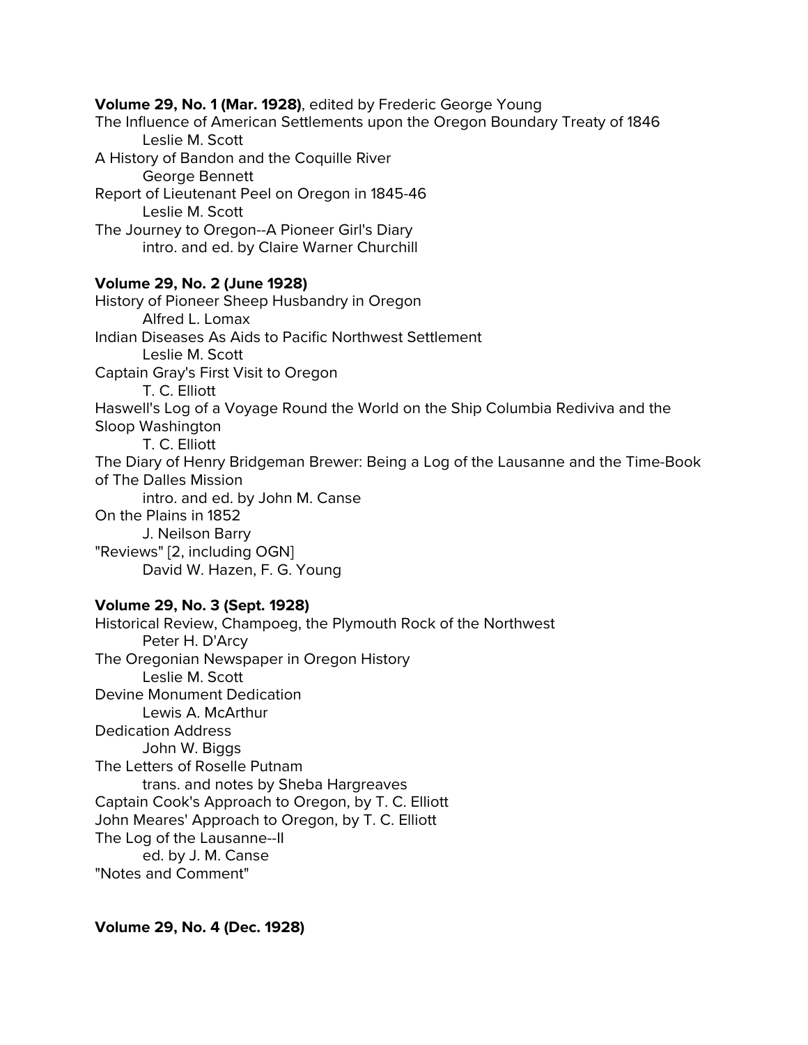**Volume 29, No. 1 (Mar. 1928)**, edited by Frederic George Young

The Influence of American Settlements upon the Oregon Boundary Treaty of 1846
    Leslie M. Scott
A History of Bandon and the Coquille River
    George Bennett
Report of Lieutenant Peel on Oregon in 1845-46
    Leslie M. Scott
The Journey to Oregon--A Pioneer Girl's Diary
    intro. and ed. by Claire Warner Churchill

**Volume 29, No. 2 (June 1928)**

History of Pioneer Sheep Husbandry in Oregon
    Alfred L. Lomax
Indian Diseases As Aids to Pacific Northwest Settlement
    Leslie M. Scott
Captain Gray's First Visit to Oregon
    T. C. Elliott
Haswell's Log of a Voyage Round the World on the Ship Columbia Rediviva and the Sloop Washington
    T. C. Elliott
The Diary of Henry Bridgeman Brewer: Being a Log of the Lausanne and the Time-Book of The Dalles Mission
    intro. and ed. by John M. Canse
On the Plains in 1852
    J. Neilson Barry
"Reviews" [2, including OGN]
    David W. Hazen, F. G. Young

**Volume 29, No. 3 (Sept. 1928)**

Historical Review, Champoeg, the Plymouth Rock of the Northwest
    Peter H. D'Arcy
The Oregonian Newspaper in Oregon History
    Leslie M. Scott
Devine Monument Dedication
    Lewis A. McArthur
Dedication Address
    John W. Biggs
The Letters of Roselle Putnam
    trans. and notes by Sheba Hargreaves
Captain Cook's Approach to Oregon, by T. C. Elliott
John Meares' Approach to Oregon, by T. C. Elliott
The Log of the Lausanne--II
    ed. by J. M. Canse
"Notes and Comment"

**Volume 29, No. 4 (Dec. 1928)**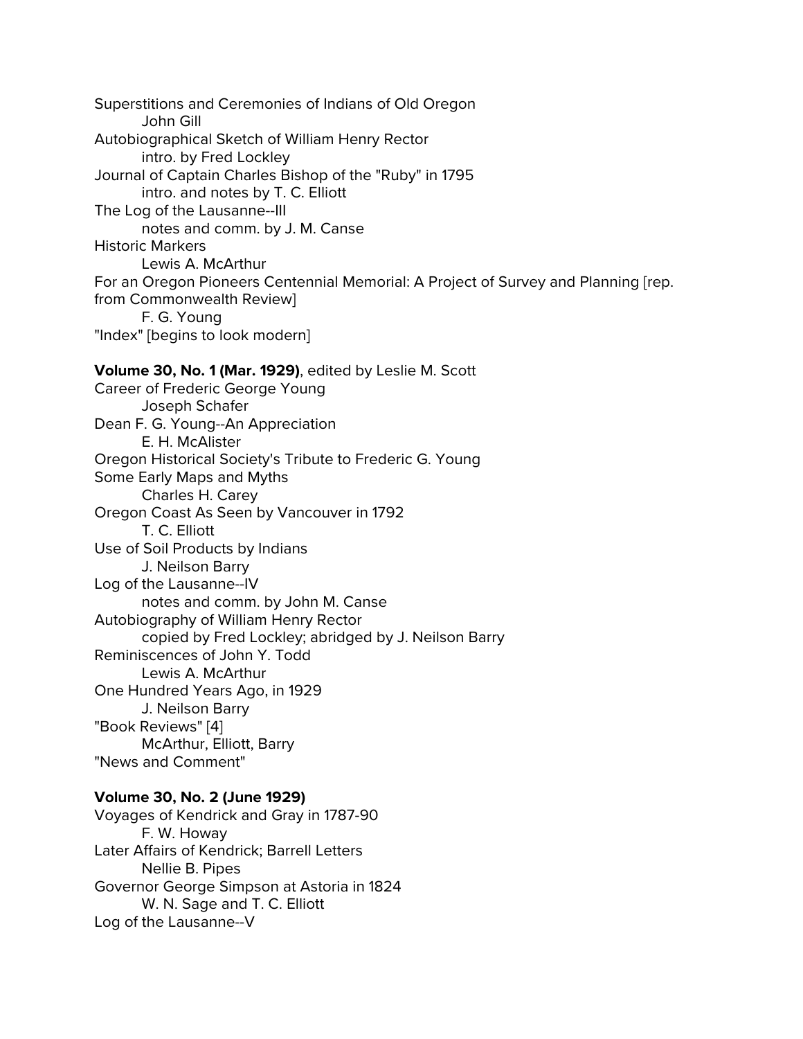Superstitions and Ceremonies of Indians of Old Oregon
    John Gill
Autobiographical Sketch of William Henry Rector
    intro. by Fred Lockley
Journal of Captain Charles Bishop of the "Ruby" in 1795
    intro. and notes by T. C. Elliott
The Log of the Lausanne--III
    notes and comm. by J. M. Canse
Historic Markers
    Lewis A. McArthur
For an Oregon Pioneers Centennial Memorial: A Project of Survey and Planning [rep. from Commonwealth Review]
    F. G. Young
"Index" [begins to look modern]

**Volume 30, No. 1 (Mar. 1929)**, edited by Leslie M. Scott
Career of Frederic George Young
    Joseph Schafer
Dean F. G. Young--An Appreciation
    E. H. McAlister
Oregon Historical Society's Tribute to Frederic G. Young
Some Early Maps and Myths
    Charles H. Carey
Oregon Coast As Seen by Vancouver in 1792
    T. C. Elliott
Use of Soil Products by Indians
    J. Neilson Barry
Log of the Lausanne--IV
    notes and comm. by John M. Canse
Autobiography of William Henry Rector
    copied by Fred Lockley; abridged by J. Neilson Barry
Reminiscences of John Y. Todd
    Lewis A. McArthur
One Hundred Years Ago, in 1929
    J. Neilson Barry
"Book Reviews" [4]
    McArthur, Elliott, Barry
"News and Comment"

**Volume 30, No. 2 (June 1929)**
Voyages of Kendrick and Gray in 1787-90
    F. W. Howay
Later Affairs of Kendrick; Barrell Letters
    Nellie B. Pipes
Governor George Simpson at Astoria in 1824
    W. N. Sage and T. C. Elliott
Log of the Lausanne--V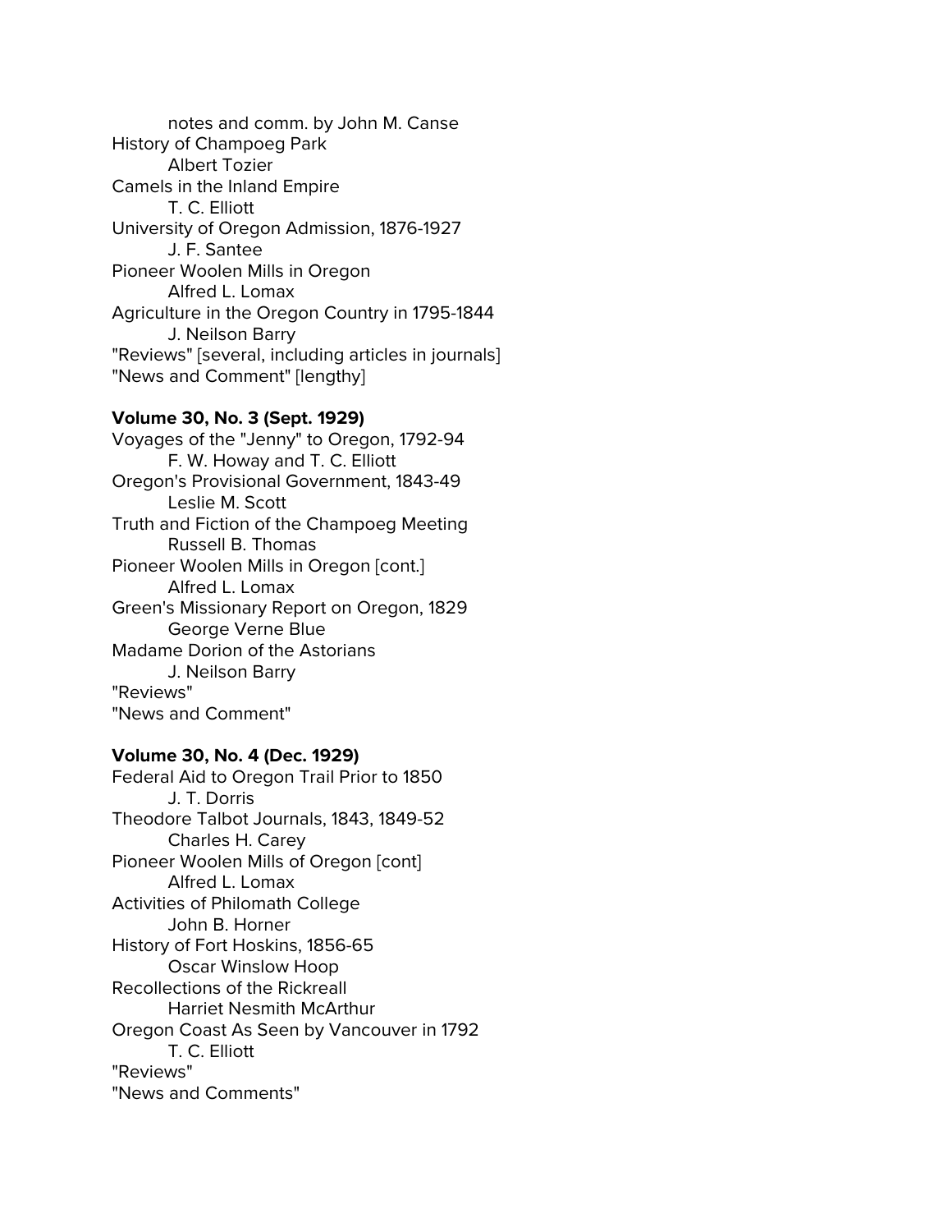notes and comm. by John M. Canse
History of Champoeg Park
Albert Tozier
Camels in the Inland Empire
T. C. Elliott
University of Oregon Admission, 1876-1927
J. F. Santee
Pioneer Woolen Mills in Oregon
Alfred L. Lomax
Agriculture in the Oregon Country in 1795-1844
J. Neilson Barry
"Reviews" [several, including articles in journals]
"News and Comment" [lengthy]

**Volume 30, No. 3 (Sept. 1929)**
Voyages of the "Jenny" to Oregon, 1792-94
F. W. Howay and T. C. Elliott
Oregon's Provisional Government, 1843-49
Leslie M. Scott
Truth and Fiction of the Champoeg Meeting
Russell B. Thomas
Pioneer Woolen Mills in Oregon [cont.]
Alfred L. Lomax
Green's Missionary Report on Oregon, 1829
George Verne Blue
Madame Dorion of the Astorians
J. Neilson Barry
"Reviews"
"News and Comment"

**Volume 30, No. 4 (Dec. 1929)**
Federal Aid to Oregon Trail Prior to 1850
J. T. Dorris
Theodore Talbot Journals, 1843, 1849-52
Charles H. Carey
Pioneer Woolen Mills of Oregon [cont]
Alfred L. Lomax
Activities of Philomath College
John B. Horner
History of Fort Hoskins, 1856-65
Oscar Winslow Hoop
Recollections of the Rickreall
Harriet Nesmith McArthur
Oregon Coast As Seen by Vancouver in 1792
T. C. Elliott
"Reviews"
"News and Comments"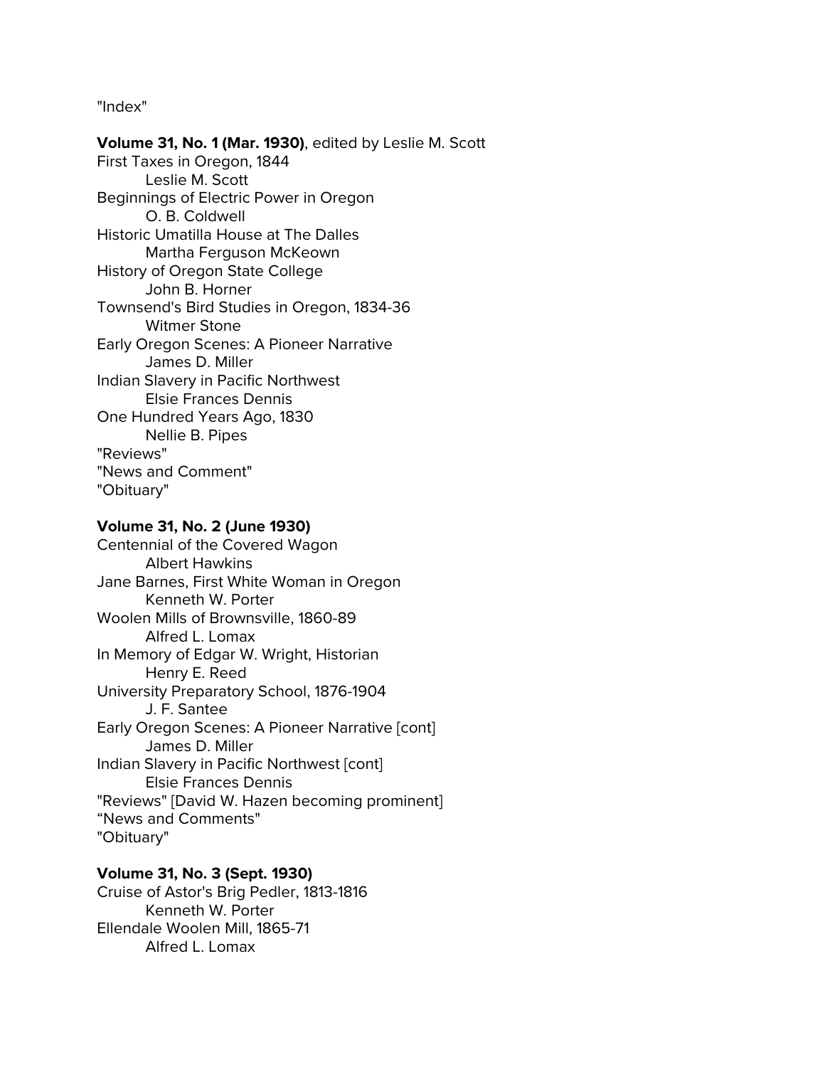"Index"

**Volume 31, No. 1 (Mar. 1930)**, edited by Leslie M. Scott

First Taxes in Oregon, 1844
    Leslie M. Scott
Beginnings of Electric Power in Oregon
    O. B. Coldwell
Historic Umatilla House at The Dalles
    Martha Ferguson McKeown
History of Oregon State College
    John B. Horner
Townsend's Bird Studies in Oregon, 1834-36
    Witmer Stone
Early Oregon Scenes: A Pioneer Narrative
    James D. Miller
Indian Slavery in Pacific Northwest
    Elsie Frances Dennis
One Hundred Years Ago, 1830
    Nellie B. Pipes
"Reviews"
"News and Comment"
"Obituary"

**Volume 31, No. 2 (June 1930)**

Centennial of the Covered Wagon
    Albert Hawkins
Jane Barnes, First White Woman in Oregon
    Kenneth W. Porter
Woolen Mills of Brownsville, 1860-89
    Alfred L. Lomax
In Memory of Edgar W. Wright, Historian
    Henry E. Reed
University Preparatory School, 1876-1904
    J. F. Santee
Early Oregon Scenes: A Pioneer Narrative [cont]
    James D. Miller
Indian Slavery in Pacific Northwest [cont]
    Elsie Frances Dennis
"Reviews" [David W. Hazen becoming prominent]
"News and Comments"
"Obituary"

**Volume 31, No. 3 (Sept. 1930)**

Cruise of Astor's Brig Pedler, 1813-1816
    Kenneth W. Porter
Ellendale Woolen Mill, 1865-71
    Alfred L. Lomax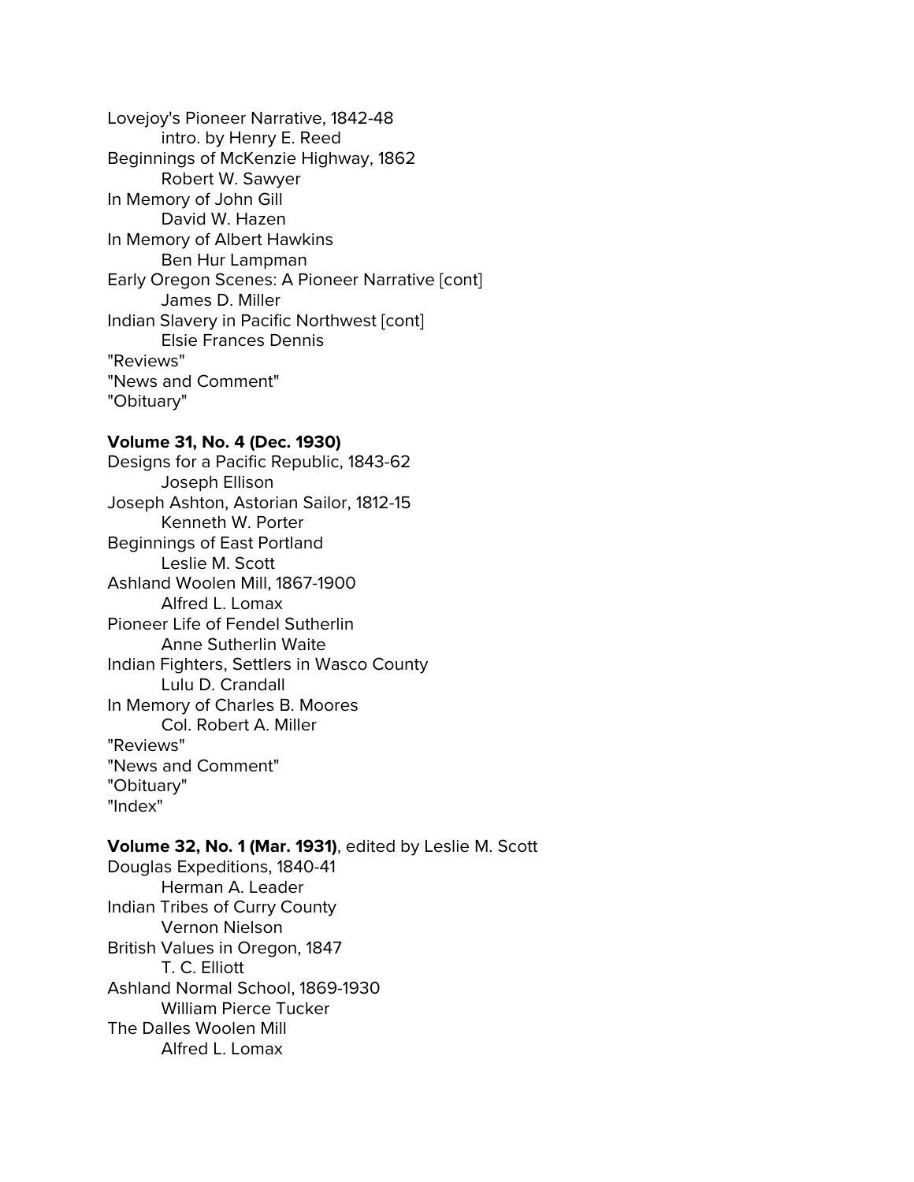Lovejoy's Pioneer Narrative, 1842-48
    intro. by Henry E. Reed
Beginnings of McKenzie Highway, 1862
    Robert W. Sawyer
In Memory of John Gill
    David W. Hazen
In Memory of Albert Hawkins
    Ben Hur Lampman
Early Oregon Scenes: A Pioneer Narrative [cont]
    James D. Miller
Indian Slavery in Pacific Northwest [cont]
    Elsie Frances Dennis
"Reviews"
"News and Comment"
"Obituary"

**Volume 31, No. 4 (Dec. 1930)**
Designs for a Pacific Republic, 1843-62
    Joseph Ellison
Joseph Ashton, Astorian Sailor, 1812-15
    Kenneth W. Porter
Beginnings of East Portland
    Leslie M. Scott
Ashland Woolen Mill, 1867-1900
    Alfred L. Lomax
Pioneer Life of Fendel Sutherlin
    Anne Sutherlin Waite
Indian Fighters, Settlers in Wasco County
    Lulu D. Crandall
In Memory of Charles B. Moores
    Col. Robert A. Miller
"Reviews"
"News and Comment"
"Obituary"
"Index"

**Volume 32, No. 1 (Mar. 1931)**, edited by Leslie M. Scott
Douglas Expeditions, 1840-41
    Herman A. Leader
Indian Tribes of Curry County
    Vernon Nielson
British Values in Oregon, 1847
    T. C. Elliott
Ashland Normal School, 1869-1930
    William Pierce Tucker
The Dalles Woolen Mill
    Alfred L. Lomax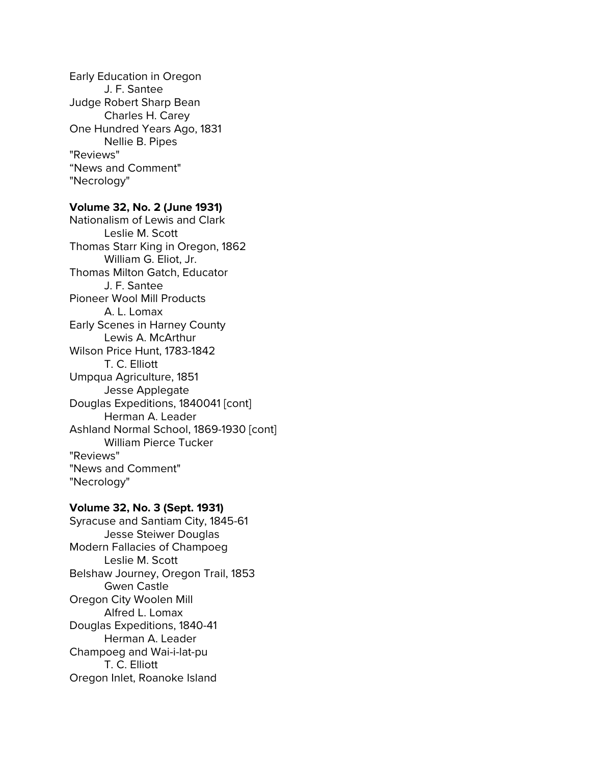Early Education in Oregon
    J. F. Santee
Judge Robert Sharp Bean
    Charles H. Carey
One Hundred Years Ago, 1831
    Nellie B. Pipes
"Reviews"
“News and Comment"
"Necrology"

**Volume 32, No. 2 (June 1931)**
Nationalism of Lewis and Clark
    Leslie M. Scott
Thomas Starr King in Oregon, 1862
    William G. Eliot, Jr.
Thomas Milton Gatch, Educator
    J. F. Santee
Pioneer Wool Mill Products
    A. L. Lomax
Early Scenes in Harney County
    Lewis A. McArthur
Wilson Price Hunt, 1783-1842
    T. C. Elliott
Umpqua Agriculture, 1851
    Jesse Applegate
Douglas Expeditions, 1840041 [cont]
    Herman A. Leader
Ashland Normal School, 1869-1930 [cont]
    William Pierce Tucker
"Reviews"
"News and Comment"
"Necrology"

**Volume 32, No. 3 (Sept. 1931)**
Syracuse and Santiam City, 1845-61
    Jesse Steiwer Douglas
Modern Fallacies of Champoeg
    Leslie M. Scott
Belshaw Journey, Oregon Trail, 1853
    Gwen Castle
Oregon City Woolen Mill
    Alfred L. Lomax
Douglas Expeditions, 1840-41
    Herman A. Leader
Champoeg and Wai-i-lat-pu
    T. C. Elliott
Oregon Inlet, Roanoke Island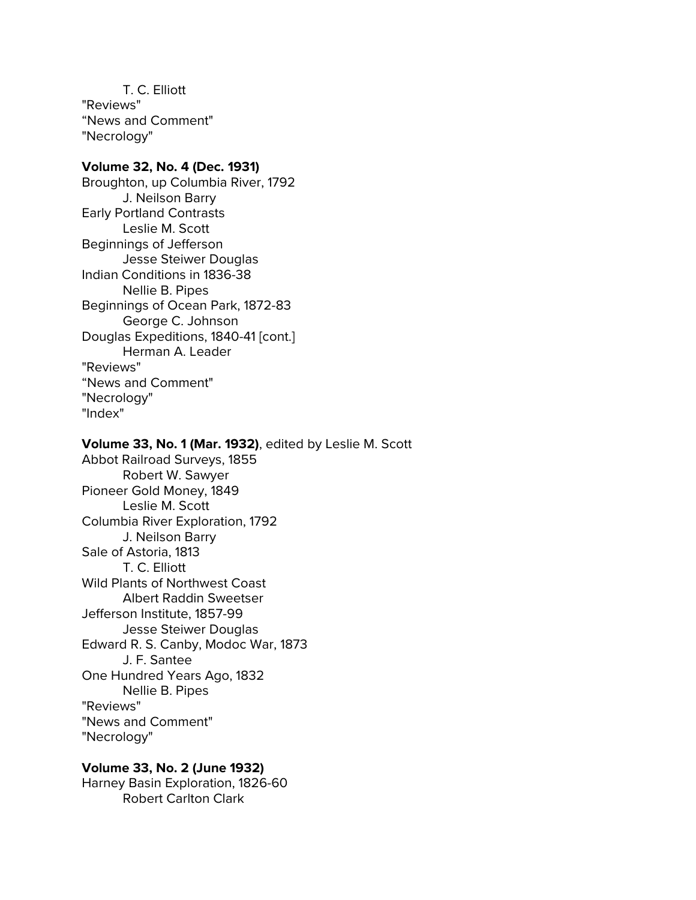T. C. Elliott

"Reviews"

“News and Comment"

"Necrology"

**Volume 32, No. 4 (Dec. 1931)**

Broughton, up Columbia River, 1792
　　J. Neilson Barry

Early Portland Contrasts
　　Leslie M. Scott

Beginnings of Jefferson
　　Jesse Steiwer Douglas

Indian Conditions in 1836-38
　　Nellie B. Pipes

Beginnings of Ocean Park, 1872-83
　　George C. Johnson

Douglas Expeditions, 1840-41 [cont.]
　　Herman A. Leader

"Reviews"

“News and Comment"

"Necrology"

"Index"

**Volume 33, No. 1 (Mar. 1932)**, edited by Leslie M. Scott

Abbot Railroad Surveys, 1855
　　Robert W. Sawyer

Pioneer Gold Money, 1849
　　Leslie M. Scott

Columbia River Exploration, 1792
　　J. Neilson Barry

Sale of Astoria, 1813
　　T. C. Elliott

Wild Plants of Northwest Coast
　　Albert Raddin Sweetser

Jefferson Institute, 1857-99
　　Jesse Steiwer Douglas

Edward R. S. Canby, Modoc War, 1873
　　J. F. Santee

One Hundred Years Ago, 1832
　　Nellie B. Pipes

"Reviews"

"News and Comment"

"Necrology"

**Volume 33, No. 2 (June 1932)**

Harney Basin Exploration, 1826-60
　　Robert Carlton Clark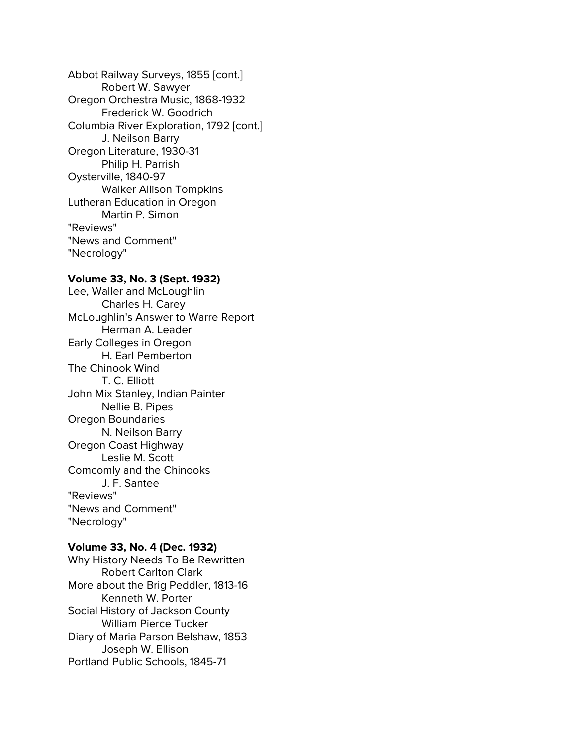Abbot Railway Surveys, 1855 [cont.]
    Robert W. Sawyer
Oregon Orchestra Music, 1868-1932
    Frederick W. Goodrich
Columbia River Exploration, 1792 [cont.]
    J. Neilson Barry
Oregon Literature, 1930-31
    Philip H. Parrish
Oysterville, 1840-97
    Walker Allison Tompkins
Lutheran Education in Oregon
    Martin P. Simon
"Reviews"
"News and Comment"
"Necrology"

**Volume 33, No. 3 (Sept. 1932)**

Lee, Waller and McLoughlin
    Charles H. Carey
McLoughlin's Answer to Warre Report
    Herman A. Leader
Early Colleges in Oregon
    H. Earl Pemberton
The Chinook Wind
    T. C. Elliott
John Mix Stanley, Indian Painter
    Nellie B. Pipes
Oregon Boundaries
    N. Neilson Barry
Oregon Coast Highway
    Leslie M. Scott
Comcomly and the Chinooks
    J. F. Santee
"Reviews"
"News and Comment"
"Necrology"

**Volume 33, No. 4 (Dec. 1932)**

Why History Needs To Be Rewritten
    Robert Carlton Clark
More about the Brig Peddler, 1813-16
    Kenneth W. Porter
Social History of Jackson County
    William Pierce Tucker
Diary of Maria Parson Belshaw, 1853
    Joseph W. Ellison
Portland Public Schools, 1845-71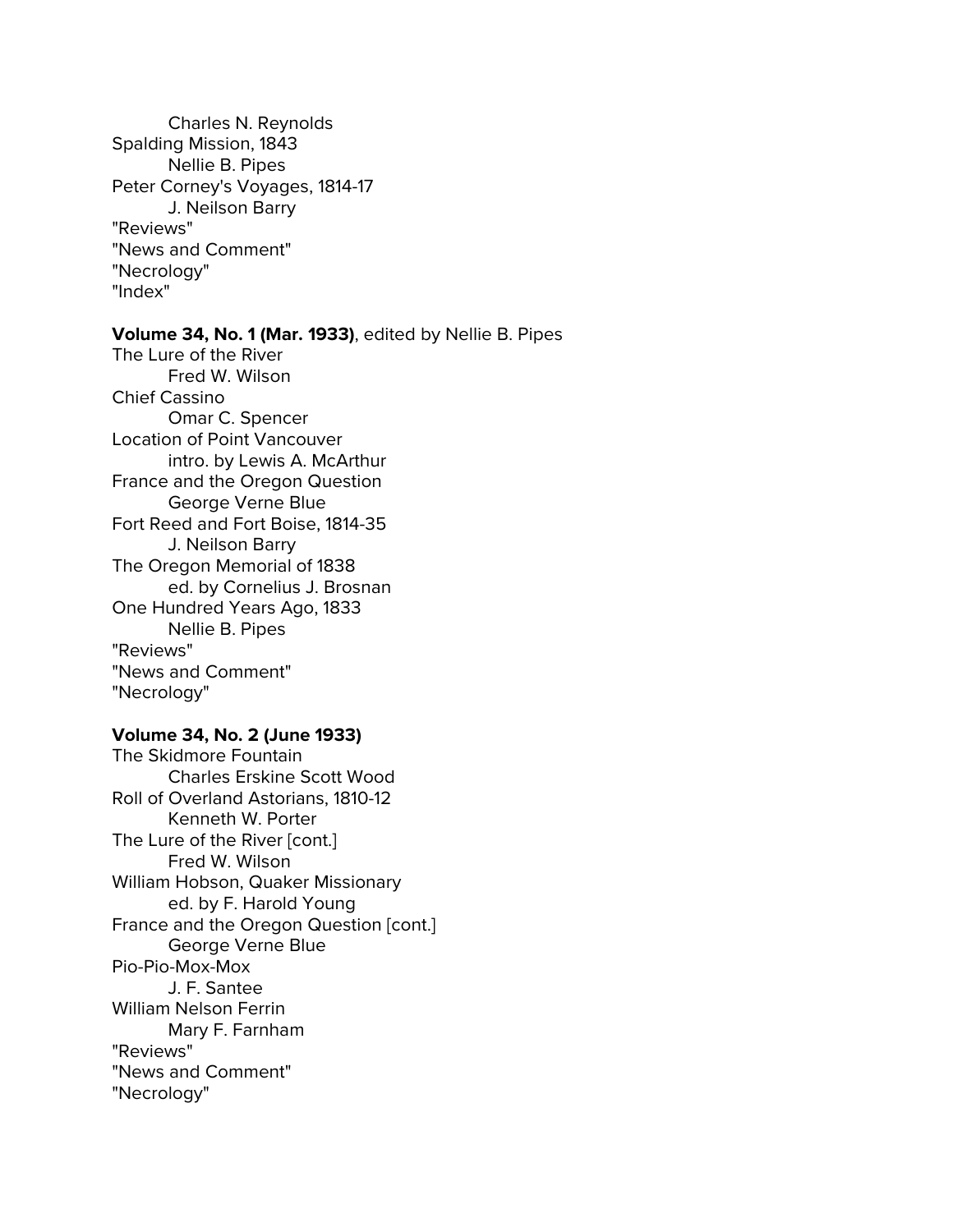Charles N. Reynolds
Spalding Mission, 1843
Nellie B. Pipes
Peter Corney's Voyages, 1814-17
J. Neilson Barry
"Reviews"
"News and Comment"
"Necrology"
"Index"

**Volume 34, No. 1 (Mar. 1933)**, edited by Nellie B. Pipes
The Lure of the River
Fred W. Wilson
Chief Cassino
Omar C. Spencer
Location of Point Vancouver
intro. by Lewis A. McArthur
France and the Oregon Question
George Verne Blue
Fort Reed and Fort Boise, 1814-35
J. Neilson Barry
The Oregon Memorial of 1838
ed. by Cornelius J. Brosnan
One Hundred Years Ago, 1833
Nellie B. Pipes
"Reviews"
"News and Comment"
"Necrology"

**Volume 34, No. 2 (June 1933)**
The Skidmore Fountain
Charles Erskine Scott Wood
Roll of Overland Astorians, 1810-12
Kenneth W. Porter
The Lure of the River [cont.]
Fred W. Wilson
William Hobson, Quaker Missionary
ed. by F. Harold Young
France and the Oregon Question [cont.]
George Verne Blue
Pio-Pio-Mox-Mox
J. F. Santee
William Nelson Ferrin
Mary F. Farnham
"Reviews"
"News and Comment"
"Necrology"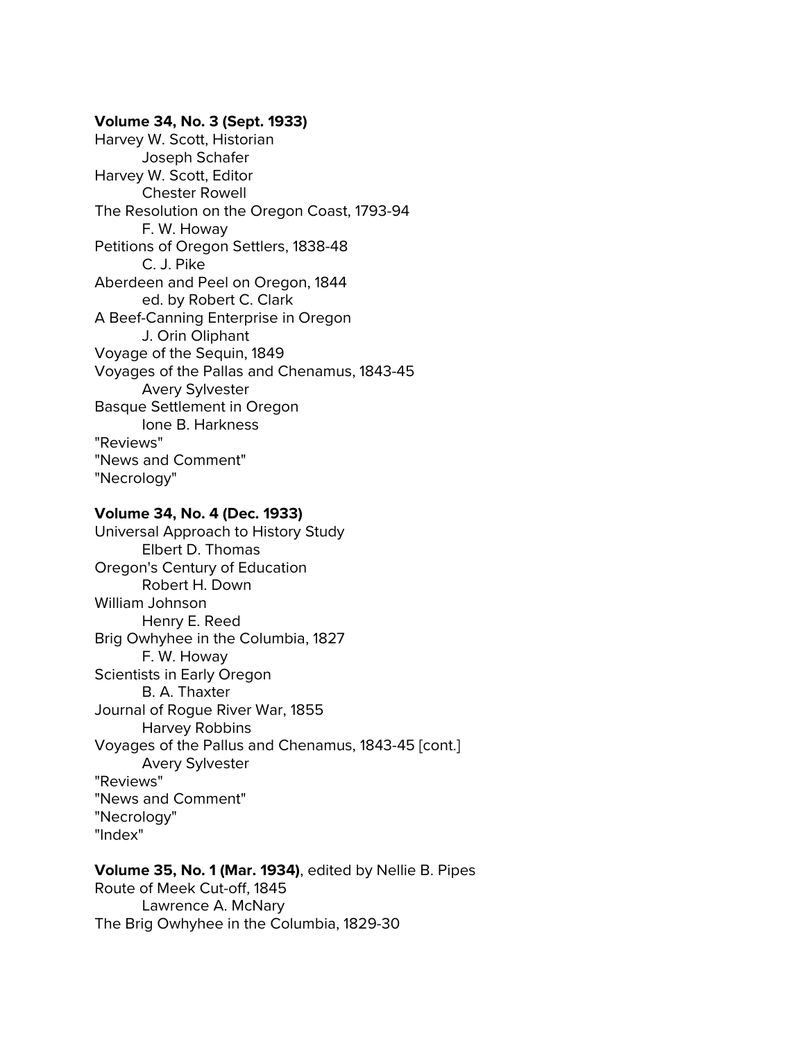**Volume 34, No. 3 (Sept. 1933)**
Harvey W. Scott, Historian
    Joseph Schafer
Harvey W. Scott, Editor
    Chester Rowell
The Resolution on the Oregon Coast, 1793-94
    F. W. Howay
Petitions of Oregon Settlers, 1838-48
    C. J. Pike
Aberdeen and Peel on Oregon, 1844
    ed. by Robert C. Clark
A Beef-Canning Enterprise in Oregon
    J. Orin Oliphant
Voyage of the Sequin, 1849
Voyages of the Pallas and Chenamus, 1843-45
    Avery Sylvester
Basque Settlement in Oregon
    Ione B. Harkness
"Reviews"
"News and Comment"
"Necrology"

**Volume 34, No. 4 (Dec. 1933)**
Universal Approach to History Study
    Elbert D. Thomas
Oregon's Century of Education
    Robert H. Down
William Johnson
    Henry E. Reed
Brig Owhyhee in the Columbia, 1827
    F. W. Howay
Scientists in Early Oregon
    B. A. Thaxter
Journal of Rogue River War, 1855
    Harvey Robbins
Voyages of the Pallus and Chenamus, 1843-45 [cont.]
    Avery Sylvester
"Reviews"
"News and Comment"
"Necrology"
"Index"

**Volume 35, No. 1 (Mar. 1934)**, edited by Nellie B. Pipes
Route of Meek Cut-off, 1845
    Lawrence A. McNary
The Brig Owhyhee in the Columbia, 1829-30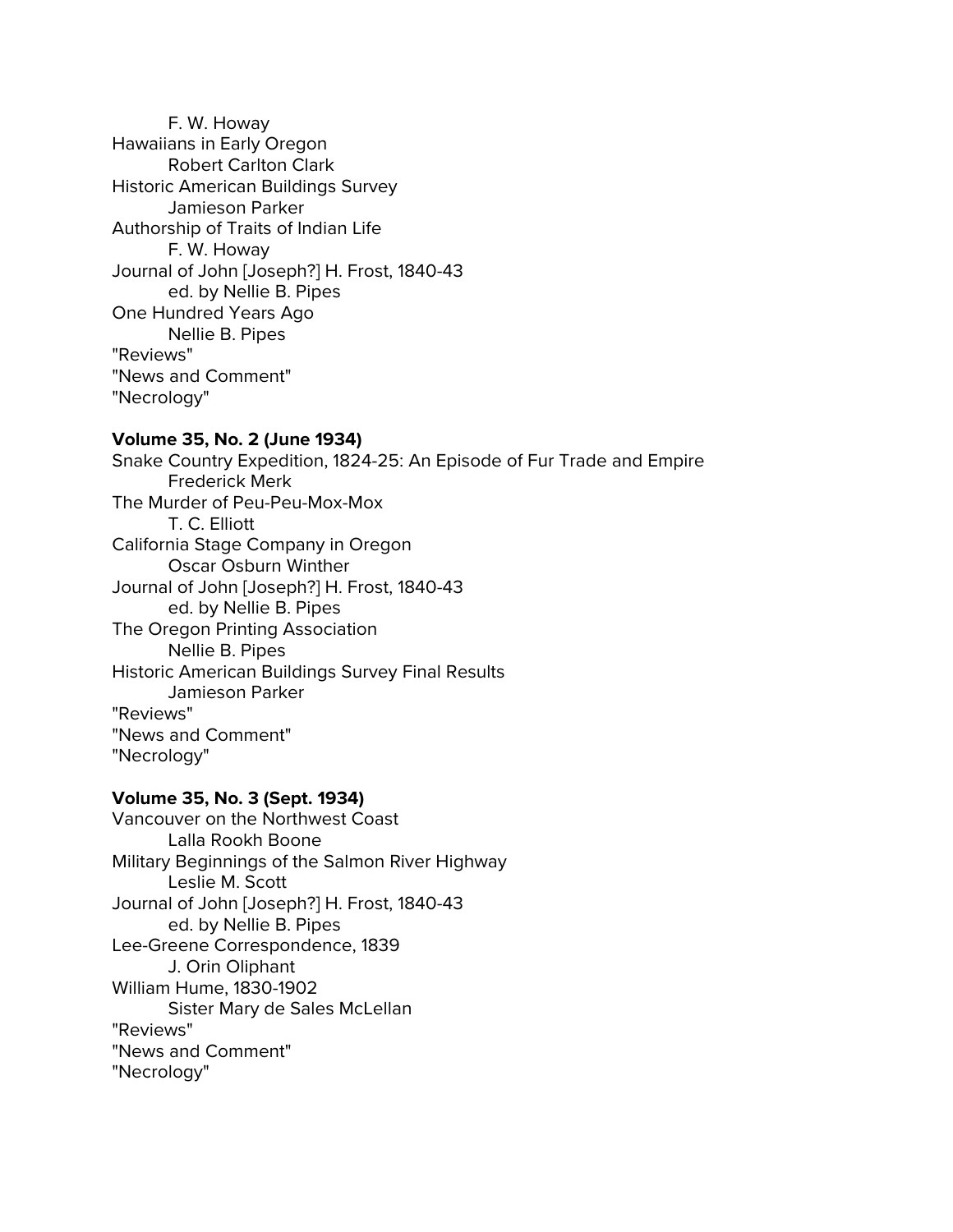F. W. Howay
Hawaiians in Early Oregon
  Robert Carlton Clark
Historic American Buildings Survey
  Jamieson Parker
Authorship of Traits of Indian Life
  F. W. Howay
Journal of John [Joseph?] H. Frost, 1840-43
  ed. by Nellie B. Pipes
One Hundred Years Ago
  Nellie B. Pipes
"Reviews"
"News and Comment"
"Necrology"

**Volume 35, No. 2 (June 1934)**

Snake Country Expedition, 1824-25: An Episode of Fur Trade and Empire
  Frederick Merk
The Murder of Peu-Peu-Mox-Mox
  T. C. Elliott
California Stage Company in Oregon
  Oscar Osburn Winther
Journal of John [Joseph?] H. Frost, 1840-43
  ed. by Nellie B. Pipes
The Oregon Printing Association
  Nellie B. Pipes
Historic American Buildings Survey Final Results
  Jamieson Parker
"Reviews"
"News and Comment"
"Necrology"

**Volume 35, No. 3 (Sept. 1934)**

Vancouver on the Northwest Coast
  Lalla Rookh Boone
Military Beginnings of the Salmon River Highway
  Leslie M. Scott
Journal of John [Joseph?] H. Frost, 1840-43
  ed. by Nellie B. Pipes
Lee-Greene Correspondence, 1839
  J. Orin Oliphant
William Hume, 1830-1902
  Sister Mary de Sales McLellan
"Reviews"
"News and Comment"
"Necrology"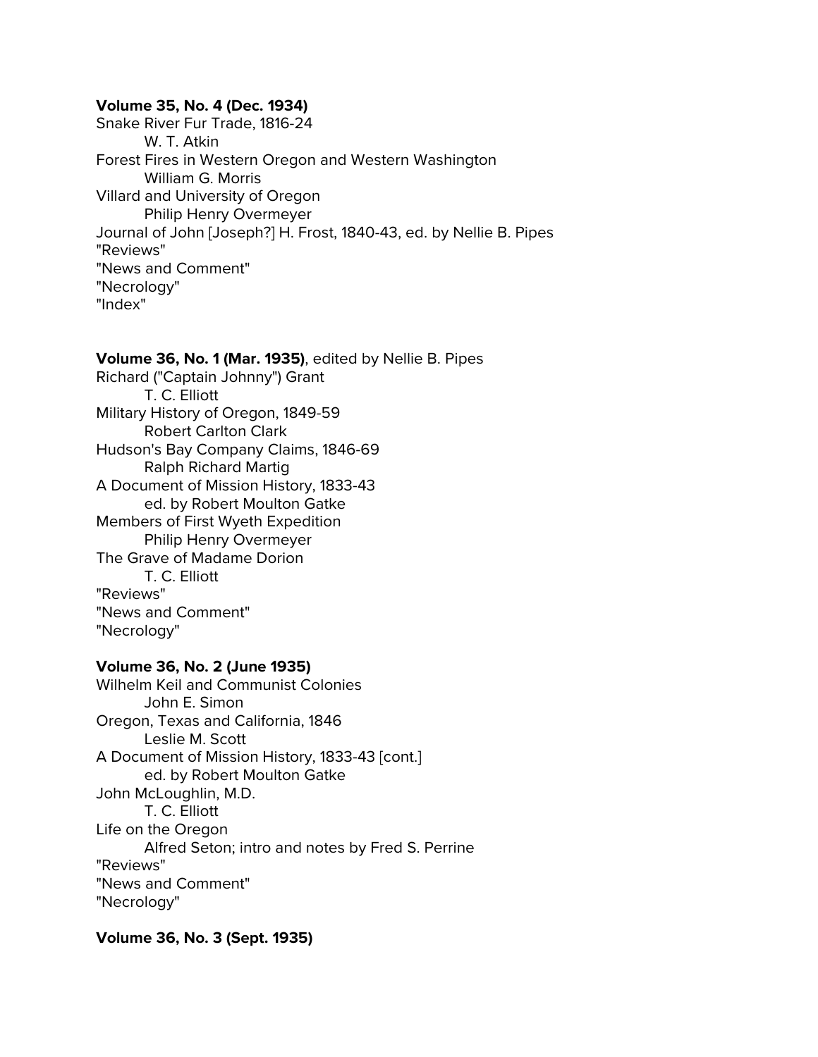**Volume 35, No. 4 (Dec. 1934)**
Snake River Fur Trade, 1816-24
    W. T. Atkin
Forest Fires in Western Oregon and Western Washington
    William G. Morris
Villard and University of Oregon
    Philip Henry Overmeyer
Journal of John [Joseph?] H. Frost, 1840-43, ed. by Nellie B. Pipes
"Reviews"
"News and Comment"
"Necrology"
"Index"

**Volume 36, No. 1 (Mar. 1935)**, edited by Nellie B. Pipes
Richard ("Captain Johnny") Grant
    T. C. Elliott
Military History of Oregon, 1849-59
    Robert Carlton Clark
Hudson's Bay Company Claims, 1846-69
    Ralph Richard Martig
A Document of Mission History, 1833-43
    ed. by Robert Moulton Gatke
Members of First Wyeth Expedition
    Philip Henry Overmeyer
The Grave of Madame Dorion
    T. C. Elliott
"Reviews"
"News and Comment"
"Necrology"

**Volume 36, No. 2 (June 1935)**
Wilhelm Keil and Communist Colonies
    John E. Simon
Oregon, Texas and California, 1846
    Leslie M. Scott
A Document of Mission History, 1833-43 [cont.]
    ed. by Robert Moulton Gatke
John McLoughlin, M.D.
    T. C. Elliott
Life on the Oregon
    Alfred Seton; intro and notes by Fred S. Perrine
"Reviews"
"News and Comment"
"Necrology"

**Volume 36, No. 3 (Sept. 1935)**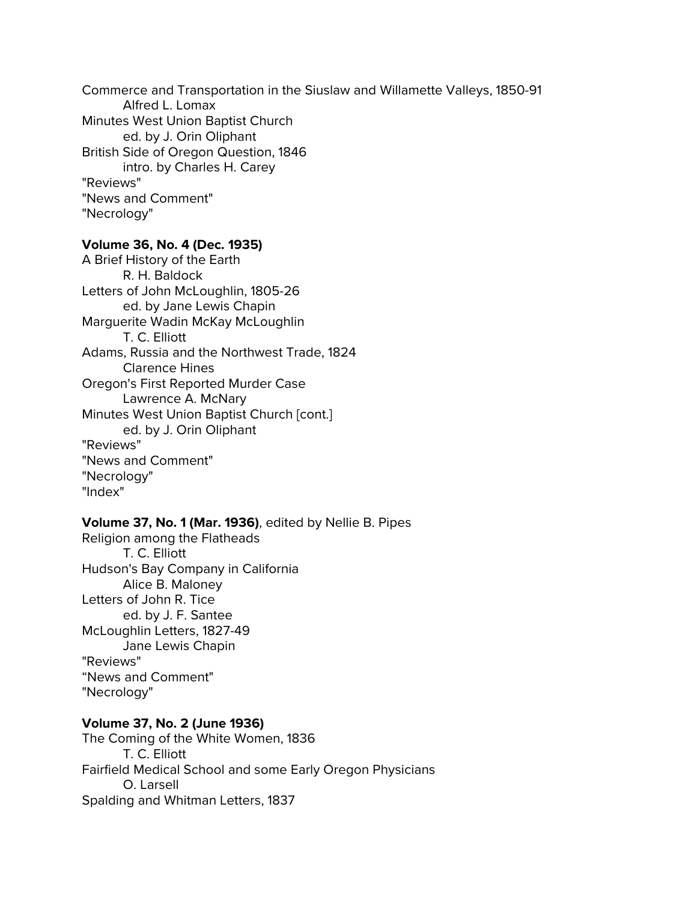Commerce and Transportation in the Siuslaw and Willamette Valleys, 1850-91
    Alfred L. Lomax
Minutes West Union Baptist Church
    ed. by J. Orin Oliphant
British Side of Oregon Question, 1846
    intro. by Charles H. Carey
"Reviews"
"News and Comment"
"Necrology"

**Volume 36, No. 4 (Dec. 1935)**
A Brief History of the Earth
    R. H. Baldock
Letters of John McLoughlin, 1805-26
    ed. by Jane Lewis Chapin
Marguerite Wadin McKay McLoughlin
    T. C. Elliott
Adams, Russia and the Northwest Trade, 1824
    Clarence Hines
Oregon's First Reported Murder Case
    Lawrence A. McNary
Minutes West Union Baptist Church [cont.]
    ed. by J. Orin Oliphant
"Reviews"
"News and Comment"
"Necrology"
"Index"

**Volume 37, No. 1 (Mar. 1936)**, edited by Nellie B. Pipes
Religion among the Flatheads
    T. C. Elliott
Hudson's Bay Company in California
    Alice B. Maloney
Letters of John R. Tice
    ed. by J. F. Santee
McLoughlin Letters, 1827-49
    Jane Lewis Chapin
"Reviews"
"News and Comment"
"Necrology"

**Volume 37, No. 2 (June 1936)**
The Coming of the White Women, 1836
    T. C. Elliott
Fairfield Medical School and some Early Oregon Physicians
    O. Larsell
Spalding and Whitman Letters, 1837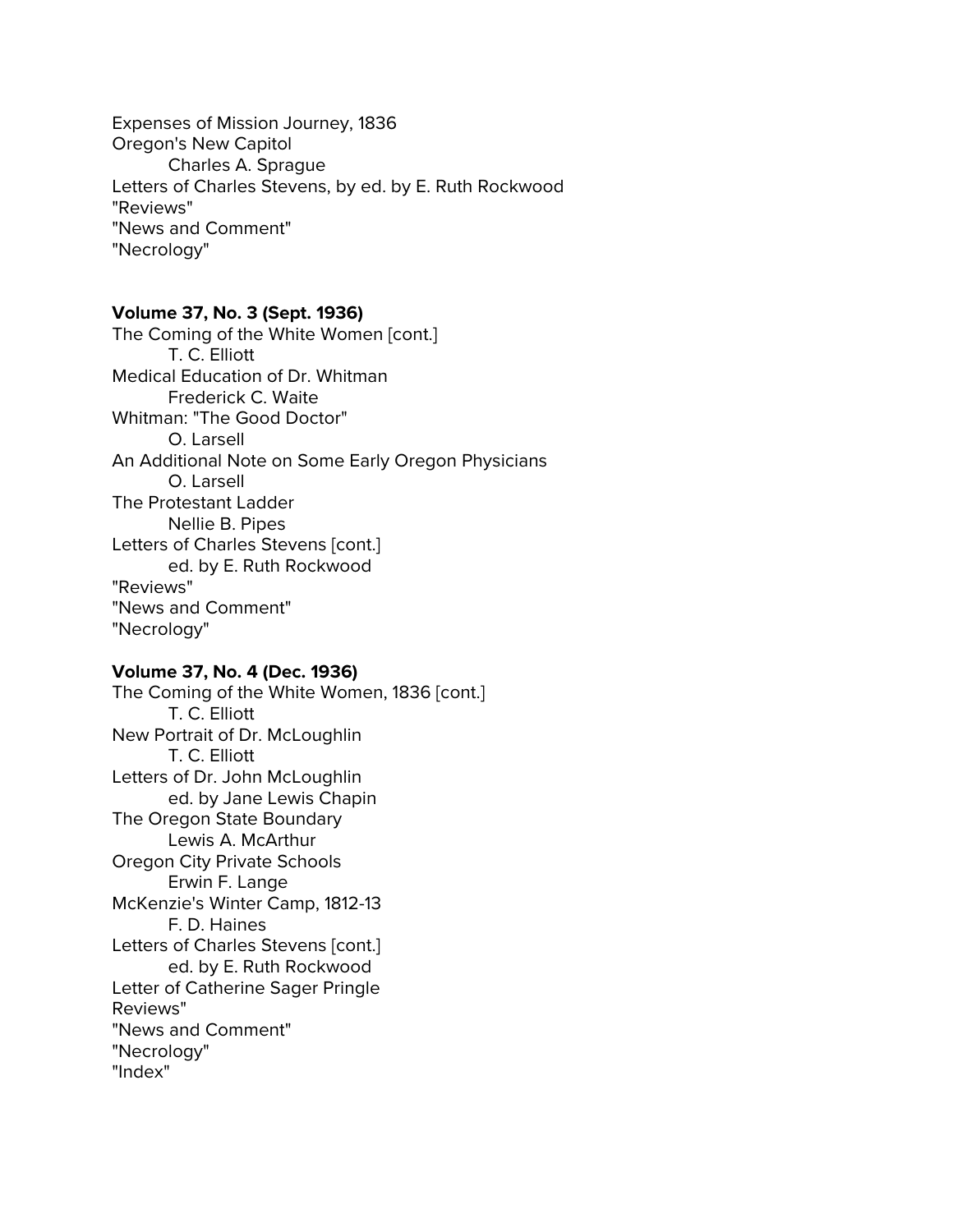Expenses of Mission Journey, 1836
Oregon's New Capitol
    Charles A. Sprague
Letters of Charles Stevens, by ed. by E. Ruth Rockwood
"Reviews"
"News and Comment"
"Necrology"

**Volume 37, No. 3 (Sept. 1936)**
The Coming of the White Women [cont.]
    T. C. Elliott
Medical Education of Dr. Whitman
    Frederick C. Waite
Whitman: "The Good Doctor"
    O. Larsell
An Additional Note on Some Early Oregon Physicians
    O. Larsell
The Protestant Ladder
    Nellie B. Pipes
Letters of Charles Stevens [cont.]
    ed. by E. Ruth Rockwood
"Reviews"
"News and Comment"
"Necrology"

**Volume 37, No. 4 (Dec. 1936)**
The Coming of the White Women, 1836 [cont.]
    T. C. Elliott
New Portrait of Dr. McLoughlin
    T. C. Elliott
Letters of Dr. John McLoughlin
    ed. by Jane Lewis Chapin
The Oregon State Boundary
    Lewis A. McArthur
Oregon City Private Schools
    Erwin F. Lange
McKenzie's Winter Camp, 1812-13
    F. D. Haines
Letters of Charles Stevens [cont.]
    ed. by E. Ruth Rockwood
Letter of Catherine Sager Pringle
Reviews"
"News and Comment"
"Necrology"
"Index"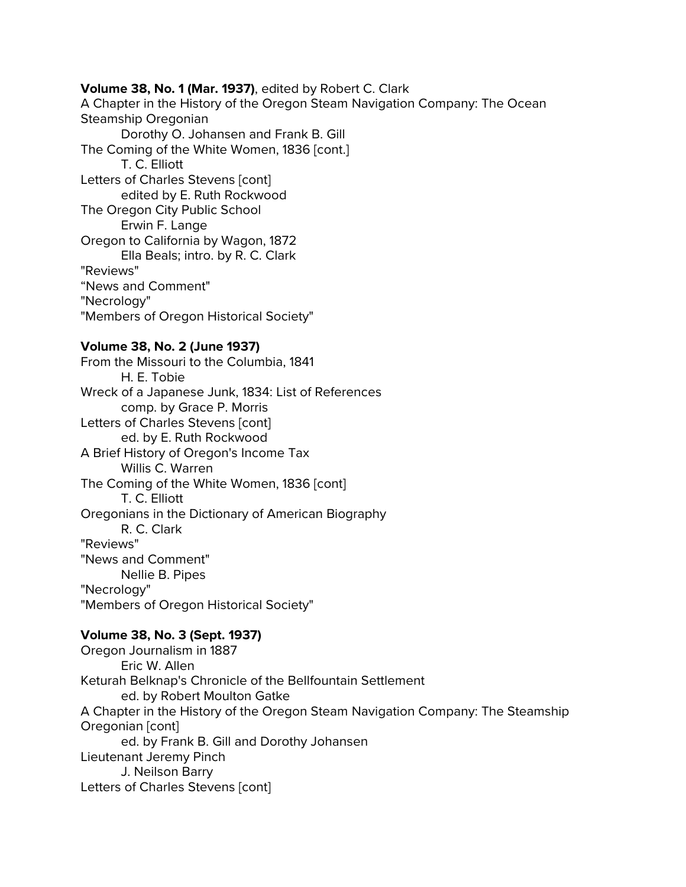**Volume 38, No. 1 (Mar. 1937)**, edited by Robert C. Clark

A Chapter in the History of the Oregon Steam Navigation Company: The Ocean Steamship Oregonian
    Dorothy O. Johansen and Frank B. Gill

The Coming of the White Women, 1836 [cont.]
    T. C. Elliott

Letters of Charles Stevens [cont]
    edited by E. Ruth Rockwood

The Oregon City Public School
    Erwin F. Lange

Oregon to California by Wagon, 1872
    Ella Beals; intro. by R. C. Clark

"Reviews"

“News and Comment"

"Necrology"

"Members of Oregon Historical Society"

**Volume 38, No. 2 (June 1937)**

From the Missouri to the Columbia, 1841
    H. E. Tobie

Wreck of a Japanese Junk, 1834: List of References
    comp. by Grace P. Morris

Letters of Charles Stevens [cont]
    ed. by E. Ruth Rockwood

A Brief History of Oregon's Income Tax
    Willis C. Warren

The Coming of the White Women, 1836 [cont]
    T. C. Elliott

Oregonians in the Dictionary of American Biography
    R. C. Clark

"Reviews"

"News and Comment"
    Nellie B. Pipes

"Necrology"

"Members of Oregon Historical Society"

**Volume 38, No. 3 (Sept. 1937)**

Oregon Journalism in 1887
    Eric W. Allen

Keturah Belknap's Chronicle of the Bellfountain Settlement
    ed. by Robert Moulton Gatke

A Chapter in the History of the Oregon Steam Navigation Company: The Steamship Oregonian [cont]
    ed. by Frank B. Gill and Dorothy Johansen

Lieutenant Jeremy Pinch
    J. Neilson Barry

Letters of Charles Stevens [cont]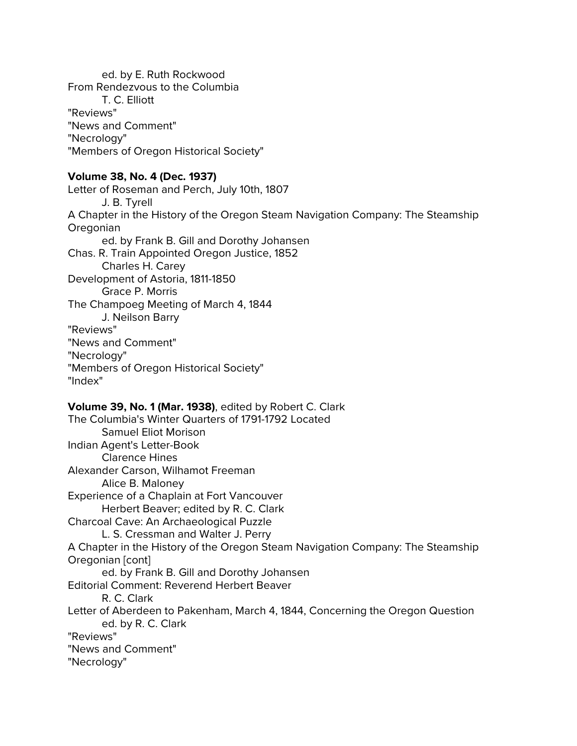ed. by E. Ruth Rockwood
From Rendezvous to the Columbia
T. C. Elliott
"Reviews"
"News and Comment"
"Necrology"
"Members of Oregon Historical Society"

**Volume 38, No. 4 (Dec. 1937)**
Letter of Roseman and Perch, July 10th, 1807
J. B. Tyrell
A Chapter in the History of the Oregon Steam Navigation Company: The Steamship Oregonian
ed. by Frank B. Gill and Dorothy Johansen
Chas. R. Train Appointed Oregon Justice, 1852
Charles H. Carey
Development of Astoria, 1811-1850
Grace P. Morris
The Champoeg Meeting of March 4, 1844
J. Neilson Barry
"Reviews"
"News and Comment"
"Necrology"
"Members of Oregon Historical Society"
"Index"

**Volume 39, No. 1 (Mar. 1938)**, edited by Robert C. Clark
The Columbia's Winter Quarters of 1791-1792 Located
Samuel Eliot Morison
Indian Agent's Letter-Book
Clarence Hines
Alexander Carson, Wilhamot Freeman
Alice B. Maloney
Experience of a Chaplain at Fort Vancouver
Herbert Beaver; edited by R. C. Clark
Charcoal Cave: An Archaeological Puzzle
L. S. Cressman and Walter J. Perry
A Chapter in the History of the Oregon Steam Navigation Company: The Steamship Oregonian [cont]
ed. by Frank B. Gill and Dorothy Johansen
Editorial Comment: Reverend Herbert Beaver
R. C. Clark
Letter of Aberdeen to Pakenham, March 4, 1844, Concerning the Oregon Question
ed. by R. C. Clark
"Reviews"
"News and Comment"
"Necrology"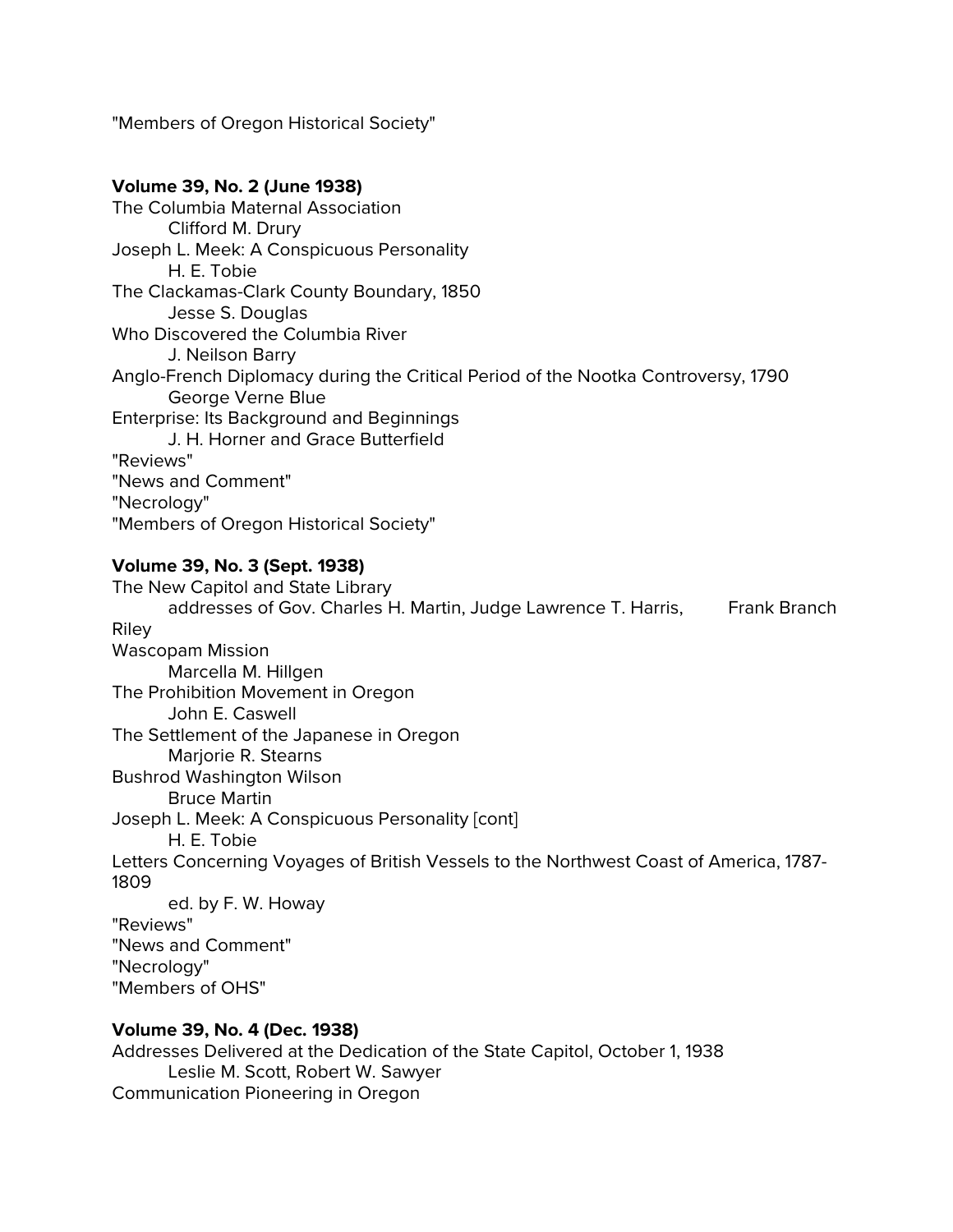"Members of Oregon Historical Society"

**Volume 39, No. 2 (June 1938)**

The Columbia Maternal Association
 Clifford M. Drury
Joseph L. Meek: A Conspicuous Personality
 H. E. Tobie
The Clackamas-Clark County Boundary, 1850
 Jesse S. Douglas
Who Discovered the Columbia River
 J. Neilson Barry
Anglo-French Diplomacy during the Critical Period of the Nootka Controversy, 1790
 George Verne Blue
Enterprise: Its Background and Beginnings
 J. H. Horner and Grace Butterfield
"Reviews"
"News and Comment"
"Necrology"
"Members of Oregon Historical Society"

**Volume 39, No. 3 (Sept. 1938)**

The New Capitol and State Library
 addresses of Gov. Charles H. Martin, Judge Lawrence T. Harris, Frank Branch Riley
Wascopam Mission
 Marcella M. Hillgen
The Prohibition Movement in Oregon
 John E. Caswell
The Settlement of the Japanese in Oregon
 Marjorie R. Stearns
Bushrod Washington Wilson
 Bruce Martin
Joseph L. Meek: A Conspicuous Personality [cont]
 H. E. Tobie
Letters Concerning Voyages of British Vessels to the Northwest Coast of America, 1787-1809
 ed. by F. W. Howay
"Reviews"
"News and Comment"
"Necrology"
"Members of OHS"

**Volume 39, No. 4 (Dec. 1938)**

Addresses Delivered at the Dedication of the State Capitol, October 1, 1938
 Leslie M. Scott, Robert W. Sawyer
Communication Pioneering in Oregon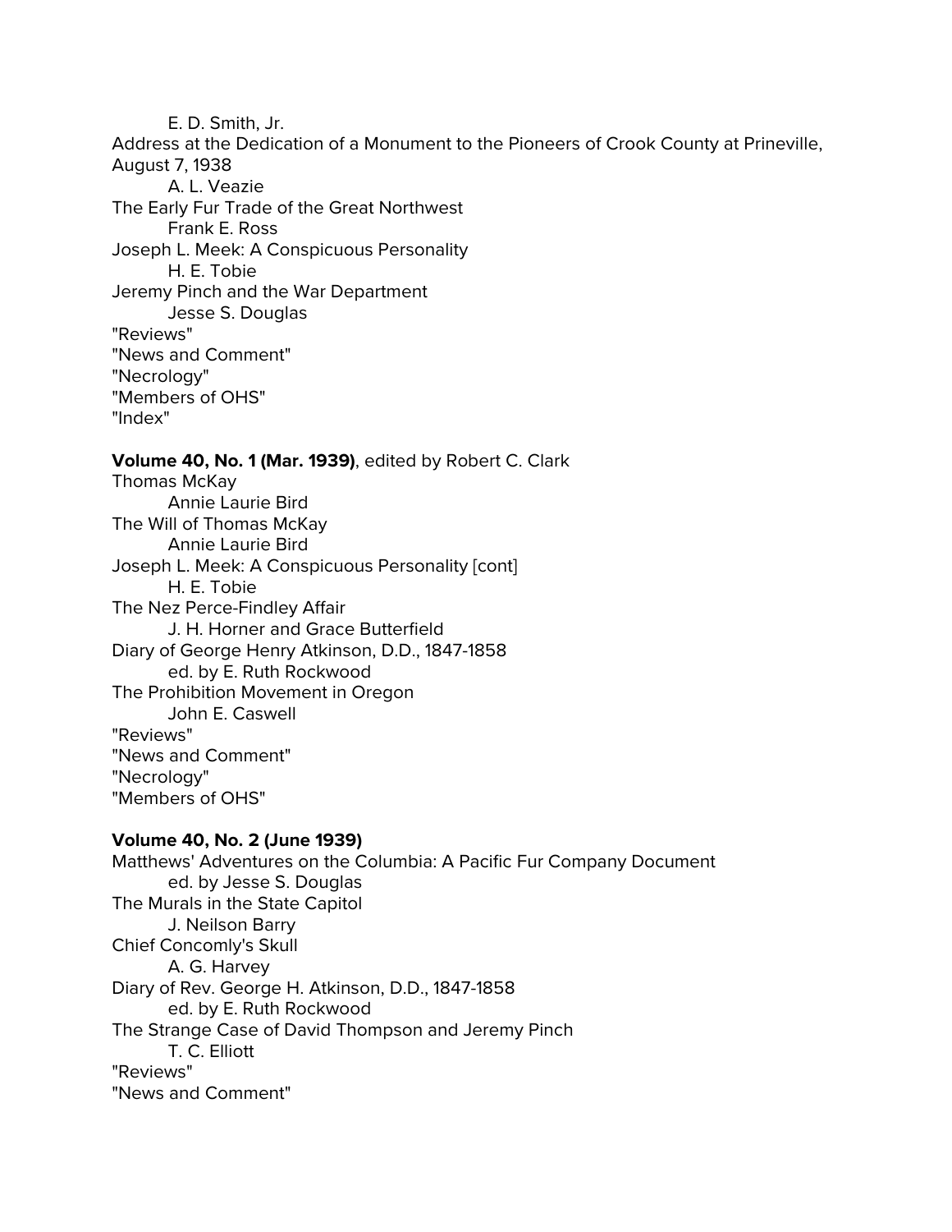E. D. Smith, Jr.

Address at the Dedication of a Monument to the Pioneers of Crook County at Prineville, August 7, 1938

A. L. Veazie

The Early Fur Trade of the Great Northwest

Frank E. Ross

Joseph L. Meek: A Conspicuous Personality

H. E. Tobie

Jeremy Pinch and the War Department

Jesse S. Douglas

"Reviews"

"News and Comment"

"Necrology"

"Members of OHS"

"Index"

**Volume 40, No. 1 (Mar. 1939)**, edited by Robert C. Clark

Thomas McKay

Annie Laurie Bird

The Will of Thomas McKay

Annie Laurie Bird

Joseph L. Meek: A Conspicuous Personality [cont]

H. E. Tobie

The Nez Perce-Findley Affair

J. H. Horner and Grace Butterfield

Diary of George Henry Atkinson, D.D., 1847-1858

ed. by E. Ruth Rockwood

The Prohibition Movement in Oregon

John E. Caswell

"Reviews"

"News and Comment"

"Necrology"

"Members of OHS"

**Volume 40, No. 2 (June 1939)**

Matthews' Adventures on the Columbia: A Pacific Fur Company Document

ed. by Jesse S. Douglas

The Murals in the State Capitol

J. Neilson Barry

Chief Concomly's Skull

A. G. Harvey

Diary of Rev. George H. Atkinson, D.D., 1847-1858

ed. by E. Ruth Rockwood

The Strange Case of David Thompson and Jeremy Pinch

T. C. Elliott

"Reviews"

"News and Comment"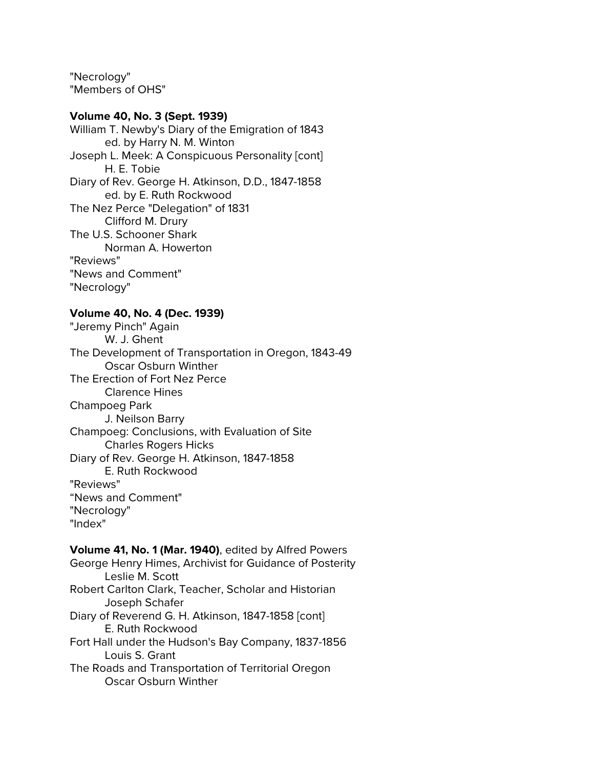"Necrology"
"Members of OHS"

**Volume 40, No. 3 (Sept. 1939)**
William T. Newby's Diary of the Emigration of 1843
    ed. by Harry N. M. Winton
Joseph L. Meek: A Conspicuous Personality [cont]
    H. E. Tobie
Diary of Rev. George H. Atkinson, D.D., 1847-1858
    ed. by E. Ruth Rockwood
The Nez Perce "Delegation" of 1831
    Clifford M. Drury
The U.S. Schooner Shark
    Norman A. Howerton
"Reviews"
"News and Comment"
"Necrology"

**Volume 40, No. 4 (Dec. 1939)**
"Jeremy Pinch" Again
    W. J. Ghent
The Development of Transportation in Oregon, 1843-49
    Oscar Osburn Winther
The Erection of Fort Nez Perce
    Clarence Hines
Champoeg Park
    J. Neilson Barry
Champoeg: Conclusions, with Evaluation of Site
    Charles Rogers Hicks
Diary of Rev. George H. Atkinson, 1847-1858
    E. Ruth Rockwood
"Reviews"
“News and Comment"
"Necrology"
"Index"

**Volume 41, No. 1 (Mar. 1940)**, edited by Alfred Powers
George Henry Himes, Archivist for Guidance of Posterity
    Leslie M. Scott
Robert Carlton Clark, Teacher, Scholar and Historian
    Joseph Schafer
Diary of Reverend G. H. Atkinson, 1847-1858 [cont]
    E. Ruth Rockwood
Fort Hall under the Hudson's Bay Company, 1837-1856
    Louis S. Grant
The Roads and Transportation of Territorial Oregon
    Oscar Osburn Winther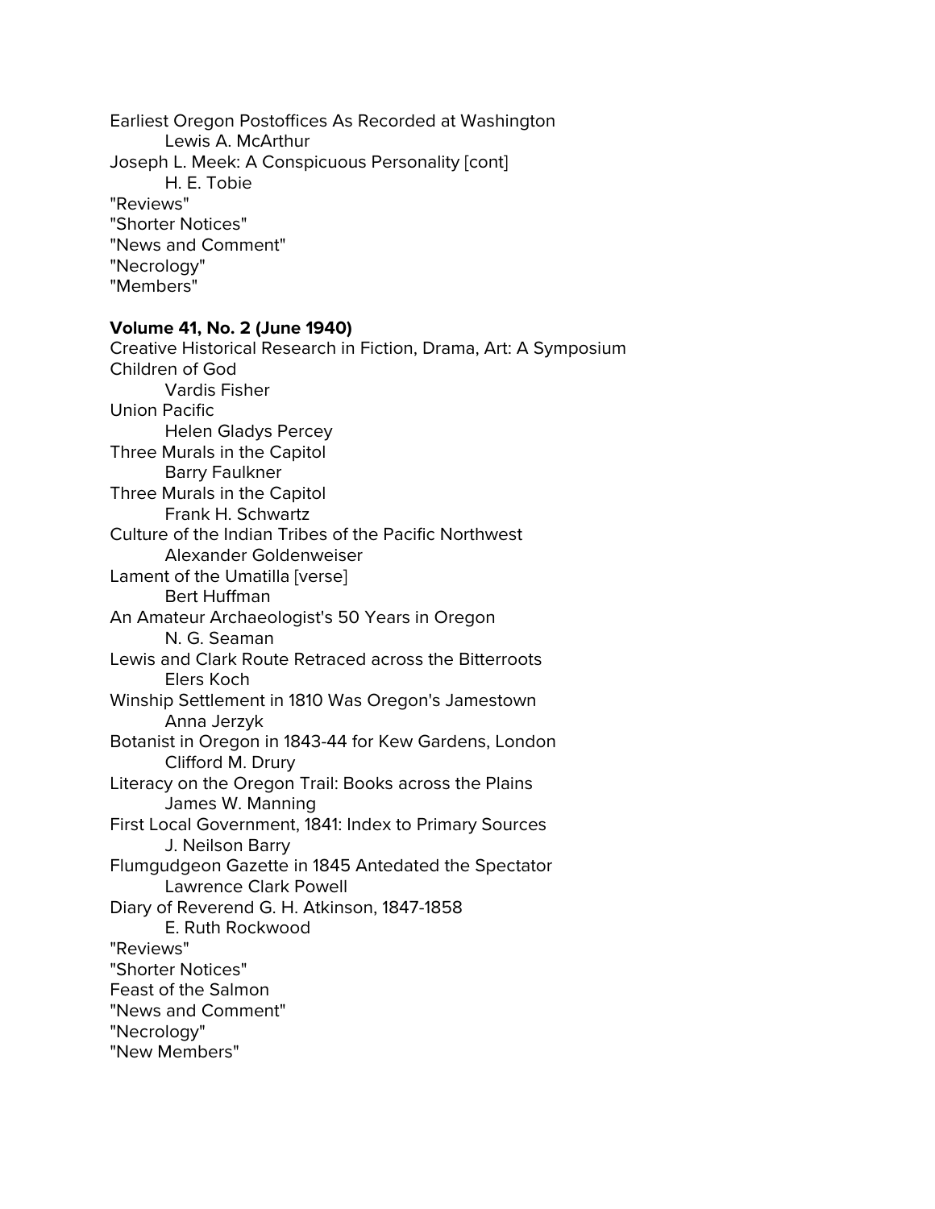Earliest Oregon Postoffices As Recorded at Washington
    Lewis A. McArthur
Joseph L. Meek: A Conspicuous Personality [cont]
    H. E. Tobie
"Reviews"
"Shorter Notices"
"News and Comment"
"Necrology"
"Members"

**Volume 41, No. 2 (June 1940)**
Creative Historical Research in Fiction, Drama, Art: A Symposium
Children of God
    Vardis Fisher
Union Pacific
    Helen Gladys Percey
Three Murals in the Capitol
    Barry Faulkner
Three Murals in the Capitol
    Frank H. Schwartz
Culture of the Indian Tribes of the Pacific Northwest
    Alexander Goldenweiser
Lament of the Umatilla [verse]
    Bert Huffman
An Amateur Archaeologist's 50 Years in Oregon
    N. G. Seaman
Lewis and Clark Route Retraced across the Bitterroots
    Elers Koch
Winship Settlement in 1810 Was Oregon's Jamestown
    Anna Jerzyk
Botanist in Oregon in 1843-44 for Kew Gardens, London
    Clifford M. Drury
Literacy on the Oregon Trail: Books across the Plains
    James W. Manning
First Local Government, 1841: Index to Primary Sources
    J. Neilson Barry
Flumgudgeon Gazette in 1845 Antedated the Spectator
    Lawrence Clark Powell
Diary of Reverend G. H. Atkinson, 1847-1858
    E. Ruth Rockwood
"Reviews"
"Shorter Notices"
Feast of the Salmon
"News and Comment"
"Necrology"
"New Members"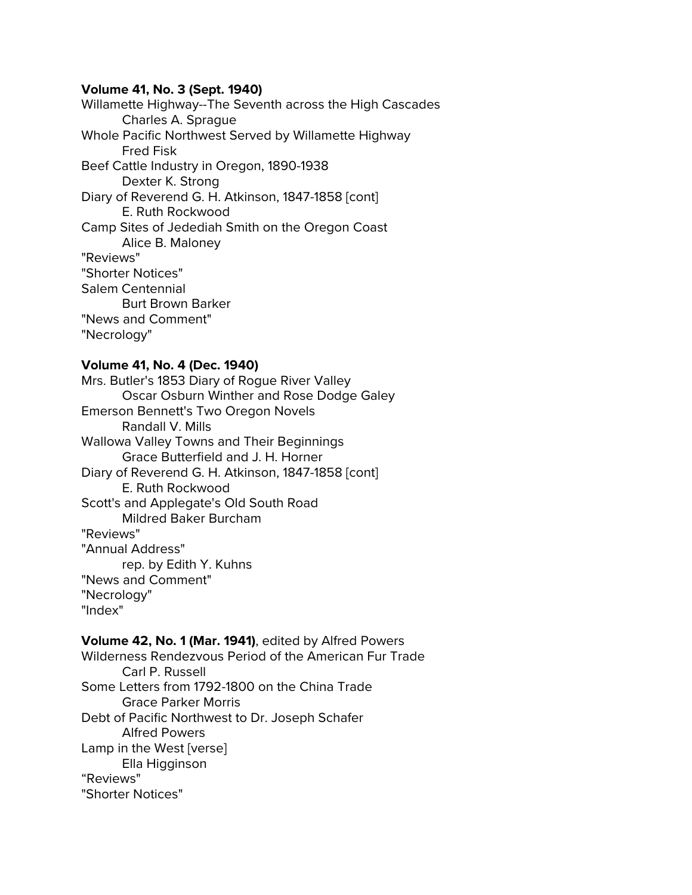**Volume 41, No. 3 (Sept. 1940)**
Willamette Highway--The Seventh across the High Cascades
        Charles A. Sprague
Whole Pacific Northwest Served by Willamette Highway
        Fred Fisk
Beef Cattle Industry in Oregon, 1890-1938
        Dexter K. Strong
Diary of Reverend G. H. Atkinson, 1847-1858 [cont]
        E. Ruth Rockwood
Camp Sites of Jedediah Smith on the Oregon Coast
        Alice B. Maloney
"Reviews"
"Shorter Notices"
Salem Centennial
        Burt Brown Barker
"News and Comment"
"Necrology"

**Volume 41, No. 4 (Dec. 1940)**
Mrs. Butler's 1853 Diary of Rogue River Valley
        Oscar Osburn Winther and Rose Dodge Galey
Emerson Bennett's Two Oregon Novels
        Randall V. Mills
Wallowa Valley Towns and Their Beginnings
        Grace Butterfield and J. H. Horner
Diary of Reverend G. H. Atkinson, 1847-1858 [cont]
        E. Ruth Rockwood
Scott's and Applegate's Old South Road
        Mildred Baker Burcham
"Reviews"
"Annual Address"
        rep. by Edith Y. Kuhns
"News and Comment"
"Necrology"
"Index"

**Volume 42, No. 1 (Mar. 1941)**, edited by Alfred Powers
Wilderness Rendezvous Period of the American Fur Trade
        Carl P. Russell
Some Letters from 1792-1800 on the China Trade
        Grace Parker Morris
Debt of Pacific Northwest to Dr. Joseph Schafer
        Alfred Powers
Lamp in the West [verse]
        Ella Higginson
“Reviews"
"Shorter Notices"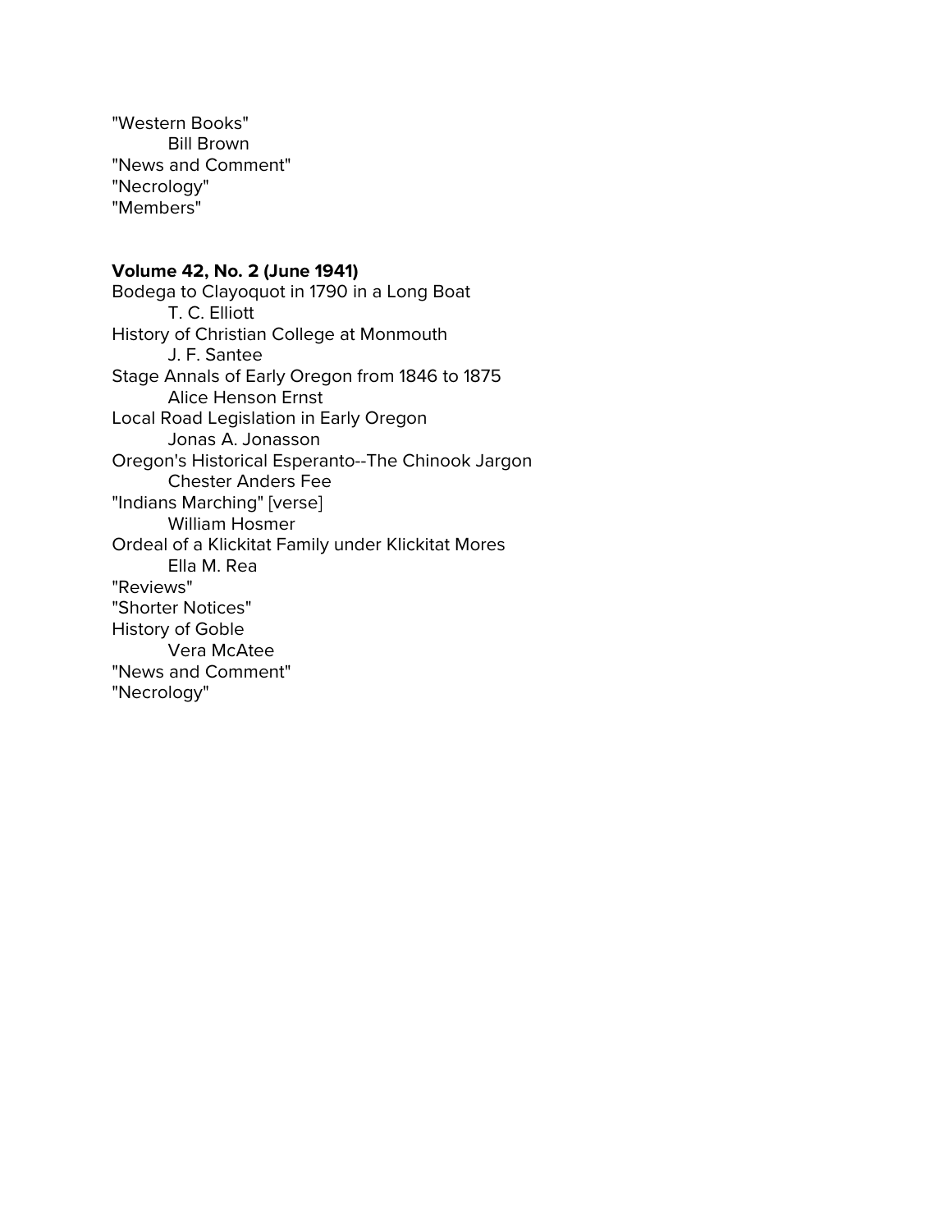"Western Books"
    Bill Brown
"News and Comment"
"Necrology"
"Members"

**Volume 42, No. 2 (June 1941)**
Bodega to Clayoquot in 1790 in a Long Boat
    T. C. Elliott
History of Christian College at Monmouth
    J. F. Santee
Stage Annals of Early Oregon from 1846 to 1875
    Alice Henson Ernst
Local Road Legislation in Early Oregon
    Jonas A. Jonasson
Oregon's Historical Esperanto--The Chinook Jargon
    Chester Anders Fee
"Indians Marching" [verse]
    William Hosmer
Ordeal of a Klickitat Family under Klickitat Mores
    Ella M. Rea
"Reviews"
"Shorter Notices"
History of Goble
    Vera McAtee
"News and Comment"
"Necrology"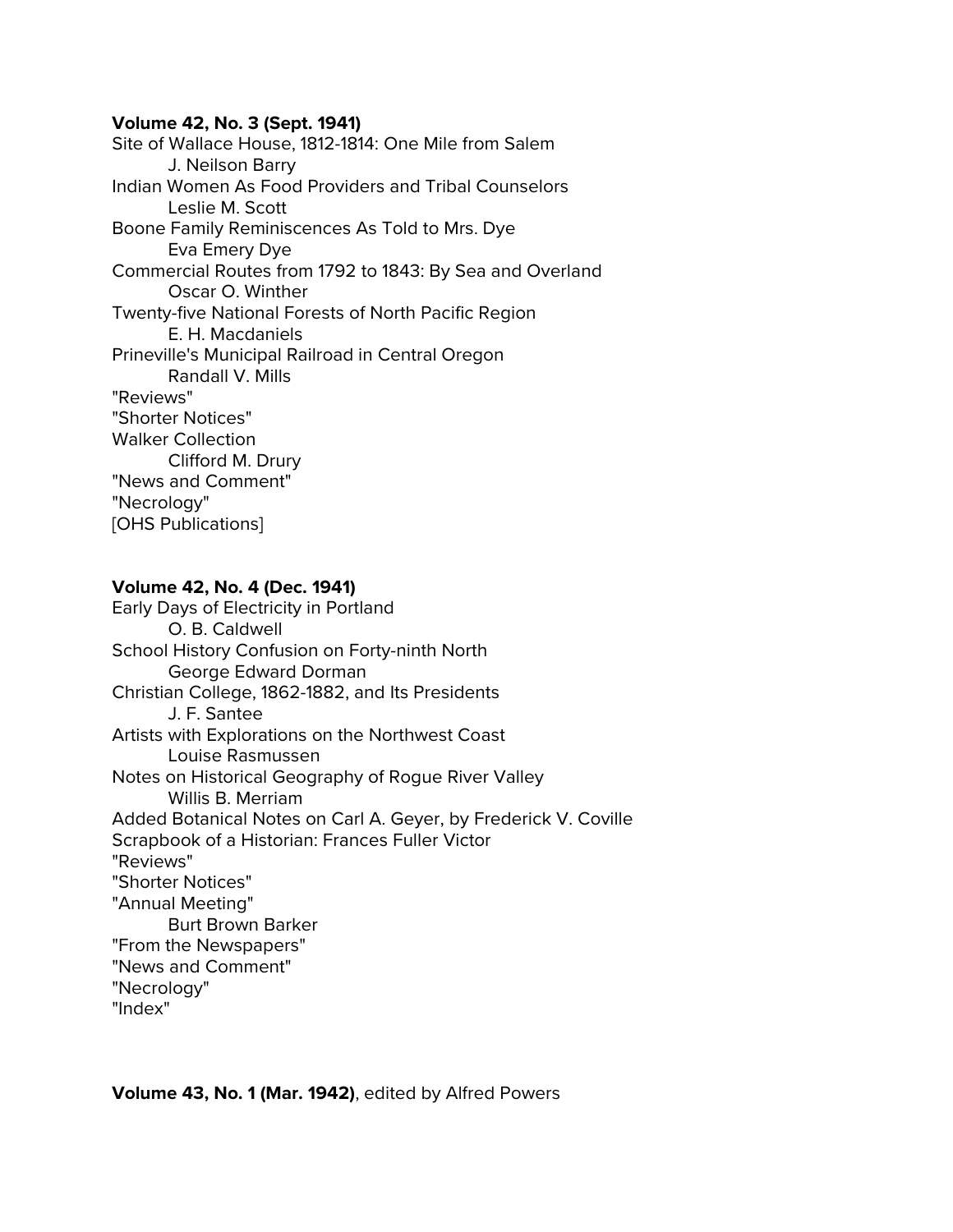**Volume 42, No. 3 (Sept. 1941)**

Site of Wallace House, 1812-1814: One Mile from Salem
    J. Neilson Barry
Indian Women As Food Providers and Tribal Counselors
    Leslie M. Scott
Boone Family Reminiscences As Told to Mrs. Dye
    Eva Emery Dye
Commercial Routes from 1792 to 1843: By Sea and Overland
    Oscar O. Winther
Twenty-five National Forests of North Pacific Region
    E. H. Macdaniels
Prineville's Municipal Railroad in Central Oregon
    Randall V. Mills
"Reviews"
"Shorter Notices"
Walker Collection
    Clifford M. Drury
"News and Comment"
"Necrology"
[OHS Publications]

**Volume 42, No. 4 (Dec. 1941)**

Early Days of Electricity in Portland
    O. B. Caldwell
School History Confusion on Forty-ninth North
    George Edward Dorman
Christian College, 1862-1882, and Its Presidents
    J. F. Santee
Artists with Explorations on the Northwest Coast
    Louise Rasmussen
Notes on Historical Geography of Rogue River Valley
    Willis B. Merriam
Added Botanical Notes on Carl A. Geyer, by Frederick V. Coville
Scrapbook of a Historian: Frances Fuller Victor
"Reviews"
"Shorter Notices"
"Annual Meeting"
    Burt Brown Barker
"From the Newspapers"
"News and Comment"
"Necrology"
"Index"

**Volume 43, No. 1 (Mar. 1942)**, edited by Alfred Powers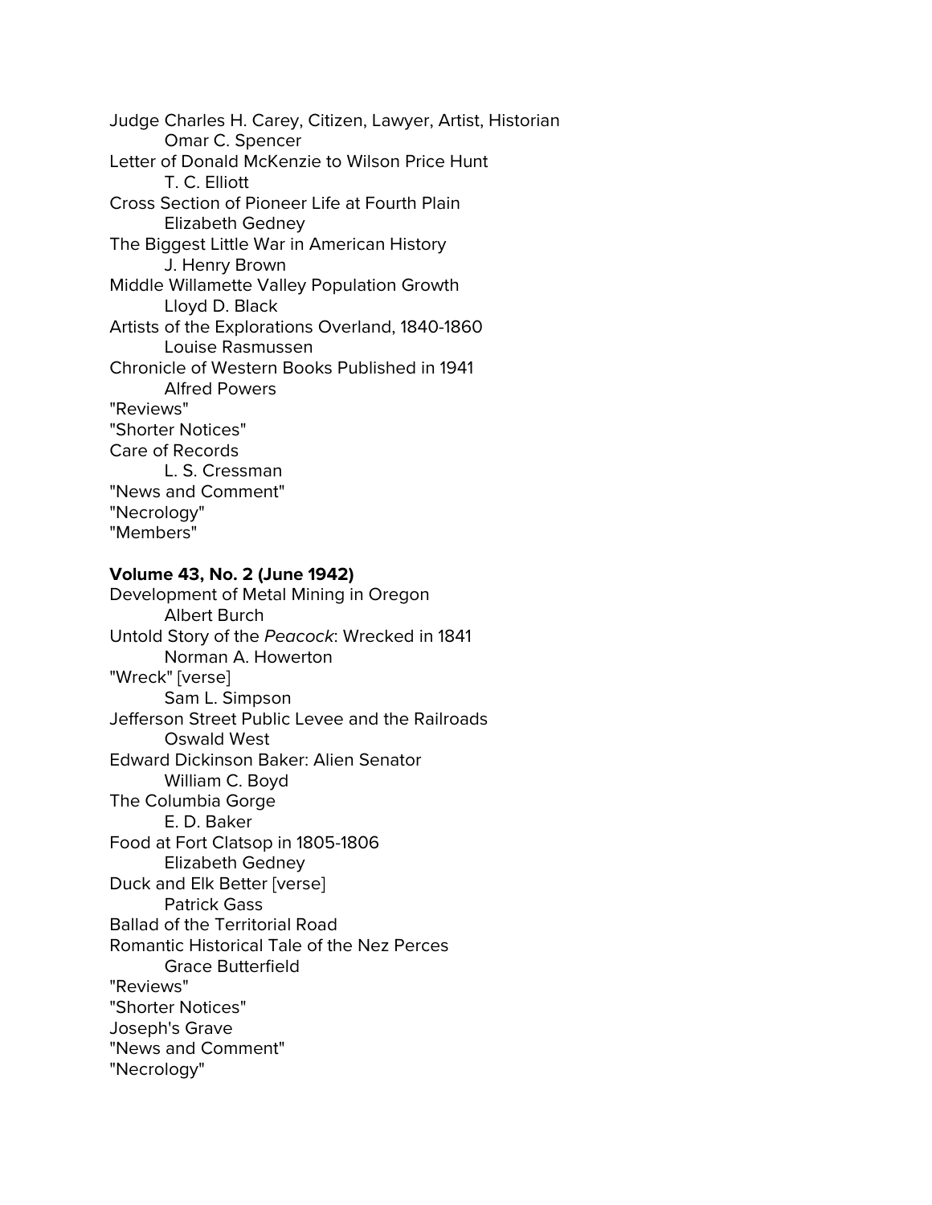Judge Charles H. Carey, Citizen, Lawyer, Artist, Historian
    Omar C. Spencer
Letter of Donald McKenzie to Wilson Price Hunt
    T. C. Elliott
Cross Section of Pioneer Life at Fourth Plain
    Elizabeth Gedney
The Biggest Little War in American History
    J. Henry Brown
Middle Willamette Valley Population Growth
    Lloyd D. Black
Artists of the Explorations Overland, 1840-1860
    Louise Rasmussen
Chronicle of Western Books Published in 1941
    Alfred Powers
"Reviews"
"Shorter Notices"
Care of Records
    L. S. Cressman
"News and Comment"
"Necrology"
"Members"

**Volume 43, No. 2 (June 1942)**

Development of Metal Mining in Oregon
    Albert Burch
Untold Story of the *Peacock*: Wrecked in 1841
    Norman A. Howerton
"Wreck" [verse]
    Sam L. Simpson
Jefferson Street Public Levee and the Railroads
    Oswald West
Edward Dickinson Baker: Alien Senator
    William C. Boyd
The Columbia Gorge
    E. D. Baker
Food at Fort Clatsop in 1805-1806
    Elizabeth Gedney
Duck and Elk Better [verse]
    Patrick Gass
Ballad of the Territorial Road
Romantic Historical Tale of the Nez Perces
    Grace Butterfield
"Reviews"
"Shorter Notices"
Joseph's Grave
"News and Comment"
"Necrology"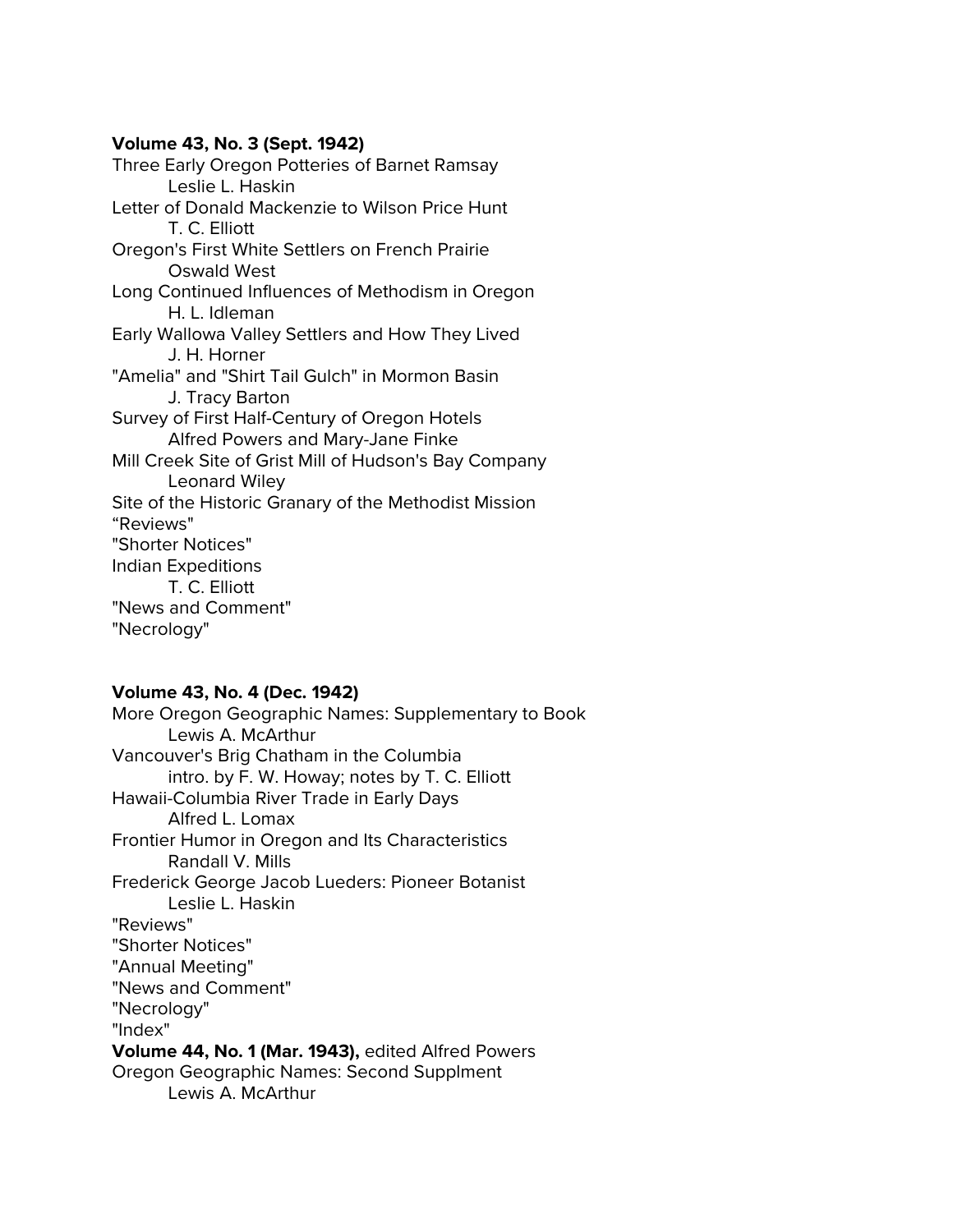**Volume 43, No. 3 (Sept. 1942)**

Three Early Oregon Potteries of Barnet Ramsay
    Leslie L. Haskin
Letter of Donald Mackenzie to Wilson Price Hunt
    T. C. Elliott
Oregon's First White Settlers on French Prairie
    Oswald West
Long Continued Influences of Methodism in Oregon
    H. L. Idleman
Early Wallowa Valley Settlers and How They Lived
    J. H. Horner
"Amelia" and "Shirt Tail Gulch" in Mormon Basin
    J. Tracy Barton
Survey of First Half-Century of Oregon Hotels
    Alfred Powers and Mary-Jane Finke
Mill Creek Site of Grist Mill of Hudson's Bay Company
    Leonard Wiley
Site of the Historic Granary of the Methodist Mission
“Reviews"
"Shorter Notices"
Indian Expeditions
    T. C. Elliott
"News and Comment"
"Necrology"

**Volume 43, No. 4 (Dec. 1942)**

More Oregon Geographic Names: Supplementary to Book
    Lewis A. McArthur
Vancouver's Brig Chatham in the Columbia
    intro. by F. W. Howay; notes by T. C. Elliott
Hawaii-Columbia River Trade in Early Days
    Alfred L. Lomax
Frontier Humor in Oregon and Its Characteristics
    Randall V. Mills
Frederick George Jacob Lueders: Pioneer Botanist
    Leslie L. Haskin
"Reviews"
"Shorter Notices"
"Annual Meeting"
"News and Comment"
"Necrology"
"Index"

**Volume 44, No. 1 (Mar. 1943),** edited Alfred Powers

Oregon Geographic Names: Second Supplment
    Lewis A. McArthur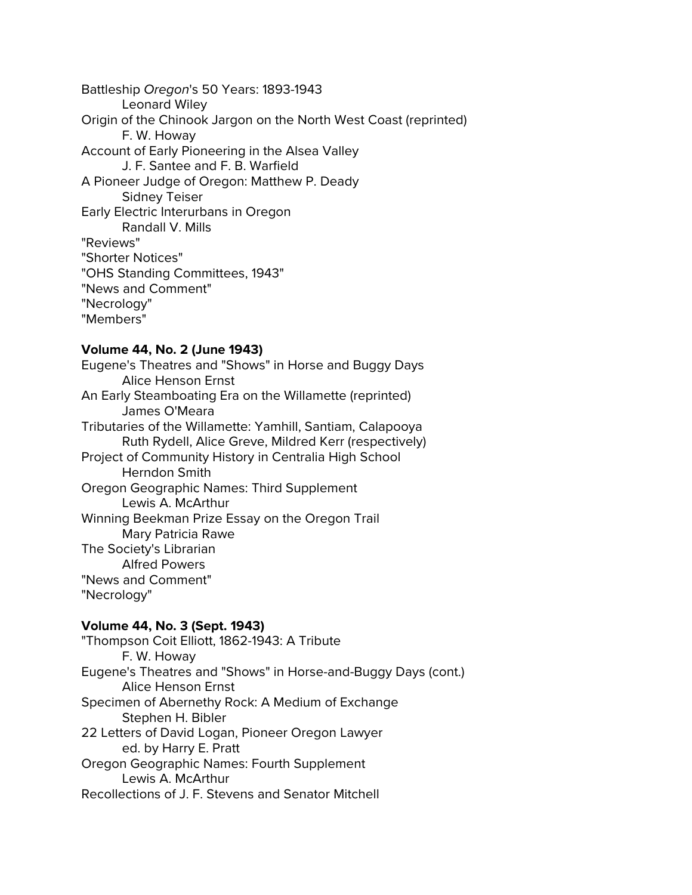Battleship *Oregon*'s 50 Years: 1893-1943
    Leonard Wiley
Origin of the Chinook Jargon on the North West Coast (reprinted)
    F. W. Howay
Account of Early Pioneering in the Alsea Valley
    J. F. Santee and F. B. Warfield
A Pioneer Judge of Oregon: Matthew P. Deady
    Sidney Teiser
Early Electric Interurbans in Oregon
    Randall V. Mills
"Reviews"
"Shorter Notices"
"OHS Standing Committees, 1943"
"News and Comment"
"Necrology"
"Members"

**Volume 44, No. 2 (June 1943)**

Eugene's Theatres and "Shows" in Horse and Buggy Days
    Alice Henson Ernst
An Early Steamboating Era on the Willamette (reprinted)
    James O'Meara
Tributaries of the Willamette: Yamhill, Santiam, Calapooya
    Ruth Rydell, Alice Greve, Mildred Kerr (respectively)
Project of Community History in Centralia High School
    Herndon Smith
Oregon Geographic Names: Third Supplement
    Lewis A. McArthur
Winning Beekman Prize Essay on the Oregon Trail
    Mary Patricia Rawe
The Society's Librarian
    Alfred Powers
"News and Comment"
"Necrology"

**Volume 44, No. 3 (Sept. 1943)**

"Thompson Coit Elliott, 1862-1943: A Tribute
    F. W. Howay
Eugene's Theatres and "Shows" in Horse-and-Buggy Days (cont.)
    Alice Henson Ernst
Specimen of Abernethy Rock: A Medium of Exchange
    Stephen H. Bibler
22 Letters of David Logan, Pioneer Oregon Lawyer
    ed. by Harry E. Pratt
Oregon Geographic Names: Fourth Supplement
    Lewis A. McArthur
Recollections of J. F. Stevens and Senator Mitchell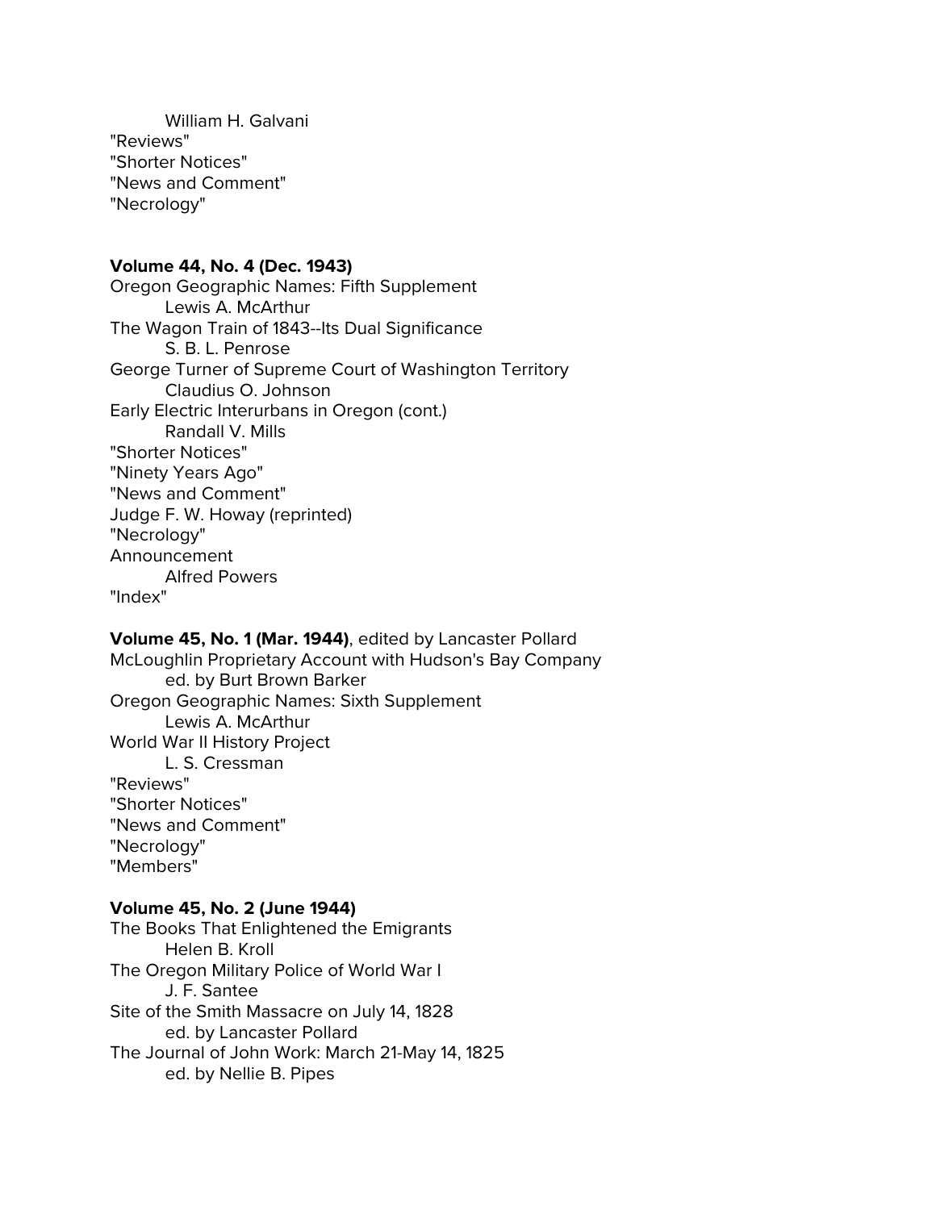William H. Galvani
"Reviews"
"Shorter Notices"
"News and Comment"
"Necrology"

**Volume 44, No. 4 (Dec. 1943)**
Oregon Geographic Names: Fifth Supplement
Lewis A. McArthur
The Wagon Train of 1843--Its Dual Significance
S. B. L. Penrose
George Turner of Supreme Court of Washington Territory
Claudius O. Johnson
Early Electric Interurbans in Oregon (cont.)
Randall V. Mills
"Shorter Notices"
"Ninety Years Ago"
"News and Comment"
Judge F. W. Howay (reprinted)
"Necrology"
Announcement
Alfred Powers
"Index"

**Volume 45, No. 1 (Mar. 1944)**, edited by Lancaster Pollard
McLoughlin Proprietary Account with Hudson's Bay Company
ed. by Burt Brown Barker
Oregon Geographic Names: Sixth Supplement
Lewis A. McArthur
World War II History Project
L. S. Cressman
"Reviews"
"Shorter Notices"
"News and Comment"
"Necrology"
"Members"

**Volume 45, No. 2 (June 1944)**
The Books That Enlightened the Emigrants
Helen B. Kroll
The Oregon Military Police of World War I
J. F. Santee
Site of the Smith Massacre on July 14, 1828
ed. by Lancaster Pollard
The Journal of John Work: March 21-May 14, 1825
ed. by Nellie B. Pipes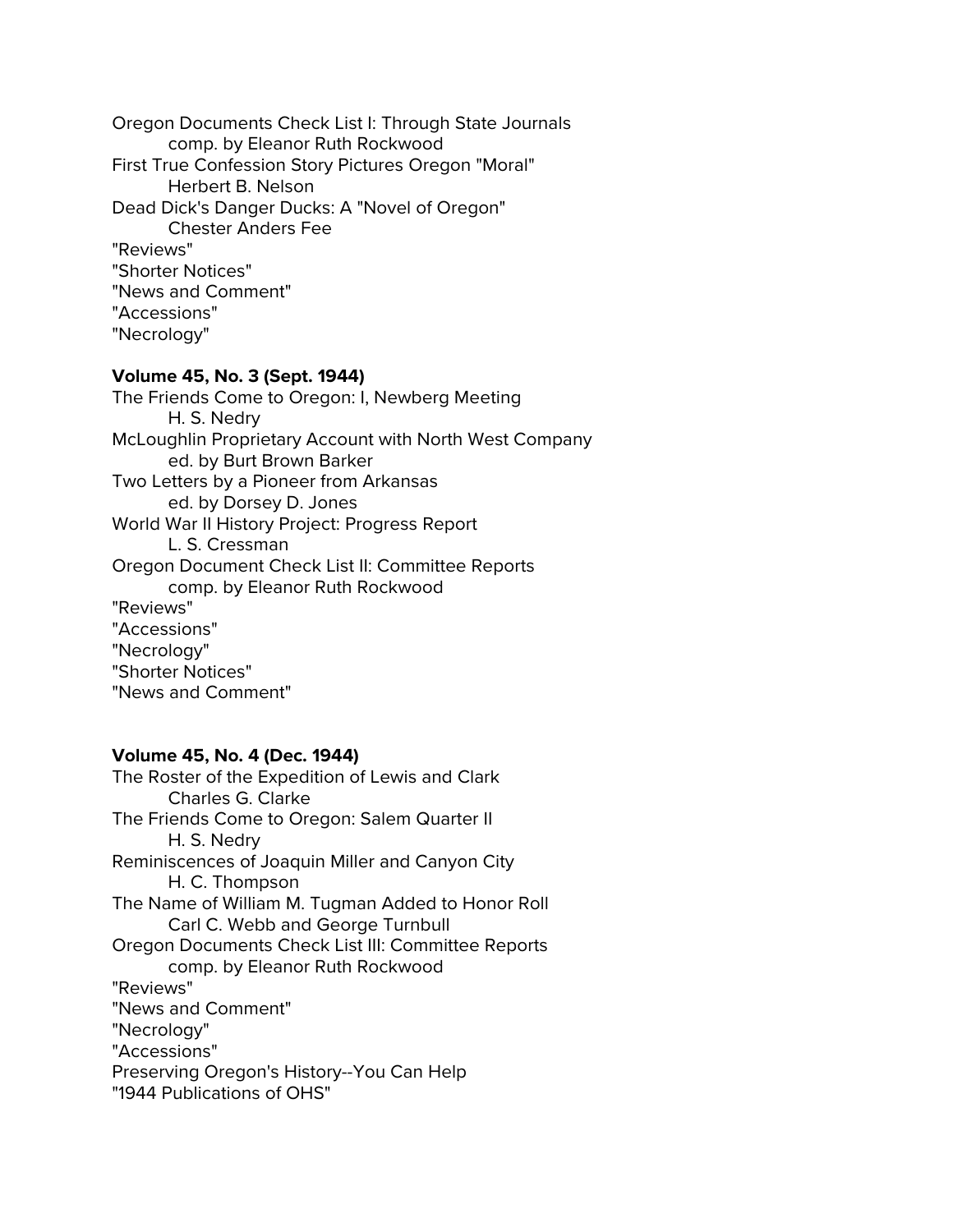Oregon Documents Check List I: Through State Journals
    comp. by Eleanor Ruth Rockwood
First True Confession Story Pictures Oregon "Moral"
    Herbert B. Nelson
Dead Dick's Danger Ducks: A "Novel of Oregon"
    Chester Anders Fee
"Reviews"
"Shorter Notices"
"News and Comment"
"Accessions"
"Necrology"

**Volume 45, No. 3 (Sept. 1944)**
The Friends Come to Oregon: I, Newberg Meeting
    H. S. Nedry
McLoughlin Proprietary Account with North West Company
    ed. by Burt Brown Barker
Two Letters by a Pioneer from Arkansas
    ed. by Dorsey D. Jones
World War II History Project: Progress Report
    L. S. Cressman
Oregon Document Check List II: Committee Reports
    comp. by Eleanor Ruth Rockwood
"Reviews"
"Accessions"
"Necrology"
"Shorter Notices"
"News and Comment"

**Volume 45, No. 4 (Dec. 1944)**
The Roster of the Expedition of Lewis and Clark
    Charles G. Clarke
The Friends Come to Oregon: Salem Quarter II
    H. S. Nedry
Reminiscences of Joaquin Miller and Canyon City
    H. C. Thompson
The Name of William M. Tugman Added to Honor Roll
    Carl C. Webb and George Turnbull
Oregon Documents Check List III: Committee Reports
    comp. by Eleanor Ruth Rockwood
"Reviews"
"News and Comment"
"Necrology"
"Accessions"
Preserving Oregon's History--You Can Help
"1944 Publications of OHS"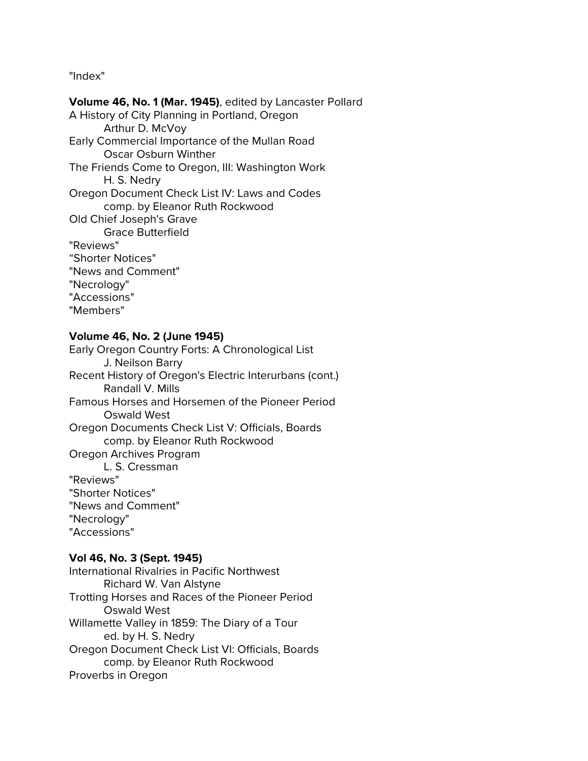"Index"

**Volume 46, No. 1 (Mar. 1945)**, edited by Lancaster Pollard

A History of City Planning in Portland, Oregon
    Arthur D. McVoy
Early Commercial Importance of the Mullan Road
    Oscar Osburn Winther
The Friends Come to Oregon, III: Washington Work
    H. S. Nedry
Oregon Document Check List IV: Laws and Codes
    comp. by Eleanor Ruth Rockwood
Old Chief Joseph's Grave
    Grace Butterfield
"Reviews"
"Shorter Notices"
"News and Comment"
"Necrology"
"Accessions"
"Members"

**Volume 46, No. 2 (June 1945)**

Early Oregon Country Forts: A Chronological List
    J. Neilson Barry
Recent History of Oregon's Electric Interurbans (cont.)
    Randall V. Mills
Famous Horses and Horsemen of the Pioneer Period
    Oswald West
Oregon Documents Check List V: Officials, Boards
    comp. by Eleanor Ruth Rockwood
Oregon Archives Program
    L. S. Cressman
"Reviews"
"Shorter Notices"
"News and Comment"
"Necrology"
"Accessions"

**Vol 46, No. 3 (Sept. 1945)**

International Rivalries in Pacific Northwest
    Richard W. Van Alstyne
Trotting Horses and Races of the Pioneer Period
    Oswald West
Willamette Valley in 1859: The Diary of a Tour
    ed. by H. S. Nedry
Oregon Document Check List VI: Officials, Boards
    comp. by Eleanor Ruth Rockwood
Proverbs in Oregon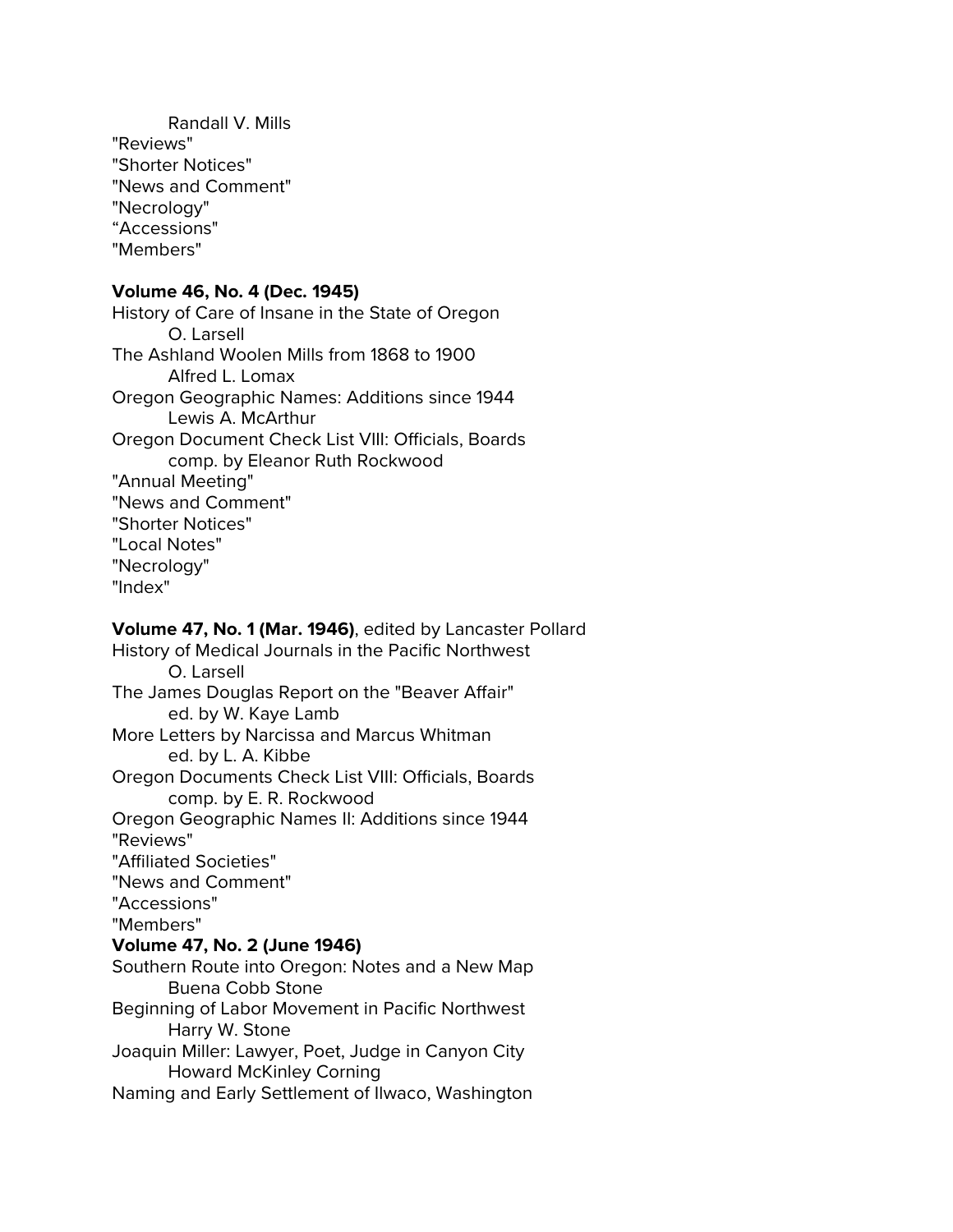Randall V. Mills
"Reviews"
"Shorter Notices"
"News and Comment"
"Necrology"
“Accessions"
"Members"

**Volume 46, No. 4 (Dec. 1945)**
History of Care of Insane in the State of Oregon
O. Larsell
The Ashland Woolen Mills from 1868 to 1900
Alfred L. Lomax
Oregon Geographic Names: Additions since 1944
Lewis A. McArthur
Oregon Document Check List VIII: Officials, Boards
comp. by Eleanor Ruth Rockwood
"Annual Meeting"
"News and Comment"
"Shorter Notices"
"Local Notes"
"Necrology"
"Index"

**Volume 47, No. 1 (Mar. 1946)**, edited by Lancaster Pollard
History of Medical Journals in the Pacific Northwest
O. Larsell
The James Douglas Report on the "Beaver Affair"
ed. by W. Kaye Lamb
More Letters by Narcissa and Marcus Whitman
ed. by L. A. Kibbe
Oregon Documents Check List VIII: Officials, Boards
comp. by E. R. Rockwood
Oregon Geographic Names II: Additions since 1944
"Reviews"
"Affiliated Societies"
"News and Comment"
"Accessions"
"Members"

**Volume 47, No. 2 (June 1946)**
Southern Route into Oregon: Notes and a New Map
Buena Cobb Stone
Beginning of Labor Movement in Pacific Northwest
Harry W. Stone
Joaquin Miller: Lawyer, Poet, Judge in Canyon City
Howard McKinley Corning
Naming and Early Settlement of Ilwaco, Washington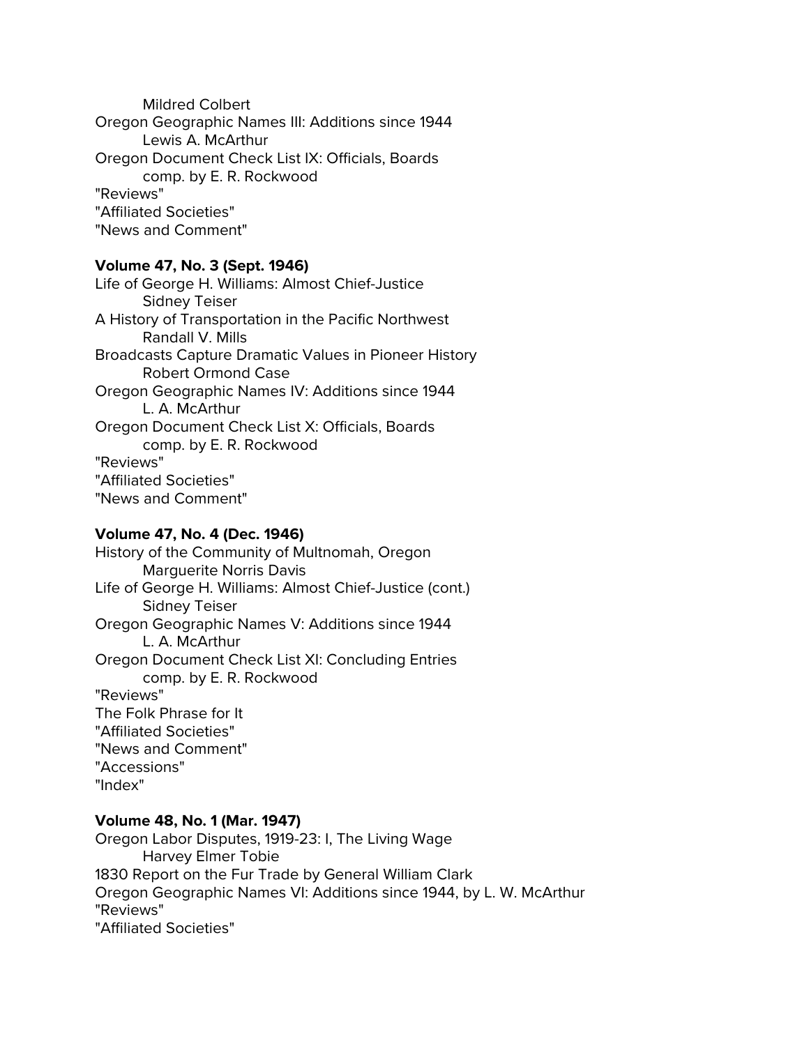Mildred Colbert

Oregon Geographic Names III: Additions since 1944

Lewis A. McArthur

Oregon Document Check List IX: Officials, Boards

comp. by E. R. Rockwood

"Reviews"

"Affiliated Societies"

"News and Comment"

**Volume 47, No. 3 (Sept. 1946)**

Life of George H. Williams: Almost Chief-Justice

Sidney Teiser

A History of Transportation in the Pacific Northwest

Randall V. Mills

Broadcasts Capture Dramatic Values in Pioneer History

Robert Ormond Case

Oregon Geographic Names IV: Additions since 1944

L. A. McArthur

Oregon Document Check List X: Officials, Boards

comp. by E. R. Rockwood

"Reviews"

"Affiliated Societies"

"News and Comment"

**Volume 47, No. 4 (Dec. 1946)**

History of the Community of Multnomah, Oregon

Marguerite Norris Davis

Life of George H. Williams: Almost Chief-Justice (cont.)

Sidney Teiser

Oregon Geographic Names V: Additions since 1944

L. A. McArthur

Oregon Document Check List XI: Concluding Entries

comp. by E. R. Rockwood

"Reviews"

The Folk Phrase for It

"Affiliated Societies"

"News and Comment"

"Accessions"

"Index"

**Volume 48, No. 1 (Mar. 1947)**

Oregon Labor Disputes, 1919-23: I, The Living Wage

Harvey Elmer Tobie

1830 Report on the Fur Trade by General William Clark

Oregon Geographic Names VI: Additions since 1944, by L. W. McArthur

"Reviews"

"Affiliated Societies"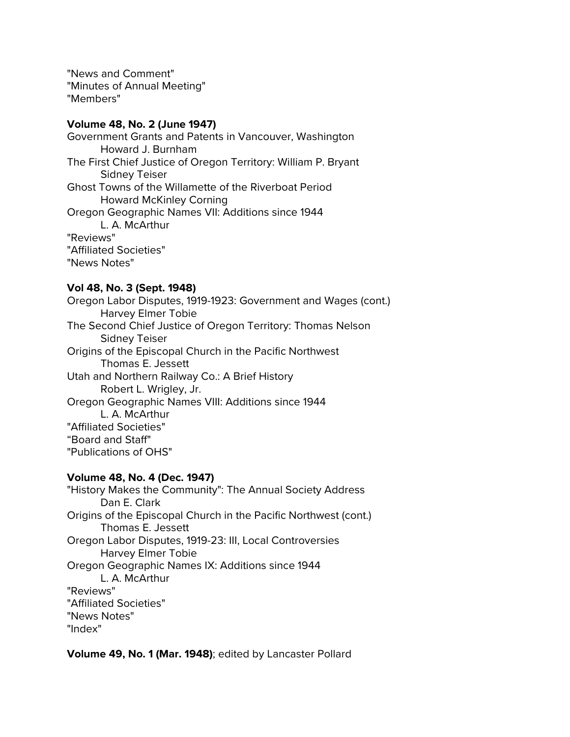"News and Comment"
"Minutes of Annual Meeting"
"Members"

**Volume 48, No. 2 (June 1947)**
Government Grants and Patents in Vancouver, Washington
 Howard J. Burnham
The First Chief Justice of Oregon Territory: William P. Bryant
 Sidney Teiser
Ghost Towns of the Willamette of the Riverboat Period
 Howard McKinley Corning
Oregon Geographic Names VII: Additions since 1944
 L. A. McArthur
"Reviews"
"Affiliated Societies"
"News Notes"

**Vol 48, No. 3 (Sept. 1948)**
Oregon Labor Disputes, 1919-1923: Government and Wages (cont.)
 Harvey Elmer Tobie
The Second Chief Justice of Oregon Territory: Thomas Nelson
 Sidney Teiser
Origins of the Episcopal Church in the Pacific Northwest
 Thomas E. Jessett
Utah and Northern Railway Co.: A Brief History
 Robert L. Wrigley, Jr.
Oregon Geographic Names VIII: Additions since 1944
 L. A. McArthur
"Affiliated Societies"
"Board and Staff"
"Publications of OHS"

**Volume 48, No. 4 (Dec. 1947)**
"History Makes the Community": The Annual Society Address
 Dan E. Clark
Origins of the Episcopal Church in the Pacific Northwest (cont.)
 Thomas E. Jessett
Oregon Labor Disputes, 1919-23: III, Local Controversies
 Harvey Elmer Tobie
Oregon Geographic Names IX: Additions since 1944
 L. A. McArthur
"Reviews"
"Affiliated Societies"
"News Notes"
"Index"

**Volume 49, No. 1 (Mar. 1948)**; edited by Lancaster Pollard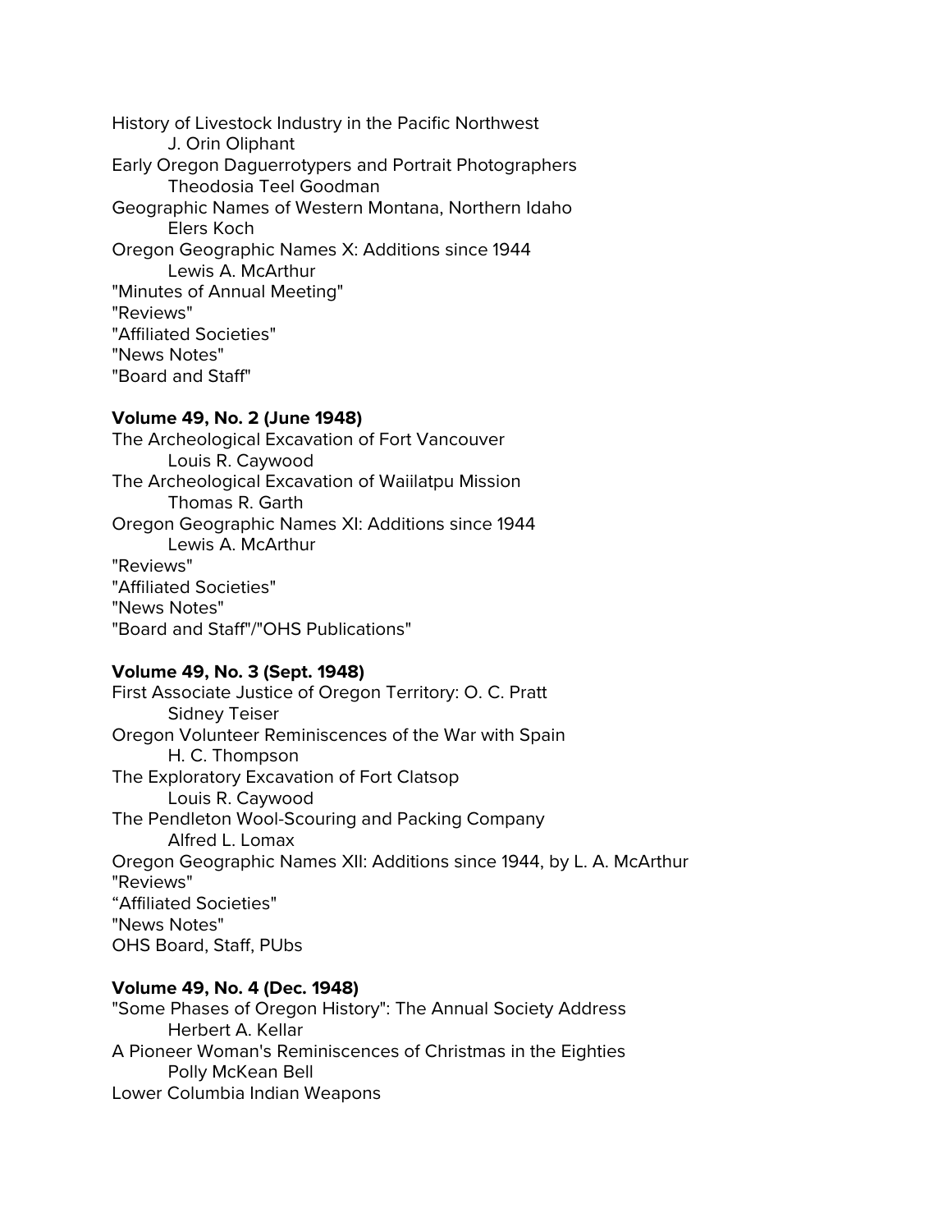History of Livestock Industry in the Pacific Northwest
&nbsp;&nbsp;&nbsp;&nbsp;&nbsp;&nbsp;&nbsp;&nbsp;J. Orin Oliphant
Early Oregon Daguerrotypers and Portrait Photographers
&nbsp;&nbsp;&nbsp;&nbsp;&nbsp;&nbsp;&nbsp;&nbsp;Theodosia Teel Goodman
Geographic Names of Western Montana, Northern Idaho
&nbsp;&nbsp;&nbsp;&nbsp;&nbsp;&nbsp;&nbsp;&nbsp;Elers Koch
Oregon Geographic Names X: Additions since 1944
&nbsp;&nbsp;&nbsp;&nbsp;&nbsp;&nbsp;&nbsp;&nbsp;Lewis A. McArthur
"Minutes of Annual Meeting"
"Reviews"
"Affiliated Societies"
"News Notes"
"Board and Staff"

**Volume 49, No. 2 (June 1948)**
The Archeological Excavation of Fort Vancouver
&nbsp;&nbsp;&nbsp;&nbsp;&nbsp;&nbsp;&nbsp;&nbsp;Louis R. Caywood
The Archeological Excavation of Waiilatpu Mission
&nbsp;&nbsp;&nbsp;&nbsp;&nbsp;&nbsp;&nbsp;&nbsp;Thomas R. Garth
Oregon Geographic Names XI: Additions since 1944
&nbsp;&nbsp;&nbsp;&nbsp;&nbsp;&nbsp;&nbsp;&nbsp;Lewis A. McArthur
"Reviews"
"Affiliated Societies"
"News Notes"
"Board and Staff"/"OHS Publications"

**Volume 49, No. 3 (Sept. 1948)**
First Associate Justice of Oregon Territory: O. C. Pratt
&nbsp;&nbsp;&nbsp;&nbsp;&nbsp;&nbsp;&nbsp;&nbsp;Sidney Teiser
Oregon Volunteer Reminiscences of the War with Spain
&nbsp;&nbsp;&nbsp;&nbsp;&nbsp;&nbsp;&nbsp;&nbsp;H. C. Thompson
The Exploratory Excavation of Fort Clatsop
&nbsp;&nbsp;&nbsp;&nbsp;&nbsp;&nbsp;&nbsp;&nbsp;Louis R. Caywood
The Pendleton Wool-Scouring and Packing Company
&nbsp;&nbsp;&nbsp;&nbsp;&nbsp;&nbsp;&nbsp;&nbsp;Alfred L. Lomax
Oregon Geographic Names XII: Additions since 1944, by L. A. McArthur
"Reviews"
"Affiliated Societies"
"News Notes"
OHS Board, Staff, PUbs

**Volume 49, No. 4 (Dec. 1948)**
"Some Phases of Oregon History": The Annual Society Address
&nbsp;&nbsp;&nbsp;&nbsp;&nbsp;&nbsp;&nbsp;&nbsp;Herbert A. Kellar
A Pioneer Woman's Reminiscences of Christmas in the Eighties
&nbsp;&nbsp;&nbsp;&nbsp;&nbsp;&nbsp;&nbsp;&nbsp;Polly McKean Bell
Lower Columbia Indian Weapons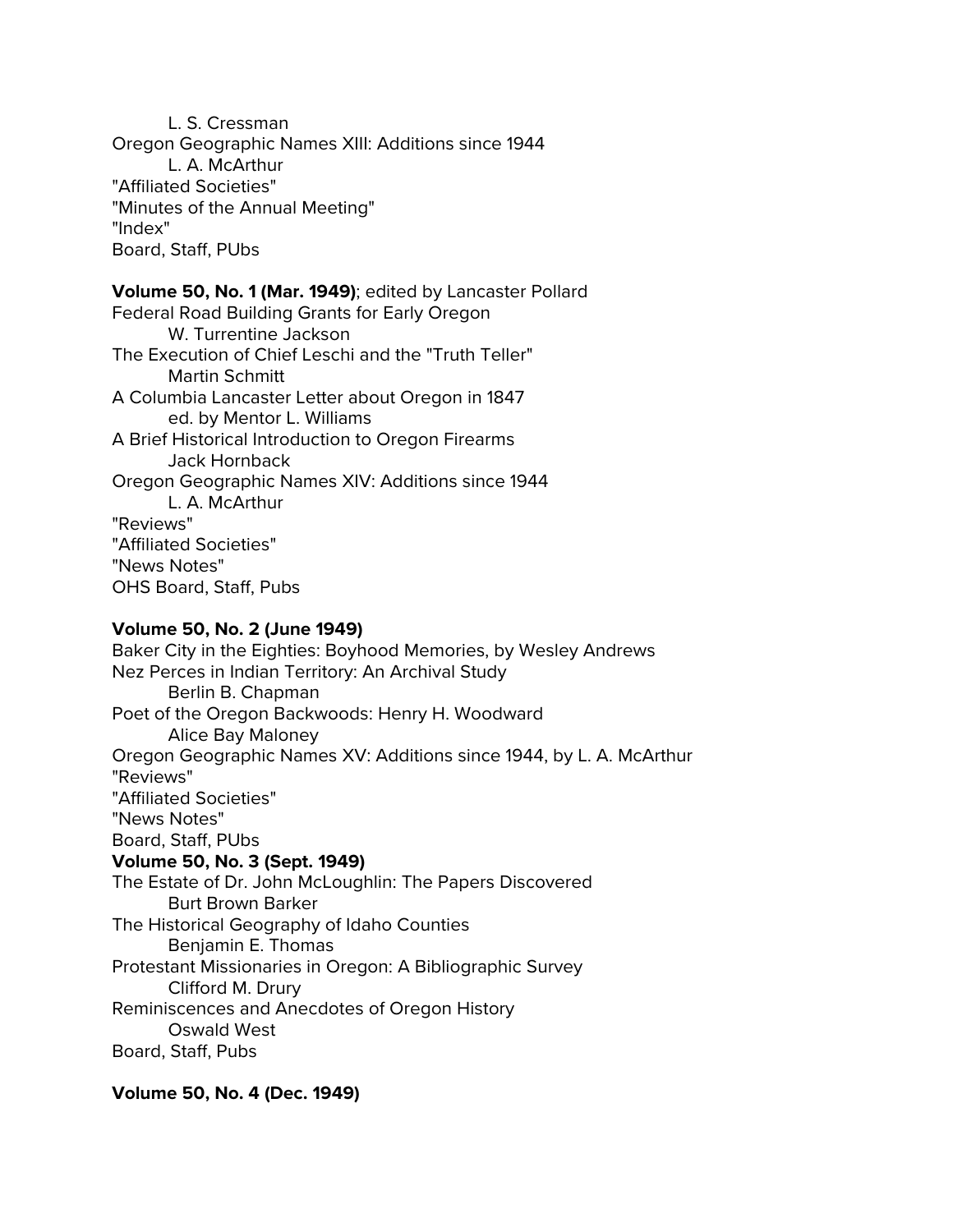L. S. Cressman
Oregon Geographic Names XIII: Additions since 1944
L. A. McArthur
"Affiliated Societies"
"Minutes of the Annual Meeting"
"Index"
Board, Staff, PUbs

**Volume 50, No. 1 (Mar. 1949)**; edited by Lancaster Pollard
Federal Road Building Grants for Early Oregon
W. Turrentine Jackson
The Execution of Chief Leschi and the "Truth Teller"
Martin Schmitt
A Columbia Lancaster Letter about Oregon in 1847
ed. by Mentor L. Williams
A Brief Historical Introduction to Oregon Firearms
Jack Hornback
Oregon Geographic Names XIV: Additions since 1944
L. A. McArthur
"Reviews"
"Affiliated Societies"
"News Notes"
OHS Board, Staff, Pubs

**Volume 50, No. 2 (June 1949)**
Baker City in the Eighties: Boyhood Memories, by Wesley Andrews
Nez Perces in Indian Territory: An Archival Study
Berlin B. Chapman
Poet of the Oregon Backwoods: Henry H. Woodward
Alice Bay Maloney
Oregon Geographic Names XV: Additions since 1944, by L. A. McArthur
"Reviews"
"Affiliated Societies"
"News Notes"
Board, Staff, PUbs

**Volume 50, No. 3 (Sept. 1949)**
The Estate of Dr. John McLoughlin: The Papers Discovered
Burt Brown Barker
The Historical Geography of Idaho Counties
Benjamin E. Thomas
Protestant Missionaries in Oregon: A Bibliographic Survey
Clifford M. Drury
Reminiscences and Anecdotes of Oregon History
Oswald West
Board, Staff, Pubs

**Volume 50, No. 4 (Dec. 1949)**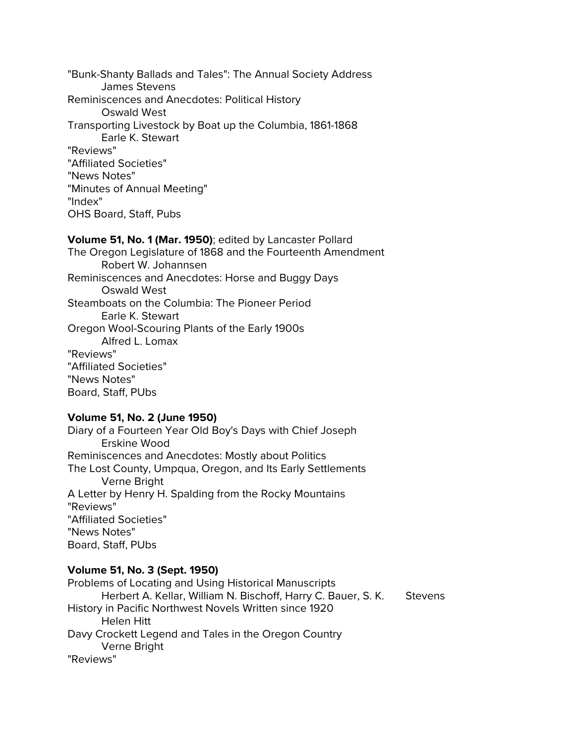"Bunk-Shanty Ballads and Tales": The Annual Society Address
James Stevens
Reminiscences and Anecdotes: Political History
Oswald West
Transporting Livestock by Boat up the Columbia, 1861-1868
Earle K. Stewart
"Reviews"
"Affiliated Societies"
"News Notes"
"Minutes of Annual Meeting"
"Index"
OHS Board, Staff, Pubs

**Volume 51, No. 1 (Mar. 1950)**; edited by Lancaster Pollard
The Oregon Legislature of 1868 and the Fourteenth Amendment
Robert W. Johannsen
Reminiscences and Anecdotes: Horse and Buggy Days
Oswald West
Steamboats on the Columbia: The Pioneer Period
Earle K. Stewart
Oregon Wool-Scouring Plants of the Early 1900s
Alfred L. Lomax
"Reviews"
"Affiliated Societies"
"News Notes"
Board, Staff, PUbs

**Volume 51, No. 2 (June 1950)**
Diary of a Fourteen Year Old Boy's Days with Chief Joseph
Erskine Wood
Reminiscences and Anecdotes: Mostly about Politics
The Lost County, Umpqua, Oregon, and Its Early Settlements
Verne Bright
A Letter by Henry H. Spalding from the Rocky Mountains
"Reviews"
"Affiliated Societies"
"News Notes"
Board, Staff, PUbs

**Volume 51, No. 3 (Sept. 1950)**
Problems of Locating and Using Historical Manuscripts
Herbert A. Kellar, William N. Bischoff, Harry C. Bauer, S. K. Stevens
History in Pacific Northwest Novels Written since 1920
Helen Hitt
Davy Crockett Legend and Tales in the Oregon Country
Verne Bright
"Reviews"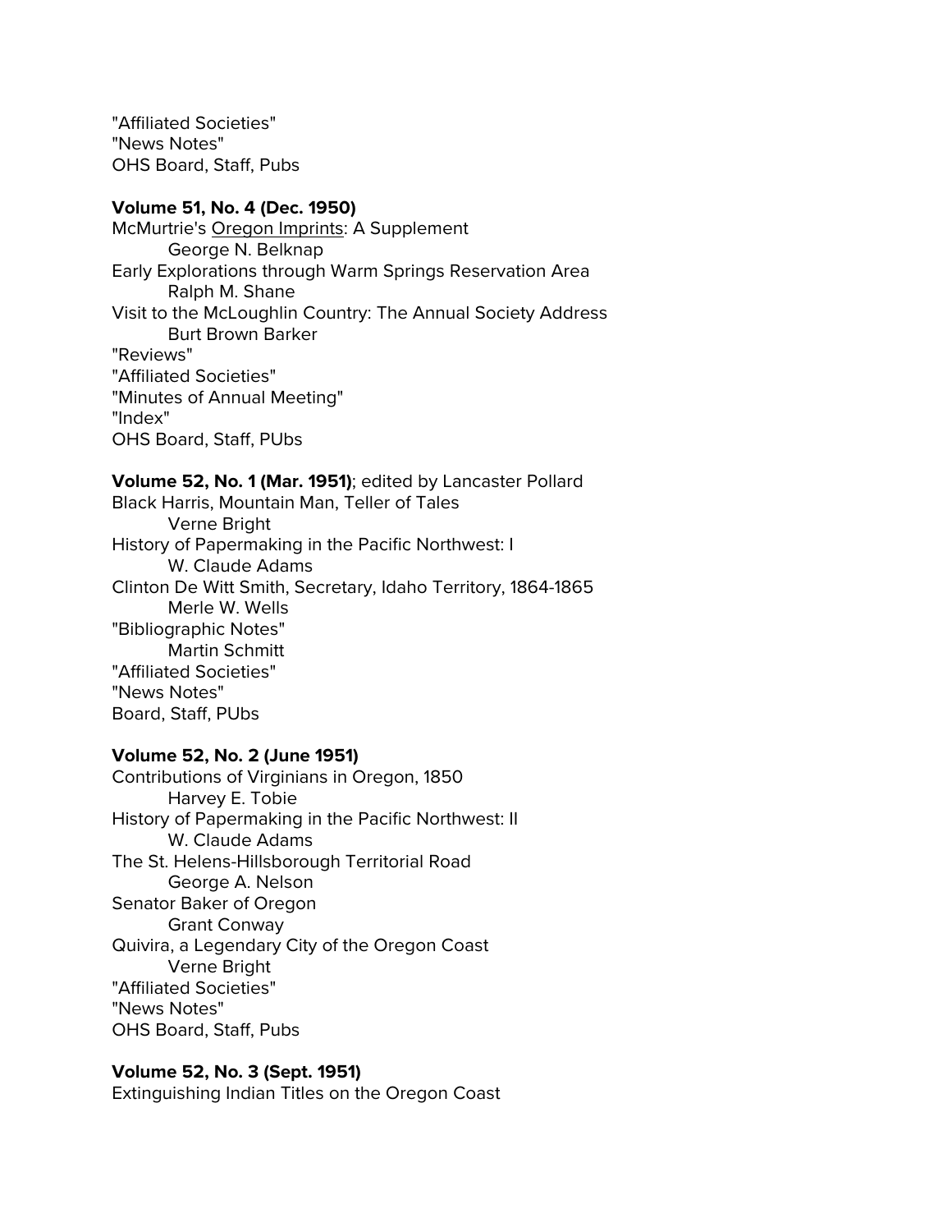"Affiliated Societies"
"News Notes"
OHS Board, Staff, Pubs

**Volume 51, No. 4 (Dec. 1950)**
McMurtrie's Oregon Imprints: A Supplement
    George N. Belknap
Early Explorations through Warm Springs Reservation Area
    Ralph M. Shane
Visit to the McLoughlin Country: The Annual Society Address
    Burt Brown Barker
"Reviews"
"Affiliated Societies"
"Minutes of Annual Meeting"
"Index"
OHS Board, Staff, PUbs

**Volume 52, No. 1 (Mar. 1951)**; edited by Lancaster Pollard
Black Harris, Mountain Man, Teller of Tales
    Verne Bright
History of Papermaking in the Pacific Northwest: I
    W. Claude Adams
Clinton De Witt Smith, Secretary, Idaho Territory, 1864-1865
    Merle W. Wells
"Bibliographic Notes"
    Martin Schmitt
"Affiliated Societies"
"News Notes"
Board, Staff, PUbs

**Volume 52, No. 2 (June 1951)**
Contributions of Virginians in Oregon, 1850
    Harvey E. Tobie
History of Papermaking in the Pacific Northwest: II
    W. Claude Adams
The St. Helens-Hillsborough Territorial Road
    George A. Nelson
Senator Baker of Oregon
    Grant Conway
Quivira, a Legendary City of the Oregon Coast
    Verne Bright
"Affiliated Societies"
"News Notes"
OHS Board, Staff, Pubs

**Volume 52, No. 3 (Sept. 1951)**
Extinguishing Indian Titles on the Oregon Coast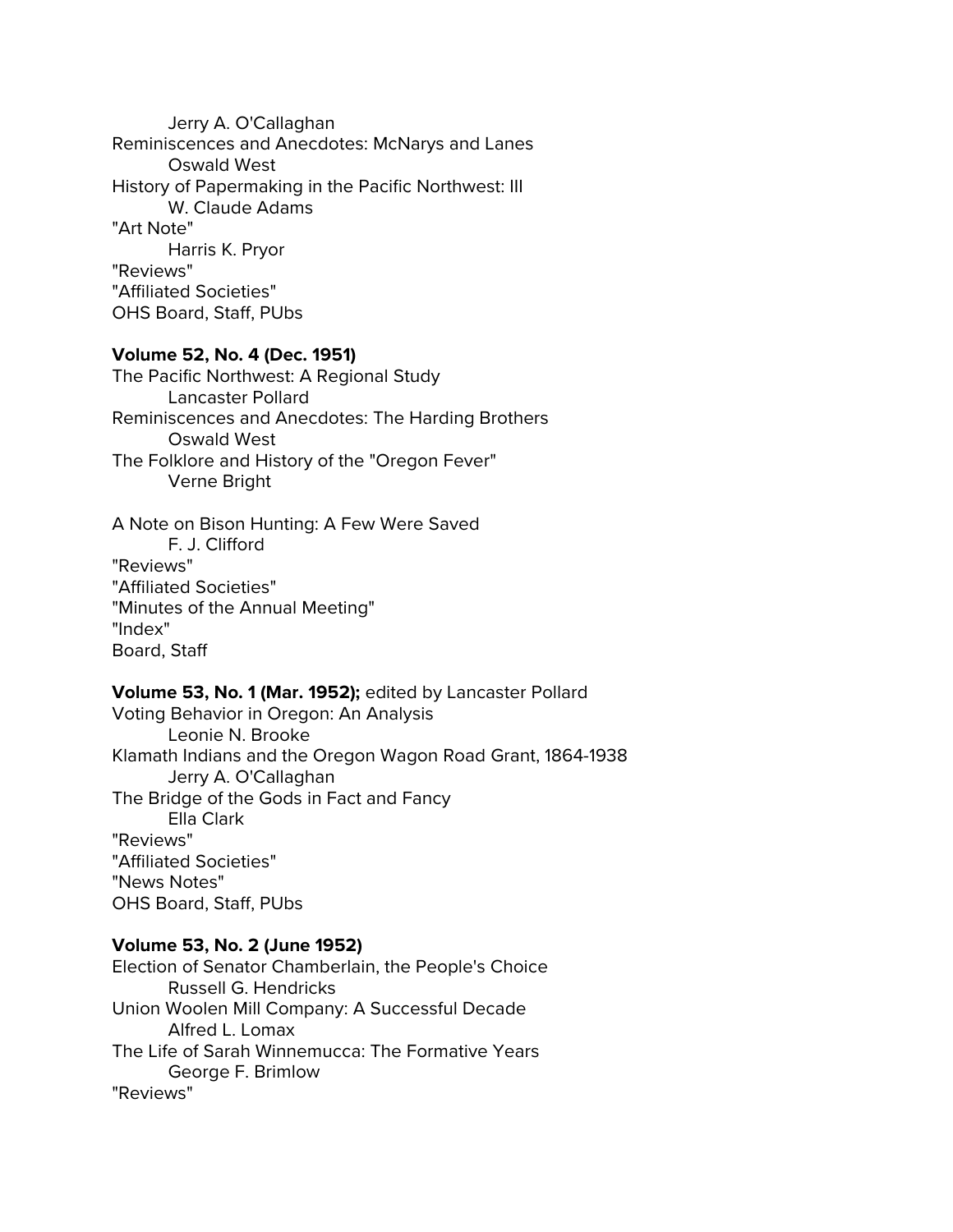Jerry A. O'Callaghan
Reminiscences and Anecdotes: McNarys and Lanes
Oswald West
History of Papermaking in the Pacific Northwest: III
W. Claude Adams
"Art Note"
Harris K. Pryor
"Reviews"
"Affiliated Societies"
OHS Board, Staff, PUbs

**Volume 52, No. 4 (Dec. 1951)**
The Pacific Northwest: A Regional Study
Lancaster Pollard
Reminiscences and Anecdotes: The Harding Brothers
Oswald West
The Folklore and History of the "Oregon Fever"
Verne Bright

A Note on Bison Hunting: A Few Were Saved
F. J. Clifford
"Reviews"
"Affiliated Societies"
"Minutes of the Annual Meeting"
"Index"
Board, Staff

**Volume 53, No. 1 (Mar. 1952);** edited by Lancaster Pollard
Voting Behavior in Oregon: An Analysis
Leonie N. Brooke
Klamath Indians and the Oregon Wagon Road Grant, 1864-1938
Jerry A. O'Callaghan
The Bridge of the Gods in Fact and Fancy
Ella Clark
"Reviews"
"Affiliated Societies"
"News Notes"
OHS Board, Staff, PUbs

**Volume 53, No. 2 (June 1952)**
Election of Senator Chamberlain, the People's Choice
Russell G. Hendricks
Union Woolen Mill Company: A Successful Decade
Alfred L. Lomax
The Life of Sarah Winnemucca: The Formative Years
George F. Brimlow
"Reviews"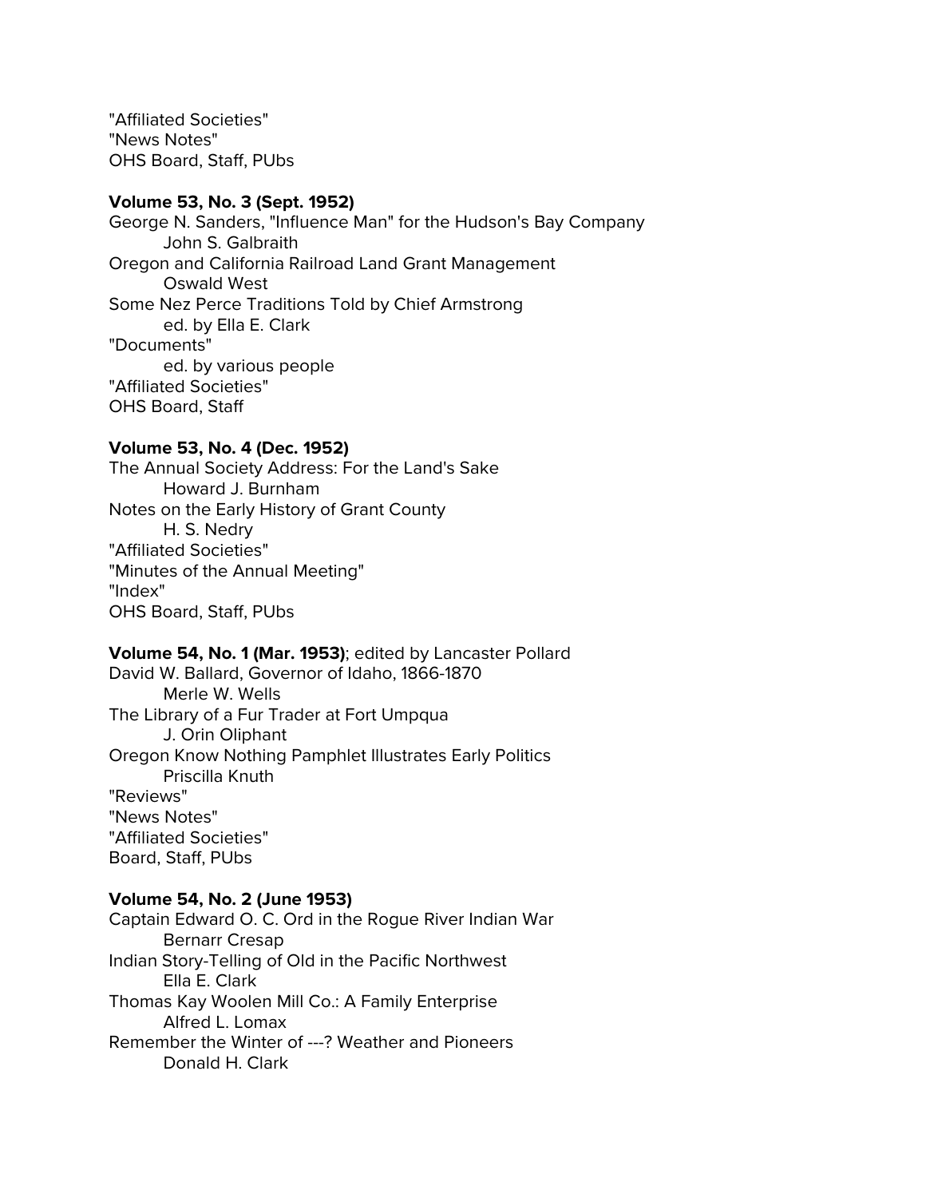"Affiliated Societies"
"News Notes"
OHS Board, Staff, PUbs

**Volume 53, No. 3 (Sept. 1952)**
George N. Sanders, "Influence Man" for the Hudson's Bay Company
    John S. Galbraith
Oregon and California Railroad Land Grant Management
    Oswald West
Some Nez Perce Traditions Told by Chief Armstrong
    ed. by Ella E. Clark
"Documents"
    ed. by various people
"Affiliated Societies"
OHS Board, Staff

**Volume 53, No. 4 (Dec. 1952)**
The Annual Society Address: For the Land's Sake
    Howard J. Burnham
Notes on the Early History of Grant County
    H. S. Nedry
"Affiliated Societies"
"Minutes of the Annual Meeting"
"Index"
OHS Board, Staff, PUbs

**Volume 54, No. 1 (Mar. 1953)**; edited by Lancaster Pollard
David W. Ballard, Governor of Idaho, 1866-1870
    Merle W. Wells
The Library of a Fur Trader at Fort Umpqua
    J. Orin Oliphant
Oregon Know Nothing Pamphlet Illustrates Early Politics
    Priscilla Knuth
"Reviews"
"News Notes"
"Affiliated Societies"
Board, Staff, PUbs

**Volume 54, No. 2 (June 1953)**
Captain Edward O. C. Ord in the Rogue River Indian War
    Bernarr Cresap
Indian Story-Telling of Old in the Pacific Northwest
    Ella E. Clark
Thomas Kay Woolen Mill Co.: A Family Enterprise
    Alfred L. Lomax
Remember the Winter of ---? Weather and Pioneers
    Donald H. Clark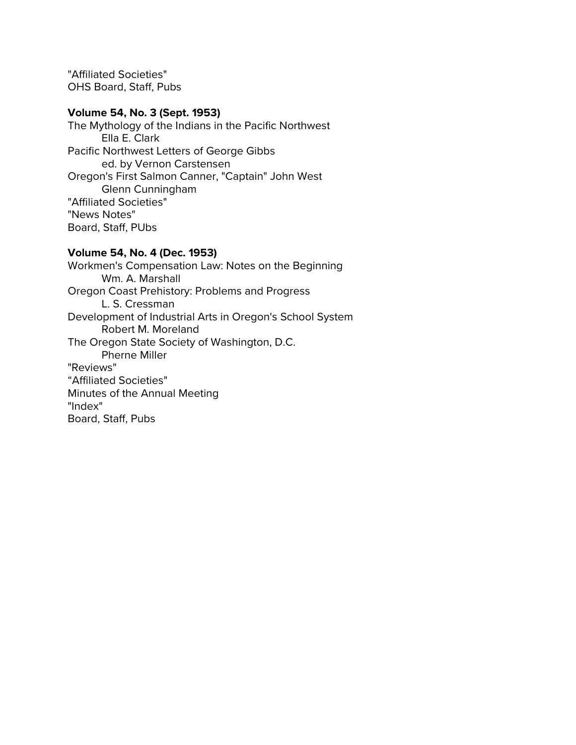"Affiliated Societies"
OHS Board, Staff, Pubs

**Volume 54, No. 3 (Sept. 1953)**

The Mythology of the Indians in the Pacific Northwest
    Ella E. Clark
Pacific Northwest Letters of George Gibbs
    ed. by Vernon Carstensen
Oregon's First Salmon Canner, "Captain" John West
    Glenn Cunningham
"Affiliated Societies"
"News Notes"
Board, Staff, PUbs

**Volume 54, No. 4 (Dec. 1953)**

Workmen's Compensation Law: Notes on the Beginning
    Wm. A. Marshall
Oregon Coast Prehistory: Problems and Progress
    L. S. Cressman
Development of Industrial Arts in Oregon's School System
    Robert M. Moreland
The Oregon State Society of Washington, D.C.
    Pherne Miller
"Reviews"
“Affiliated Societies"
Minutes of the Annual Meeting
"Index"
Board, Staff, Pubs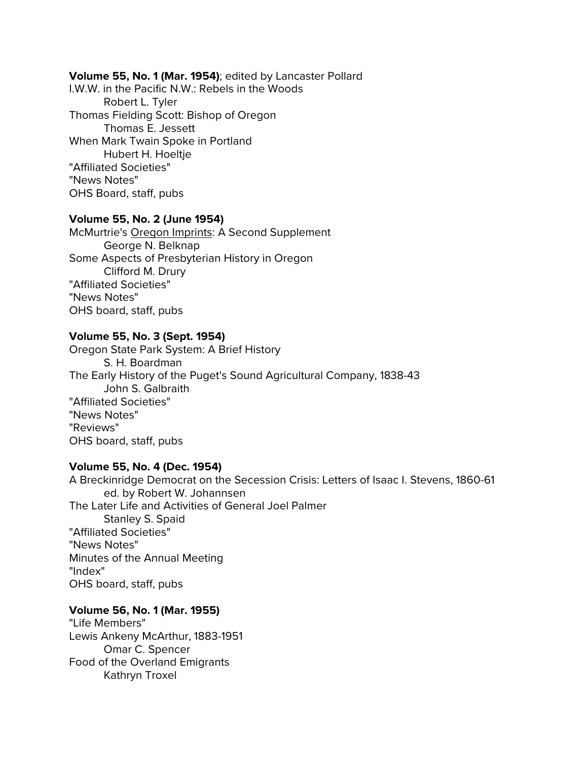**Volume 55, No. 1 (Mar. 1954)**; edited by Lancaster Pollard

I.W.W. in the Pacific N.W.: Rebels in the Woods
    Robert L. Tyler
Thomas Fielding Scott: Bishop of Oregon
    Thomas E. Jessett
When Mark Twain Spoke in Portland
    Hubert H. Hoeltje
"Affiliated Societies"
"News Notes"
OHS Board, staff, pubs

**Volume 55, No. 2 (June 1954)**

McMurtrie's Oregon Imprints: A Second Supplement
    George N. Belknap
Some Aspects of Presbyterian History in Oregon
    Clifford M. Drury
"Affiliated Societies"
"News Notes"
OHS board, staff, pubs

**Volume 55, No. 3 (Sept. 1954)**

Oregon State Park System: A Brief History
    S. H. Boardman
The Early History of the Puget's Sound Agricultural Company, 1838-43
    John S. Galbraith
"Affiliated Societies"
"News Notes"
"Reviews"
OHS board, staff, pubs

**Volume 55, No. 4 (Dec. 1954)**

A Breckinridge Democrat on the Secession Crisis: Letters of Isaac I. Stevens, 1860-61
    ed. by Robert W. Johannsen
The Later Life and Activities of General Joel Palmer
    Stanley S. Spaid
"Affiliated Societies"
"News Notes"
Minutes of the Annual Meeting
"Index"
OHS board, staff, pubs

**Volume 56, No. 1 (Mar. 1955)**

"Life Members"
Lewis Ankeny McArthur, 1883-1951
    Omar C. Spencer
Food of the Overland Emigrants
    Kathryn Troxel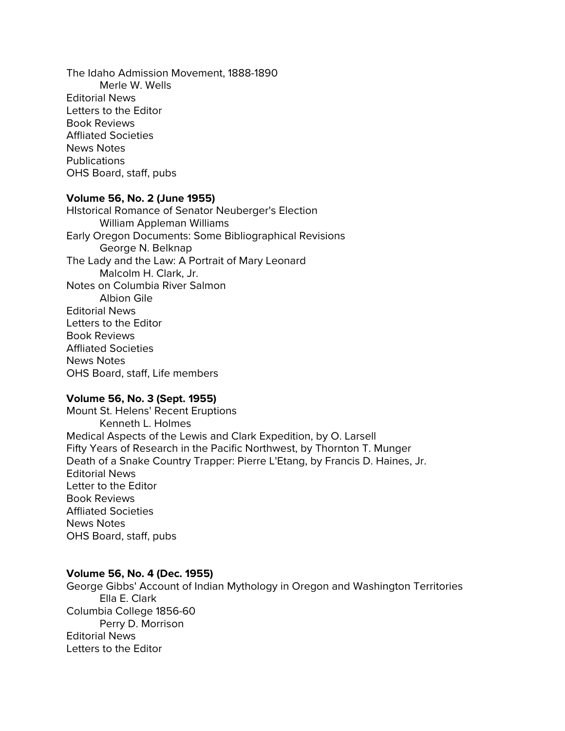The Idaho Admission Movement, 1888-1890
    Merle W. Wells
Editorial News
Letters to the Editor
Book Reviews
Affliated Societies
News Notes
Publications
OHS Board, staff, pubs

**Volume 56, No. 2 (June 1955)**

HIstorical Romance of Senator Neuberger's Election
    William Appleman Williams
Early Oregon Documents: Some Bibliographical Revisions
    George N. Belknap
The Lady and the Law: A Portrait of Mary Leonard
    Malcolm H. Clark, Jr.
Notes on Columbia River Salmon
    Albion Gile
Editorial News
Letters to the Editor
Book Reviews
Affliated Societies
News Notes
OHS Board, staff, Life members

**Volume 56, No. 3 (Sept. 1955)**

Mount St. Helens' Recent Eruptions
    Kenneth L. Holmes
Medical Aspects of the Lewis and Clark Expedition, by O. Larsell
Fifty Years of Research in the Pacific Northwest, by Thornton T. Munger
Death of a Snake Country Trapper: Pierre L'Etang, by Francis D. Haines, Jr.
Editorial News
Letter to the Editor
Book Reviews
Affliated Societies
News Notes
OHS Board, staff, pubs

**Volume 56, No. 4 (Dec. 1955)**

George Gibbs' Account of Indian Mythology in Oregon and Washington Territories
    Ella E. Clark
Columbia College 1856-60
    Perry D. Morrison
Editorial News
Letters to the Editor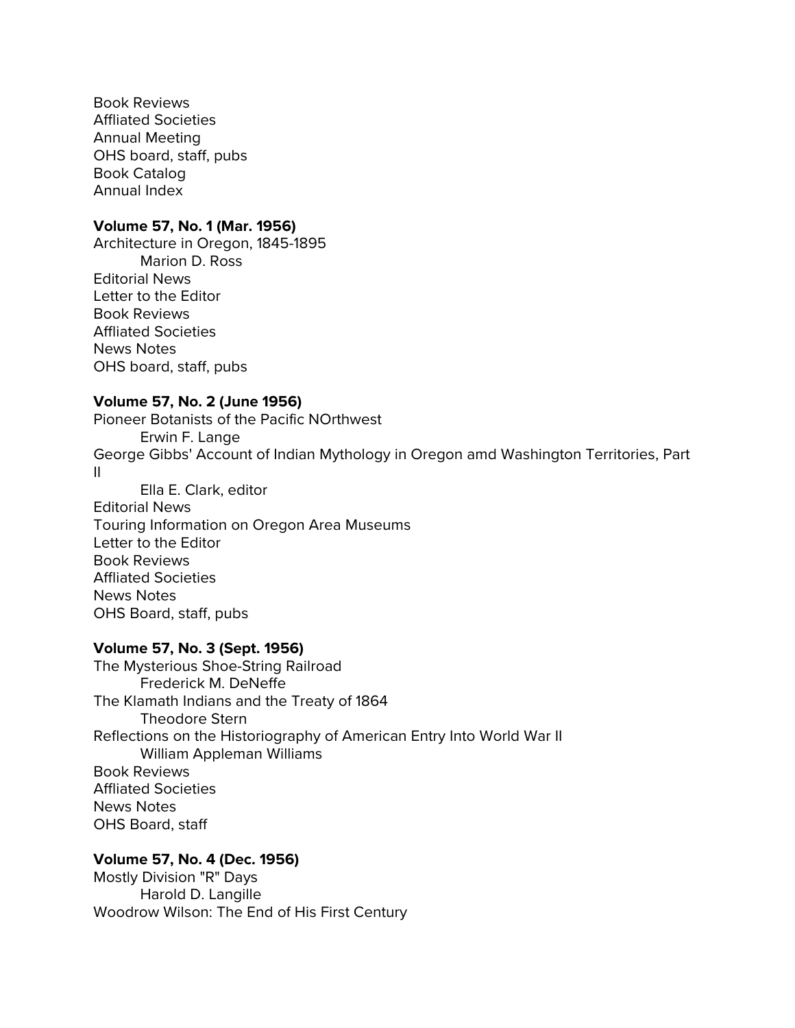Book Reviews
Affliated Societies
Annual Meeting
OHS board, staff, pubs
Book Catalog
Annual Index

**Volume 57, No. 1 (Mar. 1956)**
Architecture in Oregon, 1845-1895
    Marion D. Ross
Editorial News
Letter to the Editor
Book Reviews
Affliated Societies
News Notes
OHS board, staff, pubs

**Volume 57, No. 2 (June 1956)**
Pioneer Botanists of the Pacific NOrthwest
    Erwin F. Lange
George Gibbs' Account of Indian Mythology in Oregon amd Washington Territories, Part II
    Ella E. Clark, editor
Editorial News
Touring Information on Oregon Area Museums
Letter to the Editor
Book Reviews
Affliated Societies
News Notes
OHS Board, staff, pubs

**Volume 57, No. 3 (Sept. 1956)**
The Mysterious Shoe-String Railroad
    Frederick M. DeNeffe
The Klamath Indians and the Treaty of 1864
    Theodore Stern
Reflections on the Historiography of American Entry Into World War II
    William Appleman Williams
Book Reviews
Affliated Societies
News Notes
OHS Board, staff

**Volume 57, No. 4 (Dec. 1956)**
Mostly Division "R" Days
    Harold D. Langille
Woodrow Wilson: The End of His First Century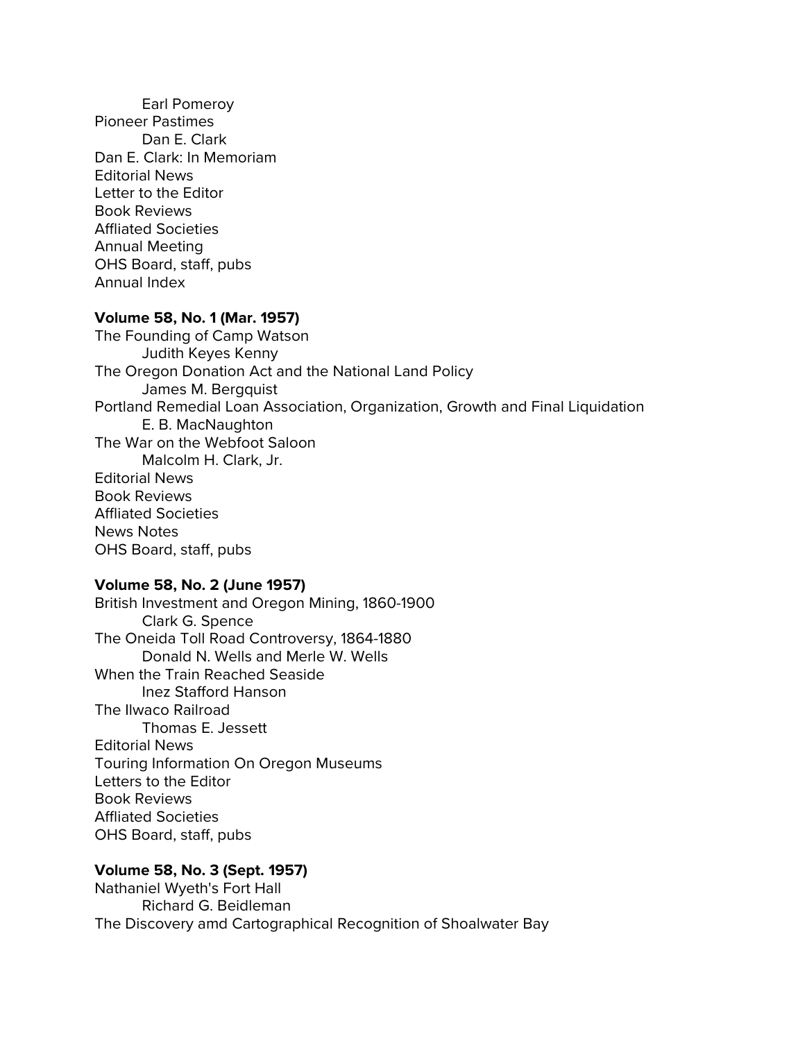Earl Pomeroy
Pioneer Pastimes
Dan E. Clark
Dan E. Clark: In Memoriam
Editorial News
Letter to the Editor
Book Reviews
Affliated Societies
Annual Meeting
OHS Board, staff, pubs
Annual Index

**Volume 58, No. 1 (Mar. 1957)**
The Founding of Camp Watson
Judith Keyes Kenny
The Oregon Donation Act and the National Land Policy
James M. Bergquist
Portland Remedial Loan Association, Organization, Growth and Final Liquidation
E. B. MacNaughton
The War on the Webfoot Saloon
Malcolm H. Clark, Jr.
Editorial News
Book Reviews
Affliated Societies
News Notes
OHS Board, staff, pubs

**Volume 58, No. 2 (June 1957)**
British Investment and Oregon Mining, 1860-1900
Clark G. Spence
The Oneida Toll Road Controversy, 1864-1880
Donald N. Wells and Merle W. Wells
When the Train Reached Seaside
Inez Stafford Hanson
The Ilwaco Railroad
Thomas E. Jessett
Editorial News
Touring Information On Oregon Museums
Letters to the Editor
Book Reviews
Affliated Societies
OHS Board, staff, pubs

**Volume 58, No. 3 (Sept. 1957)**
Nathaniel Wyeth's Fort Hall
Richard G. Beidleman
The Discovery amd Cartographical Recognition of Shoalwater Bay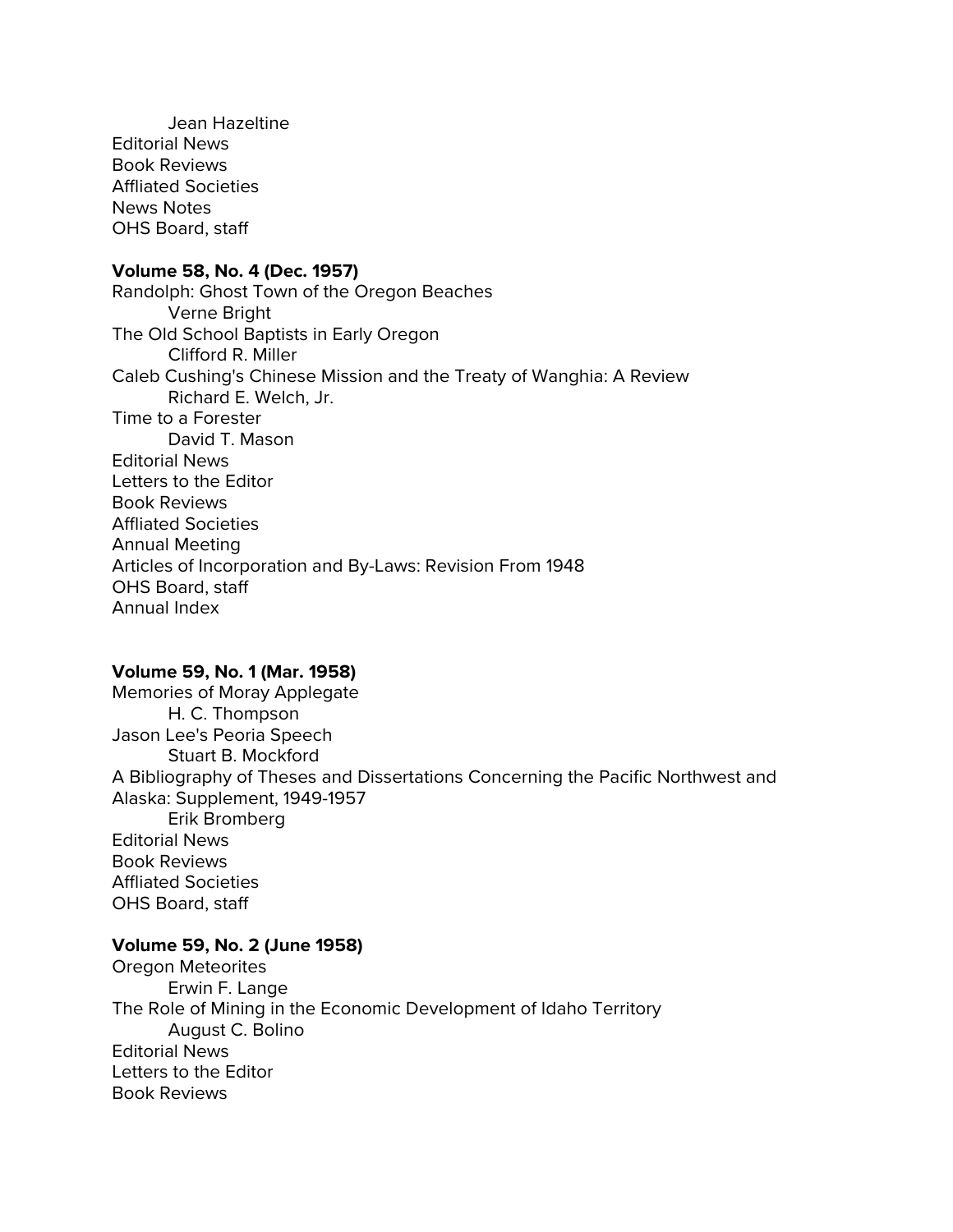Jean Hazeltine

Editorial News

Book Reviews

Affliated Societies

News Notes

OHS Board, staff

**Volume 58, No. 4 (Dec. 1957)**

Randolph: Ghost Town of the Oregon Beaches

Verne Bright

The Old School Baptists in Early Oregon

Clifford R. Miller

Caleb Cushing's Chinese Mission and the Treaty of Wanghia: A Review

Richard E. Welch, Jr.

Time to a Forester

David T. Mason

Editorial News

Letters to the Editor

Book Reviews

Affliated Societies

Annual Meeting

Articles of Incorporation and By-Laws: Revision From 1948

OHS Board, staff

Annual Index

**Volume 59, No. 1 (Mar. 1958)**

Memories of Moray Applegate

H. C. Thompson

Jason Lee's Peoria Speech

Stuart B. Mockford

A Bibliography of Theses and Dissertations Concerning the Pacific Northwest and Alaska: Supplement, 1949-1957

Erik Bromberg

Editorial News

Book Reviews

Affliated Societies

OHS Board, staff

**Volume 59, No. 2 (June 1958)**

Oregon Meteorites

Erwin F. Lange

The Role of Mining in the Economic Development of Idaho Territory

August C. Bolino

Editorial News

Letters to the Editor

Book Reviews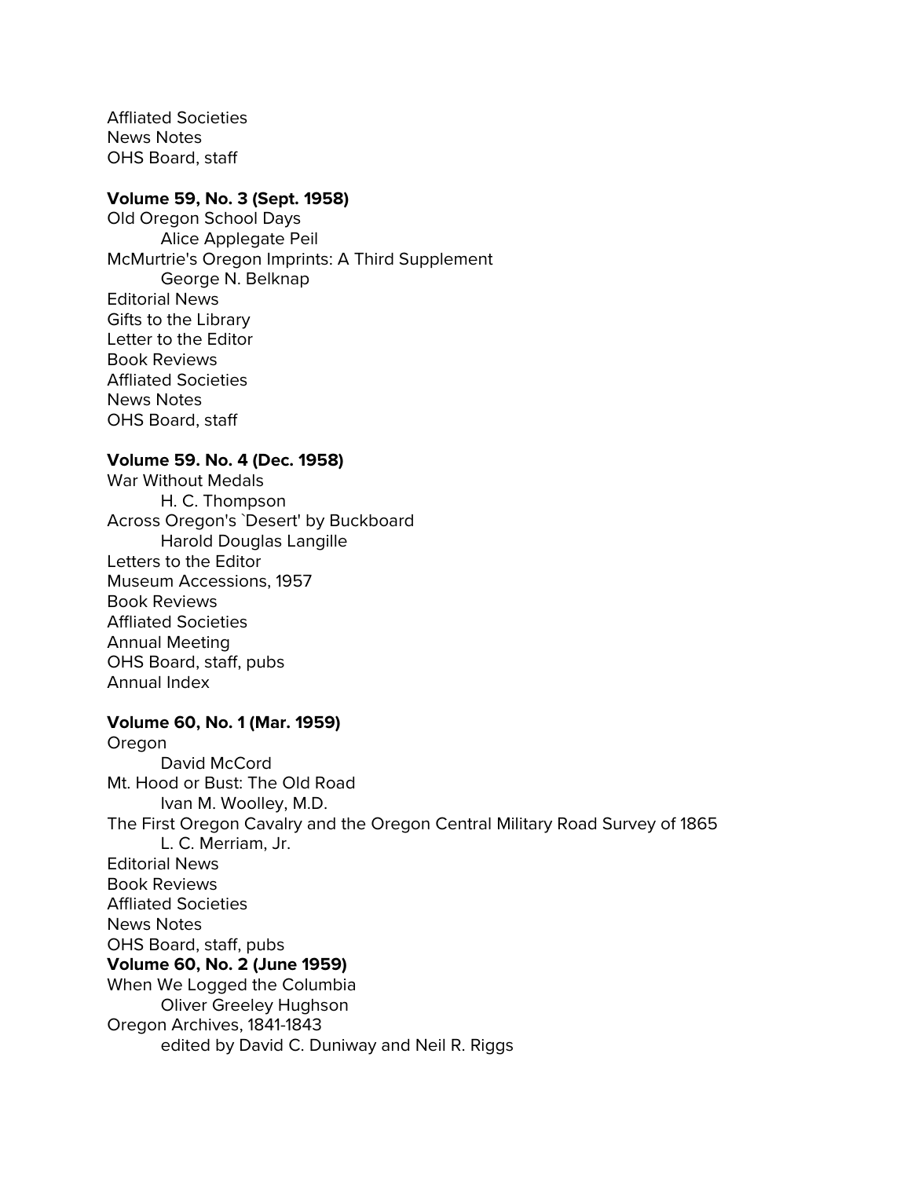Affliated Societies
News Notes
OHS Board, staff

**Volume 59, No. 3 (Sept. 1958)**
Old Oregon School Days
        Alice Applegate Peil
McMurtrie's Oregon Imprints: A Third Supplement
        George N. Belknap
Editorial News
Gifts to the Library
Letter to the Editor
Book Reviews
Affliated Societies
News Notes
OHS Board, staff

**Volume 59. No. 4 (Dec. 1958)**
War Without Medals
        H. C. Thompson
Across Oregon's `Desert' by Buckboard
        Harold Douglas Langille
Letters to the Editor
Museum Accessions, 1957
Book Reviews
Affliated Societies
Annual Meeting
OHS Board, staff, pubs
Annual Index

**Volume 60, No. 1 (Mar. 1959)**
Oregon
        David McCord
Mt. Hood or Bust: The Old Road
        Ivan M. Woolley, M.D.
The First Oregon Cavalry and the Oregon Central Military Road Survey of 1865
        L. C. Merriam, Jr.
Editorial News
Book Reviews
Affliated Societies
News Notes
OHS Board, staff, pubs

**Volume 60, No. 2 (June 1959)**
When We Logged the Columbia
        Oliver Greeley Hughson
Oregon Archives, 1841-1843
        edited by David C. Duniway and Neil R. Riggs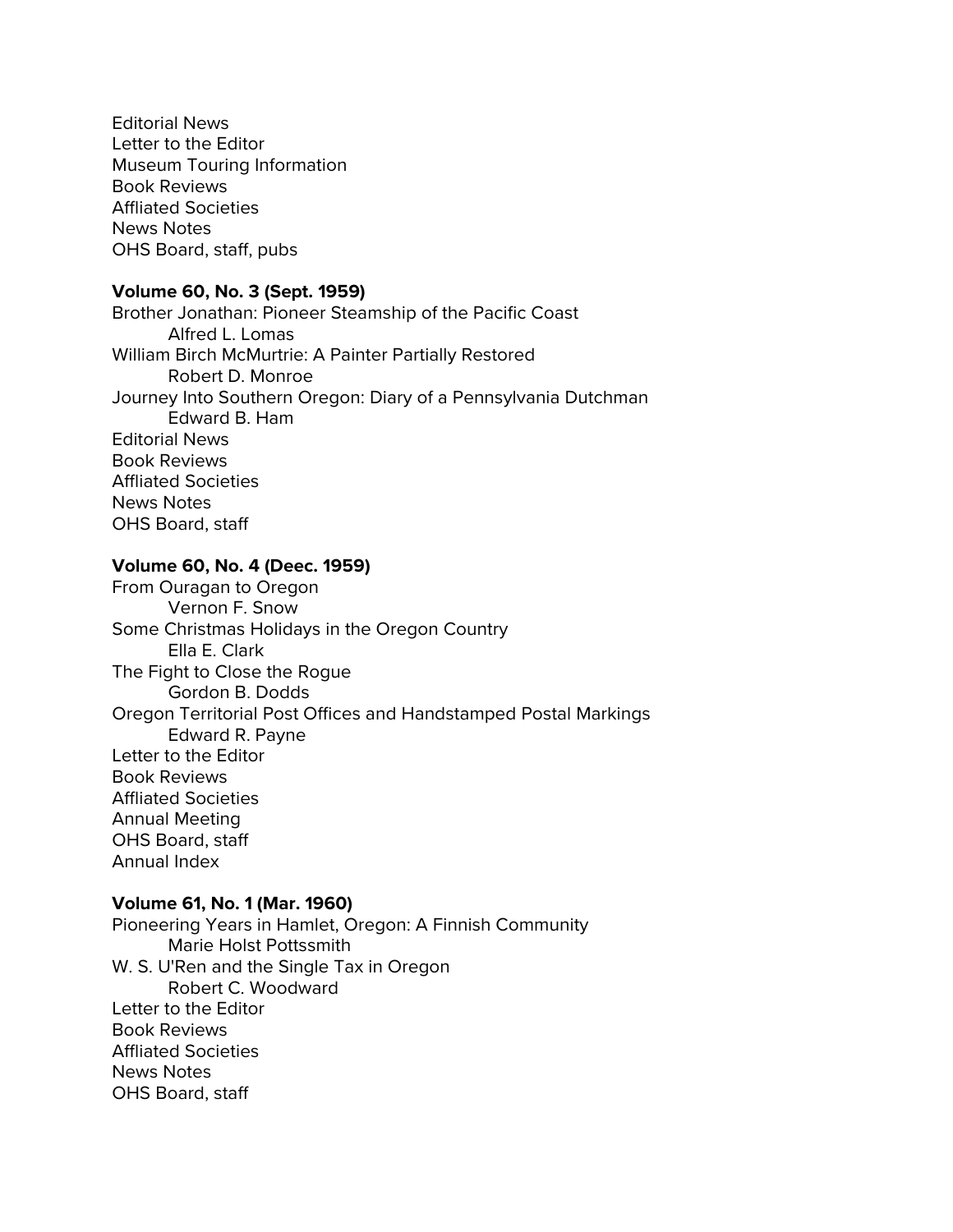Editorial News
Letter to the Editor
Museum Touring Information
Book Reviews
Affliated Societies
News Notes
OHS Board, staff, pubs

**Volume 60, No. 3 (Sept. 1959)**
Brother Jonathan: Pioneer Steamship of the Pacific Coast
    Alfred L. Lomas
William Birch McMurtrie: A Painter Partially Restored
    Robert D. Monroe
Journey Into Southern Oregon: Diary of a Pennsylvania Dutchman
    Edward B. Ham
Editorial News
Book Reviews
Affliated Societies
News Notes
OHS Board, staff

**Volume 60, No. 4 (Deec. 1959)**
From Ouragan to Oregon
    Vernon F. Snow
Some Christmas Holidays in the Oregon Country
    Ella E. Clark
The Fight to Close the Rogue
    Gordon B. Dodds
Oregon Territorial Post Offices and Handstamped Postal Markings
    Edward R. Payne
Letter to the Editor
Book Reviews
Affliated Societies
Annual Meeting
OHS Board, staff
Annual Index

**Volume 61, No. 1 (Mar. 1960)**
Pioneering Years in Hamlet, Oregon: A Finnish Community
    Marie Holst Pottssmith
W. S. U'Ren and the Single Tax in Oregon
    Robert C. Woodward
Letter to the Editor
Book Reviews
Affliated Societies
News Notes
OHS Board, staff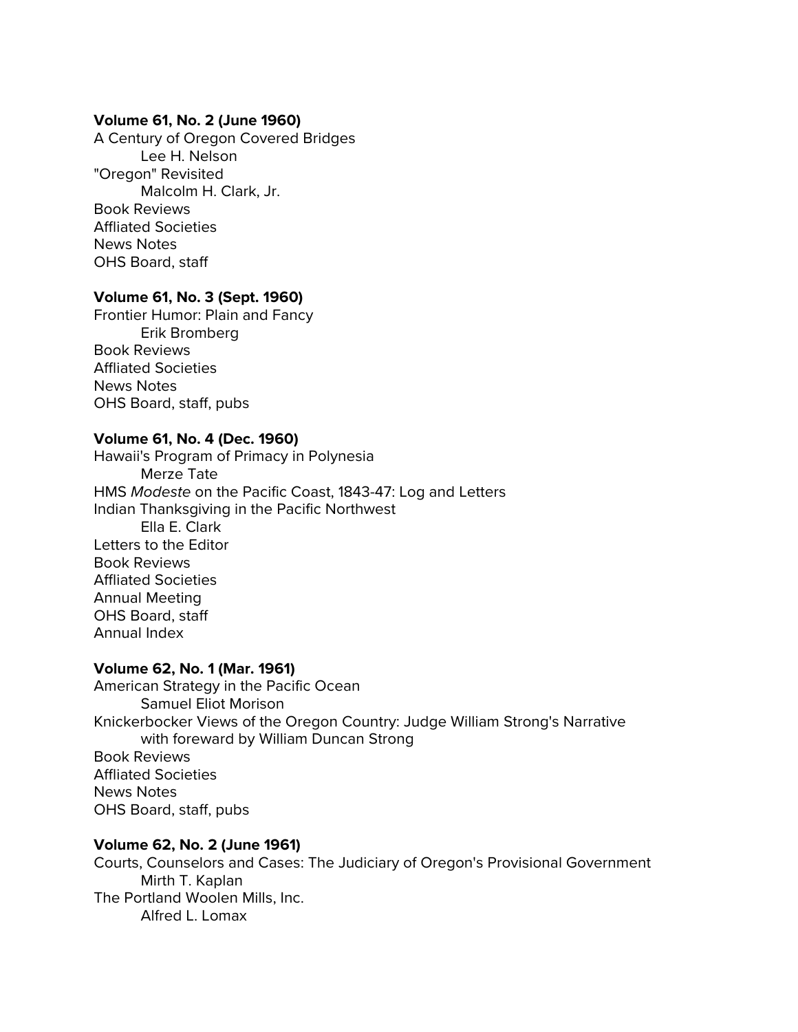**Volume 61, No. 2 (June 1960)**

A Century of Oregon Covered Bridges
    Lee H. Nelson
"Oregon" Revisited
    Malcolm H. Clark, Jr.
Book Reviews
Affliated Societies
News Notes
OHS Board, staff

**Volume 61, No. 3 (Sept. 1960)**

Frontier Humor: Plain and Fancy
    Erik Bromberg
Book Reviews
Affliated Societies
News Notes
OHS Board, staff, pubs

**Volume 61, No. 4 (Dec. 1960)**

Hawaii's Program of Primacy in Polynesia
    Merze Tate
HMS *Modeste* on the Pacific Coast, 1843-47: Log and Letters
Indian Thanksgiving in the Pacific Northwest
    Ella E. Clark
Letters to the Editor
Book Reviews
Affliated Societies
Annual Meeting
OHS Board, staff
Annual Index

**Volume 62, No. 1 (Mar. 1961)**

American Strategy in the Pacific Ocean
    Samuel Eliot Morison
Knickerbocker Views of the Oregon Country: Judge William Strong's Narrative
    with foreward by William Duncan Strong
Book Reviews
Affliated Societies
News Notes
OHS Board, staff, pubs

**Volume 62, No. 2 (June 1961)**

Courts, Counselors and Cases: The Judiciary of Oregon's Provisional Government
    Mirth T. Kaplan
The Portland Woolen Mills, Inc.
    Alfred L. Lomax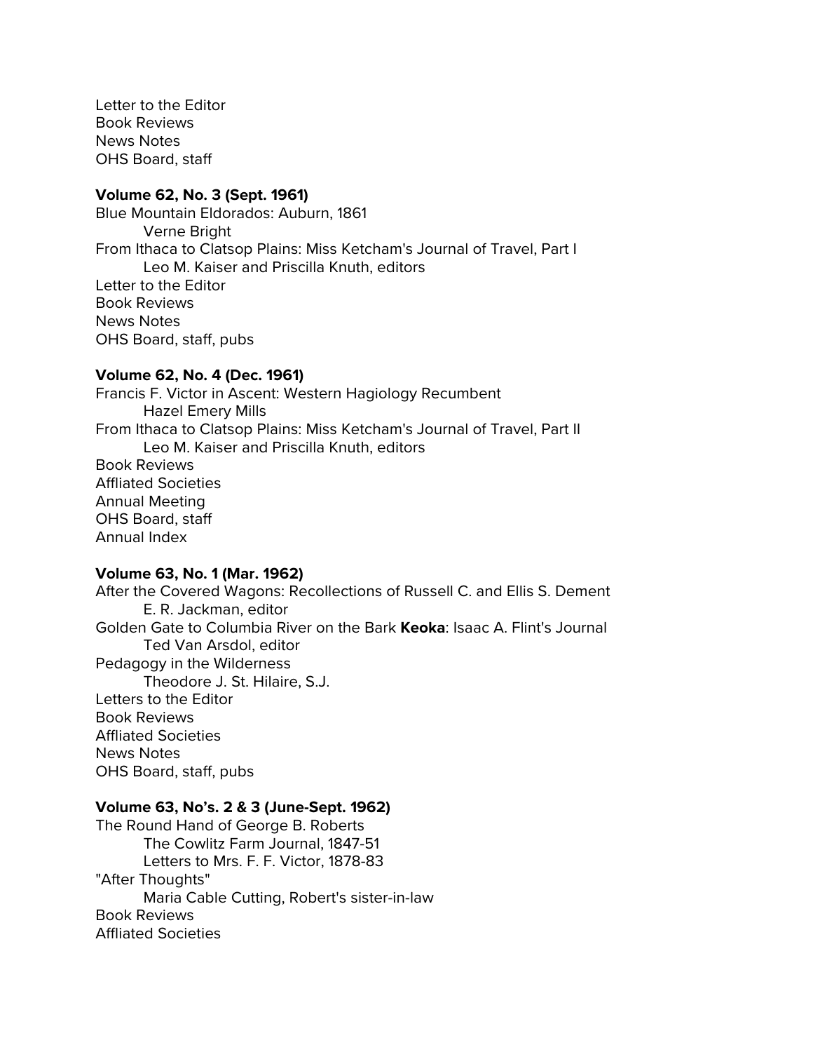Letter to the Editor
Book Reviews
News Notes
OHS Board, staff

**Volume 62, No. 3 (Sept. 1961)**
Blue Mountain Eldorados: Auburn, 1861
    Verne Bright
From Ithaca to Clatsop Plains: Miss Ketcham's Journal of Travel, Part I
    Leo M. Kaiser and Priscilla Knuth, editors
Letter to the Editor
Book Reviews
News Notes
OHS Board, staff, pubs

**Volume 62, No. 4 (Dec. 1961)**
Francis F. Victor in Ascent: Western Hagiology Recumbent
    Hazel Emery Mills
From Ithaca to Clatsop Plains: Miss Ketcham's Journal of Travel, Part II
    Leo M. Kaiser and Priscilla Knuth, editors
Book Reviews
Affliated Societies
Annual Meeting
OHS Board, staff
Annual Index

**Volume 63, No. 1 (Mar. 1962)**
After the Covered Wagons: Recollections of Russell C. and Ellis S. Dement
    E. R. Jackman, editor
Golden Gate to Columbia River on the Bark **Keoka**: Isaac A. Flint's Journal
    Ted Van Arsdol, editor
Pedagogy in the Wilderness
    Theodore J. St. Hilaire, S.J.
Letters to the Editor
Book Reviews
Affliated Societies
News Notes
OHS Board, staff, pubs

**Volume 63, No's. 2 & 3 (June-Sept. 1962)**
The Round Hand of George B. Roberts
    The Cowlitz Farm Journal, 1847-51
    Letters to Mrs. F. F. Victor, 1878-83
"After Thoughts"
    Maria Cable Cutting, Robert's sister-in-law
Book Reviews
Affliated Societies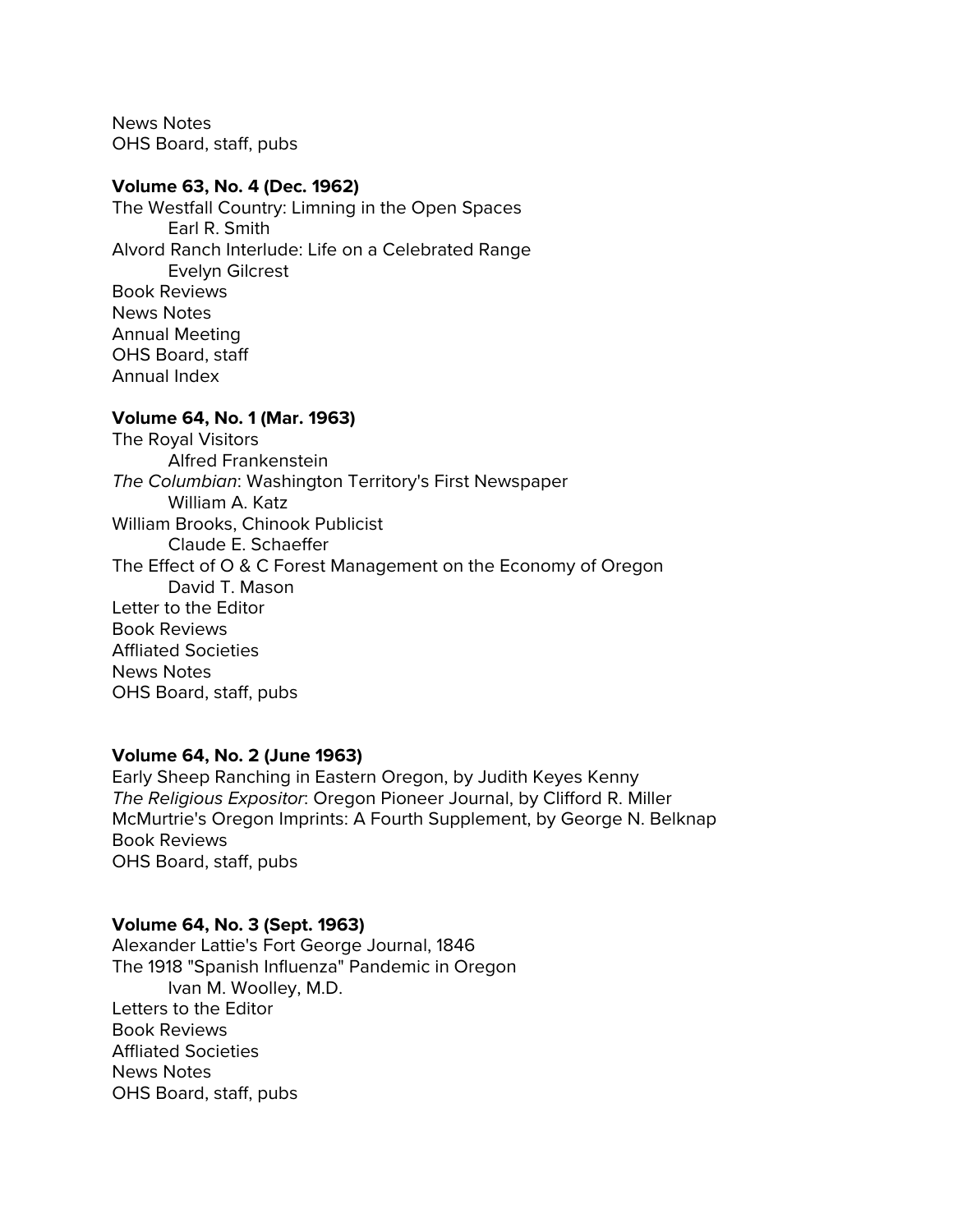News Notes
OHS Board, staff, pubs

**Volume 63, No. 4 (Dec. 1962)**
The Westfall Country: Limning in the Open Spaces
    Earl R. Smith
Alvord Ranch Interlude: Life on a Celebrated Range
    Evelyn Gilcrest
Book Reviews
News Notes
Annual Meeting
OHS Board, staff
Annual Index

**Volume 64, No. 1 (Mar. 1963)**
The Royal Visitors
    Alfred Frankenstein
*The Columbian*: Washington Territory's First Newspaper
    William A. Katz
William Brooks, Chinook Publicist
    Claude E. Schaeffer
The Effect of O & C Forest Management on the Economy of Oregon
    David T. Mason
Letter to the Editor
Book Reviews
Affliated Societies
News Notes
OHS Board, staff, pubs

**Volume 64, No. 2 (June 1963)**
Early Sheep Ranching in Eastern Oregon, by Judith Keyes Kenny
*The Religious Expositor*: Oregon Pioneer Journal, by Clifford R. Miller
McMurtrie's Oregon Imprints: A Fourth Supplement, by George N. Belknap
Book Reviews
OHS Board, staff, pubs

**Volume 64, No. 3 (Sept. 1963)**
Alexander Lattie's Fort George Journal, 1846
The 1918 "Spanish Influenza" Pandemic in Oregon
    Ivan M. Woolley, M.D.
Letters to the Editor
Book Reviews
Affliated Societies
News Notes
OHS Board, staff, pubs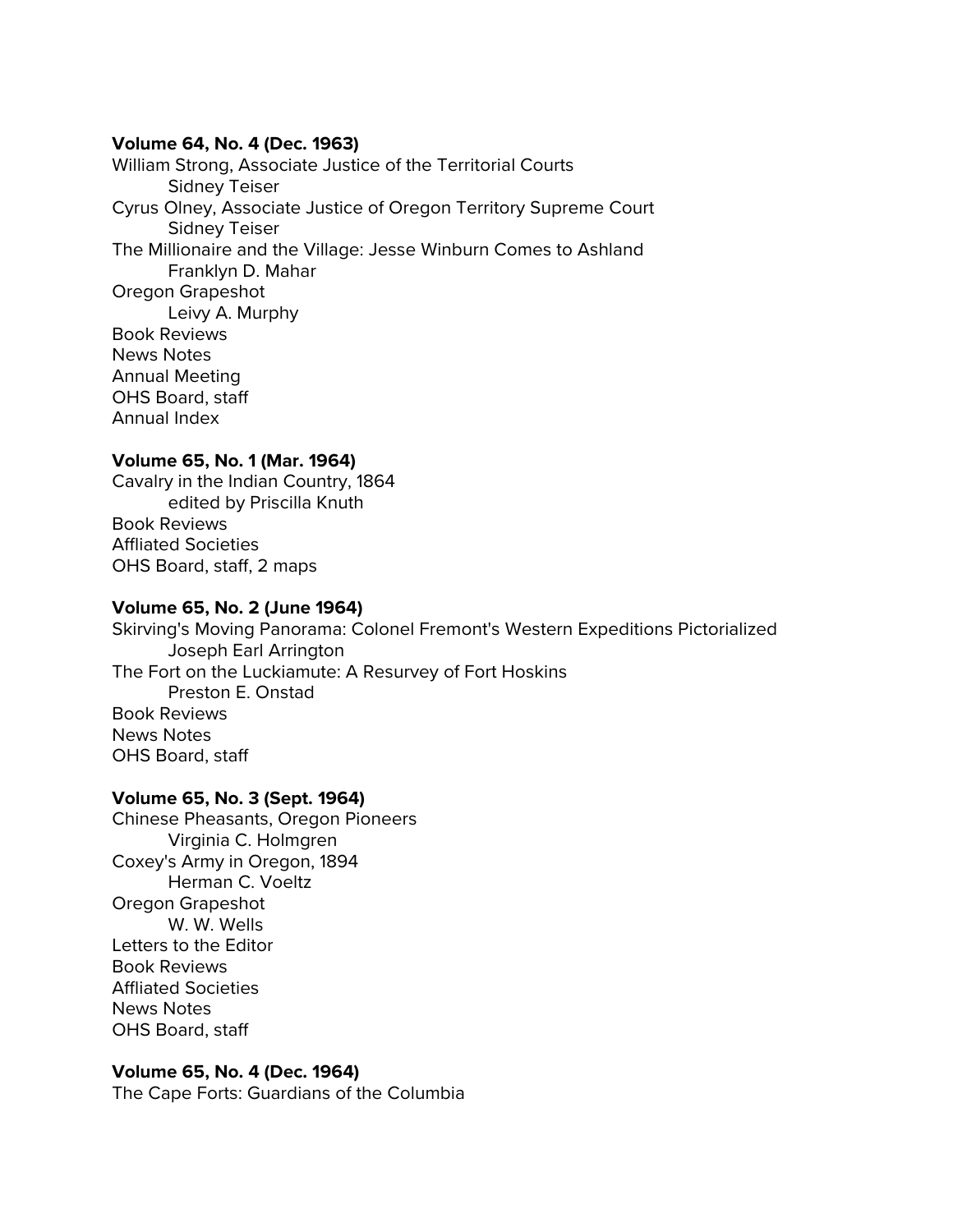**Volume 64, No. 4 (Dec. 1963)**

William Strong, Associate Justice of the Territorial Courts
    Sidney Teiser
Cyrus Olney, Associate Justice of Oregon Territory Supreme Court
    Sidney Teiser
The Millionaire and the Village: Jesse Winburn Comes to Ashland
    Franklyn D. Mahar
Oregon Grapeshot
    Leivy A. Murphy
Book Reviews
News Notes
Annual Meeting
OHS Board, staff
Annual Index

**Volume 65, No. 1 (Mar. 1964)**

Cavalry in the Indian Country, 1864
    edited by Priscilla Knuth
Book Reviews
Affliated Societies
OHS Board, staff, 2 maps

**Volume 65, No. 2 (June 1964)**

Skirving's Moving Panorama: Colonel Fremont's Western Expeditions Pictorialized
    Joseph Earl Arrington
The Fort on the Luckiamute: A Resurvey of Fort Hoskins
    Preston E. Onstad
Book Reviews
News Notes
OHS Board, staff

**Volume 65, No. 3 (Sept. 1964)**

Chinese Pheasants, Oregon Pioneers
    Virginia C. Holmgren
Coxey's Army in Oregon, 1894
    Herman C. Voeltz
Oregon Grapeshot
    W. W. Wells
Letters to the Editor
Book Reviews
Affliated Societies
News Notes
OHS Board, staff

**Volume 65, No. 4 (Dec. 1964)**

The Cape Forts: Guardians of the Columbia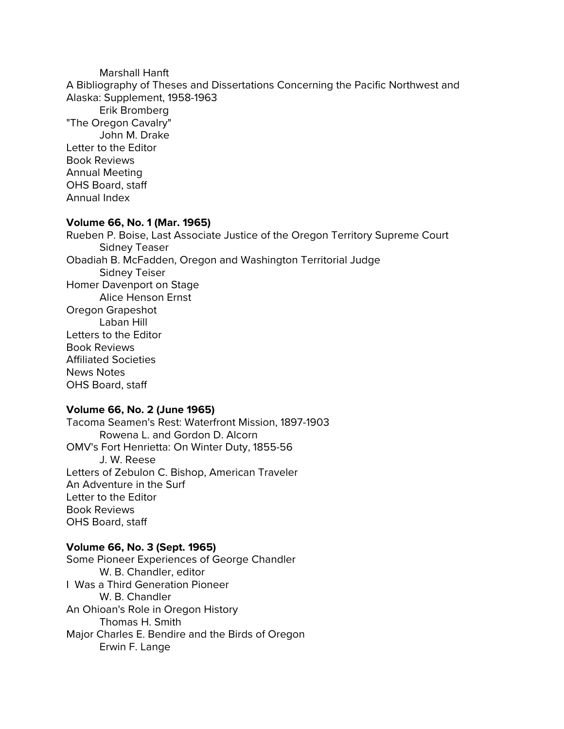Marshall Hanft

A Bibliography of Theses and Dissertations Concerning the Pacific Northwest and Alaska: Supplement, 1958-1963

Erik Bromberg

"The Oregon Cavalry"

John M. Drake

Letter to the Editor

Book Reviews

Annual Meeting

OHS Board, staff

Annual Index

**Volume 66, No. 1 (Mar. 1965)**

Rueben P. Boise, Last Associate Justice of the Oregon Territory Supreme Court

Sidney Teaser

Obadiah B. McFadden, Oregon and Washington Territorial Judge

Sidney Teiser

Homer Davenport on Stage

Alice Henson Ernst

Oregon Grapeshot

Laban Hill

Letters to the Editor

Book Reviews

Affiliated Societies

News Notes

OHS Board, staff

**Volume 66, No. 2 (June 1965)**

Tacoma Seamen's Rest: Waterfront Mission, 1897-1903

Rowena L. and Gordon D. Alcorn

OMV's Fort Henrietta: On Winter Duty, 1855-56

J. W. Reese

Letters of Zebulon C. Bishop, American Traveler

An Adventure in the Surf

Letter to the Editor

Book Reviews

OHS Board, staff

**Volume 66, No. 3 (Sept. 1965)**

Some Pioneer Experiences of George Chandler

W. B. Chandler, editor

I Was a Third Generation Pioneer

W. B. Chandler

An Ohioan's Role in Oregon History

Thomas H. Smith

Major Charles E. Bendire and the Birds of Oregon

Erwin F. Lange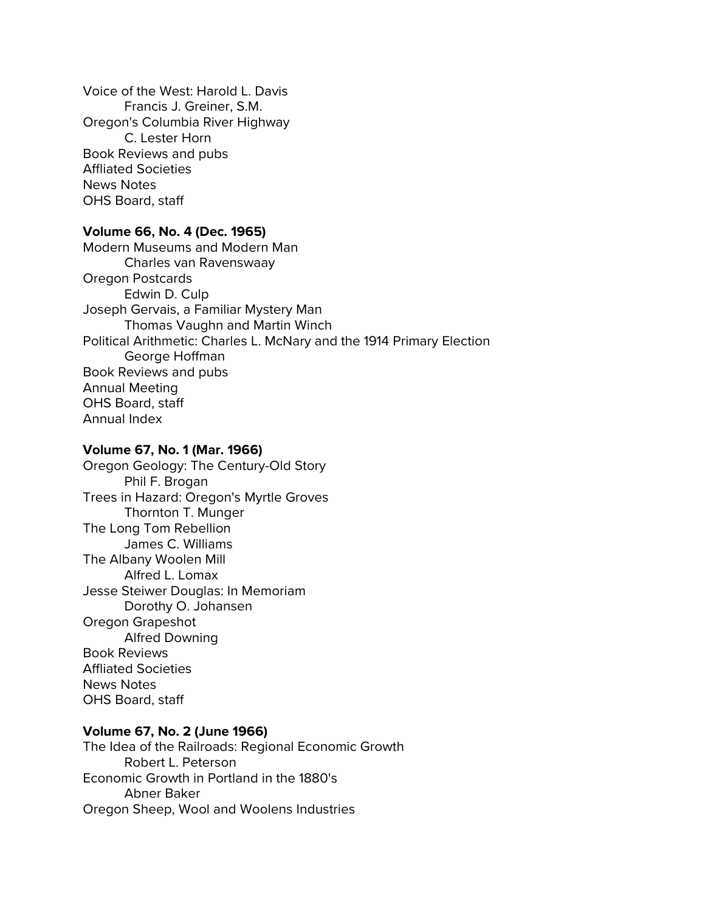Voice of the West: Harold L. Davis
    Francis J. Greiner, S.M.
Oregon's Columbia River Highway
    C. Lester Horn
Book Reviews and pubs
Affliated Societies
News Notes
OHS Board, staff

**Volume 66, No. 4 (Dec. 1965)**
Modern Museums and Modern Man
    Charles van Ravenswaay
Oregon Postcards
    Edwin D. Culp
Joseph Gervais, a Familiar Mystery Man
    Thomas Vaughn and Martin Winch
Political Arithmetic: Charles L. McNary and the 1914 Primary Election
    George Hoffman
Book Reviews and pubs
Annual Meeting
OHS Board, staff
Annual Index

**Volume 67, No. 1 (Mar. 1966)**
Oregon Geology: The Century-Old Story
    Phil F. Brogan
Trees in Hazard: Oregon's Myrtle Groves
    Thornton T. Munger
The Long Tom Rebellion
    James C. Williams
The Albany Woolen Mill
    Alfred L. Lomax
Jesse Steiwer Douglas: In Memoriam
    Dorothy O. Johansen
Oregon Grapeshot
    Alfred Downing
Book Reviews
Affliated Societies
News Notes
OHS Board, staff

**Volume 67, No. 2 (June 1966)**
The Idea of the Railroads: Regional Economic Growth
    Robert L. Peterson
Economic Growth in Portland in the 1880's
    Abner Baker
Oregon Sheep, Wool and Woolens Industries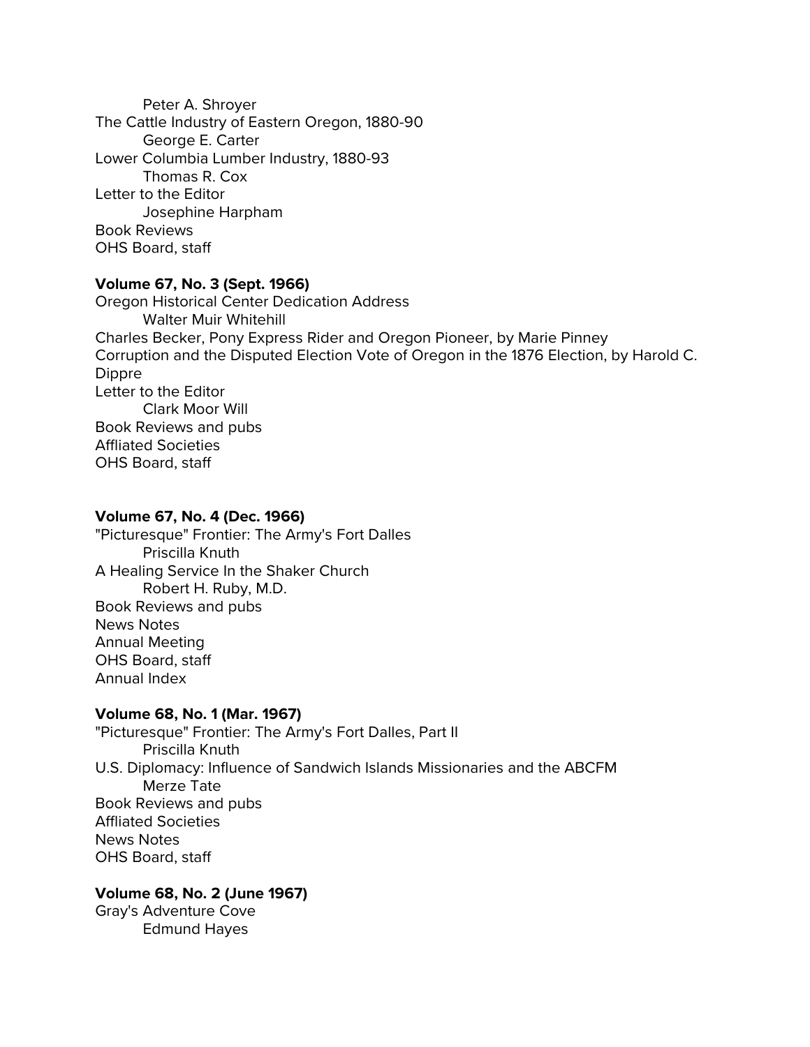Peter A. Shroyer
The Cattle Industry of Eastern Oregon, 1880-90
George E. Carter
Lower Columbia Lumber Industry, 1880-93
Thomas R. Cox
Letter to the Editor
Josephine Harpham
Book Reviews
OHS Board, staff

**Volume 67, No. 3 (Sept. 1966)**
Oregon Historical Center Dedication Address
Walter Muir Whitehill
Charles Becker, Pony Express Rider and Oregon Pioneer, by Marie Pinney
Corruption and the Disputed Election Vote of Oregon in the 1876 Election, by Harold C. Dippre
Letter to the Editor
Clark Moor Will
Book Reviews and pubs
Affliated Societies
OHS Board, staff

**Volume 67, No. 4 (Dec. 1966)**
"Picturesque" Frontier: The Army's Fort Dalles
Priscilla Knuth
A Healing Service In the Shaker Church
Robert H. Ruby, M.D.
Book Reviews and pubs
News Notes
Annual Meeting
OHS Board, staff
Annual Index

**Volume 68, No. 1 (Mar. 1967)**
"Picturesque" Frontier: The Army's Fort Dalles, Part II
Priscilla Knuth
U.S. Diplomacy: Influence of Sandwich Islands Missionaries and the ABCFM
Merze Tate
Book Reviews and pubs
Affliated Societies
News Notes
OHS Board, staff

**Volume 68, No. 2 (June 1967)**
Gray's Adventure Cove
Edmund Hayes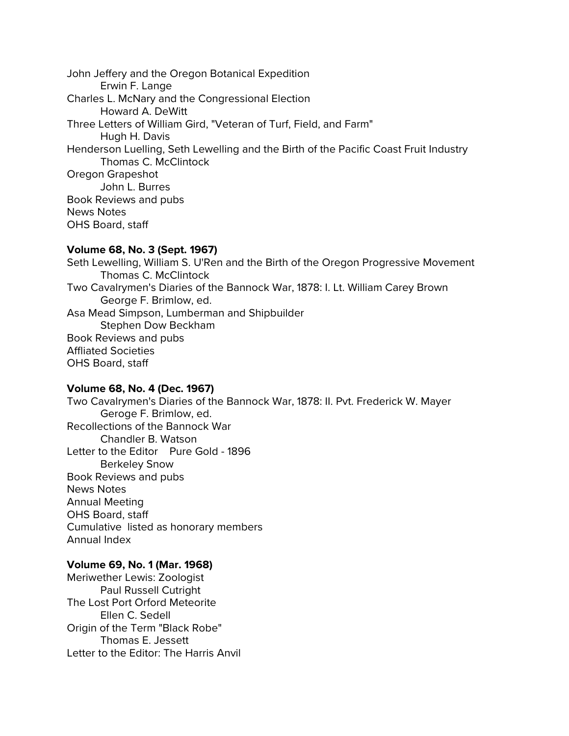John Jeffery and the Oregon Botanical Expedition
        Erwin F. Lange
Charles L. McNary and the Congressional Election
        Howard A. DeWitt
Three Letters of William Gird, "Veteran of Turf, Field, and Farm"
        Hugh H. Davis
Henderson Luelling, Seth Lewelling and the Birth of the Pacific Coast Fruit Industry
        Thomas C. McClintock
Oregon Grapeshot
        John L. Burres
Book Reviews and pubs
News Notes
OHS Board, staff

**Volume 68, No. 3 (Sept. 1967)**

Seth Lewelling, William S. U'Ren and the Birth of the Oregon Progressive Movement
        Thomas C. McClintock
Two Cavalrymen's Diaries of the Bannock War, 1878: I. Lt. William Carey Brown
        George F. Brimlow, ed.
Asa Mead Simpson, Lumberman and Shipbuilder
        Stephen Dow Beckham
Book Reviews and pubs
Affliated Societies
OHS Board, staff

**Volume 68, No. 4 (Dec. 1967)**

Two Cavalrymen's Diaries of the Bannock War, 1878: II. Pvt. Frederick W. Mayer
        Geroge F. Brimlow, ed.
Recollections of the Bannock War
        Chandler B. Watson
Letter to the Editor    Pure Gold - 1896
        Berkeley Snow
Book Reviews and pubs
News Notes
Annual Meeting
OHS Board, staff
Cumulative  listed as honorary members
Annual Index

**Volume 69, No. 1 (Mar. 1968)**

Meriwether Lewis: Zoologist
        Paul Russell Cutright
The Lost Port Orford Meteorite
        Ellen C. Sedell
Origin of the Term "Black Robe"
        Thomas E. Jessett
Letter to the Editor: The Harris Anvil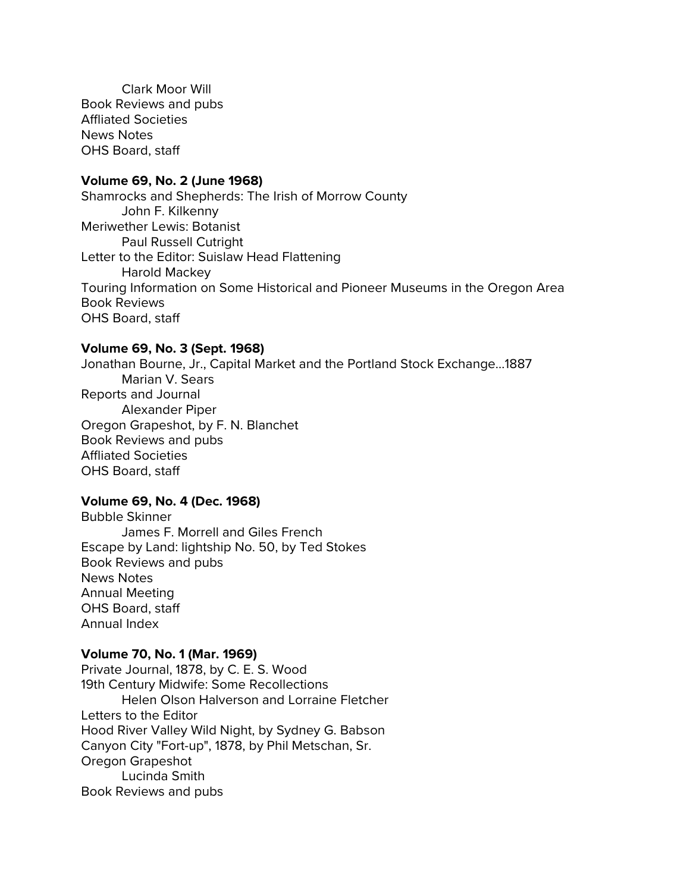Clark Moor Will
Book Reviews and pubs
Affliated Societies
News Notes
OHS Board, staff

**Volume 69, No. 2 (June 1968)**
Shamrocks and Shepherds: The Irish of Morrow County
John F. Kilkenny
Meriwether Lewis: Botanist
Paul Russell Cutright
Letter to the Editor: Suislaw Head Flattening
Harold Mackey
Touring Information on Some Historical and Pioneer Museums in the Oregon Area
Book Reviews
OHS Board, staff

**Volume 69, No. 3 (Sept. 1968)**
Jonathan Bourne, Jr., Capital Market and the Portland Stock Exchange...1887
Marian V. Sears
Reports and Journal
Alexander Piper
Oregon Grapeshot, by F. N. Blanchet
Book Reviews and pubs
Affliated Societies
OHS Board, staff

**Volume 69, No. 4 (Dec. 1968)**
Bubble Skinner
James F. Morrell and Giles French
Escape by Land: lightship No. 50, by Ted Stokes
Book Reviews and pubs
News Notes
Annual Meeting
OHS Board, staff
Annual Index

**Volume 70, No. 1 (Mar. 1969)**
Private Journal, 1878, by C. E. S. Wood
19th Century Midwife: Some Recollections
Helen Olson Halverson and Lorraine Fletcher
Letters to the Editor
Hood River Valley Wild Night, by Sydney G. Babson
Canyon City "Fort-up", 1878, by Phil Metschan, Sr.
Oregon Grapeshot
Lucinda Smith
Book Reviews and pubs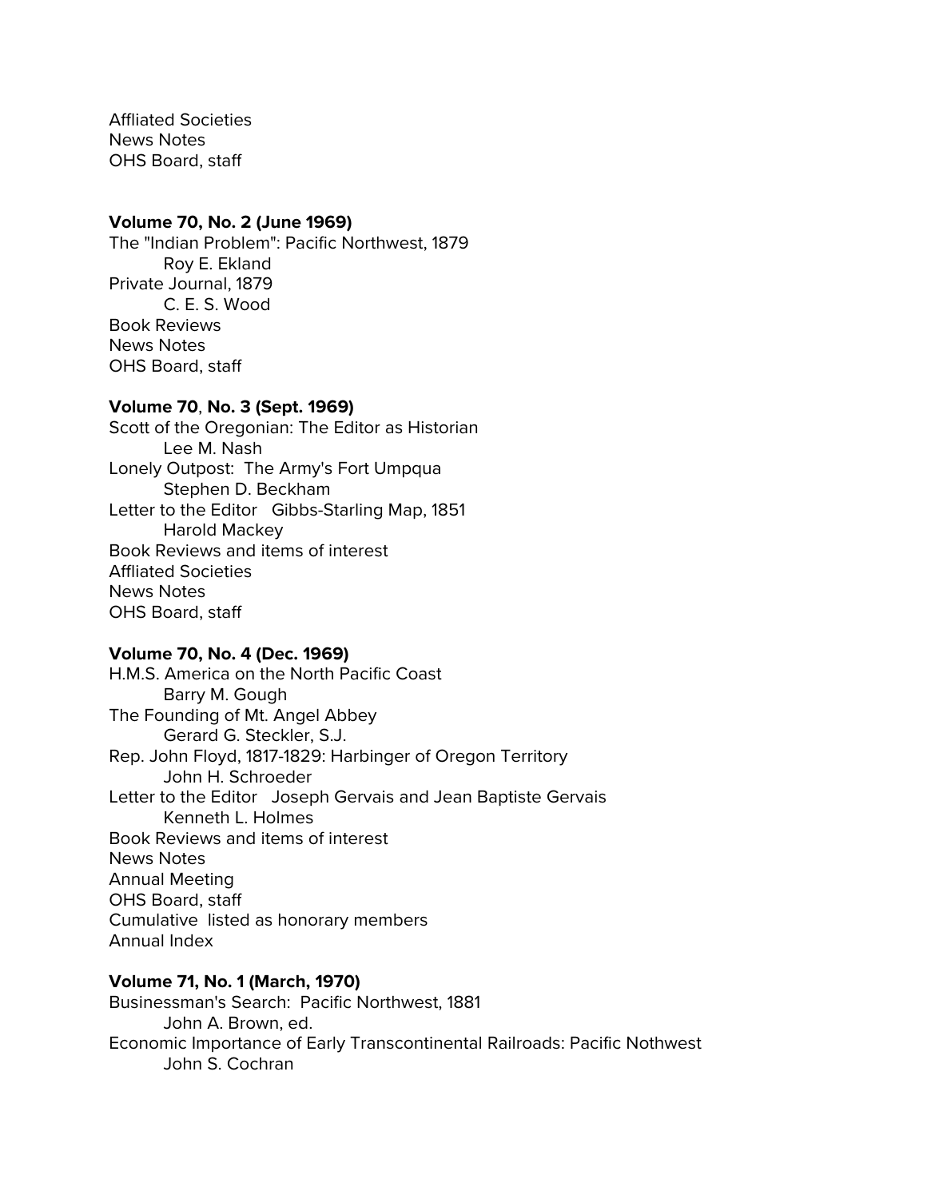Affliated Societies
News Notes
OHS Board, staff

**Volume 70, No. 2 (June 1969)**
The "Indian Problem": Pacific Northwest, 1879
        Roy E. Ekland
Private Journal, 1879
        C. E. S. Wood
Book Reviews
News Notes
OHS Board, staff

**Volume 70**, **No. 3 (Sept. 1969)**
Scott of the Oregonian: The Editor as Historian
        Lee M. Nash
Lonely Outpost:  The Army's Fort Umpqua
        Stephen D. Beckham
Letter to the Editor   Gibbs-Starling Map, 1851
        Harold Mackey
Book Reviews and items of interest
Affliated Societies
News Notes
OHS Board, staff

**Volume 70, No. 4 (Dec. 1969)**
H.M.S. America on the North Pacific Coast
        Barry M. Gough
The Founding of Mt. Angel Abbey
        Gerard G. Steckler, S.J.
Rep. John Floyd, 1817-1829: Harbinger of Oregon Territory
        John H. Schroeder
Letter to the Editor   Joseph Gervais and Jean Baptiste Gervais
        Kenneth L. Holmes
Book Reviews and items of interest
News Notes
Annual Meeting
OHS Board, staff
Cumulative  listed as honorary members
Annual Index

**Volume 71, No. 1 (March, 1970)**
Businessman's Search:  Pacific Northwest, 1881
        John A. Brown, ed.
Economic Importance of Early Transcontinental Railroads: Pacific Nothwest
        John S. Cochran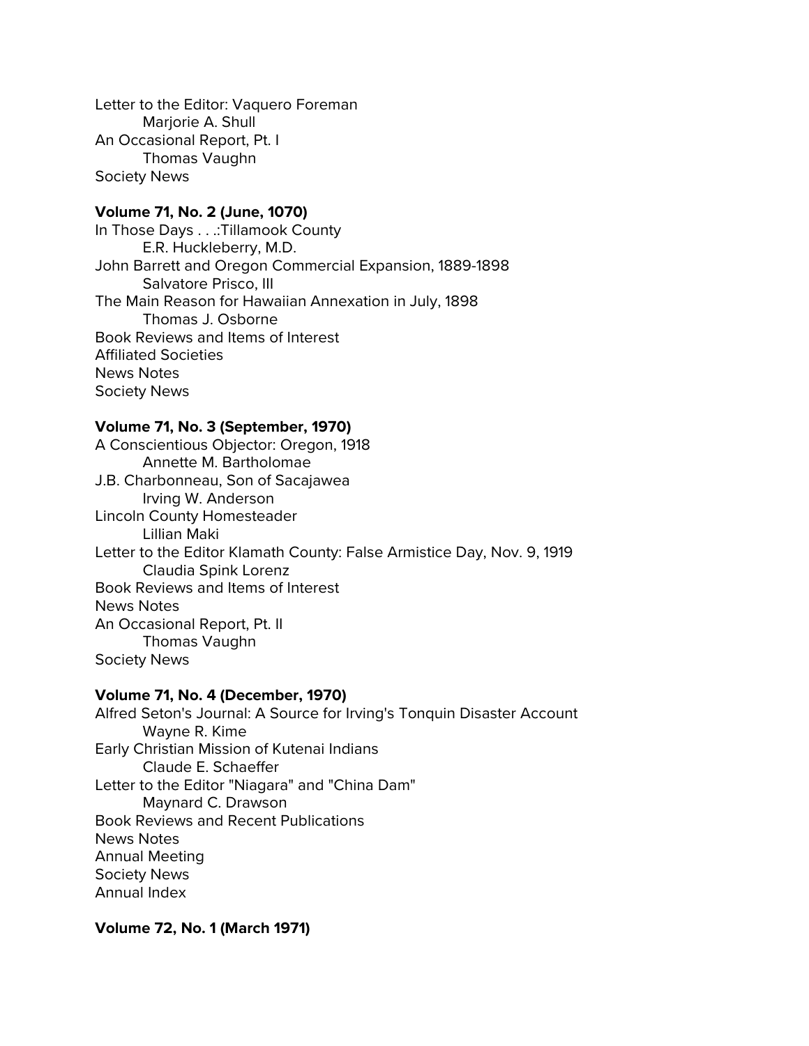Letter to the Editor: Vaquero Foreman
    Marjorie A. Shull
An Occasional Report, Pt. I
    Thomas Vaughn
Society News

**Volume 71, No. 2 (June, 1070)**
In Those Days . . .:Tillamook County
    E.R. Huckleberry, M.D.
John Barrett and Oregon Commercial Expansion, 1889-1898
    Salvatore Prisco, III
The Main Reason for Hawaiian Annexation in July, 1898
    Thomas J. Osborne
Book Reviews and Items of Interest
Affiliated Societies
News Notes
Society News

**Volume 71, No. 3 (September, 1970)**
A Conscientious Objector: Oregon, 1918
    Annette M. Bartholomae
J.B. Charbonneau, Son of Sacajawea
    Irving W. Anderson
Lincoln County Homesteader
    Lillian Maki
Letter to the Editor Klamath County: False Armistice Day, Nov. 9, 1919
    Claudia Spink Lorenz
Book Reviews and Items of Interest
News Notes
An Occasional Report, Pt. II
    Thomas Vaughn
Society News

**Volume 71, No. 4 (December, 1970)**
Alfred Seton's Journal: A Source for Irving's Tonquin Disaster Account
    Wayne R. Kime
Early Christian Mission of Kutenai Indians
    Claude E. Schaeffer
Letter to the Editor "Niagara" and "China Dam"
    Maynard C. Drawson
Book Reviews and Recent Publications
News Notes
Annual Meeting
Society News
Annual Index

**Volume 72, No. 1 (March 1971)**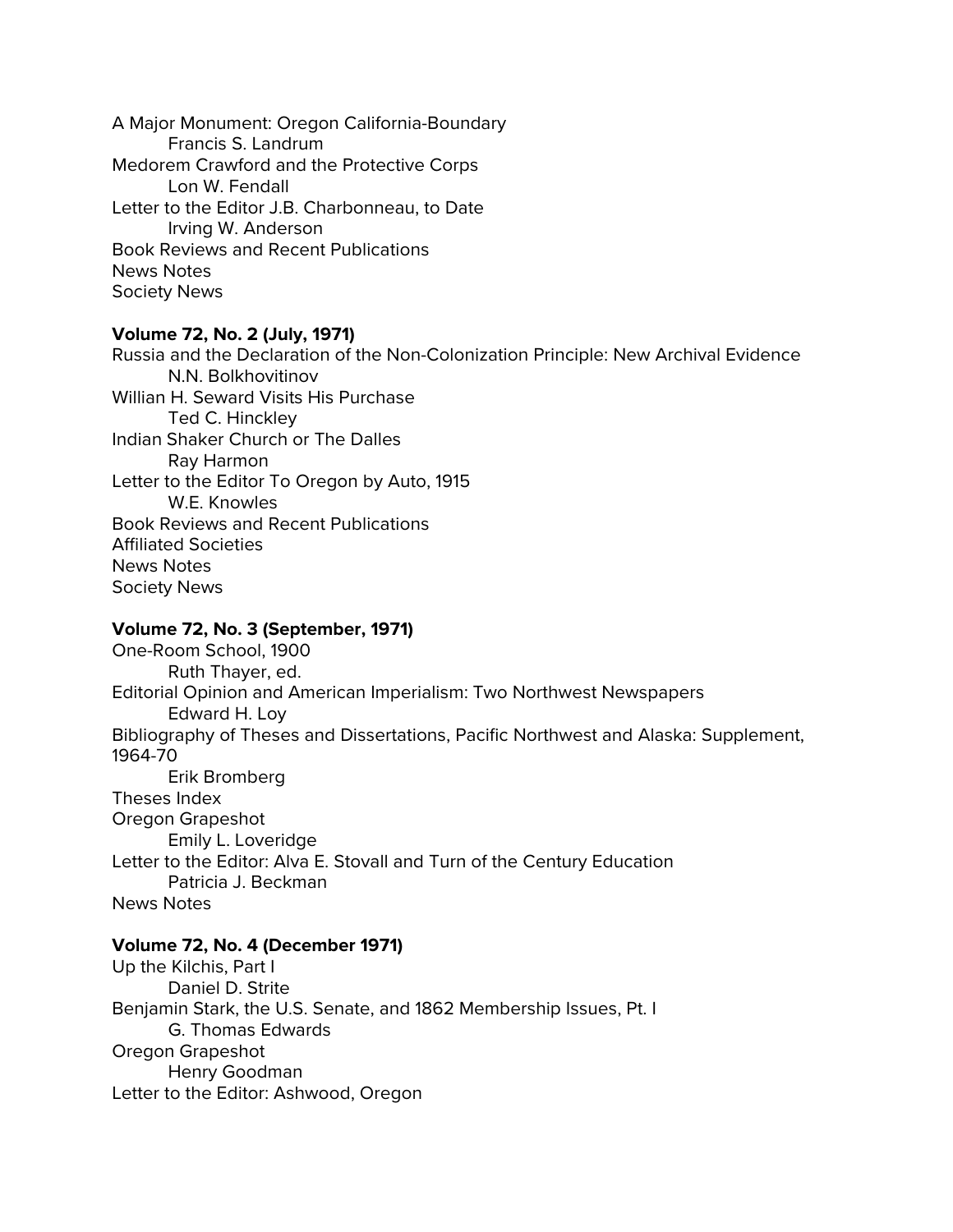A Major Monument: Oregon California-Boundary
    Francis S. Landrum
Medorem Crawford and the Protective Corps
    Lon W. Fendall
Letter to the Editor J.B. Charbonneau, to Date
    Irving W. Anderson
Book Reviews and Recent Publications
News Notes
Society News

**Volume 72, No. 2 (July, 1971)**
Russia and the Declaration of the Non-Colonization Principle: New Archival Evidence
    N.N. Bolkhovitinov
Willian H. Seward Visits His Purchase
    Ted C. Hinckley
Indian Shaker Church or The Dalles
    Ray Harmon
Letter to the Editor To Oregon by Auto, 1915
    W.E. Knowles
Book Reviews and Recent Publications
Affiliated Societies
News Notes
Society News

**Volume 72, No. 3 (September, 1971)**
One-Room School, 1900
    Ruth Thayer, ed.
Editorial Opinion and American Imperialism: Two Northwest Newspapers
    Edward H. Loy
Bibliography of Theses and Dissertations, Pacific Northwest and Alaska: Supplement, 1964-70
    Erik Bromberg
Theses Index
Oregon Grapeshot
    Emily L. Loveridge
Letter to the Editor: Alva E. Stovall and Turn of the Century Education
    Patricia J. Beckman
News Notes

**Volume 72, No. 4 (December 1971)**
Up the Kilchis, Part I
    Daniel D. Strite
Benjamin Stark, the U.S. Senate, and 1862 Membership Issues, Pt. I
    G. Thomas Edwards
Oregon Grapeshot
    Henry Goodman
Letter to the Editor: Ashwood, Oregon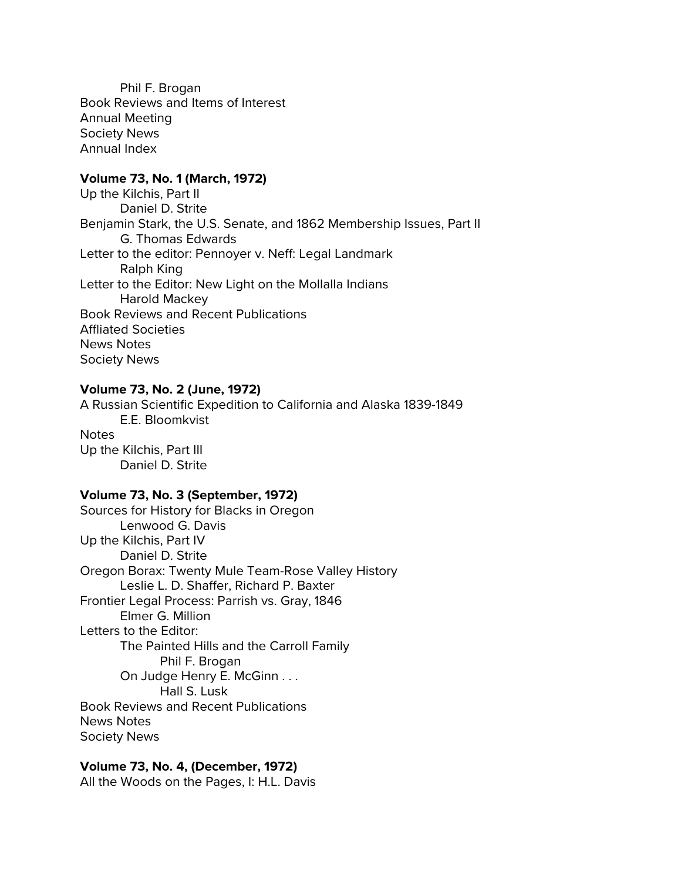Phil F. Brogan
Book Reviews and Items of Interest
Annual Meeting
Society News
Annual Index

**Volume 73, No. 1 (March, 1972)**
Up the Kilchis, Part II
    Daniel D. Strite
Benjamin Stark, the U.S. Senate, and 1862 Membership Issues, Part II
    G. Thomas Edwards
Letter to the editor: Pennoyer v. Neff: Legal Landmark
    Ralph King
Letter to the Editor: New Light on the Mollalla Indians
    Harold Mackey
Book Reviews and Recent Publications
Affliated Societies
News Notes
Society News

**Volume 73, No. 2 (June, 1972)**
A Russian Scientific Expedition to California and Alaska 1839-1849
    E.E. Bloomkvist
Notes
Up the Kilchis, Part III
    Daniel D. Strite

**Volume 73, No. 3 (September, 1972)**
Sources for History for Blacks in Oregon
    Lenwood G. Davis
Up the Kilchis, Part IV
    Daniel D. Strite
Oregon Borax: Twenty Mule Team-Rose Valley History
    Leslie L. D. Shaffer, Richard P. Baxter
Frontier Legal Process: Parrish vs. Gray, 1846
    Elmer G. Million
Letters to the Editor:
    The Painted Hills and the Carroll Family
        Phil F. Brogan
    On Judge Henry E. McGinn . . .
        Hall S. Lusk
Book Reviews and Recent Publications
News Notes
Society News

**Volume 73, No. 4, (December, 1972)**
All the Woods on the Pages, I: H.L. Davis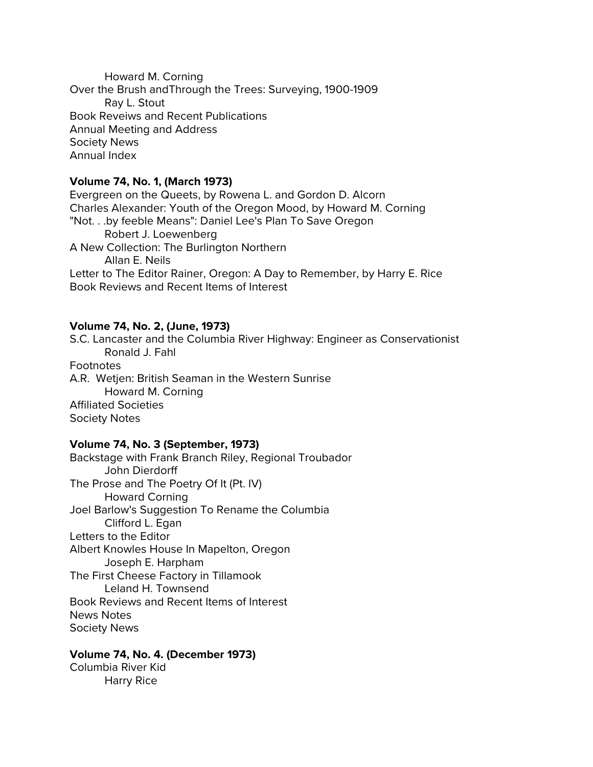Howard M. Corning

Over the Brush andThrough the Trees: Surveying, 1900-1909

Ray L. Stout

Book Reveiws and Recent Publications

Annual Meeting and Address

Society News

Annual Index

**Volume 74, No. 1, (March 1973)**

Evergreen on the Queets, by Rowena L. and Gordon D. Alcorn

Charles Alexander: Youth of the Oregon Mood, by Howard M. Corning

"Not. . .by feeble Means": Daniel Lee's Plan To Save Oregon

Robert J. Loewenberg

A New Collection: The Burlington Northern

Allan E. Neils

Letter to The Editor Rainer, Oregon: A Day to Remember, by Harry E. Rice

Book Reviews and Recent Items of Interest

**Volume 74, No. 2, (June, 1973)**

S.C. Lancaster and the Columbia River Highway: Engineer as Conservationist

Ronald J. Fahl

Footnotes

A.R. Wetjen: British Seaman in the Western Sunrise

Howard M. Corning

Affiliated Societies

Society Notes

**Volume 74, No. 3 (September, 1973)**

Backstage with Frank Branch Riley, Regional Troubador

John Dierdorff

The Prose and The Poetry Of It (Pt. IV)

Howard Corning

Joel Barlow's Suggestion To Rename the Columbia

Clifford L. Egan

Letters to the Editor

Albert Knowles House In Mapelton, Oregon

Joseph E. Harpham

The First Cheese Factory in Tillamook

Leland H. Townsend

Book Reviews and Recent Items of Interest

News Notes

Society News

**Volume 74, No. 4. (December 1973)**

Columbia River Kid

Harry Rice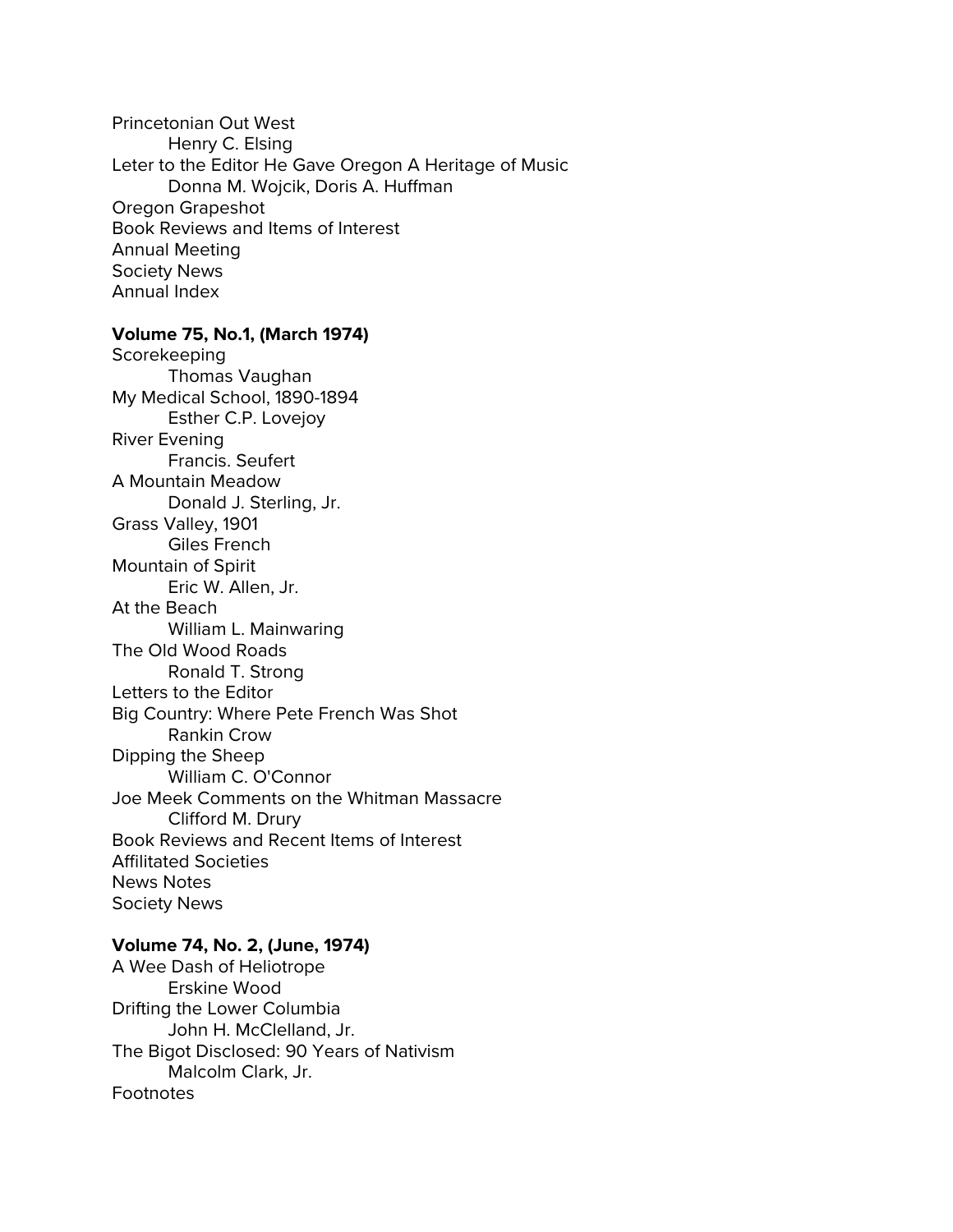Princetonian Out West
    Henry C. Elsing
Leter to the Editor He Gave Oregon A Heritage of Music
    Donna M. Wojcik, Doris A. Huffman
Oregon Grapeshot
Book Reviews and Items of Interest
Annual Meeting
Society News
Annual Index

**Volume 75, No.1, (March 1974)**
Scorekeeping
    Thomas Vaughan
My Medical School, 1890-1894
    Esther C.P. Lovejoy
River Evening
    Francis. Seufert
A Mountain Meadow
    Donald J. Sterling, Jr.
Grass Valley, 1901
    Giles French
Mountain of Spirit
    Eric W. Allen, Jr.
At the Beach
    William L. Mainwaring
The Old Wood Roads
    Ronald T. Strong
Letters to the Editor
Big Country: Where Pete French Was Shot
    Rankin Crow
Dipping the Sheep
    William C. O'Connor
Joe Meek Comments on the Whitman Massacre
    Clifford M. Drury
Book Reviews and Recent Items of Interest
Affilitated Societies
News Notes
Society News

**Volume 74, No. 2, (June, 1974)**
A Wee Dash of Heliotrope
    Erskine Wood
Drifting the Lower Columbia
    John H. McClelland, Jr.
The Bigot Disclosed: 90 Years of Nativism
    Malcolm Clark, Jr.
Footnotes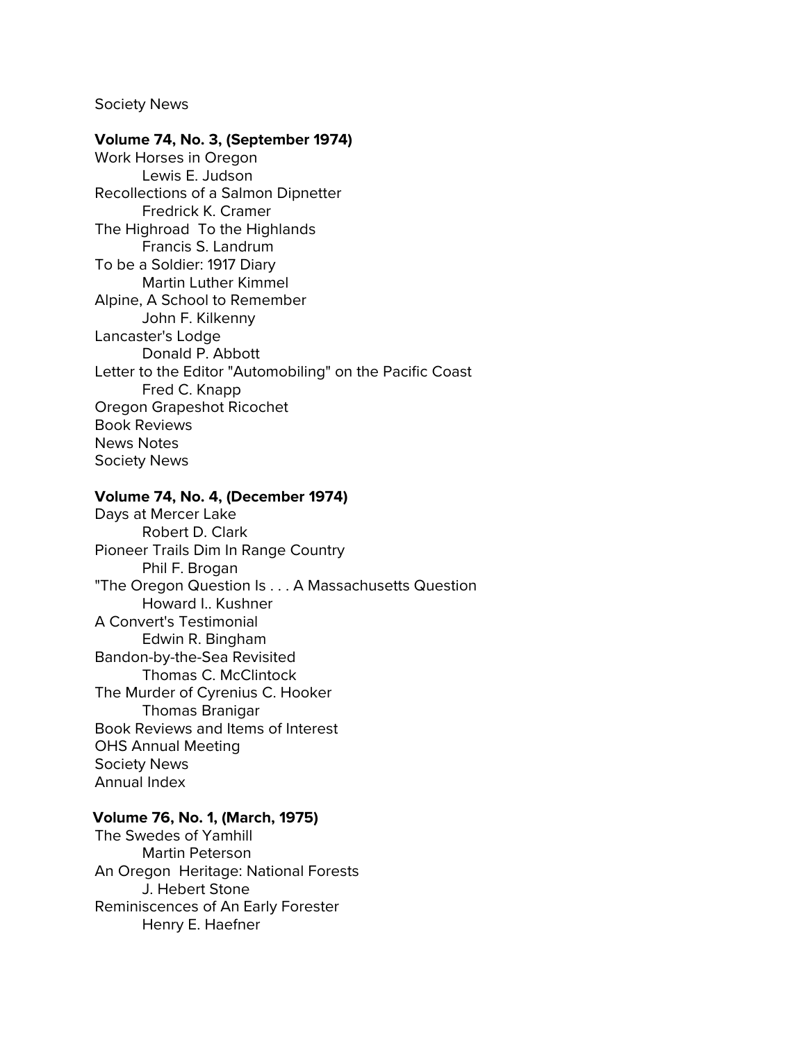Society News

**Volume 74, No. 3, (September 1974)**

Work Horses in Oregon
    Lewis E. Judson
Recollections of a Salmon Dipnetter
    Fredrick K. Cramer
The Highroad  To the Highlands
    Francis S. Landrum
To be a Soldier: 1917 Diary
    Martin Luther Kimmel
Alpine, A School to Remember
    John F. Kilkenny
Lancaster's Lodge
    Donald P. Abbott
Letter to the Editor "Automobiling" on the Pacific Coast
    Fred C. Knapp
Oregon Grapeshot Ricochet
Book Reviews
News Notes
Society News

**Volume 74, No. 4, (December 1974)**

Days at Mercer Lake
    Robert D. Clark
Pioneer Trails Dim In Range Country
    Phil F. Brogan
"The Oregon Question Is . . . A Massachusetts Question
    Howard I.. Kushner
A Convert's Testimonial
    Edwin R. Bingham
Bandon-by-the-Sea Revisited
    Thomas C. McClintock
The Murder of Cyrenius C. Hooker
    Thomas Branigar
Book Reviews and Items of Interest
OHS Annual Meeting
Society News
Annual Index

**Volume 76, No. 1, (March, 1975)**

The Swedes of Yamhill
    Martin Peterson
An Oregon  Heritage: National Forests
    J. Hebert Stone
Reminiscences of An Early Forester
    Henry E. Haefner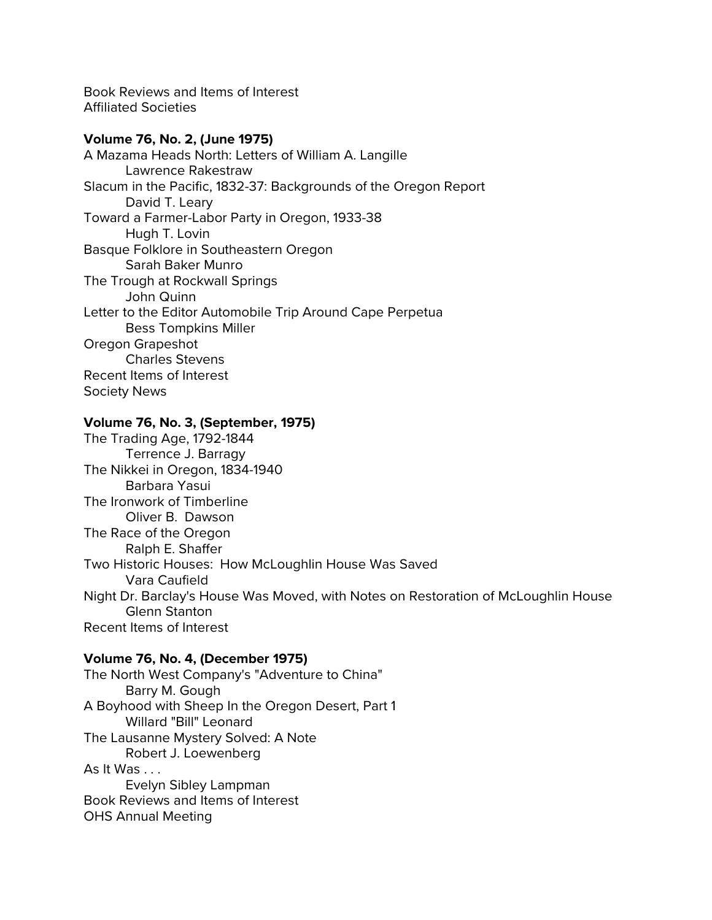Book Reviews and Items of Interest
Affiliated Societies

**Volume 76, No. 2, (June 1975)**

A Mazama Heads North: Letters of William A. Langille
Lawrence Rakestraw
Slacum in the Pacific, 1832-37: Backgrounds of the Oregon Report
David T. Leary
Toward a Farmer-Labor Party in Oregon, 1933-38
Hugh T. Lovin
Basque Folklore in Southeastern Oregon
Sarah Baker Munro
The Trough at Rockwall Springs
John Quinn
Letter to the Editor Automobile Trip Around Cape Perpetua
Bess Tompkins Miller
Oregon Grapeshot
Charles Stevens
Recent Items of Interest
Society News

**Volume 76, No. 3, (September, 1975)**

The Trading Age, 1792-1844
Terrence J. Barragy
The Nikkei in Oregon, 1834-1940
Barbara Yasui
The Ironwork of Timberline
Oliver B. Dawson
The Race of the Oregon
Ralph E. Shaffer
Two Historic Houses: How McLoughlin House Was Saved
Vara Caufield
Night Dr. Barclay's House Was Moved, with Notes on Restoration of McLoughlin House
Glenn Stanton
Recent Items of Interest

**Volume 76, No. 4, (December 1975)**

The North West Company's "Adventure to China"
Barry M. Gough
A Boyhood with Sheep In the Oregon Desert, Part 1
Willard "Bill" Leonard
The Lausanne Mystery Solved: A Note
Robert J. Loewenberg
As It Was . . .
Evelyn Sibley Lampman
Book Reviews and Items of Interest
OHS Annual Meeting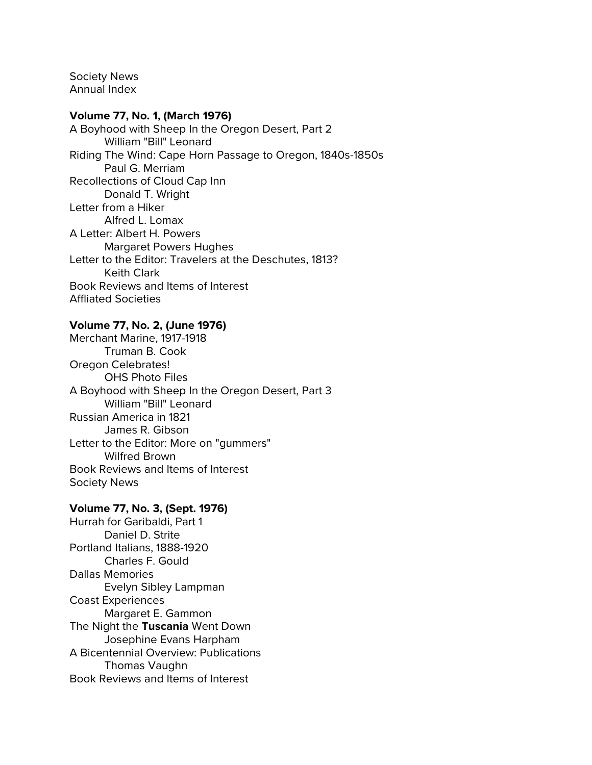Society News
Annual Index

**Volume 77, No. 1, (March 1976)**

A Boyhood with Sheep In the Oregon Desert, Part 2
William "Bill" Leonard
Riding The Wind: Cape Horn Passage to Oregon, 1840s-1850s
Paul G. Merriam
Recollections of Cloud Cap Inn
Donald T. Wright
Letter from a Hiker
Alfred L. Lomax
A Letter: Albert H. Powers
Margaret Powers Hughes
Letter to the Editor: Travelers at the Deschutes, 1813?
Keith Clark
Book Reviews and Items of Interest
Affliated Societies

**Volume 77, No. 2, (June 1976)**

Merchant Marine, 1917-1918
Truman B. Cook
Oregon Celebrates!
OHS Photo Files
A Boyhood with Sheep In the Oregon Desert, Part 3
William "Bill" Leonard
Russian America in 1821
James R. Gibson
Letter to the Editor: More on "gummers"
Wilfred Brown
Book Reviews and Items of Interest
Society News

**Volume 77, No. 3, (Sept. 1976)**

Hurrah for Garibaldi, Part 1
Daniel D. Strite
Portland Italians, 1888-1920
Charles F. Gould
Dallas Memories
Evelyn Sibley Lampman
Coast Experiences
Margaret E. Gammon
The Night the **Tuscania** Went Down
Josephine Evans Harpham
A Bicentennial Overview: Publications
Thomas Vaughn
Book Reviews and Items of Interest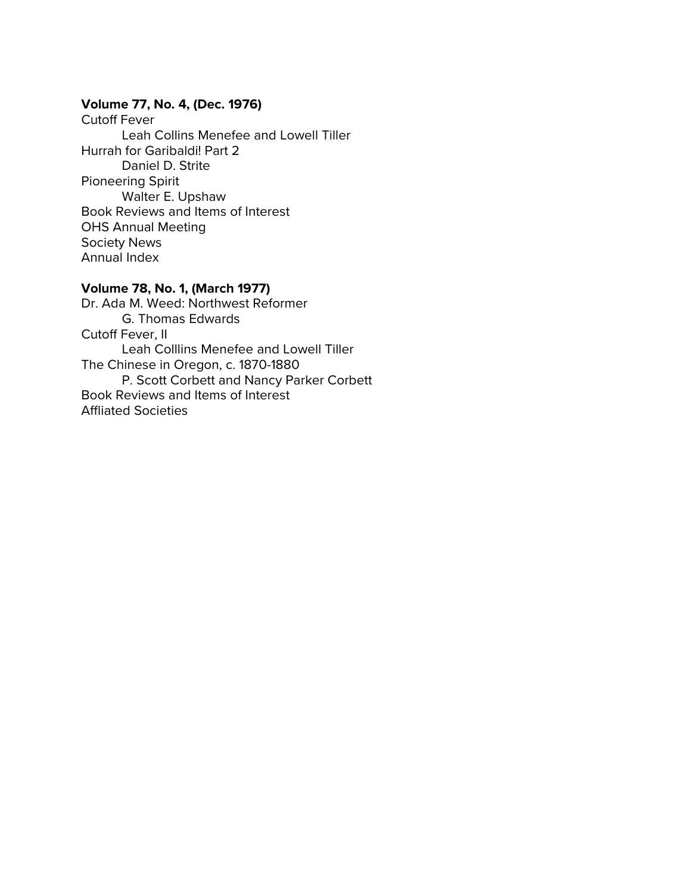**Volume 77, No. 4, (Dec. 1976)**

Cutoff Fever

Leah Collins Menefee and Lowell Tiller

Hurrah for Garibaldi! Part 2

Daniel D. Strite

Pioneering Spirit

Walter E. Upshaw

Book Reviews and Items of Interest

OHS Annual Meeting

Society News

Annual Index

**Volume 78, No. 1, (March 1977)**

Dr. Ada M. Weed: Northwest Reformer

G. Thomas Edwards

Cutoff Fever, II

Leah Colllins Menefee and Lowell Tiller

The Chinese in Oregon, c. 1870-1880

P. Scott Corbett and Nancy Parker Corbett

Book Reviews and Items of Interest

Affliated Societies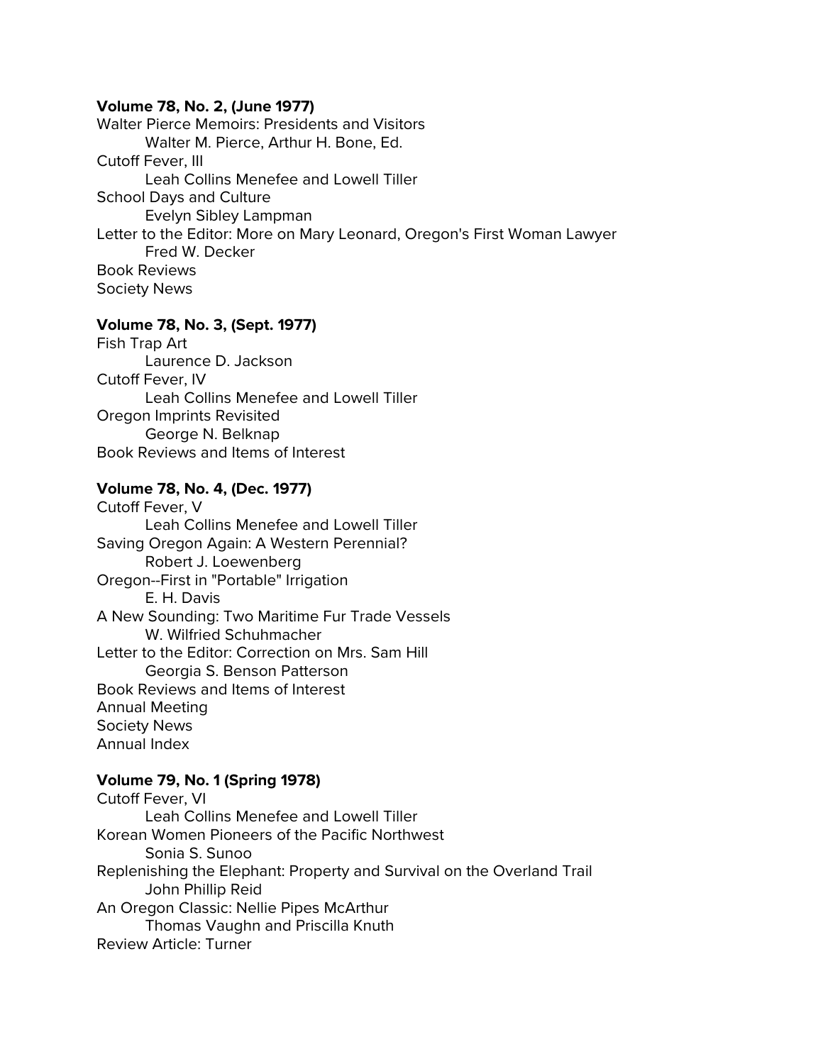**Volume 78, No. 2, (June 1977)**

Walter Pierce Memoirs: Presidents and Visitors
  Walter M. Pierce, Arthur H. Bone, Ed.
Cutoff Fever, III
  Leah Collins Menefee and Lowell Tiller
School Days and Culture
  Evelyn Sibley Lampman
Letter to the Editor: More on Mary Leonard, Oregon's First Woman Lawyer
  Fred W. Decker
Book Reviews
Society News

**Volume 78, No. 3, (Sept. 1977)**

Fish Trap Art
  Laurence D. Jackson
Cutoff Fever, IV
  Leah Collins Menefee and Lowell Tiller
Oregon Imprints Revisited
  George N. Belknap
Book Reviews and Items of Interest

**Volume 78, No. 4, (Dec. 1977)**

Cutoff Fever, V
  Leah Collins Menefee and Lowell Tiller
Saving Oregon Again: A Western Perennial?
  Robert J. Loewenberg
Oregon--First in "Portable" Irrigation
  E. H. Davis
A New Sounding: Two Maritime Fur Trade Vessels
  W. Wilfried Schuhmacher
Letter to the Editor: Correction on Mrs. Sam Hill
  Georgia S. Benson Patterson
Book Reviews and Items of Interest
Annual Meeting
Society News
Annual Index

**Volume 79, No. 1 (Spring 1978)**

Cutoff Fever, VI
  Leah Collins Menefee and Lowell Tiller
Korean Women Pioneers of the Pacific Northwest
  Sonia S. Sunoo
Replenishing the Elephant: Property and Survival on the Overland Trail
  John Phillip Reid
An Oregon Classic: Nellie Pipes McArthur
  Thomas Vaughn and Priscilla Knuth
Review Article: Turner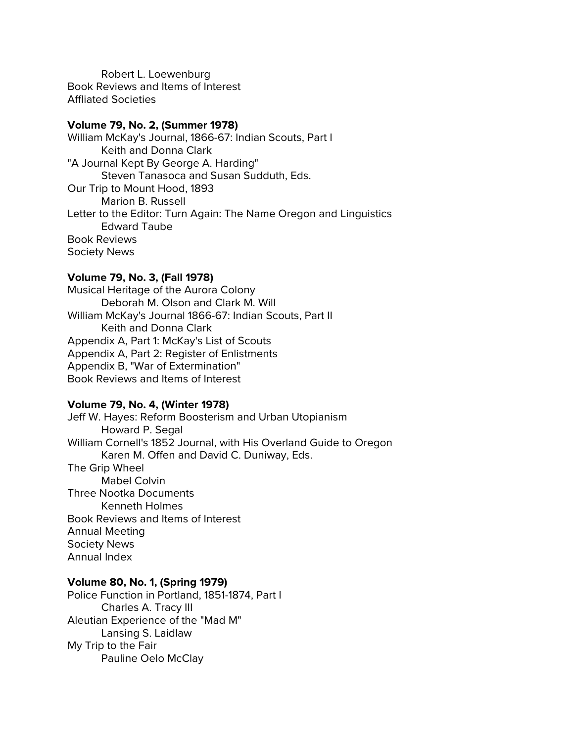Robert L. Loewenburg
Book Reviews and Items of Interest
Affliated Societies

**Volume 79, No. 2, (Summer 1978)**
William McKay's Journal, 1866-67: Indian Scouts, Part I
Keith and Donna Clark
"A Journal Kept By George A. Harding"
Steven Tanasoca and Susan Sudduth, Eds.
Our Trip to Mount Hood, 1893
Marion B. Russell
Letter to the Editor: Turn Again: The Name Oregon and Linguistics
Edward Taube
Book Reviews
Society News

**Volume 79, No. 3, (Fall 1978)**
Musical Heritage of the Aurora Colony
Deborah M. Olson and Clark M. Will
William McKay's Journal 1866-67: Indian Scouts, Part II
Keith and Donna Clark
Appendix A, Part 1: McKay's List of Scouts
Appendix A, Part 2: Register of Enlistments
Appendix B, "War of Extermination"
Book Reviews and Items of Interest

**Volume 79, No. 4, (Winter 1978)**
Jeff W. Hayes: Reform Boosterism and Urban Utopianism
Howard P. Segal
William Cornell's 1852 Journal, with His Overland Guide to Oregon
Karen M. Offen and David C. Duniway, Eds.
The Grip Wheel
Mabel Colvin
Three Nootka Documents
Kenneth Holmes
Book Reviews and Items of Interest
Annual Meeting
Society News
Annual Index

**Volume 80, No. 1, (Spring 1979)**
Police Function in Portland, 1851-1874, Part I
Charles A. Tracy III
Aleutian Experience of the "Mad M"
Lansing S. Laidlaw
My Trip to the Fair
Pauline Oelo McClay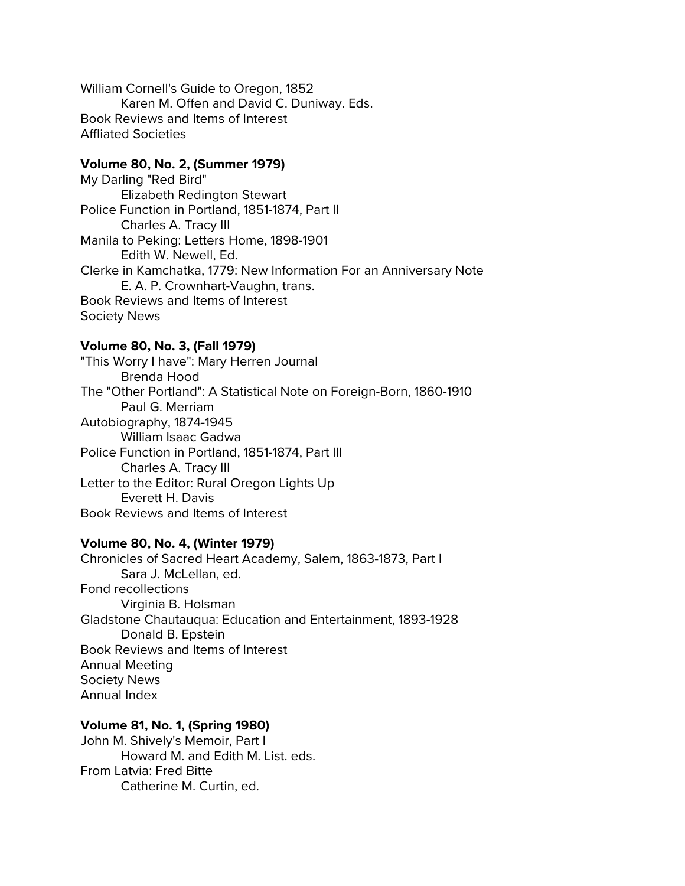William Cornell's Guide to Oregon, 1852
    Karen M. Offen and David C. Duniway. Eds.
Book Reviews and Items of Interest
Affliated Societies

**Volume 80, No. 2, (Summer 1979)**

My Darling "Red Bird"
    Elizabeth Redington Stewart
Police Function in Portland, 1851-1874, Part II
    Charles A. Tracy III
Manila to Peking: Letters Home, 1898-1901
    Edith W. Newell, Ed.
Clerke in Kamchatka, 1779: New Information For an Anniversary Note
    E. A. P. Crownhart-Vaughn, trans.
Book Reviews and Items of Interest
Society News

**Volume 80, No. 3, (Fall 1979)**

"This Worry I have": Mary Herren Journal
    Brenda Hood
The "Other Portland": A Statistical Note on Foreign-Born, 1860-1910
    Paul G. Merriam
Autobiography, 1874-1945
    William Isaac Gadwa
Police Function in Portland, 1851-1874, Part III
    Charles A. Tracy III
Letter to the Editor: Rural Oregon Lights Up
    Everett H. Davis
Book Reviews and Items of Interest

**Volume 80, No. 4, (Winter 1979)**

Chronicles of Sacred Heart Academy, Salem, 1863-1873, Part I
    Sara J. McLellan, ed.
Fond recollections
    Virginia B. Holsman
Gladstone Chautauqua: Education and Entertainment, 1893-1928
    Donald B. Epstein
Book Reviews and Items of Interest
Annual Meeting
Society News
Annual Index

**Volume 81, No. 1, (Spring 1980)**

John M. Shively's Memoir, Part I
    Howard M. and Edith M. List. eds.
From Latvia: Fred Bitte
    Catherine M. Curtin, ed.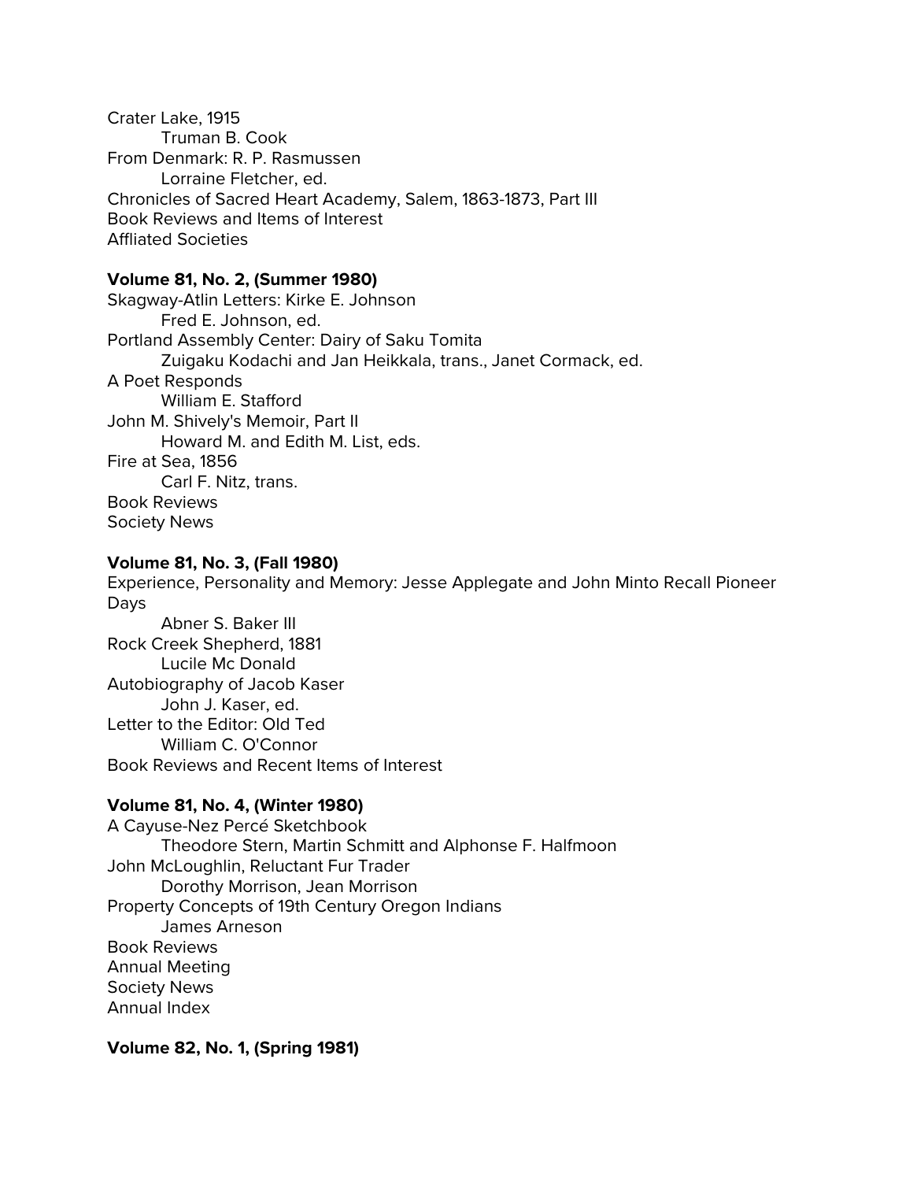Crater Lake, 1915
    Truman B. Cook
From Denmark: R. P. Rasmussen
    Lorraine Fletcher, ed.
Chronicles of Sacred Heart Academy, Salem, 1863-1873, Part III
Book Reviews and Items of Interest
Affliated Societies

**Volume 81, No. 2, (Summer 1980)**

Skagway-Atlin Letters: Kirke E. Johnson
    Fred E. Johnson, ed.
Portland Assembly Center: Dairy of Saku Tomita
    Zuigaku Kodachi and Jan Heikkala, trans., Janet Cormack, ed.
A Poet Responds
    William E. Stafford
John M. Shively's Memoir, Part II
    Howard M. and Edith M. List, eds.
Fire at Sea, 1856
    Carl F. Nitz, trans.
Book Reviews
Society News

**Volume 81, No. 3, (Fall 1980)**

Experience, Personality and Memory: Jesse Applegate and John Minto Recall Pioneer Days
    Abner S. Baker III
Rock Creek Shepherd, 1881
    Lucile Mc Donald
Autobiography of Jacob Kaser
    John J. Kaser, ed.
Letter to the Editor: Old Ted
    William C. O'Connor
Book Reviews and Recent Items of Interest

**Volume 81, No. 4, (Winter 1980)**

A Cayuse-Nez Percé Sketchbook
    Theodore Stern, Martin Schmitt and Alphonse F. Halfmoon
John McLoughlin, Reluctant Fur Trader
    Dorothy Morrison, Jean Morrison
Property Concepts of 19th Century Oregon Indians
    James Arneson
Book Reviews
Annual Meeting
Society News
Annual Index

**Volume 82, No. 1, (Spring 1981)**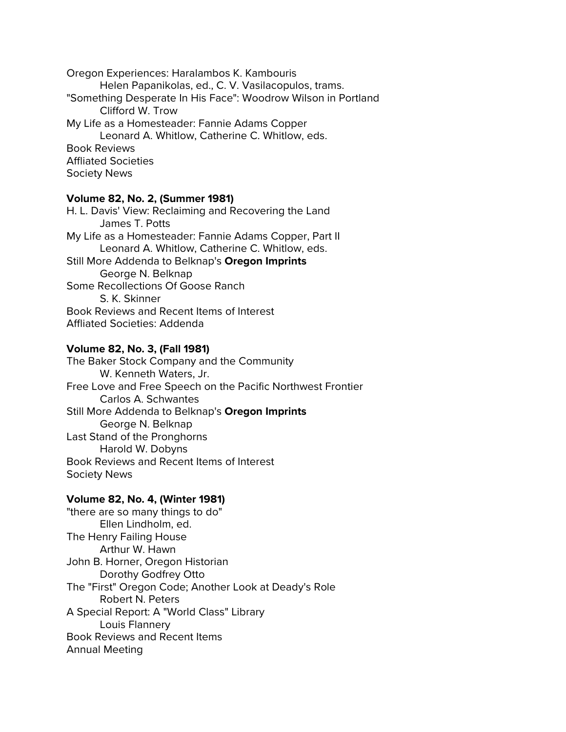Oregon Experiences: Haralambos K. Kambouris
    Helen Papanikolas, ed., C. V. Vasilacopulos, trams.
"Something Desperate In His Face": Woodrow Wilson in Portland
    Clifford W. Trow
My Life as a Homesteader: Fannie Adams Copper
    Leonard A. Whitlow, Catherine C. Whitlow, eds.
Book Reviews
Affliated Societies
Society News

**Volume 82, No. 2, (Summer 1981)**

H. L. Davis' View: Reclaiming and Recovering the Land
    James T. Potts
My Life as a Homesteader: Fannie Adams Copper, Part II
    Leonard A. Whitlow, Catherine C. Whitlow, eds.
Still More Addenda to Belknap's **Oregon Imprints**
    George N. Belknap
Some Recollections Of Goose Ranch
    S. K. Skinner
Book Reviews and Recent Items of Interest
Affliated Societies: Addenda

**Volume 82, No. 3, (Fall 1981)**

The Baker Stock Company and the Community
    W. Kenneth Waters, Jr.
Free Love and Free Speech on the Pacific Northwest Frontier
    Carlos A. Schwantes
Still More Addenda to Belknap's **Oregon Imprints**
    George N. Belknap
Last Stand of the Pronghorns
    Harold W. Dobyns
Book Reviews and Recent Items of Interest
Society News

**Volume 82, No. 4, (Winter 1981)**

"there are so many things to do"
    Ellen Lindholm, ed.
The Henry Failing House
    Arthur W. Hawn
John B. Horner, Oregon Historian
    Dorothy Godfrey Otto
The "First" Oregon Code; Another Look at Deady's Role
    Robert N. Peters
A Special Report: A "World Class" Library
    Louis Flannery
Book Reviews and Recent Items
Annual Meeting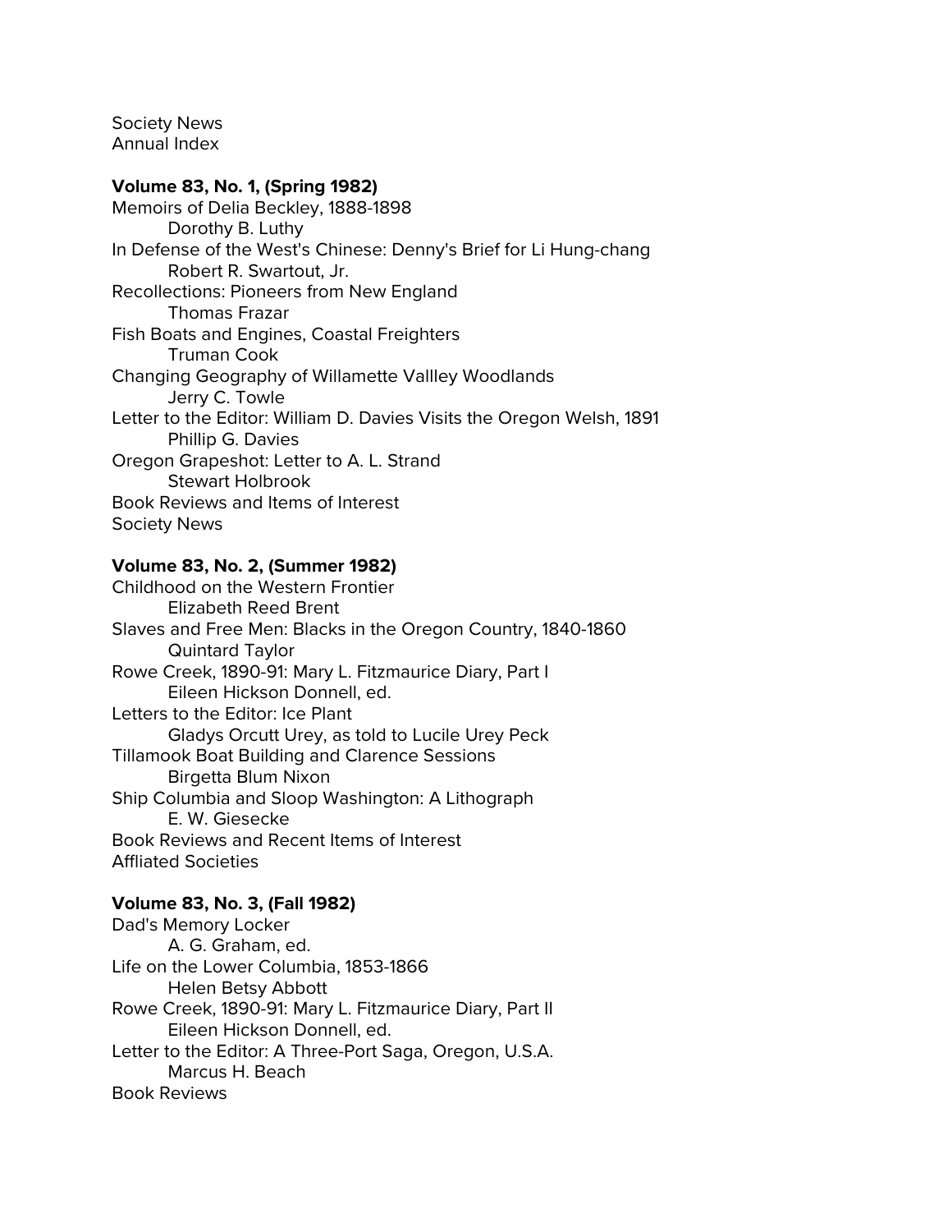Society News
Annual Index

**Volume 83, No. 1, (Spring 1982)**

Memoirs of Delia Beckley, 1888-1898
    Dorothy B. Luthy
In Defense of the West's Chinese: Denny's Brief for Li Hung-chang
    Robert R. Swartout, Jr.
Recollections: Pioneers from New England
    Thomas Frazar
Fish Boats and Engines, Coastal Freighters
    Truman Cook
Changing Geography of Willamette Vallley Woodlands
    Jerry C. Towle
Letter to the Editor: William D. Davies Visits the Oregon Welsh, 1891
    Phillip G. Davies
Oregon Grapeshot: Letter to A. L. Strand
    Stewart Holbrook
Book Reviews and Items of Interest
Society News

**Volume 83, No. 2, (Summer 1982)**

Childhood on the Western Frontier
    Elizabeth Reed Brent
Slaves and Free Men: Blacks in the Oregon Country, 1840-1860
    Quintard Taylor
Rowe Creek, 1890-91: Mary L. Fitzmaurice Diary, Part I
    Eileen Hickson Donnell, ed.
Letters to the Editor: Ice Plant
    Gladys Orcutt Urey, as told to Lucile Urey Peck
Tillamook Boat Building and Clarence Sessions
    Birgetta Blum Nixon
Ship Columbia and Sloop Washington: A Lithograph
    E. W. Giesecke
Book Reviews and Recent Items of Interest
Affliated Societies

**Volume 83, No. 3, (Fall 1982)**

Dad's Memory Locker
    A. G. Graham, ed.
Life on the Lower Columbia, 1853-1866
    Helen Betsy Abbott
Rowe Creek, 1890-91: Mary L. Fitzmaurice Diary, Part II
    Eileen Hickson Donnell, ed.
Letter to the Editor: A Three-Port Saga, Oregon, U.S.A.
    Marcus H. Beach
Book Reviews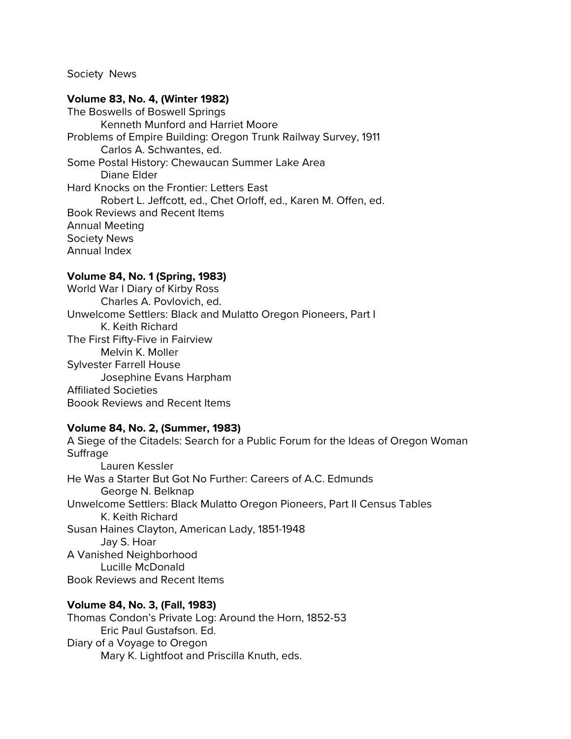Society  News

**Volume 83, No. 4, (Winter 1982)**

The Boswells of Boswell Springs
    Kenneth Munford and Harriet Moore
Problems of Empire Building: Oregon Trunk Railway Survey, 1911
    Carlos A. Schwantes, ed.
Some Postal History: Chewaucan Summer Lake Area
    Diane Elder
Hard Knocks on the Frontier: Letters East
    Robert L. Jeffcott, ed., Chet Orloff, ed., Karen M. Offen, ed.
Book Reviews and Recent Items
Annual Meeting
Society News
Annual Index

**Volume 84, No. 1 (Spring, 1983)**

World War I Diary of Kirby Ross
    Charles A. Povlovich, ed.
Unwelcome Settlers: Black and Mulatto Oregon Pioneers, Part I
    K. Keith Richard
The First Fifty-Five in Fairview
    Melvin K. Moller
Sylvester Farrell House
    Josephine Evans Harpham
Affiliated Societies
Boook Reviews and Recent Items

**Volume 84, No. 2, (Summer, 1983)**

A Siege of the Citadels: Search for a Public Forum for the Ideas of Oregon Woman Suffrage
    Lauren Kessler
He Was a Starter But Got No Further: Careers of A.C. Edmunds
    George N. Belknap
Unwelcome Settlers: Black Mulatto Oregon Pioneers, Part II Census Tables
    K. Keith Richard
Susan Haines Clayton, American Lady, 1851-1948
    Jay S. Hoar
A Vanished Neighborhood
    Lucille McDonald
Book Reviews and Recent Items

**Volume 84, No. 3, (Fall, 1983)**

Thomas Condon's Private Log: Around the Horn, 1852-53
    Eric Paul Gustafson. Ed.
Diary of a Voyage to Oregon
    Mary K. Lightfoot and Priscilla Knuth, eds.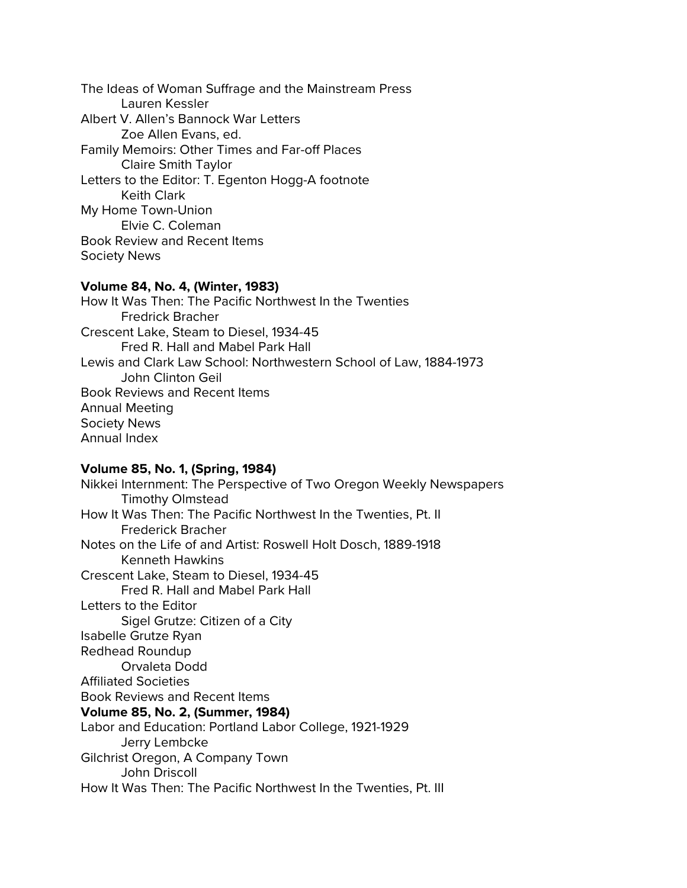The Ideas of Woman Suffrage and the Mainstream Press
    Lauren Kessler
Albert V. Allen's Bannock War Letters
    Zoe Allen Evans, ed.
Family Memoirs: Other Times and Far-off Places
    Claire Smith Taylor
Letters to the Editor: T. Egenton Hogg-A footnote
    Keith Clark
My Home Town-Union
    Elvie C. Coleman
Book Review and Recent Items
Society News

**Volume 84, No. 4, (Winter, 1983)**

How It Was Then: The Pacific Northwest In the Twenties
    Fredrick Bracher
Crescent Lake, Steam to Diesel, 1934-45
    Fred R. Hall and Mabel Park Hall
Lewis and Clark Law School: Northwestern School of Law, 1884-1973
    John Clinton Geil
Book Reviews and Recent Items
Annual Meeting
Society News
Annual Index

**Volume 85, No. 1, (Spring, 1984)**

Nikkei Internment: The Perspective of Two Oregon Weekly Newspapers
    Timothy Olmstead
How It Was Then: The Pacific Northwest In the Twenties, Pt. II
    Frederick Bracher
Notes on the Life of and Artist: Roswell Holt Dosch, 1889-1918
    Kenneth Hawkins
Crescent Lake, Steam to Diesel, 1934-45
    Fred R. Hall and Mabel Park Hall
Letters to the Editor
    Sigel Grutze: Citizen of a City
Isabelle Grutze Ryan
Redhead Roundup
    Orvaleta Dodd
Affiliated Societies
Book Reviews and Recent Items

**Volume 85, No. 2, (Summer, 1984)**

Labor and Education: Portland Labor College, 1921-1929
    Jerry Lembcke
Gilchrist Oregon, A Company Town
    John Driscoll
How It Was Then: The Pacific Northwest In the Twenties, Pt. III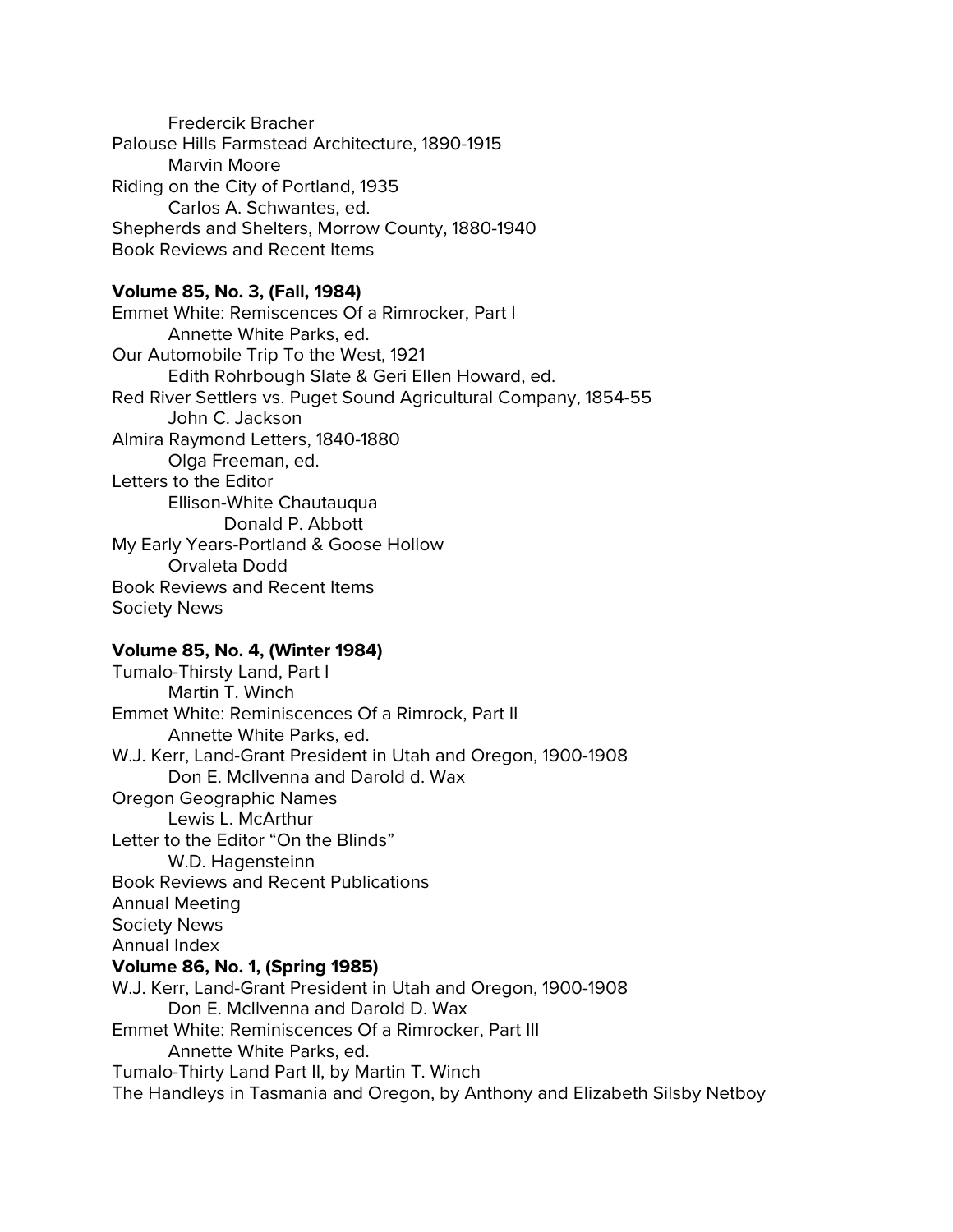Fredercik Bracher

Palouse Hills Farmstead Architecture, 1890-1915

Marvin Moore

Riding on the City of Portland, 1935

Carlos A. Schwantes, ed.

Shepherds and Shelters, Morrow County, 1880-1940

Book Reviews and Recent Items

**Volume 85, No. 3, (Fall, 1984)**

Emmet White: Remiscences Of a Rimrocker, Part I

Annette White Parks, ed.

Our Automobile Trip To the West, 1921

Edith Rohrbough Slate & Geri Ellen Howard, ed.

Red River Settlers vs. Puget Sound Agricultural Company, 1854-55

John C. Jackson

Almira Raymond Letters, 1840-1880

Olga Freeman, ed.

Letters to the Editor

Ellison-White Chautauqua

Donald P. Abbott

My Early Years-Portland & Goose Hollow

Orvaleta Dodd

Book Reviews and Recent Items

Society News

**Volume 85, No. 4, (Winter 1984)**

Tumalo-Thirsty Land, Part I

Martin T. Winch

Emmet White: Reminiscences Of a Rimrock, Part II

Annette White Parks, ed.

W.J. Kerr, Land-Grant President in Utah and Oregon, 1900-1908

Don E. McIlvenna and Darold d. Wax

Oregon Geographic Names

Lewis L. McArthur

Letter to the Editor "On the Blinds"

W.D. Hagensteinn

Book Reviews and Recent Publications

Annual Meeting

Society News

Annual Index

**Volume 86, No. 1, (Spring 1985)**

W.J. Kerr, Land-Grant President in Utah and Oregon, 1900-1908

Don E. McIlvenna and Darold D. Wax

Emmet White: Reminiscences Of a Rimrocker, Part III

Annette White Parks, ed.

Tumalo-Thirty Land Part II, by Martin T. Winch

The Handleys in Tasmania and Oregon, by Anthony and Elizabeth Silsby Netboy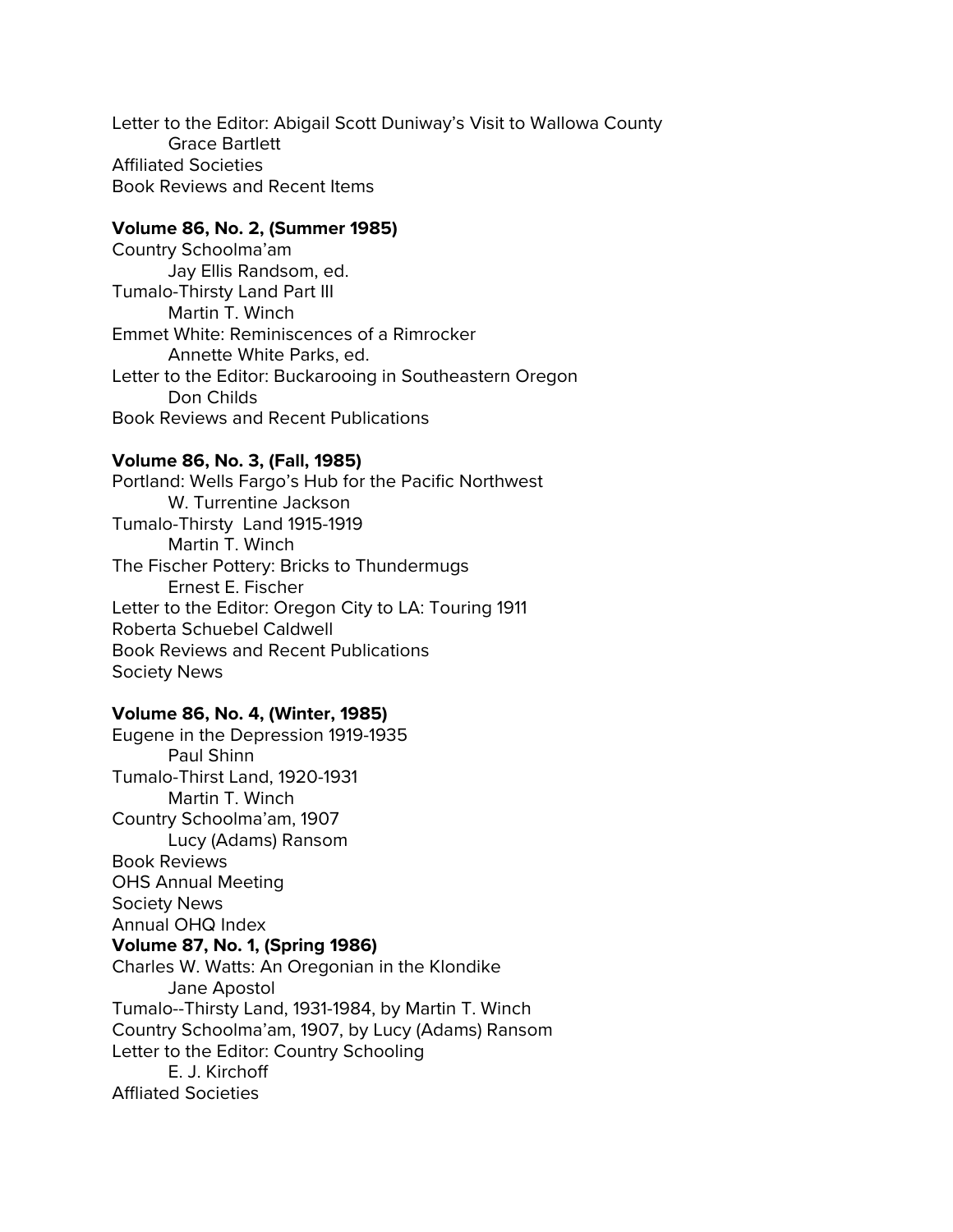Letter to the Editor: Abigail Scott Duniway's Visit to Wallowa County
    Grace Bartlett
Affiliated Societies
Book Reviews and Recent Items

**Volume 86, No. 2, (Summer 1985)**
Country Schoolma'am
    Jay Ellis Randsom, ed.
Tumalo-Thirsty Land Part III
    Martin T. Winch
Emmet White: Reminiscences of a Rimrocker
    Annette White Parks, ed.
Letter to the Editor: Buckarooing in Southeastern Oregon
    Don Childs
Book Reviews and Recent Publications

**Volume 86, No. 3, (Fall, 1985)**
Portland: Wells Fargo's Hub for the Pacific Northwest
    W. Turrentine Jackson
Tumalo-Thirsty  Land 1915-1919
    Martin T. Winch
The Fischer Pottery: Bricks to Thundermugs
    Ernest E. Fischer
Letter to the Editor: Oregon City to LA: Touring 1911
Roberta Schuebel Caldwell
Book Reviews and Recent Publications
Society News

**Volume 86, No. 4, (Winter, 1985)**
Eugene in the Depression 1919-1935
    Paul Shinn
Tumalo-Thirst Land, 1920-1931
    Martin T. Winch
Country Schoolma'am, 1907
    Lucy (Adams) Ransom
Book Reviews
OHS Annual Meeting
Society News
Annual OHQ Index

**Volume 87, No. 1, (Spring 1986)**
Charles W. Watts: An Oregonian in the Klondike
    Jane Apostol
Tumalo--Thirsty Land, 1931-1984, by Martin T. Winch
Country Schoolma'am, 1907, by Lucy (Adams) Ransom
Letter to the Editor: Country Schooling
    E. J. Kirchoff
Affliated Societies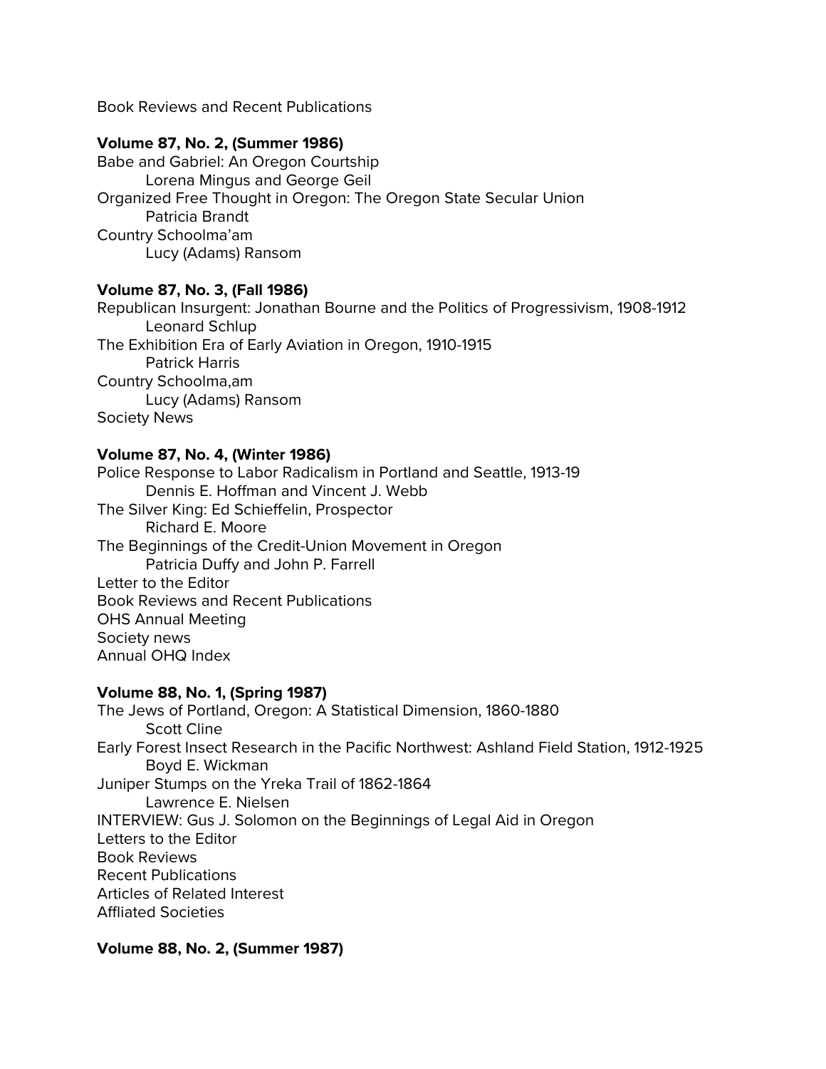Book Reviews and Recent Publications

**Volume 87, No. 2, (Summer 1986)**

Babe and Gabriel: An Oregon Courtship
    Lorena Mingus and George Geil
Organized Free Thought in Oregon: The Oregon State Secular Union
    Patricia Brandt
Country Schoolma'am
    Lucy (Adams) Ransom

**Volume 87, No. 3, (Fall 1986)**

Republican Insurgent: Jonathan Bourne and the Politics of Progressivism, 1908-1912
    Leonard Schlup
The Exhibition Era of Early Aviation in Oregon, 1910-1915
    Patrick Harris
Country Schoolma,am
    Lucy (Adams) Ransom
Society News

**Volume 87, No. 4, (Winter 1986)**

Police Response to Labor Radicalism in Portland and Seattle, 1913-19
    Dennis E. Hoffman and Vincent J. Webb
The Silver King: Ed Schieffelin, Prospector
    Richard E. Moore
The Beginnings of the Credit-Union Movement in Oregon
    Patricia Duffy and John P. Farrell
Letter to the Editor
Book Reviews and Recent Publications
OHS Annual Meeting
Society news
Annual OHQ Index

**Volume 88, No. 1, (Spring 1987)**

The Jews of Portland, Oregon: A Statistical Dimension, 1860-1880
    Scott Cline
Early Forest Insect Research in the Pacific Northwest: Ashland Field Station, 1912-1925
    Boyd E. Wickman
Juniper Stumps on the Yreka Trail of 1862-1864
    Lawrence E. Nielsen
INTERVIEW: Gus J. Solomon on the Beginnings of Legal Aid in Oregon
Letters to the Editor
Book Reviews
Recent Publications
Articles of Related Interest
Affliated Societies

**Volume 88, No. 2, (Summer 1987)**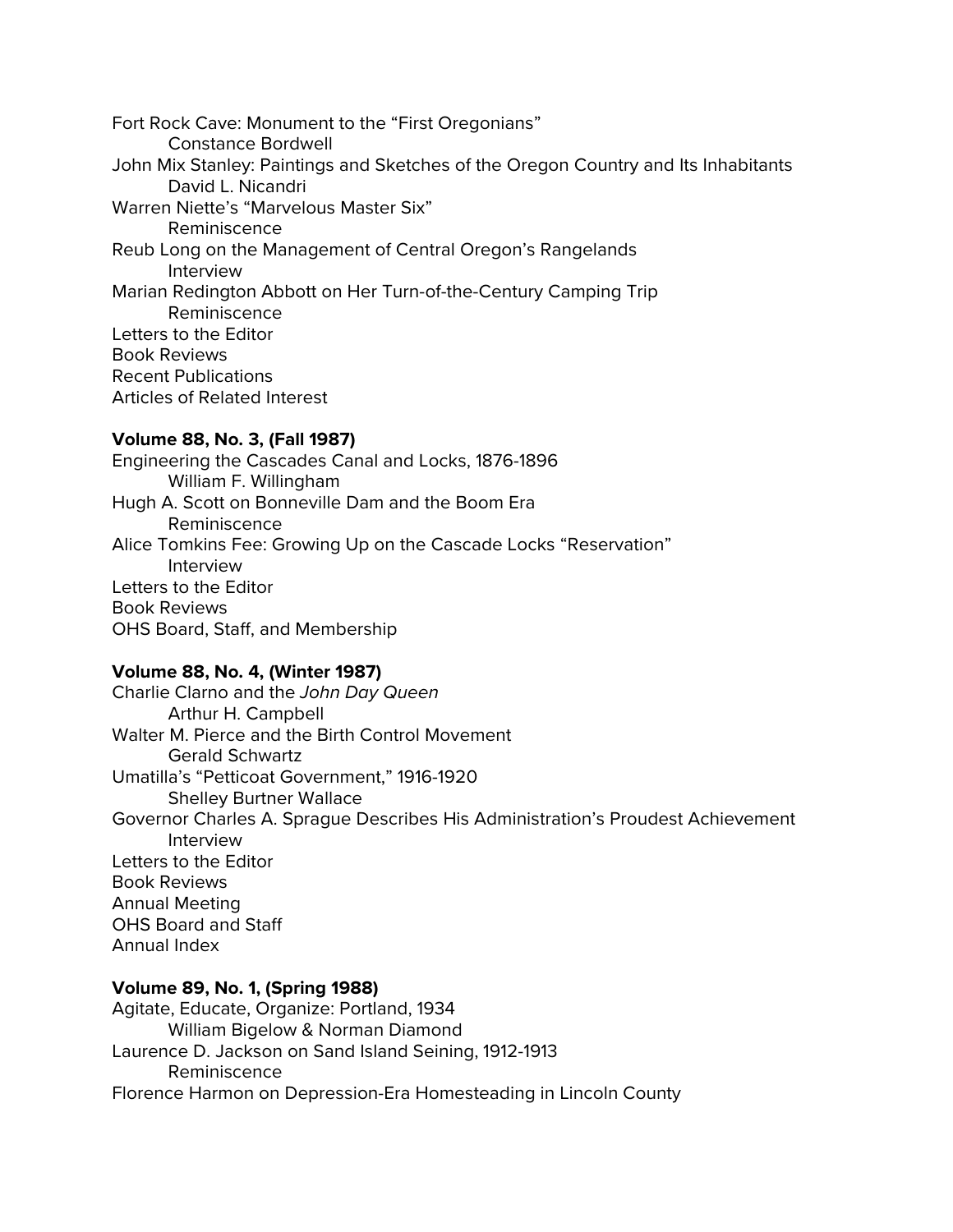Fort Rock Cave: Monument to the "First Oregonians"
    Constance Bordwell
John Mix Stanley: Paintings and Sketches of the Oregon Country and Its Inhabitants
    David L. Nicandri
Warren Niette's "Marvelous Master Six"
    Reminiscence
Reub Long on the Management of Central Oregon's Rangelands
    Interview
Marian Redington Abbott on Her Turn-of-the-Century Camping Trip
    Reminiscence
Letters to the Editor
Book Reviews
Recent Publications
Articles of Related Interest

**Volume 88, No. 3, (Fall 1987)**

Engineering the Cascades Canal and Locks, 1876-1896
    William F. Willingham
Hugh A. Scott on Bonneville Dam and the Boom Era
    Reminiscence
Alice Tomkins Fee: Growing Up on the Cascade Locks "Reservation"
    Interview
Letters to the Editor
Book Reviews
OHS Board, Staff, and Membership

**Volume 88, No. 4, (Winter 1987)**

Charlie Clarno and the *John Day Queen*
    Arthur H. Campbell
Walter M. Pierce and the Birth Control Movement
    Gerald Schwartz
Umatilla's "Petticoat Government," 1916-1920
    Shelley Burtner Wallace
Governor Charles A. Sprague Describes His Administration's Proudest Achievement
    Interview
Letters to the Editor
Book Reviews
Annual Meeting
OHS Board and Staff
Annual Index

**Volume 89, No. 1, (Spring 1988)**

Agitate, Educate, Organize: Portland, 1934
    William Bigelow & Norman Diamond
Laurence D. Jackson on Sand Island Seining, 1912-1913
    Reminiscence
Florence Harmon on Depression-Era Homesteading in Lincoln County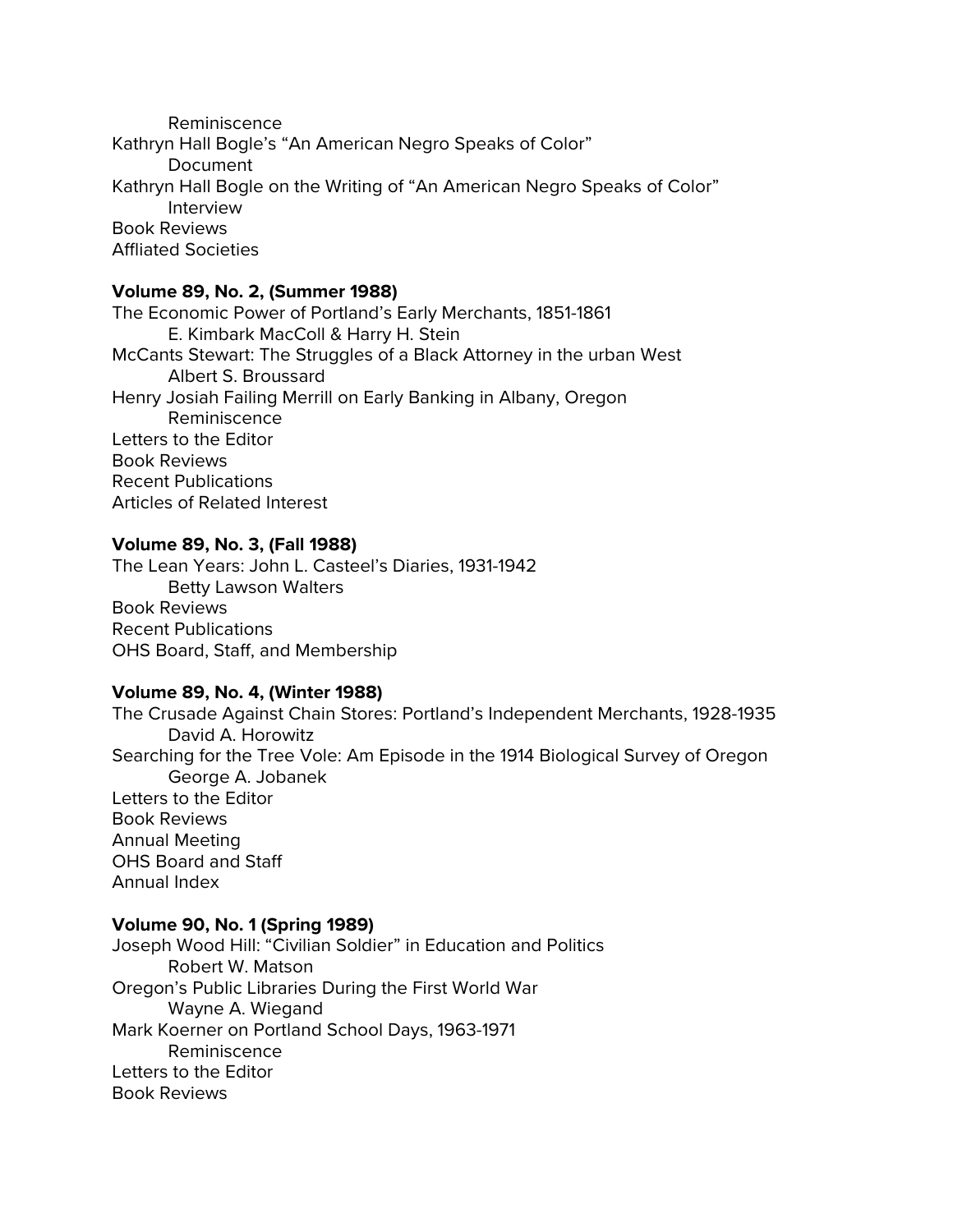Reminiscence

Kathryn Hall Bogle's "An American Negro Speaks of Color"

Document

Kathryn Hall Bogle on the Writing of "An American Negro Speaks of Color"

Interview

Book Reviews

Affliated Societies

**Volume 89, No. 2, (Summer 1988)**

The Economic Power of Portland's Early Merchants, 1851-1861

E. Kimbark MacColl & Harry H. Stein

McCants Stewart: The Struggles of a Black Attorney in the urban West

Albert S. Broussard

Henry Josiah Failing Merrill on Early Banking in Albany, Oregon

Reminiscence

Letters to the Editor

Book Reviews

Recent Publications

Articles of Related Interest

**Volume 89, No. 3, (Fall 1988)**

The Lean Years: John L. Casteel's Diaries, 1931-1942

Betty Lawson Walters

Book Reviews

Recent Publications

OHS Board, Staff, and Membership

**Volume 89, No. 4, (Winter 1988)**

The Crusade Against Chain Stores: Portland's Independent Merchants, 1928-1935

David A. Horowitz

Searching for the Tree Vole: Am Episode in the 1914 Biological Survey of Oregon

George A. Jobanek

Letters to the Editor

Book Reviews

Annual Meeting

OHS Board and Staff

Annual Index

**Volume 90, No. 1 (Spring 1989)**

Joseph Wood Hill: "Civilian Soldier" in Education and Politics

Robert W. Matson

Oregon's Public Libraries During the First World War

Wayne A. Wiegand

Mark Koerner on Portland School Days, 1963-1971

Reminiscence

Letters to the Editor

Book Reviews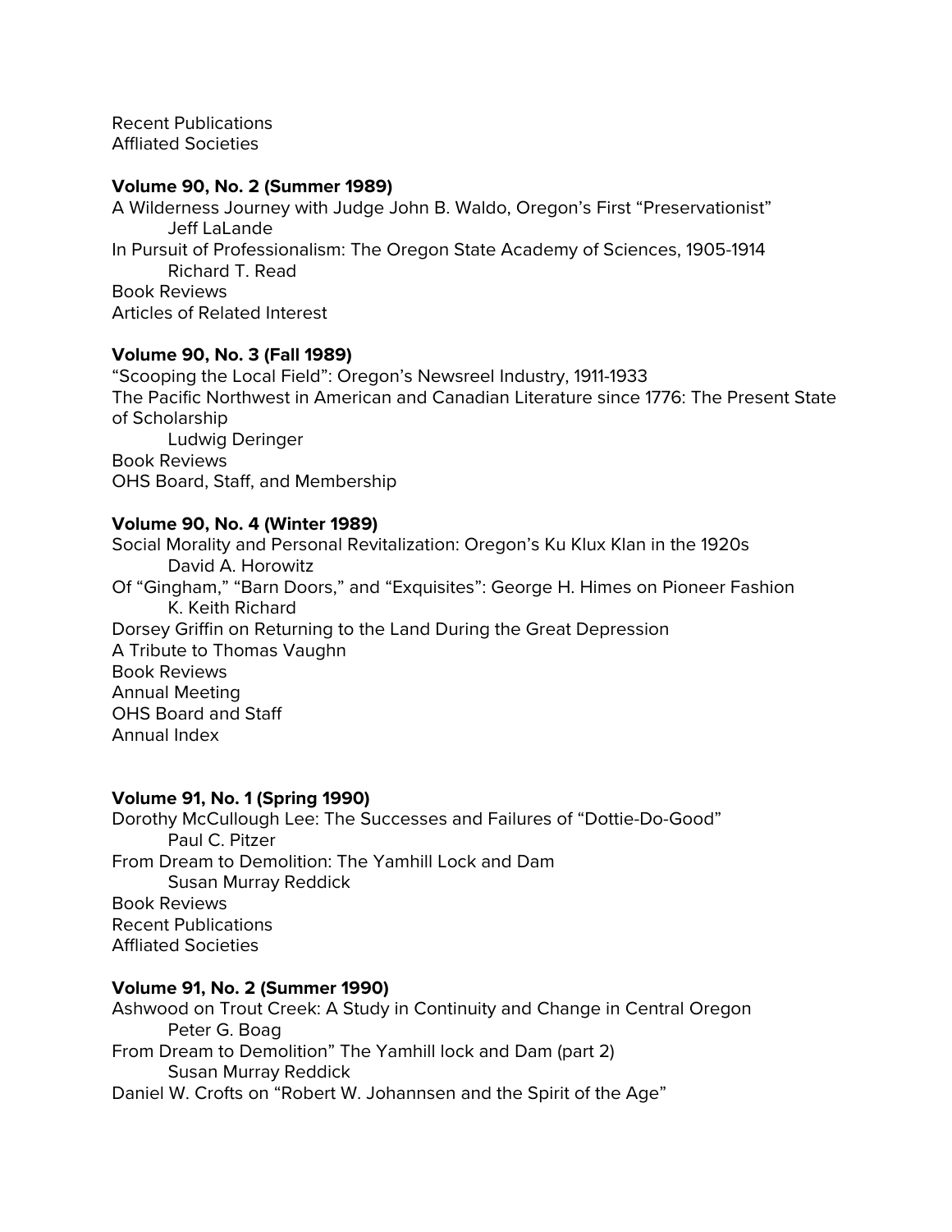Recent Publications
Affliated Societies

**Volume 90, No. 2 (Summer 1989)**
A Wilderness Journey with Judge John B. Waldo, Oregon's First "Preservationist"
Jeff LaLande
In Pursuit of Professionalism: The Oregon State Academy of Sciences, 1905-1914
Richard T. Read
Book Reviews
Articles of Related Interest

**Volume 90, No. 3 (Fall 1989)**
"Scooping the Local Field": Oregon's Newsreel Industry, 1911-1933
The Pacific Northwest in American and Canadian Literature since 1776: The Present State of Scholarship
Ludwig Deringer
Book Reviews
OHS Board, Staff, and Membership

**Volume 90, No. 4 (Winter 1989)**
Social Morality and Personal Revitalization: Oregon's Ku Klux Klan in the 1920s
David A. Horowitz
Of "Gingham," "Barn Doors," and "Exquisites": George H. Himes on Pioneer Fashion
K. Keith Richard
Dorsey Griffin on Returning to the Land During the Great Depression
A Tribute to Thomas Vaughn
Book Reviews
Annual Meeting
OHS Board and Staff
Annual Index

**Volume 91, No. 1 (Spring 1990)**
Dorothy McCullough Lee: The Successes and Failures of "Dottie-Do-Good"
Paul C. Pitzer
From Dream to Demolition: The Yamhill Lock and Dam
Susan Murray Reddick
Book Reviews
Recent Publications
Affliated Societies

**Volume 91, No. 2 (Summer 1990)**
Ashwood on Trout Creek: A Study in Continuity and Change in Central Oregon
Peter G. Boag
From Dream to Demolition" The Yamhill lock and Dam (part 2)
Susan Murray Reddick
Daniel W. Crofts on "Robert W. Johannsen and the Spirit of the Age"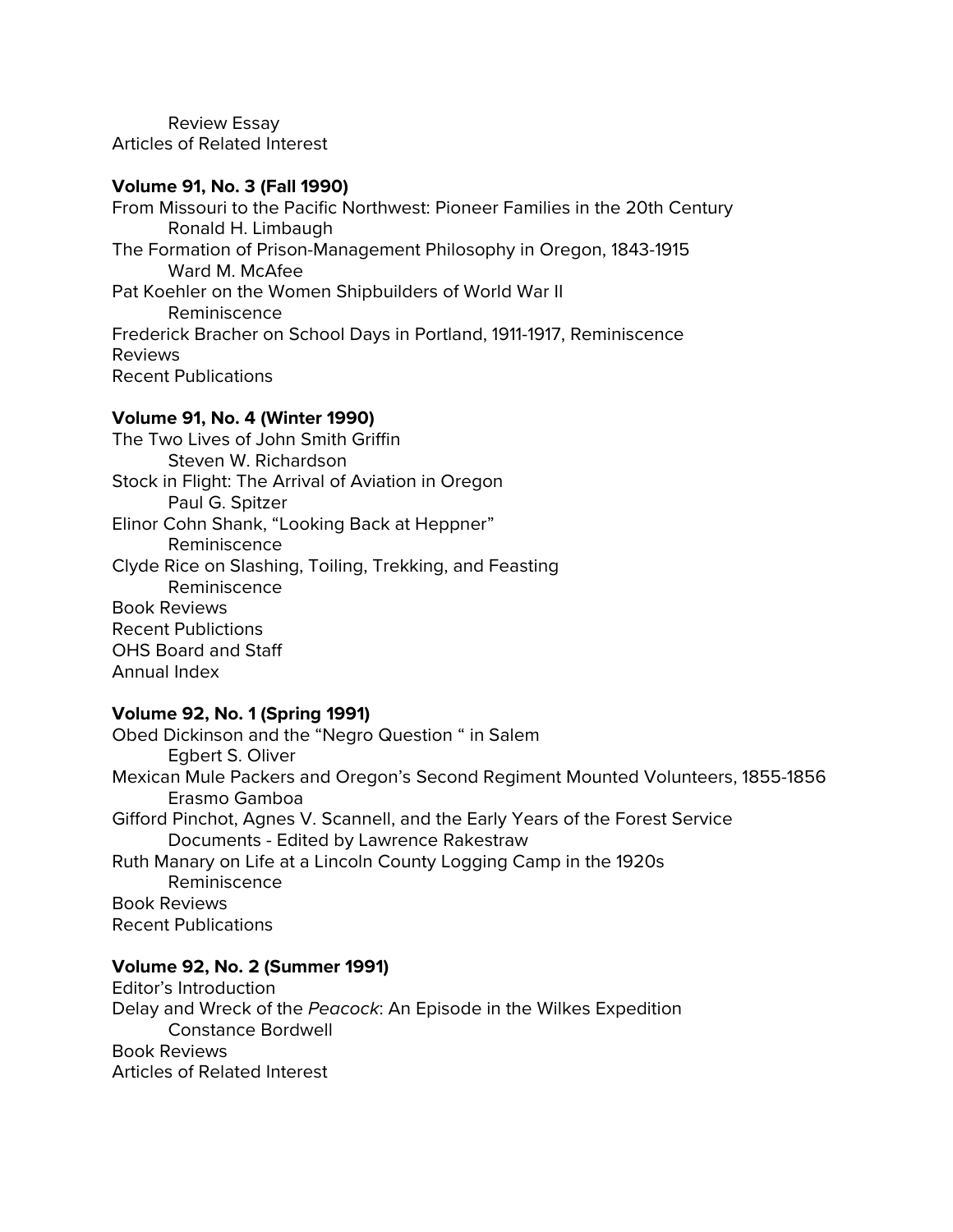Review Essay
Articles of Related Interest

**Volume 91, No. 3 (Fall 1990)**
From Missouri to the Pacific Northwest: Pioneer Families in the 20th Century
Ronald H. Limbaugh
The Formation of Prison-Management Philosophy in Oregon, 1843-1915
Ward M. McAfee
Pat Koehler on the Women Shipbuilders of World War II
Reminiscence
Frederick Bracher on School Days in Portland, 1911-1917, Reminiscence
Reviews
Recent Publications

**Volume 91, No. 4 (Winter 1990)**
The Two Lives of John Smith Griffin
Steven W. Richardson
Stock in Flight: The Arrival of Aviation in Oregon
Paul G. Spitzer
Elinor Cohn Shank, "Looking Back at Heppner"
Reminiscence
Clyde Rice on Slashing, Toiling, Trekking, and Feasting
Reminiscence
Book Reviews
Recent Publictions
OHS Board and Staff
Annual Index

**Volume 92, No. 1 (Spring 1991)**
Obed Dickinson and the "Negro Question " in Salem
Egbert S. Oliver
Mexican Mule Packers and Oregon's Second Regiment Mounted Volunteers, 1855-1856
Erasmo Gamboa
Gifford Pinchot, Agnes V. Scannell, and the Early Years of the Forest Service
Documents - Edited by Lawrence Rakestraw
Ruth Manary on Life at a Lincoln County Logging Camp in the 1920s
Reminiscence
Book Reviews
Recent Publications

**Volume 92, No. 2 (Summer 1991)**
Editor's Introduction
Delay and Wreck of the *Peacock*: An Episode in the Wilkes Expedition
Constance Bordwell
Book Reviews
Articles of Related Interest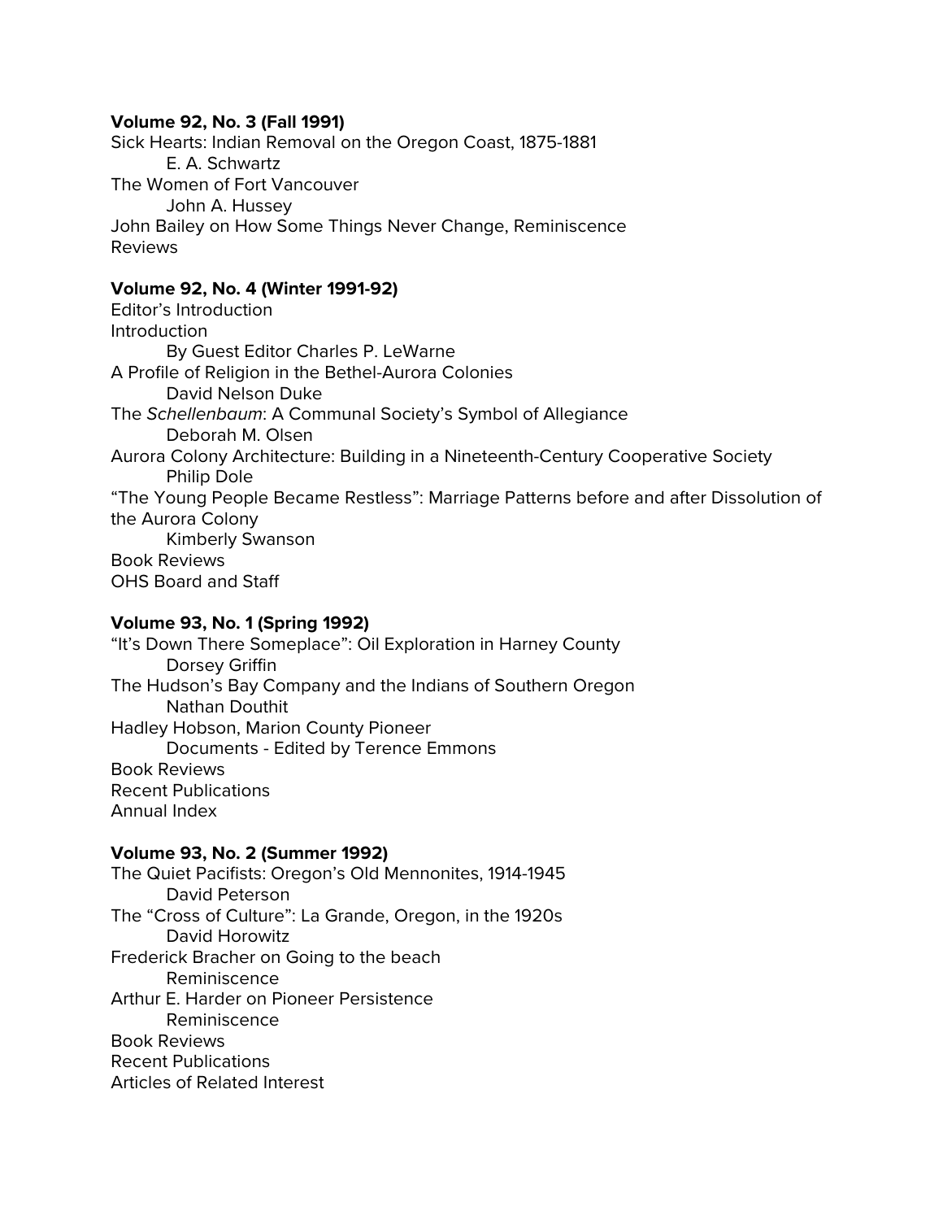**Volume 92, No. 3 (Fall 1991)**

Sick Hearts: Indian Removal on the Oregon Coast, 1875-1881
    E. A. Schwartz
The Women of Fort Vancouver
    John A. Hussey
John Bailey on How Some Things Never Change, Reminiscence
Reviews

**Volume 92, No. 4 (Winter 1991-92)**

Editor's Introduction
Introduction
    By Guest Editor Charles P. LeWarne
A Profile of Religion in the Bethel-Aurora Colonies
    David Nelson Duke
The *Schellenbaum*: A Communal Society's Symbol of Allegiance
    Deborah M. Olsen
Aurora Colony Architecture: Building in a Nineteenth-Century Cooperative Society
    Philip Dole
"The Young People Became Restless": Marriage Patterns before and after Dissolution of the Aurora Colony
    Kimberly Swanson
Book Reviews
OHS Board and Staff

**Volume 93, No. 1 (Spring 1992)**

"It's Down There Someplace": Oil Exploration in Harney County
    Dorsey Griffin
The Hudson's Bay Company and the Indians of Southern Oregon
    Nathan Douthit
Hadley Hobson, Marion County Pioneer
    Documents - Edited by Terence Emmons
Book Reviews
Recent Publications
Annual Index

**Volume 93, No. 2 (Summer 1992)**

The Quiet Pacifists: Oregon's Old Mennonites, 1914-1945
    David Peterson
The "Cross of Culture": La Grande, Oregon, in the 1920s
    David Horowitz
Frederick Bracher on Going to the beach
    Reminiscence
Arthur E. Harder on Pioneer Persistence
    Reminiscence
Book Reviews
Recent Publications
Articles of Related Interest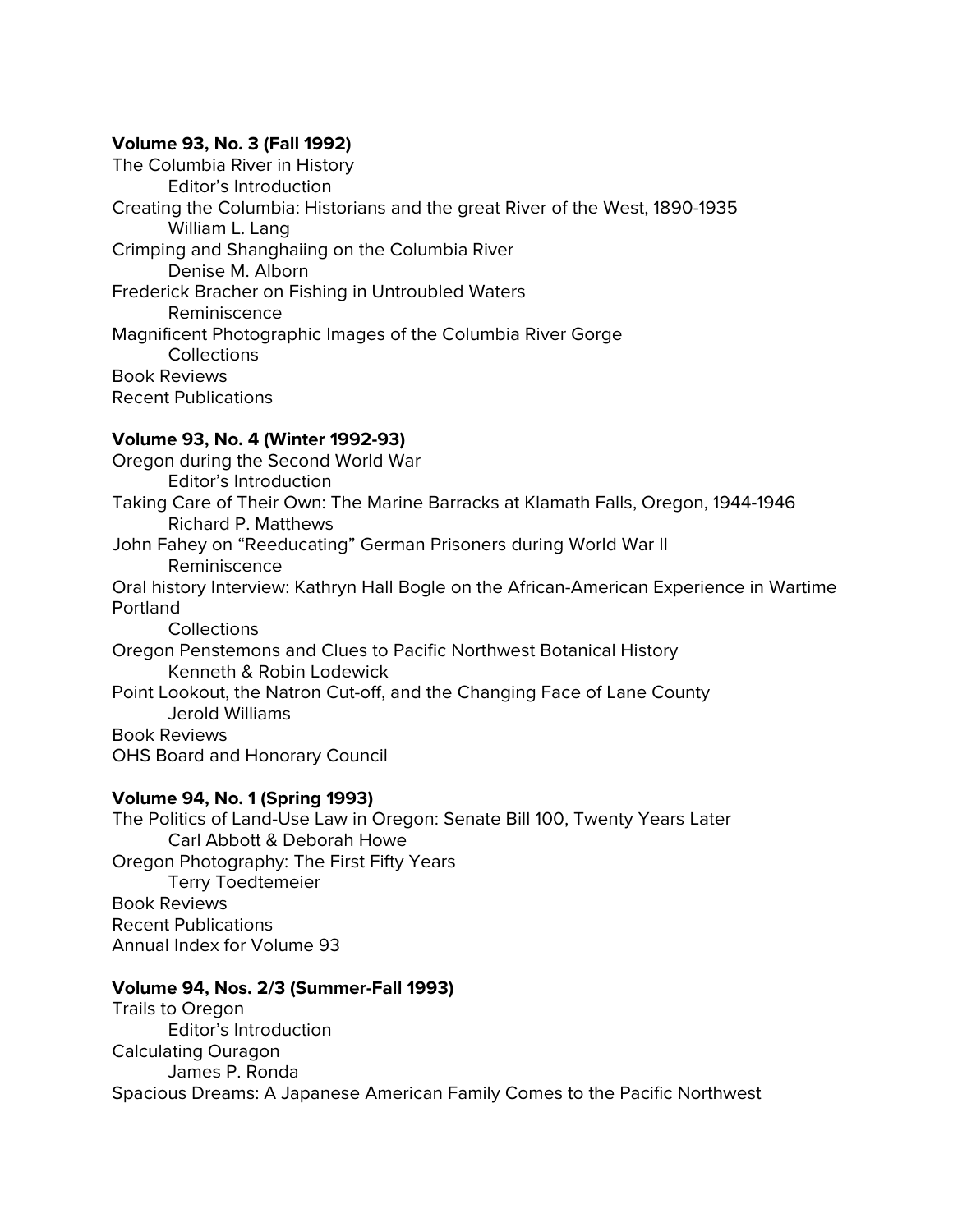**Volume 93, No. 3 (Fall 1992)**

The Columbia River in History
    Editor’s Introduction
Creating the Columbia: Historians and the great River of the West, 1890-1935
    William L. Lang
Crimping and Shanghaiing on the Columbia River
    Denise M. Alborn
Frederick Bracher on Fishing in Untroubled Waters
    Reminiscence
Magnificent Photographic Images of the Columbia River Gorge
    Collections
Book Reviews
Recent Publications

**Volume 93, No. 4 (Winter 1992-93)**

Oregon during the Second World War
    Editor’s Introduction
Taking Care of Their Own: The Marine Barracks at Klamath Falls, Oregon, 1944-1946
    Richard P. Matthews
John Fahey on “Reeducating” German Prisoners during World War II
    Reminiscence
Oral history Interview: Kathryn Hall Bogle on the African-American Experience in Wartime Portland
    Collections
Oregon Penstemons and Clues to Pacific Northwest Botanical History
    Kenneth & Robin Lodewick
Point Lookout, the Natron Cut-off, and the Changing Face of Lane County
    Jerold Williams
Book Reviews
OHS Board and Honorary Council

**Volume 94, No. 1 (Spring 1993)**

The Politics of Land-Use Law in Oregon: Senate Bill 100, Twenty Years Later
    Carl Abbott & Deborah Howe
Oregon Photography: The First Fifty Years
    Terry Toedtemeier
Book Reviews
Recent Publications
Annual Index for Volume 93

**Volume 94, Nos. 2/3 (Summer-Fall 1993)**

Trails to Oregon
    Editor’s Introduction
Calculating Ouragon
    James P. Ronda
Spacious Dreams: A Japanese American Family Comes to the Pacific Northwest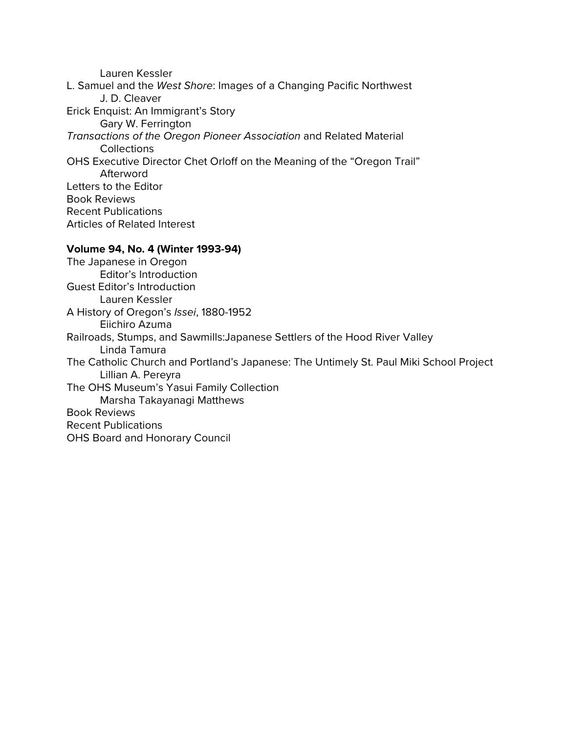Lauren Kessler

L. Samuel and the *West Shore*: Images of a Changing Pacific Northwest
J. D. Cleaver

Erick Enquist: An Immigrant's Story
Gary W. Ferrington

*Transactions of the Oregon Pioneer Association* and Related Material
Collections

OHS Executive Director Chet Orloff on the Meaning of the "Oregon Trail"
Afterword

Letters to the Editor

Book Reviews

Recent Publications

Articles of Related Interest

**Volume 94, No. 4 (Winter 1993-94)**

The Japanese in Oregon
Editor's Introduction

Guest Editor's Introduction
Lauren Kessler

A History of Oregon's *Issei*, 1880-1952
Eiichiro Azuma

Railroads, Stumps, and Sawmills:Japanese Settlers of the Hood River Valley
Linda Tamura

The Catholic Church and Portland's Japanese: The Untimely St. Paul Miki School Project
Lillian A. Pereyra

The OHS Museum's Yasui Family Collection
Marsha Takayanagi Matthews

Book Reviews

Recent Publications

OHS Board and Honorary Council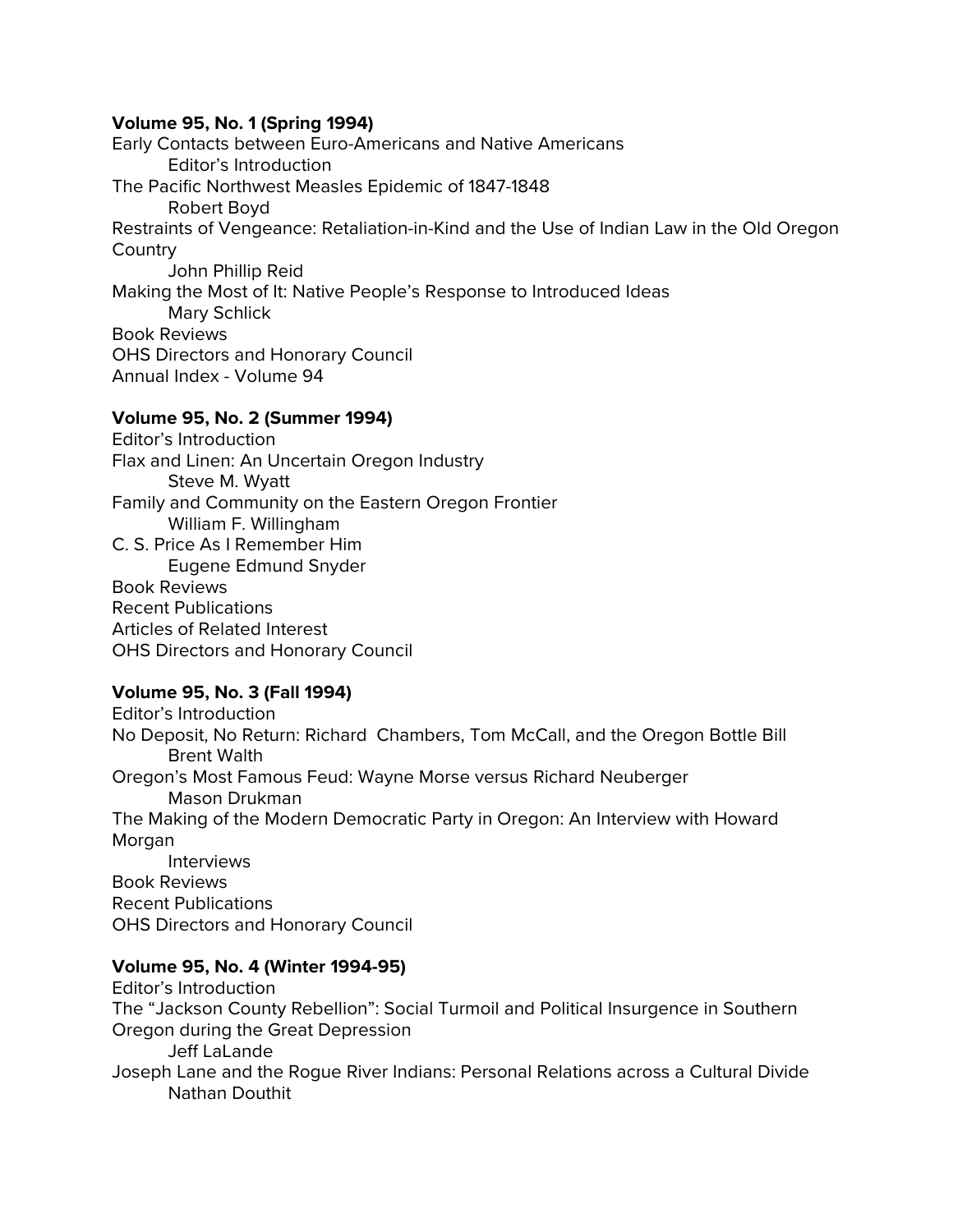**Volume 95, No. 1 (Spring 1994)**

Early Contacts between Euro-Americans and Native Americans
    Editor's Introduction
The Pacific Northwest Measles Epidemic of 1847-1848
    Robert Boyd
Restraints of Vengeance: Retaliation-in-Kind and the Use of Indian Law in the Old Oregon Country
    John Phillip Reid
Making the Most of It: Native People's Response to Introduced Ideas
    Mary Schlick
Book Reviews
OHS Directors and Honorary Council
Annual Index - Volume 94

**Volume 95, No. 2 (Summer 1994)**

Editor's Introduction
Flax and Linen: An Uncertain Oregon Industry
    Steve M. Wyatt
Family and Community on the Eastern Oregon Frontier
    William F. Willingham
C. S. Price As I Remember Him
    Eugene Edmund Snyder
Book Reviews
Recent Publications
Articles of Related Interest
OHS Directors and Honorary Council

**Volume 95, No. 3 (Fall 1994)**

Editor's Introduction
No Deposit, No Return: Richard Chambers, Tom McCall, and the Oregon Bottle Bill
    Brent Walth
Oregon's Most Famous Feud: Wayne Morse versus Richard Neuberger
    Mason Drukman
The Making of the Modern Democratic Party in Oregon: An Interview with Howard Morgan
    Interviews
Book Reviews
Recent Publications
OHS Directors and Honorary Council

**Volume 95, No. 4 (Winter 1994-95)**

Editor's Introduction
The "Jackson County Rebellion": Social Turmoil and Political Insurgence in Southern Oregon during the Great Depression
    Jeff LaLande
Joseph Lane and the Rogue River Indians: Personal Relations across a Cultural Divide
    Nathan Douthit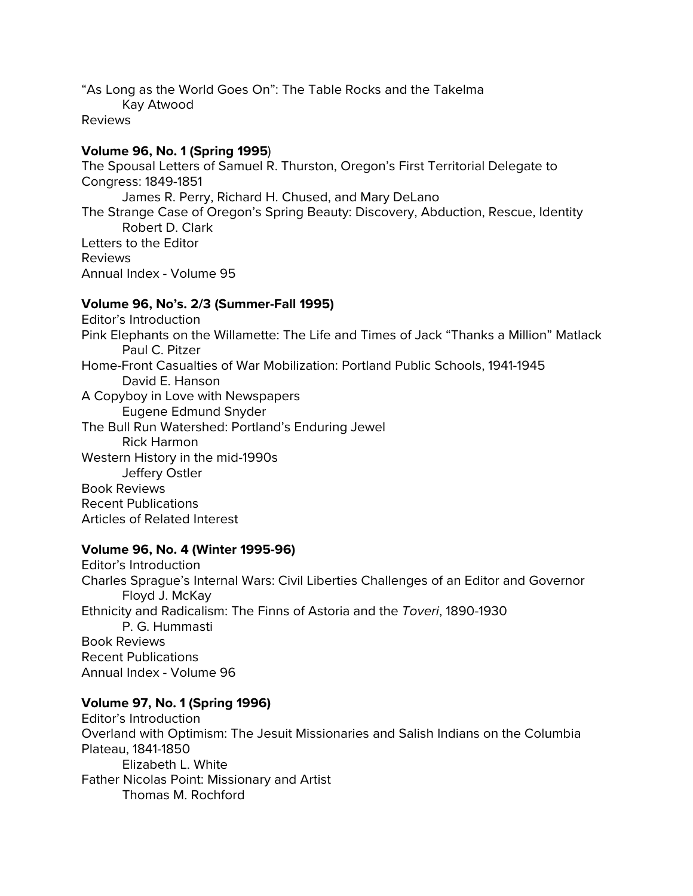"As Long as the World Goes On": The Table Rocks and the Takelma
    Kay Atwood
Reviews

**Volume 96, No. 1 (Spring 1995**)
The Spousal Letters of Samuel R. Thurston, Oregon's First Territorial Delegate to Congress: 1849-1851
    James R. Perry, Richard H. Chused, and Mary DeLano
The Strange Case of Oregon's Spring Beauty: Discovery, Abduction, Rescue, Identity
    Robert D. Clark
Letters to the Editor
Reviews
Annual Index - Volume 95

**Volume 96, No's. 2/3 (Summer-Fall 1995)**
Editor's Introduction
Pink Elephants on the Willamette: The Life and Times of Jack "Thanks a Million" Matlack
    Paul C. Pitzer
Home-Front Casualties of War Mobilization: Portland Public Schools, 1941-1945
    David E. Hanson
A Copyboy in Love with Newspapers
    Eugene Edmund Snyder
The Bull Run Watershed: Portland's Enduring Jewel
    Rick Harmon
Western History in the mid-1990s
    Jeffery Ostler
Book Reviews
Recent Publications
Articles of Related Interest

**Volume 96, No. 4 (Winter 1995-96)**
Editor's Introduction
Charles Sprague's Internal Wars: Civil Liberties Challenges of an Editor and Governor
    Floyd J. McKay
Ethnicity and Radicalism: The Finns of Astoria and the *Toveri*, 1890-1930
    P. G. Hummasti
Book Reviews
Recent Publications
Annual Index - Volume 96

**Volume 97, No. 1 (Spring 1996)**
Editor's Introduction
Overland with Optimism: The Jesuit Missionaries and Salish Indians on the Columbia Plateau, 1841-1850
    Elizabeth L. White
Father Nicolas Point: Missionary and Artist
    Thomas M. Rochford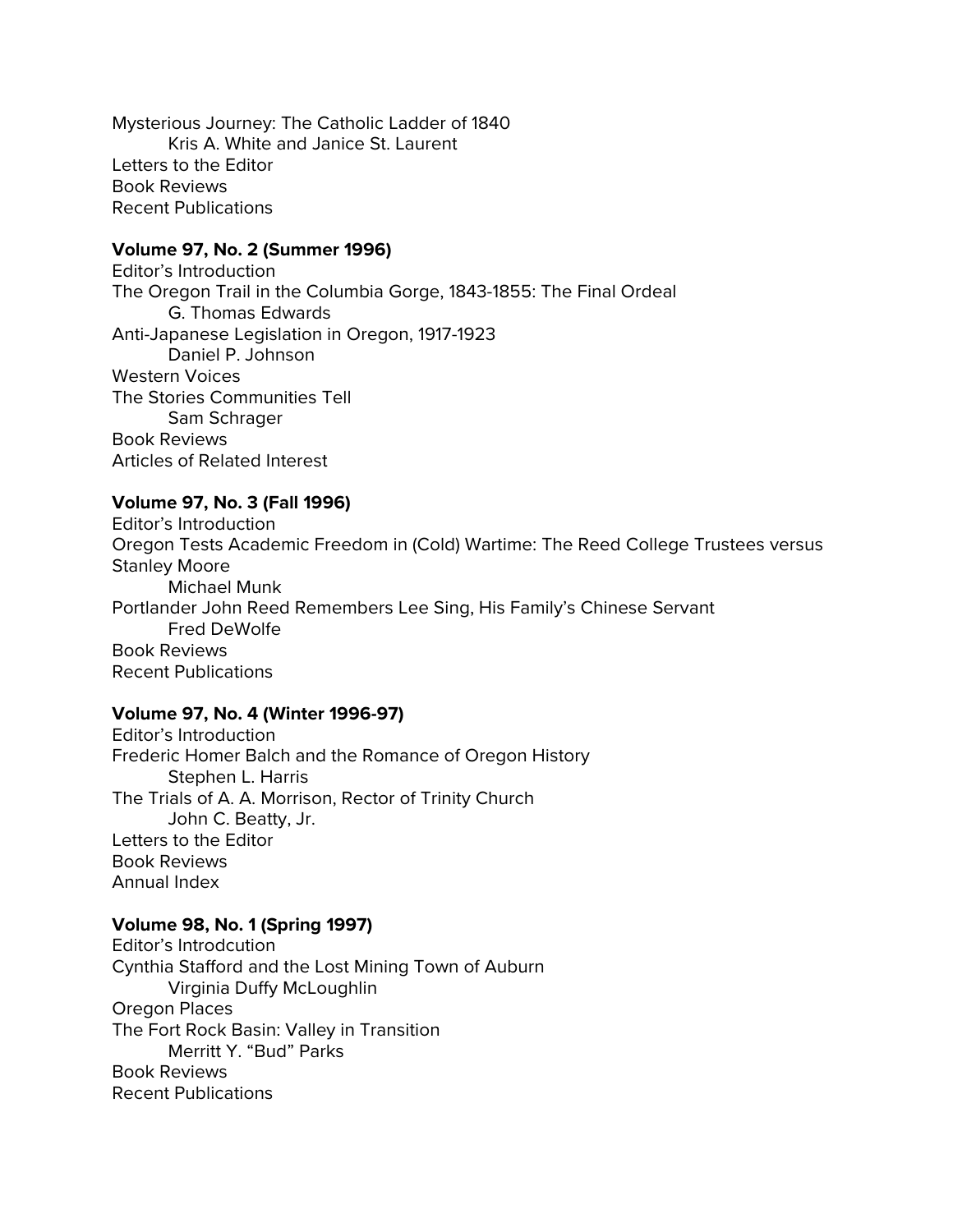Mysterious Journey: The Catholic Ladder of 1840
    Kris A. White and Janice St. Laurent
Letters to the Editor
Book Reviews
Recent Publications

**Volume 97, No. 2 (Summer 1996)**
Editor's Introduction
The Oregon Trail in the Columbia Gorge, 1843-1855: The Final Ordeal
    G. Thomas Edwards
Anti-Japanese Legislation in Oregon, 1917-1923
    Daniel P. Johnson
Western Voices
The Stories Communities Tell
    Sam Schrager
Book Reviews
Articles of Related Interest

**Volume 97, No. 3 (Fall 1996)**
Editor's Introduction
Oregon Tests Academic Freedom in (Cold) Wartime: The Reed College Trustees versus Stanley Moore
    Michael Munk
Portlander John Reed Remembers Lee Sing, His Family's Chinese Servant
    Fred DeWolfe
Book Reviews
Recent Publications

**Volume 97, No. 4 (Winter 1996-97)**
Editor's Introduction
Frederic Homer Balch and the Romance of Oregon History
    Stephen L. Harris
The Trials of A. A. Morrison, Rector of Trinity Church
    John C. Beatty, Jr.
Letters to the Editor
Book Reviews
Annual Index

**Volume 98, No. 1 (Spring 1997)**
Editor's Introdcution
Cynthia Stafford and the Lost Mining Town of Auburn
    Virginia Duffy McLoughlin
Oregon Places
The Fort Rock Basin: Valley in Transition
    Merritt Y. "Bud" Parks
Book Reviews
Recent Publications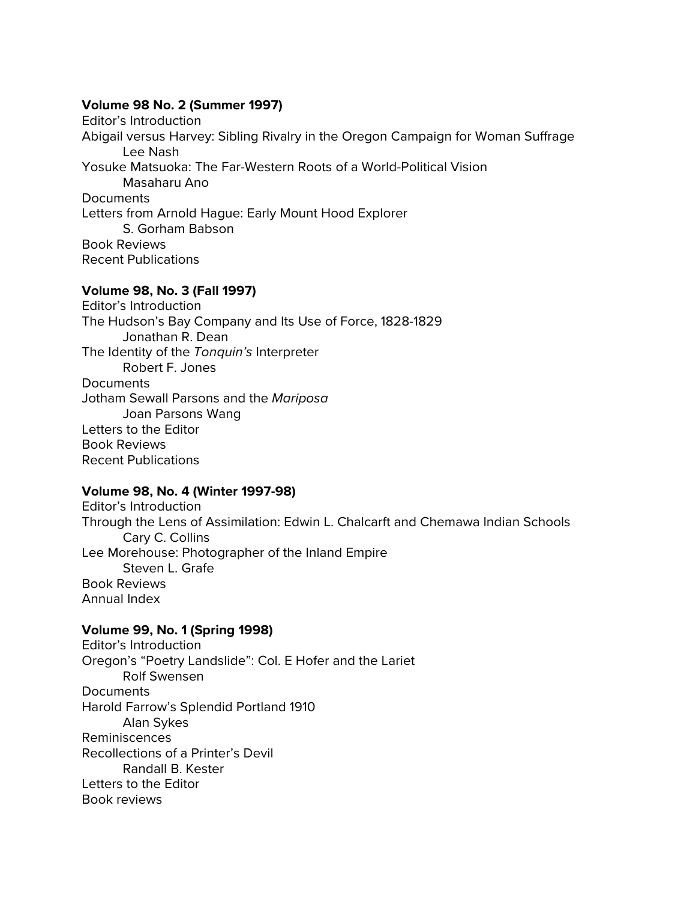**Volume 98 No. 2 (Summer 1997)**

Editor's Introduction

Abigail versus Harvey: Sibling Rivalry in the Oregon Campaign for Woman Suffrage
    Lee Nash

Yosuke Matsuoka: The Far-Western Roots of a World-Political Vision
    Masaharu Ano

Documents

Letters from Arnold Hague: Early Mount Hood Explorer
    S. Gorham Babson

Book Reviews

Recent Publications

**Volume 98, No. 3 (Fall 1997)**

Editor's Introduction

The Hudson's Bay Company and Its Use of Force, 1828-1829
    Jonathan R. Dean

The Identity of the *Tonquin's* Interpreter
    Robert F. Jones

Documents

Jotham Sewall Parsons and the *Mariposa*
    Joan Parsons Wang

Letters to the Editor

Book Reviews

Recent Publications

**Volume 98, No. 4 (Winter 1997-98)**

Editor's Introduction

Through the Lens of Assimilation: Edwin L. Chalcarft and Chemawa Indian Schools
    Cary C. Collins

Lee Morehouse: Photographer of the Inland Empire
    Steven L. Grafe

Book Reviews

Annual Index

**Volume 99, No. 1 (Spring 1998)**

Editor's Introduction

Oregon's "Poetry Landslide": Col. E Hofer and the Lariet
    Rolf Swensen

Documents

Harold Farrow's Splendid Portland 1910
    Alan Sykes

Reminiscences

Recollections of a Printer's Devil
    Randall B. Kester

Letters to the Editor

Book reviews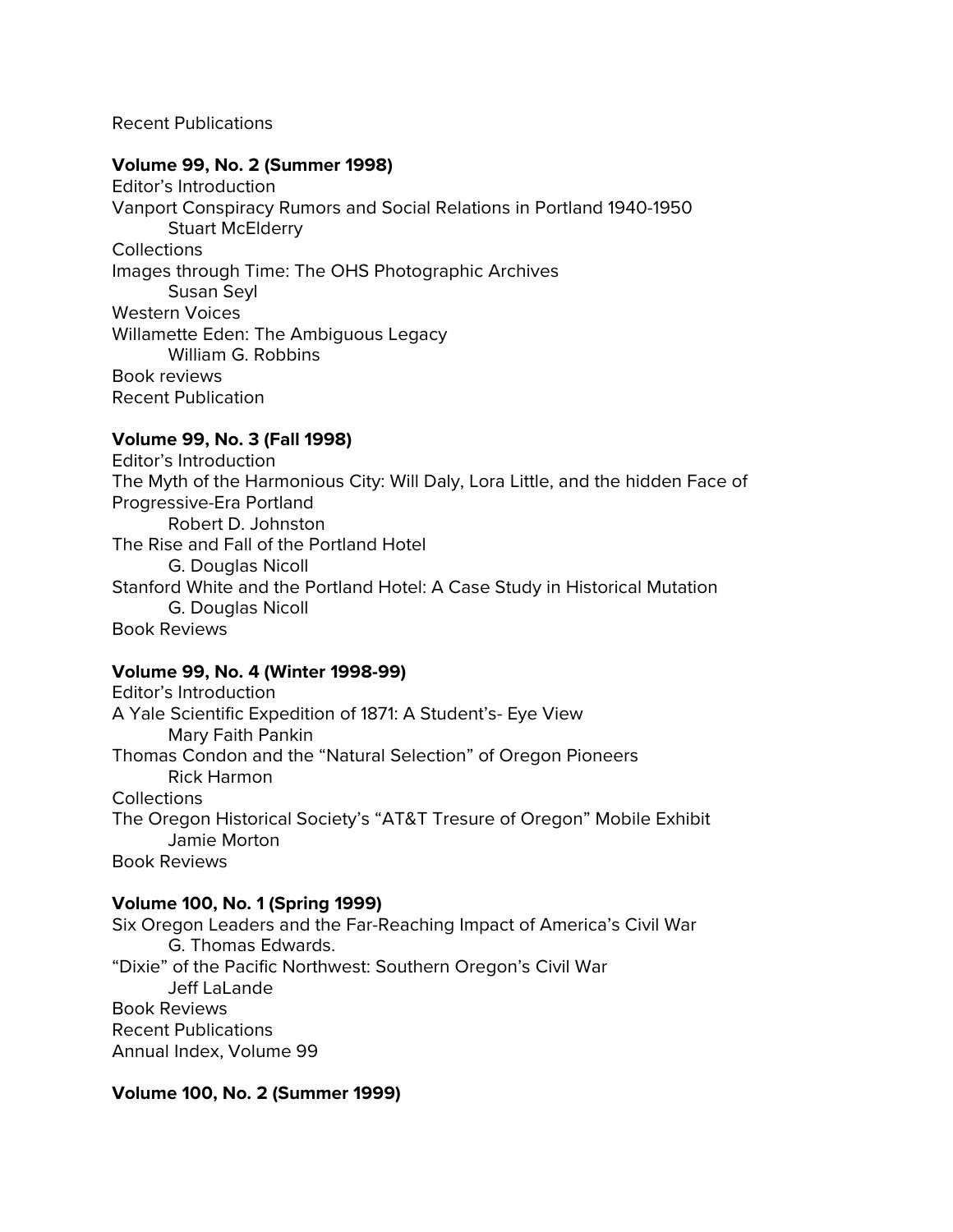Recent Publications

**Volume 99, No. 2 (Summer 1998)**

Editor's Introduction
Vanport Conspiracy Rumors and Social Relations in Portland 1940-1950
    Stuart McElderry
Collections
Images through Time: The OHS Photographic Archives
    Susan Seyl
Western Voices
Willamette Eden: The Ambiguous Legacy
    William G. Robbins
Book reviews
Recent Publication

**Volume 99, No. 3 (Fall 1998)**

Editor's Introduction
The Myth of the Harmonious City: Will Daly, Lora Little, and the hidden Face of Progressive-Era Portland
    Robert D. Johnston
The Rise and Fall of the Portland Hotel
    G. Douglas Nicoll
Stanford White and the Portland Hotel: A Case Study in Historical Mutation
    G. Douglas Nicoll
Book Reviews

**Volume 99, No. 4 (Winter 1998-99)**

Editor's Introduction
A Yale Scientific Expedition of 1871: A Student's- Eye View
    Mary Faith Pankin
Thomas Condon and the "Natural Selection" of Oregon Pioneers
    Rick Harmon
Collections
The Oregon Historical Society's "AT&T Tresure of Oregon" Mobile Exhibit
    Jamie Morton
Book Reviews

**Volume 100, No. 1 (Spring 1999)**

Six Oregon Leaders and the Far-Reaching Impact of America's Civil War
    G. Thomas Edwards.
"Dixie" of the Pacific Northwest: Southern Oregon's Civil War
    Jeff LaLande
Book Reviews
Recent Publications
Annual Index, Volume 99

**Volume 100, No. 2 (Summer 1999)**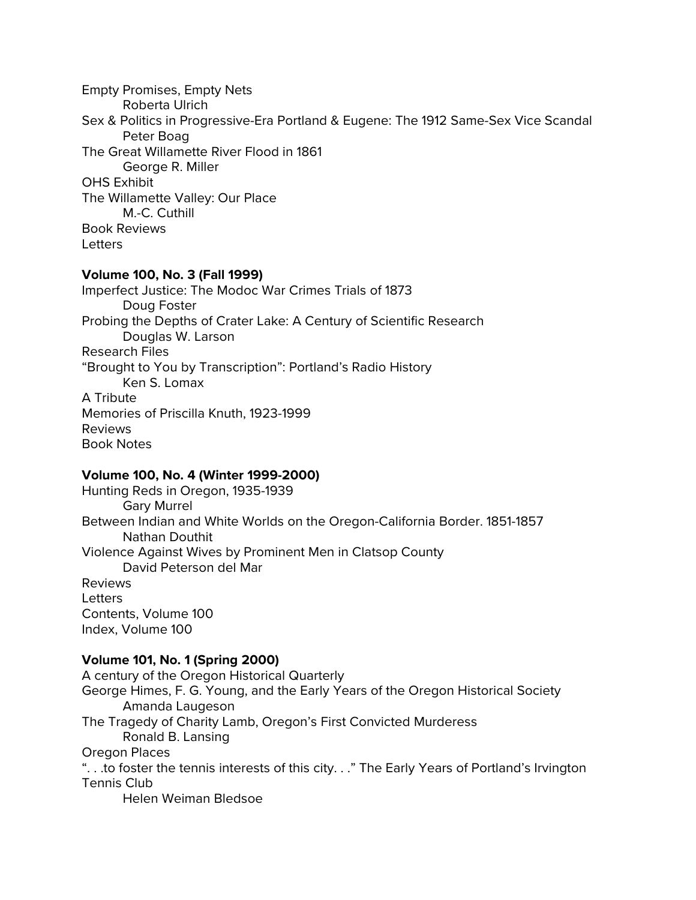Empty Promises, Empty Nets

Roberta Ulrich

Sex & Politics in Progressive-Era Portland & Eugene: The 1912 Same-Sex Vice Scandal

Peter Boag

The Great Willamette River Flood in 1861

George R. Miller

OHS Exhibit

The Willamette Valley: Our Place

M.-C. Cuthill

Book Reviews

Letters

**Volume 100, No. 3 (Fall 1999)**

Imperfect Justice: The Modoc War Crimes Trials of 1873

Doug Foster

Probing the Depths of Crater Lake: A Century of Scientific Research

Douglas W. Larson

Research Files

"Brought to You by Transcription": Portland's Radio History

Ken S. Lomax

A Tribute

Memories of Priscilla Knuth, 1923-1999

Reviews

Book Notes

**Volume 100, No. 4 (Winter 1999-2000)**

Hunting Reds in Oregon, 1935-1939

Gary Murrel

Between Indian and White Worlds on the Oregon-California Border. 1851-1857

Nathan Douthit

Violence Against Wives by Prominent Men in Clatsop County

David Peterson del Mar

Reviews

Letters

Contents, Volume 100

Index, Volume 100

**Volume 101, No. 1 (Spring 2000)**

A century of the Oregon Historical Quarterly

George Himes, F. G. Young, and the Early Years of the Oregon Historical Society

Amanda Laugeson

The Tragedy of Charity Lamb, Oregon's First Convicted Murderess

Ronald B. Lansing

Oregon Places

". . .to foster the tennis interests of this city. . ." The Early Years of Portland's Irvington Tennis Club

Helen Weiman Bledsoe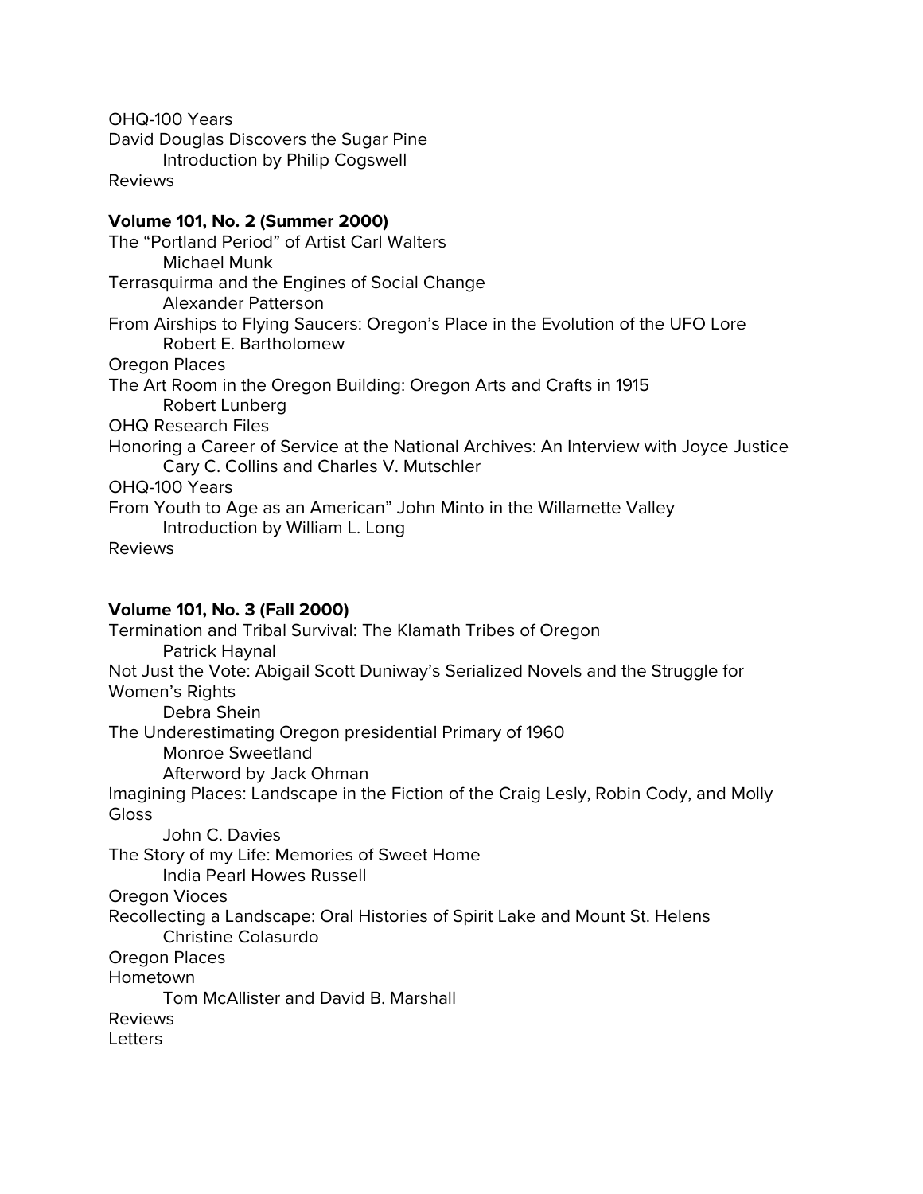OHQ-100 Years
David Douglas Discovers the Sugar Pine
    Introduction by Philip Cogswell
Reviews

**Volume 101, No. 2 (Summer 2000)**

The “Portland Period” of Artist Carl Walters
    Michael Munk
Terrasquirma and the Engines of Social Change
    Alexander Patterson
From Airships to Flying Saucers: Oregon’s Place in the Evolution of the UFO Lore
    Robert E. Bartholomew
Oregon Places
The Art Room in the Oregon Building: Oregon Arts and Crafts in 1915
    Robert Lunberg
OHQ Research Files
Honoring a Career of Service at the National Archives: An Interview with Joyce Justice
    Cary C. Collins and Charles V. Mutschler
OHQ-100 Years
From Youth to Age as an American” John Minto in the Willamette Valley
    Introduction by William L. Long
Reviews

**Volume 101, No. 3 (Fall 2000)**

Termination and Tribal Survival: The Klamath Tribes of Oregon
    Patrick Haynal
Not Just the Vote: Abigail Scott Duniway’s Serialized Novels and the Struggle for Women’s Rights
    Debra Shein
The Underestimating Oregon presidential Primary of 1960
    Monroe Sweetland
    Afterword by Jack Ohman
Imagining Places: Landscape in the Fiction of the Craig Lesly, Robin Cody, and Molly Gloss
    John C. Davies
The Story of my Life: Memories of Sweet Home
    India Pearl Howes Russell
Oregon Vioces
Recollecting a Landscape: Oral Histories of Spirit Lake and Mount St. Helens
    Christine Colasurdo
Oregon Places
Hometown
    Tom McAllister and David B. Marshall
Reviews
Letters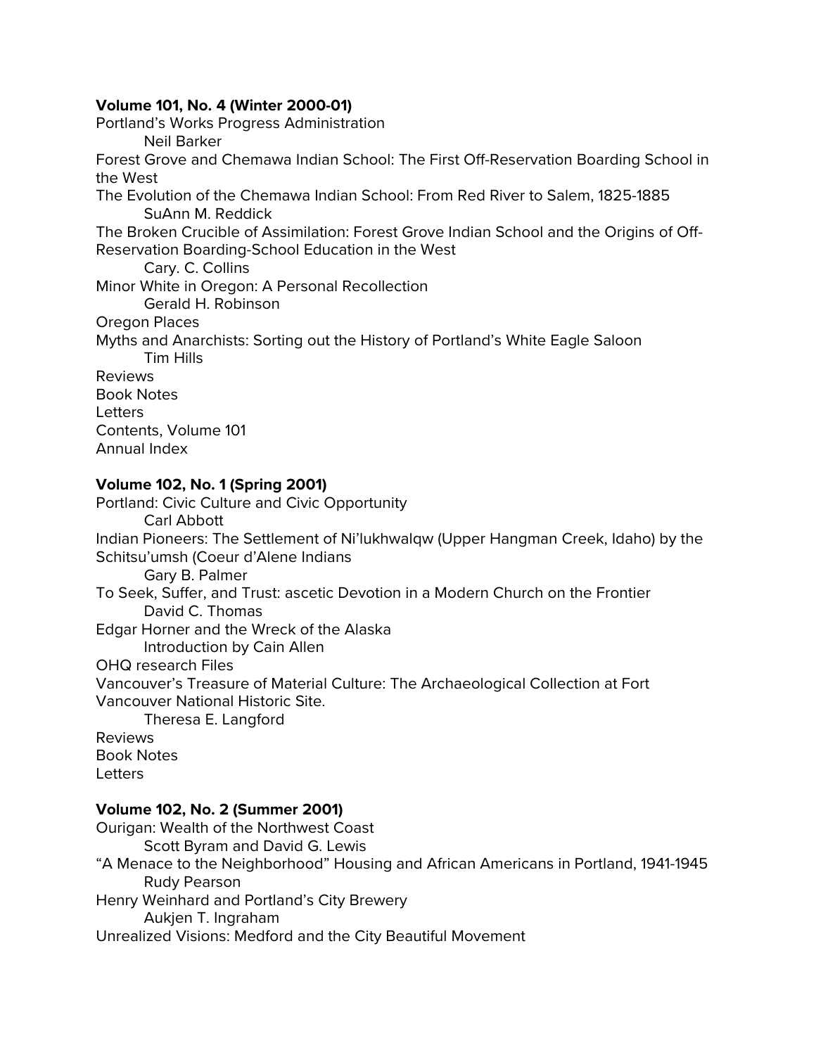**Volume 101, No. 4 (Winter 2000-01)**

Portland's Works Progress Administration
	Neil Barker
Forest Grove and Chemawa Indian School: The First Off-Reservation Boarding School in the West
The Evolution of the Chemawa Indian School: From Red River to Salem, 1825-1885
	SuAnn M. Reddick
The Broken Crucible of Assimilation: Forest Grove Indian School and the Origins of Off-Reservation Boarding-School Education in the West
	Cary. C. Collins
Minor White in Oregon: A Personal Recollection
	Gerald H. Robinson
Oregon Places
Myths and Anarchists: Sorting out the History of Portland's White Eagle Saloon
	Tim Hills
Reviews
Book Notes
Letters
Contents, Volume 101
Annual Index

**Volume 102, No. 1 (Spring 2001)**

Portland: Civic Culture and Civic Opportunity
	Carl Abbott
Indian Pioneers: The Settlement of Ni'lukhwalqw (Upper Hangman Creek, Idaho) by the Schitsu'umsh (Coeur d'Alene Indians
	Gary B. Palmer
To Seek, Suffer, and Trust: ascetic Devotion in a Modern Church on the Frontier
	David C. Thomas
Edgar Horner and the Wreck of the Alaska
	Introduction by Cain Allen
OHQ research Files
Vancouver's Treasure of Material Culture: The Archaeological Collection at Fort Vancouver National Historic Site.
	Theresa E. Langford
Reviews
Book Notes
Letters

**Volume 102, No. 2 (Summer 2001)**

Ourigan: Wealth of the Northwest Coast
	Scott Byram and David G. Lewis
"A Menace to the Neighborhood" Housing and African Americans in Portland, 1941-1945
	Rudy Pearson
Henry Weinhard and Portland's City Brewery
	Aukjen T. Ingraham
Unrealized Visions: Medford and the City Beautiful Movement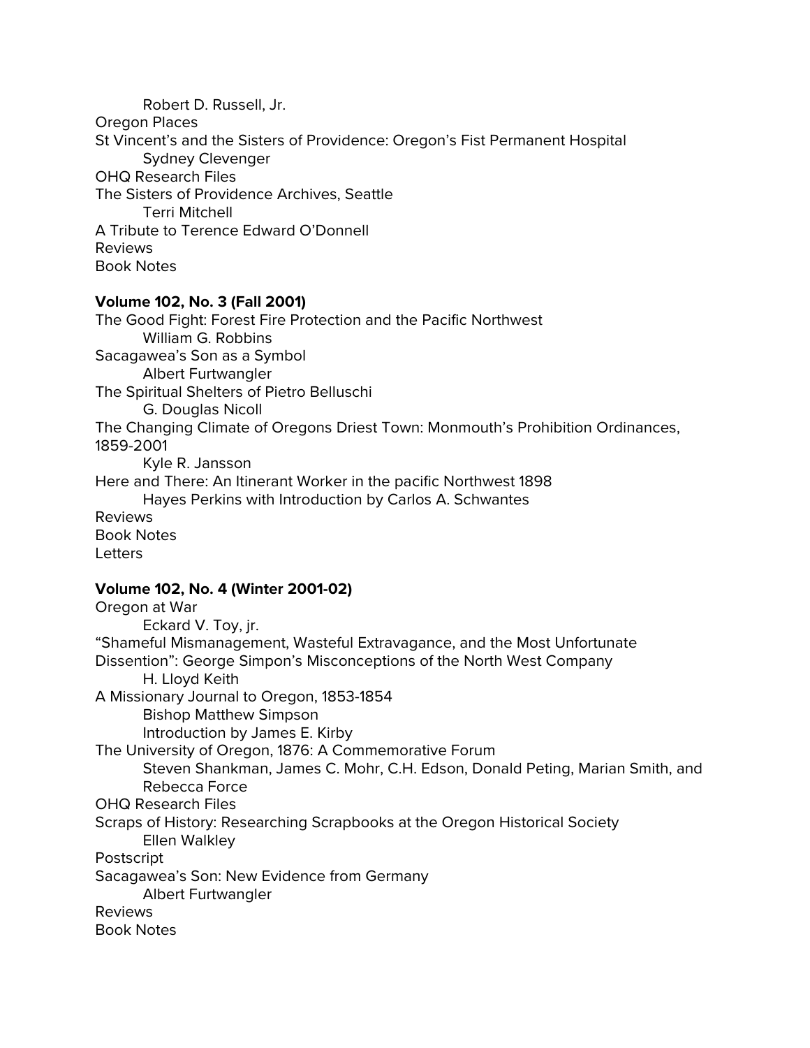Robert D. Russell, Jr.

Oregon Places

St Vincent's and the Sisters of Providence: Oregon's Fist Permanent Hospital

Sydney Clevenger

OHQ Research Files

The Sisters of Providence Archives, Seattle

Terri Mitchell

A Tribute to Terence Edward O'Donnell

Reviews

Book Notes

**Volume 102, No. 3 (Fall 2001)**

The Good Fight: Forest Fire Protection and the Pacific Northwest

William G. Robbins

Sacagawea's Son as a Symbol

Albert Furtwangler

The Spiritual Shelters of Pietro Belluschi

G. Douglas Nicoll

The Changing Climate of Oregons Driest Town: Monmouth's Prohibition Ordinances, 1859-2001

Kyle R. Jansson

Here and There: An Itinerant Worker in the pacific Northwest 1898

Hayes Perkins with Introduction by Carlos A. Schwantes

Reviews

Book Notes

Letters

**Volume 102, No. 4 (Winter 2001-02)**

Oregon at War

Eckard V. Toy, jr.

"Shameful Mismanagement, Wasteful Extravagance, and the Most Unfortunate Dissention": George Simpon's Misconceptions of the North West Company

H. Lloyd Keith

A Missionary Journal to Oregon, 1853-1854

Bishop Matthew Simpson

Introduction by James E. Kirby

The University of Oregon, 1876: A Commemorative Forum

Steven Shankman, James C. Mohr, C.H. Edson, Donald Peting, Marian Smith, and Rebecca Force

OHQ Research Files

Scraps of History: Researching Scrapbooks at the Oregon Historical Society

Ellen Walkley

Postscript

Sacagawea's Son: New Evidence from Germany

Albert Furtwangler

Reviews

Book Notes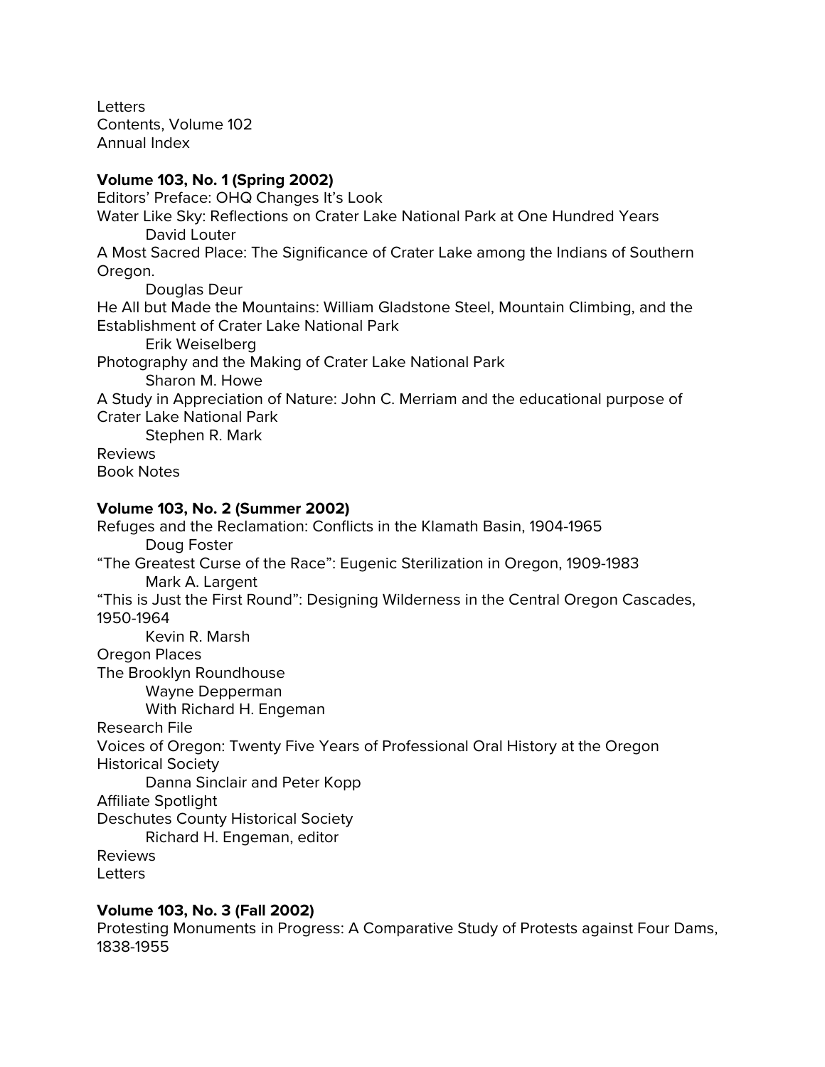Letters
Contents, Volume 102
Annual Index

**Volume 103, No. 1 (Spring 2002)**

Editors' Preface: OHQ Changes It's Look
Water Like Sky: Reflections on Crater Lake National Park at One Hundred Years
David Louter
A Most Sacred Place: The Significance of Crater Lake among the Indians of Southern Oregon.
Douglas Deur
He All but Made the Mountains: William Gladstone Steel, Mountain Climbing, and the Establishment of Crater Lake National Park
Erik Weiselberg
Photography and the Making of Crater Lake National Park
Sharon M. Howe
A Study in Appreciation of Nature: John C. Merriam and the educational purpose of Crater Lake National Park
Stephen R. Mark
Reviews
Book Notes

**Volume 103, No. 2 (Summer 2002)**

Refuges and the Reclamation: Conflicts in the Klamath Basin, 1904-1965
Doug Foster
"The Greatest Curse of the Race": Eugenic Sterilization in Oregon, 1909-1983
Mark A. Largent
"This is Just the First Round": Designing Wilderness in the Central Oregon Cascades, 1950-1964
Kevin R. Marsh
Oregon Places
The Brooklyn Roundhouse
Wayne Depperman
With Richard H. Engeman
Research File
Voices of Oregon: Twenty Five Years of Professional Oral History at the Oregon Historical Society
Danna Sinclair and Peter Kopp
Affiliate Spotlight
Deschutes County Historical Society
Richard H. Engeman, editor
Reviews
Letters

**Volume 103, No. 3 (Fall 2002)**

Protesting Monuments in Progress: A Comparative Study of Protests against Four Dams, 1838-1955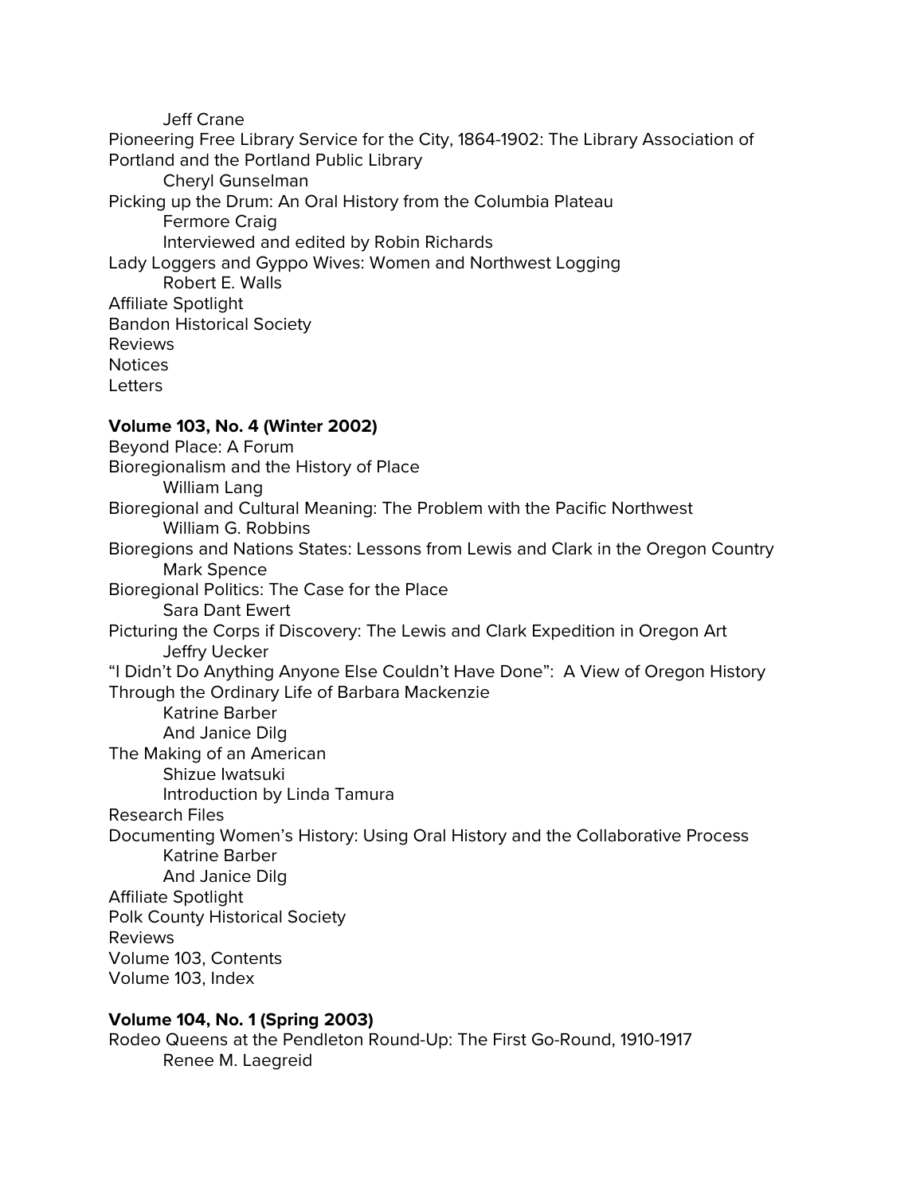Jeff Crane

Pioneering Free Library Service for the City, 1864-1902: The Library Association of Portland and the Portland Public Library

Cheryl Gunselman

Picking up the Drum: An Oral History from the Columbia Plateau

Fermore Craig

Interviewed and edited by Robin Richards

Lady Loggers and Gyppo Wives: Women and Northwest Logging

Robert E. Walls

Affiliate Spotlight

Bandon Historical Society

Reviews

Notices

Letters

**Volume 103, No. 4 (Winter 2002)**

Beyond Place: A Forum

Bioregionalism and the History of Place

William Lang

Bioregional and Cultural Meaning: The Problem with the Pacific Northwest

William G. Robbins

Bioregions and Nations States: Lessons from Lewis and Clark in the Oregon Country

Mark Spence

Bioregional Politics: The Case for the Place

Sara Dant Ewert

Picturing the Corps if Discovery: The Lewis and Clark Expedition in Oregon Art

Jeffry Uecker

"I Didn't Do Anything Anyone Else Couldn't Have Done": A View of Oregon History Through the Ordinary Life of Barbara Mackenzie

Katrine Barber

And Janice Dilg

The Making of an American

Shizue Iwatsuki

Introduction by Linda Tamura

Research Files

Documenting Women's History: Using Oral History and the Collaborative Process

Katrine Barber

And Janice Dilg

Affiliate Spotlight

Polk County Historical Society

Reviews

Volume 103, Contents

Volume 103, Index

**Volume 104, No. 1 (Spring 2003)**

Rodeo Queens at the Pendleton Round-Up: The First Go-Round, 1910-1917

Renee M. Laegreid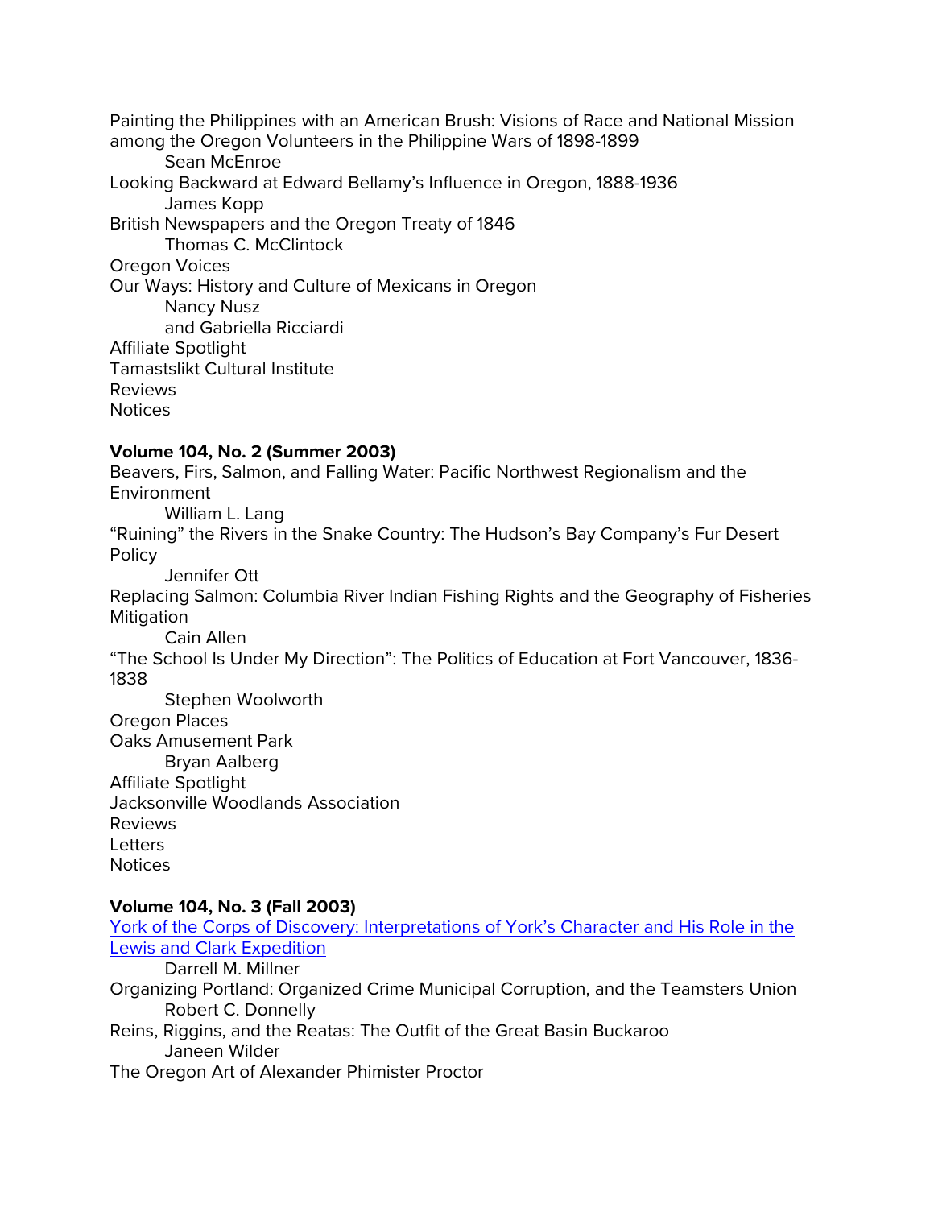Painting the Philippines with an American Brush: Visions of Race and National Mission among the Oregon Volunteers in the Philippine Wars of 1898-1899
Sean McEnroe
Looking Backward at Edward Bellamy's Influence in Oregon, 1888-1936
James Kopp
British Newspapers and the Oregon Treaty of 1846
Thomas C. McClintock
Oregon Voices
Our Ways: History and Culture of Mexicans in Oregon
Nancy Nusz
and Gabriella Ricciardi
Affiliate Spotlight
Tamastslikt Cultural Institute
Reviews
Notices

**Volume 104, No. 2 (Summer 2003)**

Beavers, Firs, Salmon, and Falling Water: Pacific Northwest Regionalism and the Environment
William L. Lang
"Ruining" the Rivers in the Snake Country: The Hudson's Bay Company's Fur Desert Policy
Jennifer Ott
Replacing Salmon: Columbia River Indian Fishing Rights and the Geography of Fisheries Mitigation
Cain Allen
"The School Is Under My Direction": The Politics of Education at Fort Vancouver, 1836-1838
Stephen Woolworth
Oregon Places
Oaks Amusement Park
Bryan Aalberg
Affiliate Spotlight
Jacksonville Woodlands Association
Reviews
Letters
Notices

**Volume 104, No. 3 (Fall 2003)**

York of the Corps of Discovery: Interpretations of York's Character and His Role in the Lewis and Clark Expedition
Darrell M. Millner
Organizing Portland: Organized Crime Municipal Corruption, and the Teamsters Union
Robert C. Donnelly
Reins, Riggins, and the Reatas: The Outfit of the Great Basin Buckaroo
Janeen Wilder
The Oregon Art of Alexander Phimister Proctor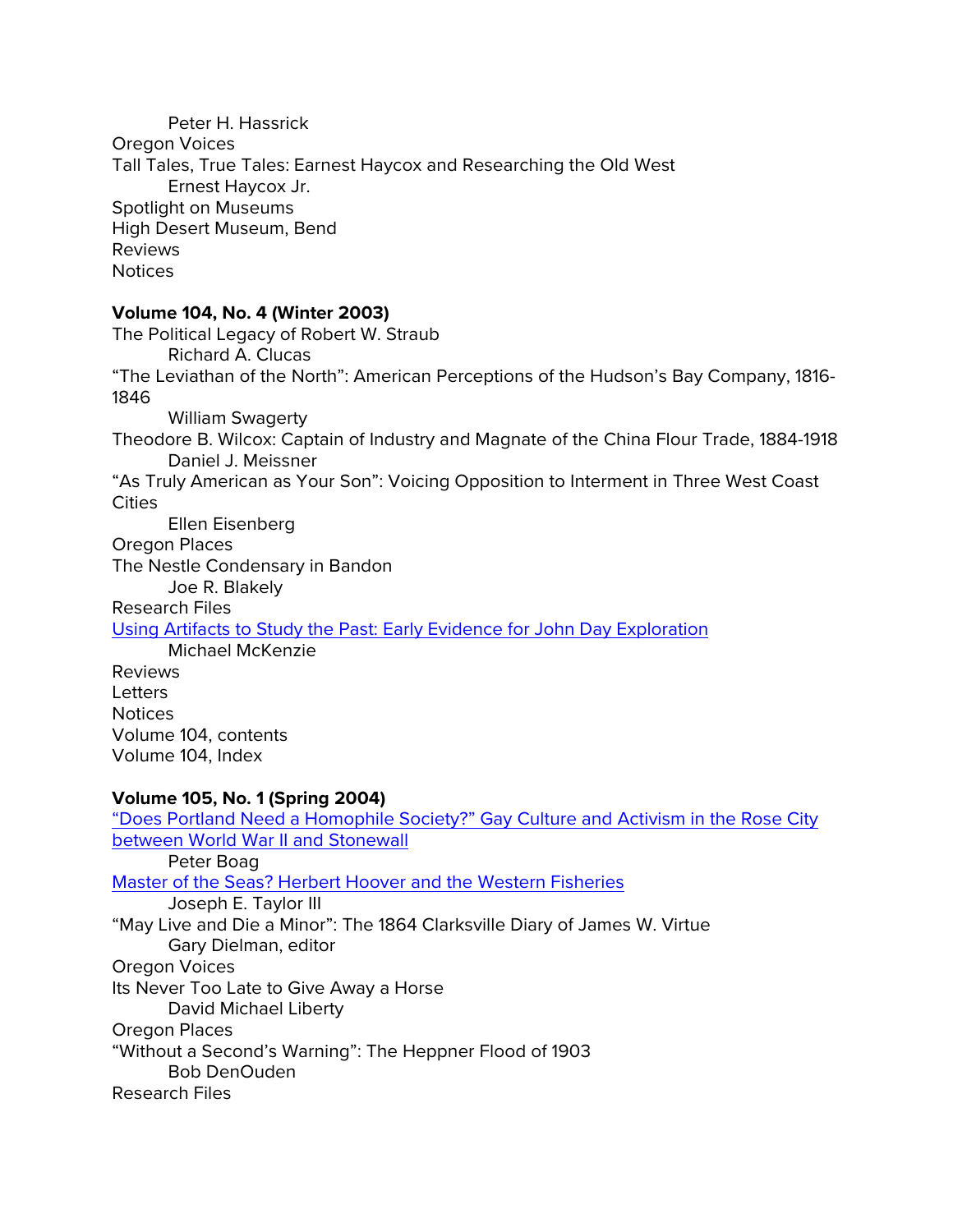Peter H. Hassrick

Oregon Voices

Tall Tales, True Tales: Earnest Haycox and Researching the Old West

Ernest Haycox Jr.

Spotlight on Museums

High Desert Museum, Bend

Reviews

Notices

**Volume 104, No. 4 (Winter 2003)**

The Political Legacy of Robert W. Straub

Richard A. Clucas

"The Leviathan of the North": American Perceptions of the Hudson's Bay Company, 1816-1846

William Swagerty

Theodore B. Wilcox: Captain of Industry and Magnate of the China Flour Trade, 1884-1918

Daniel J. Meissner

"As Truly American as Your Son": Voicing Opposition to Interment in Three West Coast Cities

Ellen Eisenberg

Oregon Places

The Nestle Condensary in Bandon

Joe R. Blakely

Research Files

Using Artifacts to Study the Past: Early Evidence for John Day Exploration

Michael McKenzie

Reviews

Letters

Notices

Volume 104, contents

Volume 104, Index

**Volume 105, No. 1 (Spring 2004)**

"Does Portland Need a Homophile Society?" Gay Culture and Activism in the Rose City between World War II and Stonewall

Peter Boag

Master of the Seas? Herbert Hoover and the Western Fisheries

Joseph E. Taylor III

"May Live and Die a Minor": The 1864 Clarksville Diary of James W. Virtue

Gary Dielman, editor

Oregon Voices

Its Never Too Late to Give Away a Horse

David Michael Liberty

Oregon Places

"Without a Second's Warning": The Heppner Flood of 1903

Bob DenOuden

Research Files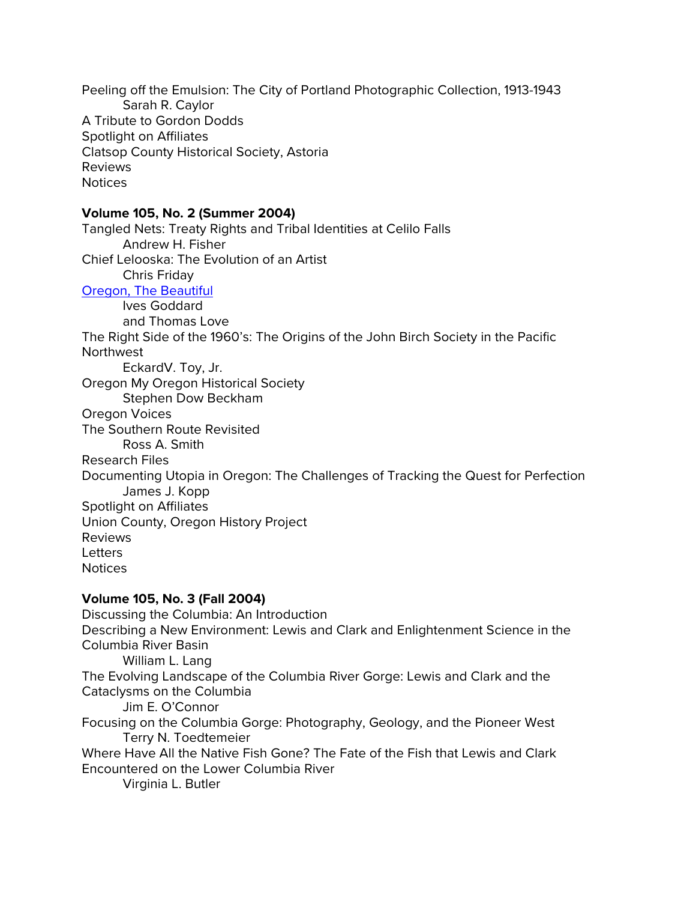Peeling off the Emulsion: The City of Portland Photographic Collection, 1913-1943

Sarah R. Caylor

A Tribute to Gordon Dodds

Spotlight on Affiliates

Clatsop County Historical Society, Astoria

Reviews

Notices

**Volume 105, No. 2 (Summer 2004)**

Tangled Nets: Treaty Rights and Tribal Identities at Celilo Falls

Andrew H. Fisher

Chief Lelooska: The Evolution of an Artist

Chris Friday

Oregon, The Beautiful

Ives Goddard

and Thomas Love

The Right Side of the 1960's: The Origins of the John Birch Society in the Pacific Northwest

EckardV. Toy, Jr.

Oregon My Oregon Historical Society

Stephen Dow Beckham

Oregon Voices

The Southern Route Revisited

Ross A. Smith

Research Files

Documenting Utopia in Oregon: The Challenges of Tracking the Quest for Perfection

James J. Kopp

Spotlight on Affiliates

Union County, Oregon History Project

Reviews

Letters

Notices

**Volume 105, No. 3 (Fall 2004)**

Discussing the Columbia: An Introduction

Describing a New Environment: Lewis and Clark and Enlightenment Science in the Columbia River Basin

William L. Lang

The Evolving Landscape of the Columbia River Gorge: Lewis and Clark and the Cataclysms on the Columbia

Jim E. O'Connor

Focusing on the Columbia Gorge: Photography, Geology, and the Pioneer West

Terry N. Toedtemeier

Where Have All the Native Fish Gone? The Fate of the Fish that Lewis and Clark Encountered on the Lower Columbia River

Virginia L. Butler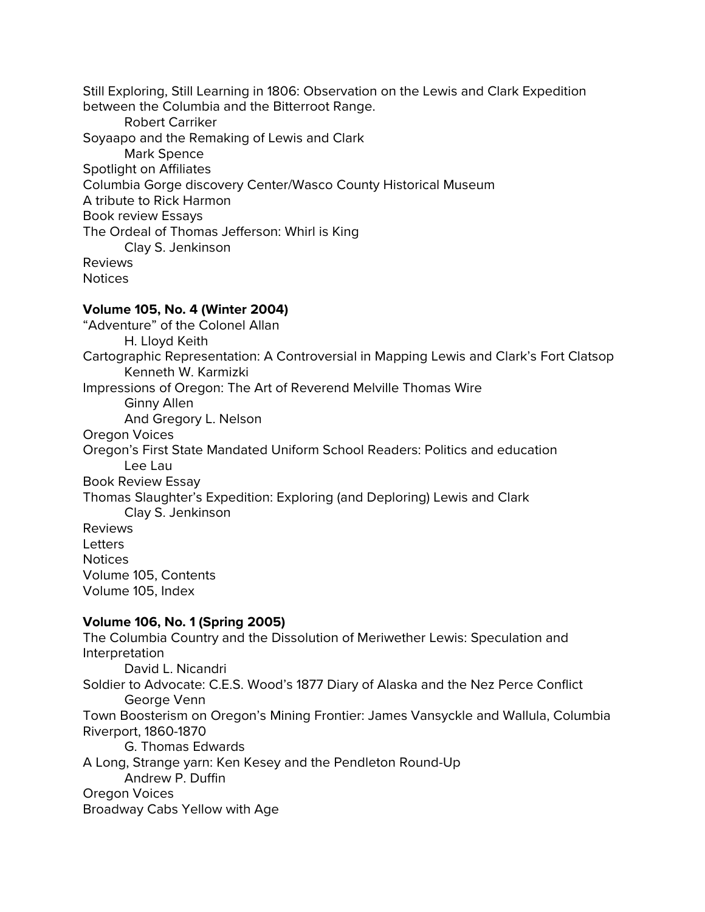Still Exploring, Still Learning in 1806: Observation on the Lewis and Clark Expedition between the Columbia and the Bitterroot Range.

Robert Carriker

Soyaapo and the Remaking of Lewis and Clark

Mark Spence

Spotlight on Affiliates

Columbia Gorge discovery Center/Wasco County Historical Museum

A tribute to Rick Harmon

Book review Essays

The Ordeal of Thomas Jefferson: Whirl is King

Clay S. Jenkinson

Reviews

Notices

**Volume 105, No. 4 (Winter 2004)**

“Adventure” of the Colonel Allan

H. Lloyd Keith

Cartographic Representation: A Controversial in Mapping Lewis and Clark’s Fort Clatsop

Kenneth W. Karmizki

Impressions of Oregon: The Art of Reverend Melville Thomas Wire

Ginny Allen

And Gregory L. Nelson

Oregon Voices

Oregon’s First State Mandated Uniform School Readers: Politics and education

Lee Lau

Book Review Essay

Thomas Slaughter’s Expedition: Exploring (and Deploring) Lewis and Clark

Clay S. Jenkinson

Reviews

Letters

Notices

Volume 105, Contents

Volume 105, Index

**Volume 106, No. 1 (Spring 2005)**

The Columbia Country and the Dissolution of Meriwether Lewis: Speculation and Interpretation

David L. Nicandri

Soldier to Advocate: C.E.S. Wood’s 1877 Diary of Alaska and the Nez Perce Conflict

George Venn

Town Boosterism on Oregon’s Mining Frontier: James Vansyckle and Wallula, Columbia Riverport, 1860-1870

G. Thomas Edwards

A Long, Strange yarn: Ken Kesey and the Pendleton Round-Up

Andrew P. Duffin

Oregon Voices

Broadway Cabs Yellow with Age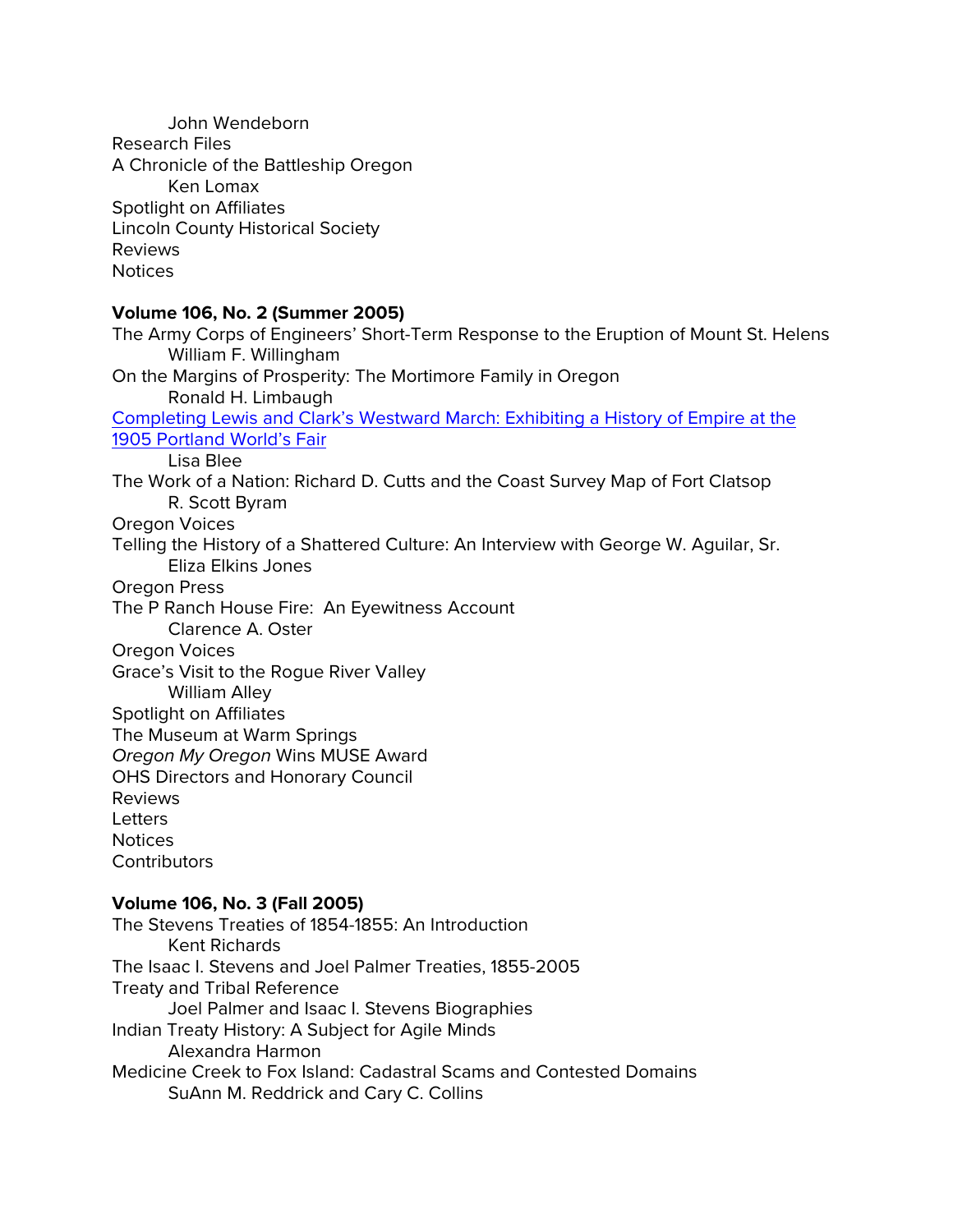John Wendeborn

Research Files

A Chronicle of the Battleship Oregon

Ken Lomax

Spotlight on Affiliates

Lincoln County Historical Society

Reviews

Notices

**Volume 106, No. 2 (Summer 2005)**

The Army Corps of Engineers' Short-Term Response to the Eruption of Mount St. Helens

William F. Willingham

On the Margins of Prosperity: The Mortimore Family in Oregon

Ronald H. Limbaugh

Completing Lewis and Clark's Westward March: Exhibiting a History of Empire at the 1905 Portland World's Fair

Lisa Blee

The Work of a Nation: Richard D. Cutts and the Coast Survey Map of Fort Clatsop

R. Scott Byram

Oregon Voices

Telling the History of a Shattered Culture: An Interview with George W. Aguilar, Sr.

Eliza Elkins Jones

Oregon Press

The P Ranch House Fire: An Eyewitness Account

Clarence A. Oster

Oregon Voices

Grace's Visit to the Rogue River Valley

William Alley

Spotlight on Affiliates

The Museum at Warm Springs

*Oregon My Oregon* Wins MUSE Award

OHS Directors and Honorary Council

Reviews

Letters

Notices

Contributors

**Volume 106, No. 3 (Fall 2005)**

The Stevens Treaties of 1854-1855: An Introduction

Kent Richards

The Isaac I. Stevens and Joel Palmer Treaties, 1855-2005

Treaty and Tribal Reference

Joel Palmer and Isaac I. Stevens Biographies

Indian Treaty History: A Subject for Agile Minds

Alexandra Harmon

Medicine Creek to Fox Island: Cadastral Scams and Contested Domains

SuAnn M. Reddrick and Cary C. Collins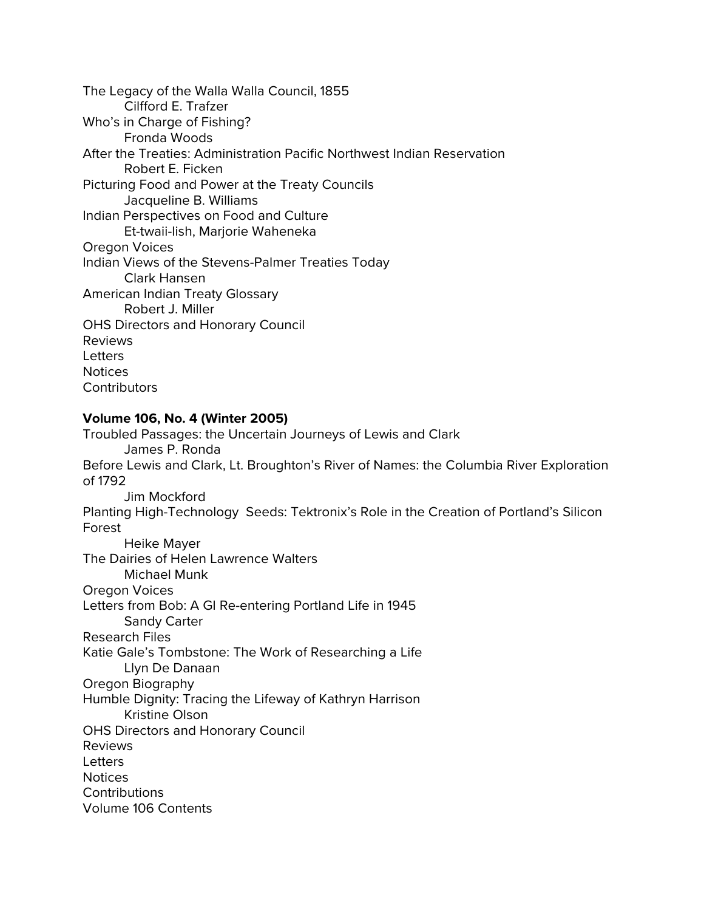The Legacy of the Walla Walla Council, 1855
    Cilfford E. Trafzer
Who's in Charge of Fishing?
    Fronda Woods
After the Treaties: Administration Pacific Northwest Indian Reservation
    Robert E. Ficken
Picturing Food and Power at the Treaty Councils
    Jacqueline B. Williams
Indian Perspectives on Food and Culture
    Et-twaii-lish, Marjorie Waheneka
Oregon Voices
Indian Views of the Stevens-Palmer Treaties Today
    Clark Hansen
American Indian Treaty Glossary
    Robert J. Miller
OHS Directors and Honorary Council
Reviews
Letters
Notices
Contributors

**Volume 106, No. 4 (Winter 2005)**

Troubled Passages: the Uncertain Journeys of Lewis and Clark
    James P. Ronda
Before Lewis and Clark, Lt. Broughton's River of Names: the Columbia River Exploration of 1792
    Jim Mockford
Planting High-Technology  Seeds: Tektronix's Role in the Creation of Portland's Silicon Forest
    Heike Mayer
The Dairies of Helen Lawrence Walters
    Michael Munk
Oregon Voices
Letters from Bob: A GI Re-entering Portland Life in 1945
    Sandy Carter
Research Files
Katie Gale's Tombstone: The Work of Researching a Life
    Llyn De Danaan
Oregon Biography
Humble Dignity: Tracing the Lifeway of Kathryn Harrison
    Kristine Olson
OHS Directors and Honorary Council
Reviews
Letters
Notices
Contributions
Volume 106 Contents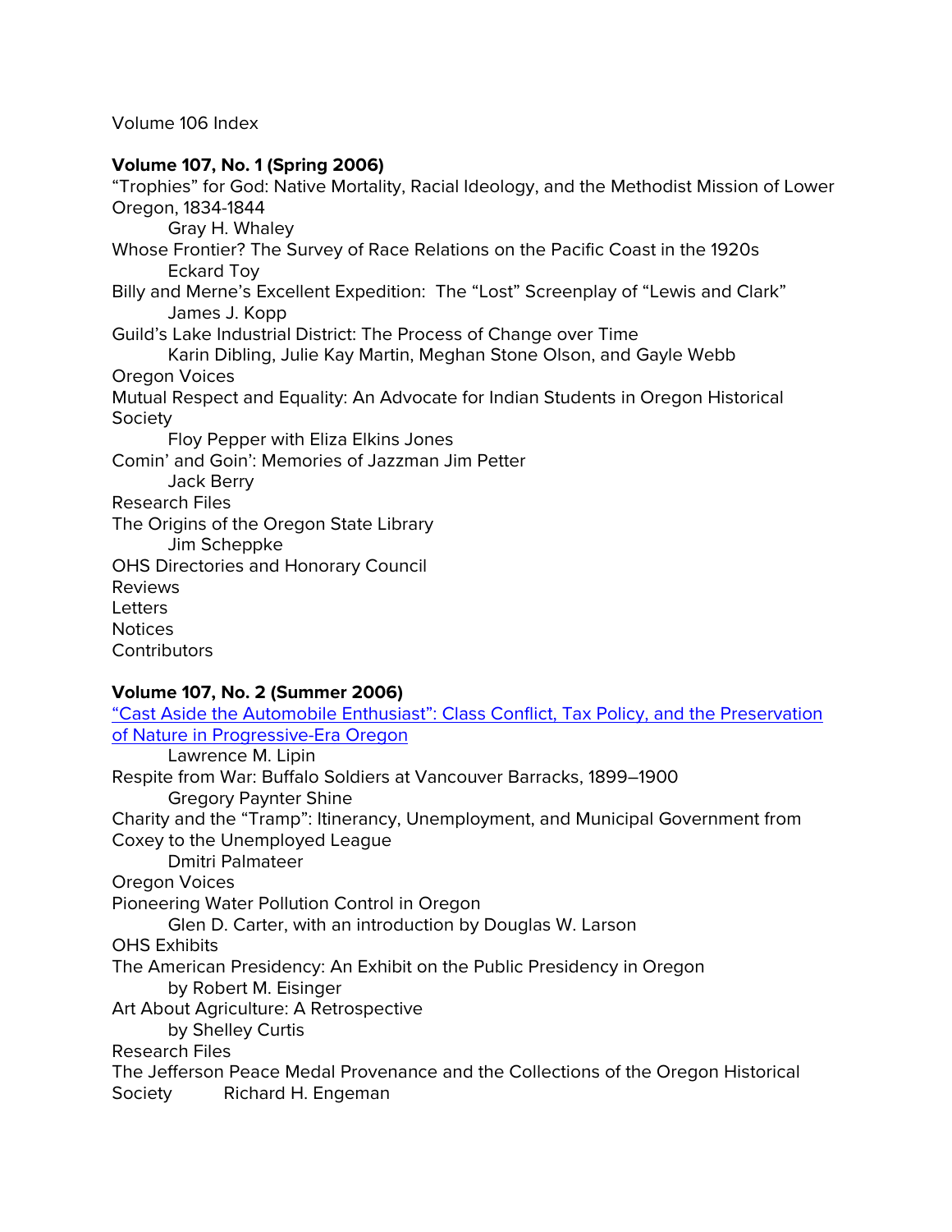Volume 106 Index

**Volume 107, No. 1 (Spring 2006)**

"Trophies" for God: Native Mortality, Racial Ideology, and the Methodist Mission of Lower Oregon, 1834-1844

Gray H. Whaley

Whose Frontier? The Survey of Race Relations on the Pacific Coast in the 1920s

Eckard Toy

Billy and Merne's Excellent Expedition: The "Lost" Screenplay of "Lewis and Clark"

James J. Kopp

Guild's Lake Industrial District: The Process of Change over Time

Karin Dibling, Julie Kay Martin, Meghan Stone Olson, and Gayle Webb

Oregon Voices

Mutual Respect and Equality: An Advocate for Indian Students in Oregon Historical Society

Floy Pepper with Eliza Elkins Jones

Comin' and Goin': Memories of Jazzman Jim Petter

Jack Berry

Research Files

The Origins of the Oregon State Library

Jim Scheppke

OHS Directories and Honorary Council

Reviews

Letters

Notices

Contributors

**Volume 107, No. 2 (Summer 2006)**

"Cast Aside the Automobile Enthusiast": Class Conflict, Tax Policy, and the Preservation of Nature in Progressive-Era Oregon

Lawrence M. Lipin

Respite from War: Buffalo Soldiers at Vancouver Barracks, 1899–1900

Gregory Paynter Shine

Charity and the "Tramp": Itinerancy, Unemployment, and Municipal Government from Coxey to the Unemployed League

Dmitri Palmateer

Oregon Voices

Pioneering Water Pollution Control in Oregon

Glen D. Carter, with an introduction by Douglas W. Larson

OHS Exhibits

The American Presidency: An Exhibit on the Public Presidency in Oregon

by Robert M. Eisinger

Art About Agriculture: A Retrospective

by Shelley Curtis

Research Files

The Jefferson Peace Medal Provenance and the Collections of the Oregon Historical Society Richard H. Engeman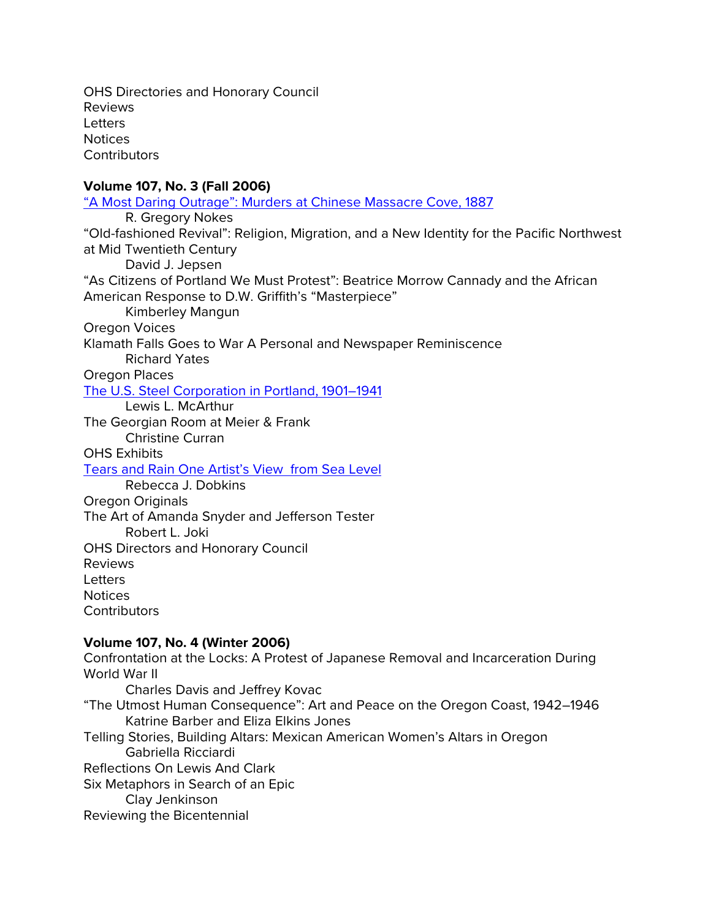OHS Directories and Honorary Council
Reviews
Letters
Notices
Contributors

**Volume 107, No. 3 (Fall 2006)**

[“A Most Daring Outrage”: Murders at Chinese Massacre Cove, 1887]()
R. Gregory Nokes

“Old-fashioned Revival”: Religion, Migration, and a New Identity for the Pacific Northwest at Mid Twentieth Century
David J. Jepsen

“As Citizens of Portland We Must Protest”: Beatrice Morrow Cannady and the African American Response to D.W. Griffith’s “Masterpiece”
Kimberley Mangun

Oregon Voices
Klamath Falls Goes to War A Personal and Newspaper Reminiscence
Richard Yates

Oregon Places
[The U.S. Steel Corporation in Portland, 1901–1941]()
Lewis L. McArthur

The Georgian Room at Meier & Frank
Christine Curran

OHS Exhibits
[Tears and Rain One Artist’s View from Sea Level]()
Rebecca J. Dobkins

Oregon Originals
The Art of Amanda Snyder and Jefferson Tester
Robert L. Joki

OHS Directors and Honorary Council
Reviews
Letters
Notices
Contributors

**Volume 107, No. 4 (Winter 2006)**

Confrontation at the Locks: A Protest of Japanese Removal and Incarceration During World War II
Charles Davis and Jeffrey Kovac

“The Utmost Human Consequence”: Art and Peace on the Oregon Coast, 1942–1946
Katrine Barber and Eliza Elkins Jones

Telling Stories, Building Altars: Mexican American Women’s Altars in Oregon
Gabriella Ricciardi

Reflections On Lewis And Clark
Six Metaphors in Search of an Epic
Clay Jenkinson

Reviewing the Bicentennial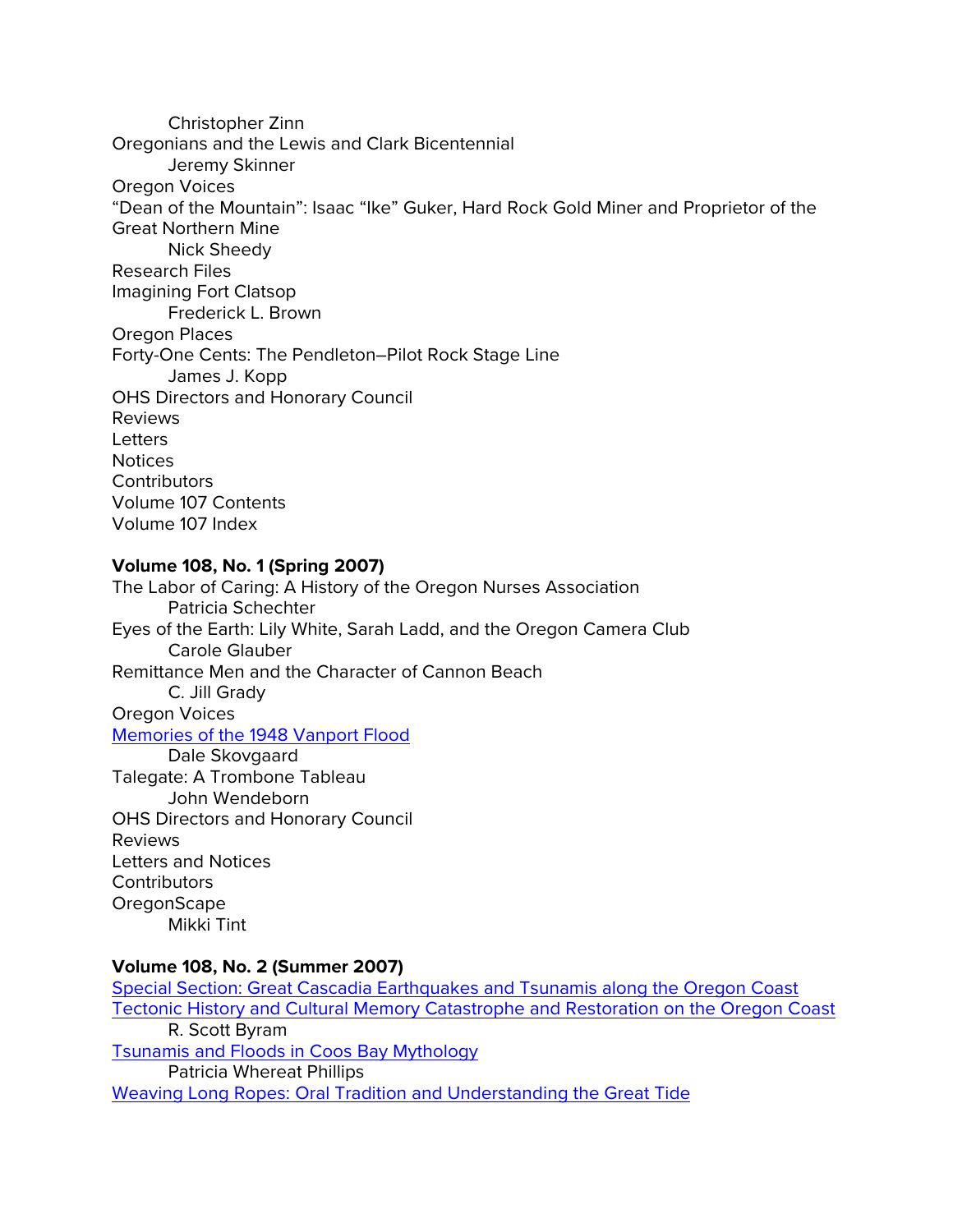Christopher Zinn
Oregonians and the Lewis and Clark Bicentennial
Jeremy Skinner
Oregon Voices
“Dean of the Mountain”: Isaac “Ike” Guker, Hard Rock Gold Miner and Proprietor of the Great Northern Mine
Nick Sheedy
Research Files
Imagining Fort Clatsop
Frederick L. Brown
Oregon Places
Forty-One Cents: The Pendleton–Pilot Rock Stage Line
James J. Kopp
OHS Directors and Honorary Council
Reviews
Letters
Notices
Contributors
Volume 107 Contents
Volume 107 Index

**Volume 108, No. 1 (Spring 2007)**
The Labor of Caring: A History of the Oregon Nurses Association
Patricia Schechter
Eyes of the Earth: Lily White, Sarah Ladd, and the Oregon Camera Club
Carole Glauber
Remittance Men and the Character of Cannon Beach
C. Jill Grady
Oregon Voices
Memories of the 1948 Vanport Flood
Dale Skovgaard
Talegate: A Trombone Tableau
John Wendeborn
OHS Directors and Honorary Council
Reviews
Letters and Notices
Contributors
OregonScape
Mikki Tint

**Volume 108, No. 2 (Summer 2007)**
Special Section: Great Cascadia Earthquakes and Tsunamis along the Oregon Coast
Tectonic History and Cultural Memory Catastrophe and Restoration on the Oregon Coast
R. Scott Byram
Tsunamis and Floods in Coos Bay Mythology
Patricia Whereat Phillips
Weaving Long Ropes: Oral Tradition and Understanding the Great Tide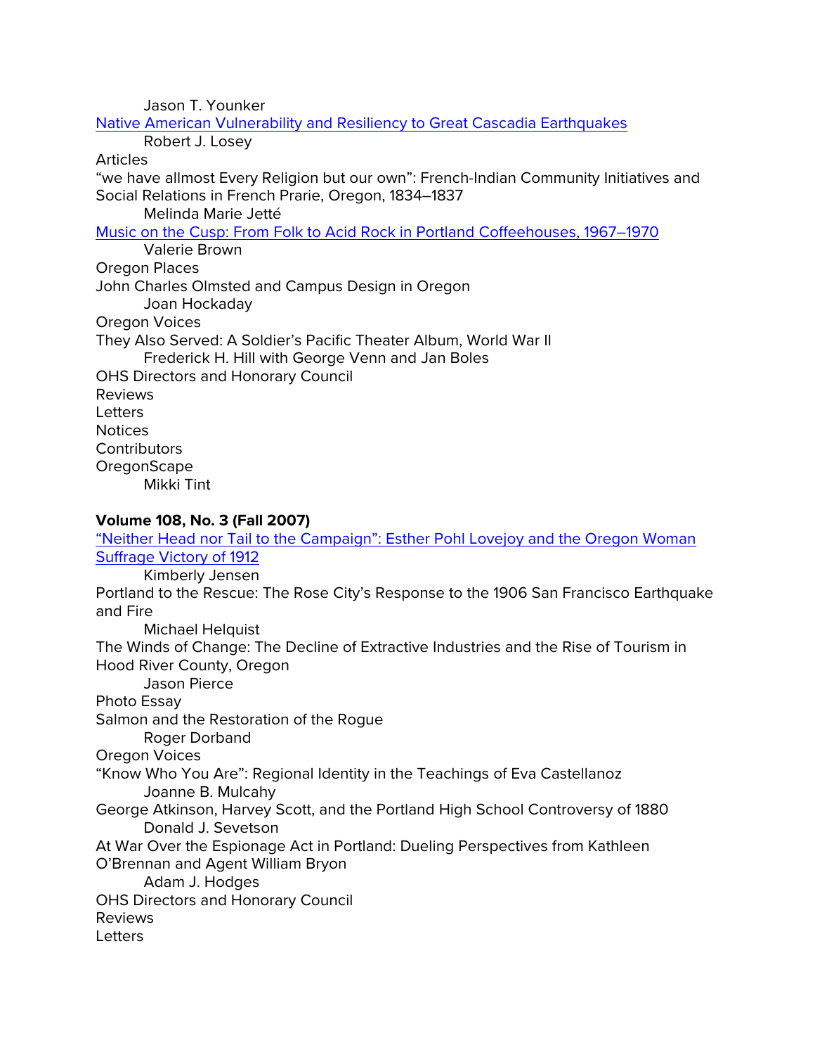Jason T. Younker

Native American Vulnerability and Resiliency to Great Cascadia Earthquakes

Robert J. Losey

Articles

“we have allmost Every Religion but our own”: French-Indian Community Initiatives and Social Relations in French Prarie, Oregon, 1834–1837

Melinda Marie Jetté

Music on the Cusp: From Folk to Acid Rock in Portland Coffeehouses, 1967–1970

Valerie Brown

Oregon Places

John Charles Olmsted and Campus Design in Oregon

Joan Hockaday

Oregon Voices

They Also Served: A Soldier’s Pacific Theater Album, World War II

Frederick H. Hill with George Venn and Jan Boles

OHS Directors and Honorary Council

Reviews

Letters

Notices

Contributors

OregonScape

Mikki Tint

**Volume 108, No. 3 (Fall 2007)**

“Neither Head nor Tail to the Campaign”: Esther Pohl Lovejoy and the Oregon Woman Suffrage Victory of 1912

Kimberly Jensen

Portland to the Rescue: The Rose City’s Response to the 1906 San Francisco Earthquake and Fire

Michael Helquist

The Winds of Change: The Decline of Extractive Industries and the Rise of Tourism in Hood River County, Oregon

Jason Pierce

Photo Essay

Salmon and the Restoration of the Rogue

Roger Dorband

Oregon Voices

“Know Who You Are”: Regional Identity in the Teachings of Eva Castellanoz

Joanne B. Mulcahy

George Atkinson, Harvey Scott, and the Portland High School Controversy of 1880

Donald J. Sevetson

At War Over the Espionage Act in Portland: Dueling Perspectives from Kathleen O’Brennan and Agent William Bryon

Adam J. Hodges

OHS Directors and Honorary Council

Reviews

Letters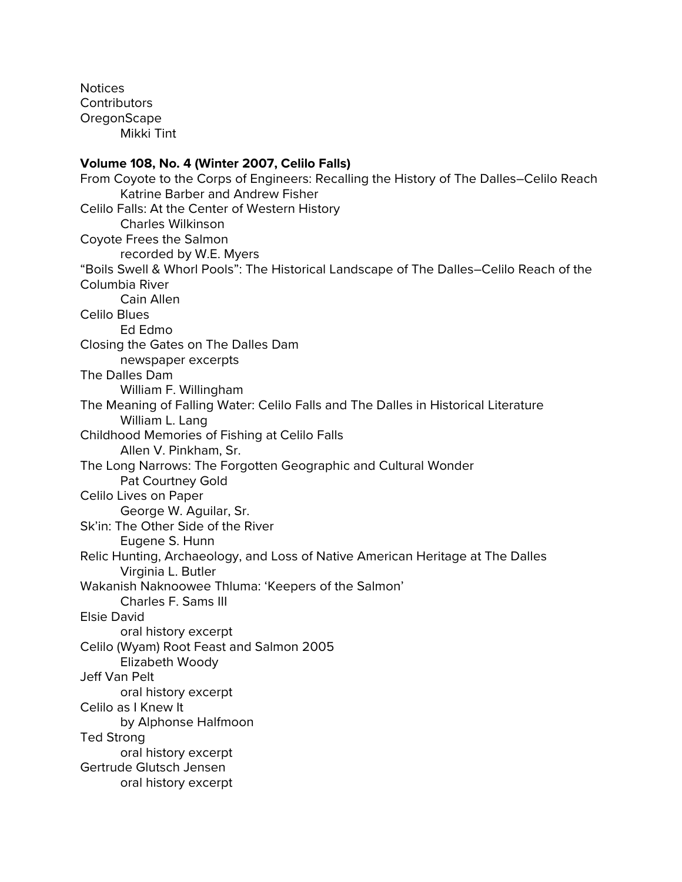Notices
Contributors
OregonScape
    Mikki Tint

**Volume 108, No. 4 (Winter 2007, Celilo Falls)**

From Coyote to the Corps of Engineers: Recalling the History of The Dalles–Celilo Reach
    Katrine Barber and Andrew Fisher
Celilo Falls: At the Center of Western History
    Charles Wilkinson
Coyote Frees the Salmon
    recorded by W.E. Myers
"Boils Swell & Whorl Pools": The Historical Landscape of The Dalles–Celilo Reach of the Columbia River
    Cain Allen
Celilo Blues
    Ed Edmo
Closing the Gates on The Dalles Dam
    newspaper excerpts
The Dalles Dam
    William F. Willingham
The Meaning of Falling Water: Celilo Falls and The Dalles in Historical Literature
    William L. Lang
Childhood Memories of Fishing at Celilo Falls
    Allen V. Pinkham, Sr.
The Long Narrows: The Forgotten Geographic and Cultural Wonder
    Pat Courtney Gold
Celilo Lives on Paper
    George W. Aguilar, Sr.
Sk'in: The Other Side of the River
    Eugene S. Hunn
Relic Hunting, Archaeology, and Loss of Native American Heritage at The Dalles
    Virginia L. Butler
Wakanish Naknoowee Thluma: 'Keepers of the Salmon'
    Charles F. Sams III
Elsie David
    oral history excerpt
Celilo (Wyam) Root Feast and Salmon 2005
    Elizabeth Woody
Jeff Van Pelt
    oral history excerpt
Celilo as I Knew It
    by Alphonse Halfmoon
Ted Strong
    oral history excerpt
Gertrude Glutsch Jensen
    oral history excerpt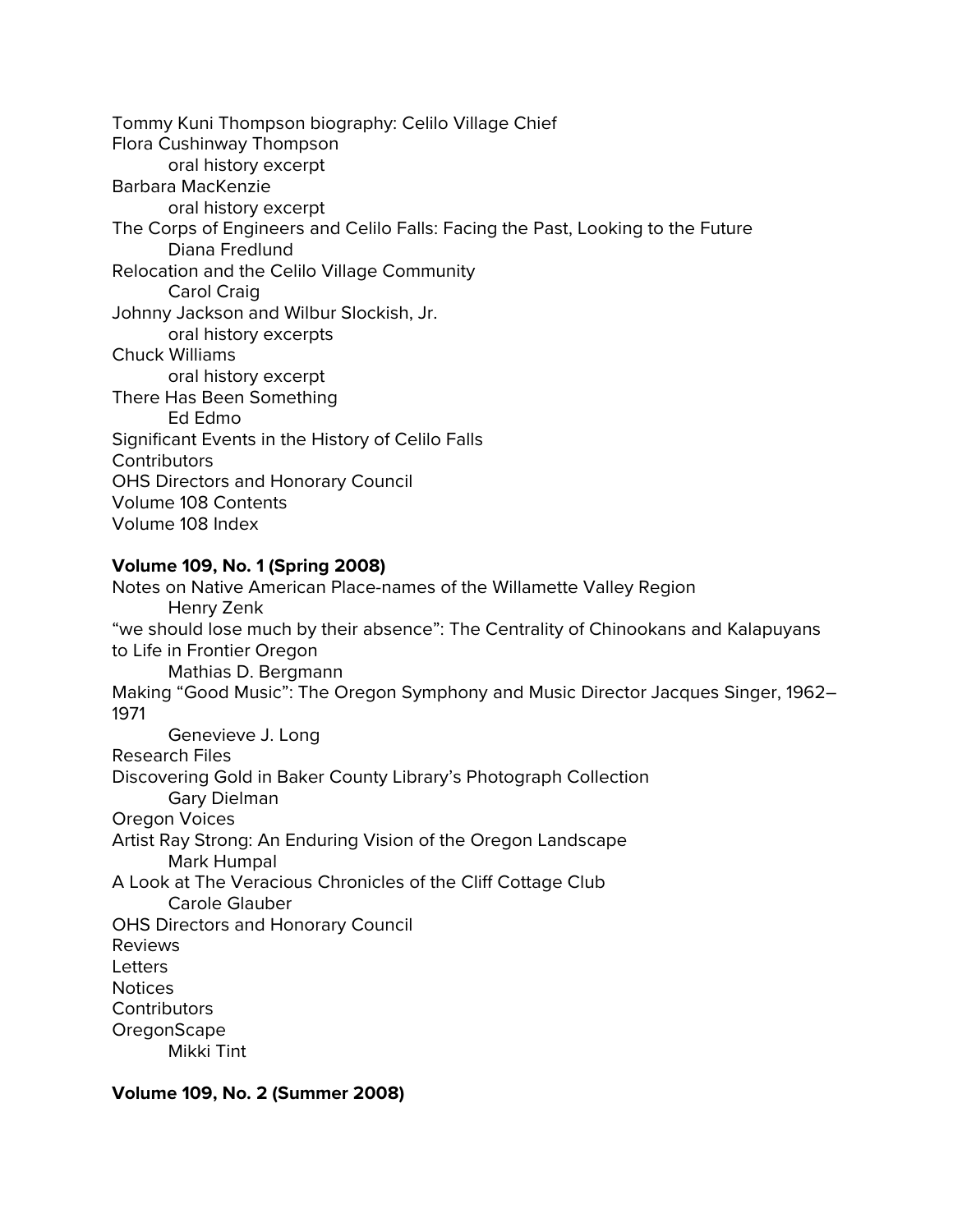Tommy Kuni Thompson biography: Celilo Village Chief
Flora Cushinway Thompson
    oral history excerpt
Barbara MacKenzie
    oral history excerpt
The Corps of Engineers and Celilo Falls: Facing the Past, Looking to the Future
    Diana Fredlund
Relocation and the Celilo Village Community
    Carol Craig
Johnny Jackson and Wilbur Slockish, Jr.
    oral history excerpts
Chuck Williams
    oral history excerpt
There Has Been Something
    Ed Edmo
Significant Events in the History of Celilo Falls
Contributors
OHS Directors and Honorary Council
Volume 108 Contents
Volume 108 Index

**Volume 109, No. 1 (Spring 2008)**

Notes on Native American Place-names of the Willamette Valley Region
    Henry Zenk
"we should lose much by their absence": The Centrality of Chinookans and Kalapuyans to Life in Frontier Oregon
    Mathias D. Bergmann
Making "Good Music": The Oregon Symphony and Music Director Jacques Singer, 1962–1971
    Genevieve J. Long
Research Files
Discovering Gold in Baker County Library's Photograph Collection
    Gary Dielman
Oregon Voices
Artist Ray Strong: An Enduring Vision of the Oregon Landscape
    Mark Humpal
A Look at The Veracious Chronicles of the Cliff Cottage Club
    Carole Glauber
OHS Directors and Honorary Council
Reviews
Letters
Notices
Contributors
OregonScape
    Mikki Tint

**Volume 109, No. 2 (Summer 2008)**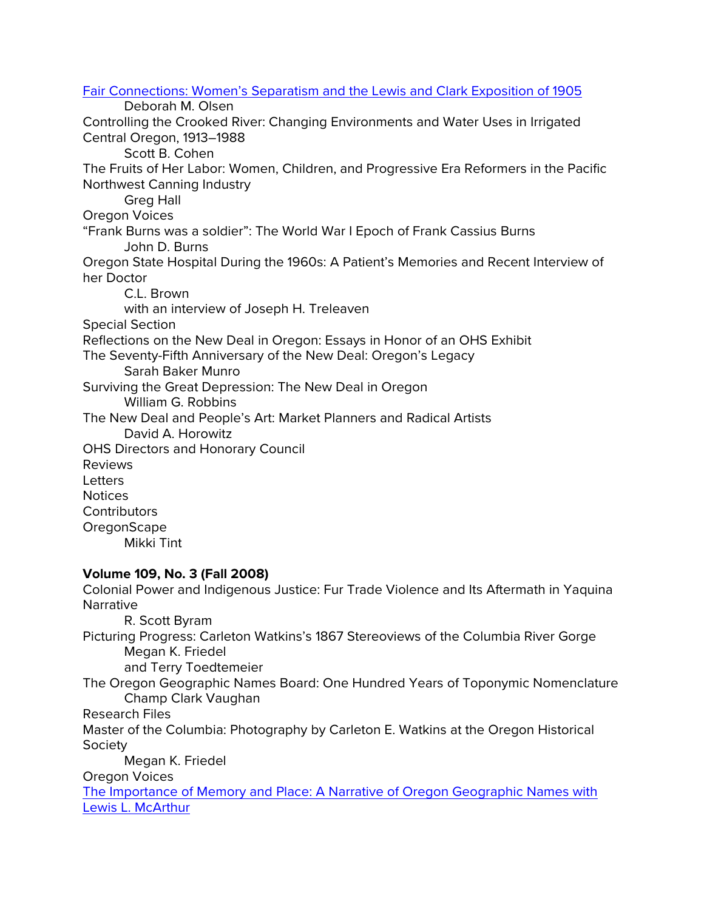[Fair Connections: Women's Separatism and the Lewis and Clark Exposition of 1905]()
Deborah M. Olsen

Controlling the Crooked River: Changing Environments and Water Uses in Irrigated Central Oregon, 1913–1988
Scott B. Cohen

The Fruits of Her Labor: Women, Children, and Progressive Era Reformers in the Pacific Northwest Canning Industry
Greg Hall

Oregon Voices

"Frank Burns was a soldier": The World War I Epoch of Frank Cassius Burns
John D. Burns

Oregon State Hospital During the 1960s: A Patient's Memories and Recent Interview of her Doctor
C.L. Brown
with an interview of Joseph H. Treleaven

Special Section

Reflections on the New Deal in Oregon: Essays in Honor of an OHS Exhibit

The Seventy-Fifth Anniversary of the New Deal: Oregon's Legacy
Sarah Baker Munro

Surviving the Great Depression: The New Deal in Oregon
William G. Robbins

The New Deal and People's Art: Market Planners and Radical Artists
David A. Horowitz

OHS Directors and Honorary Council

Reviews

Letters

Notices

Contributors

OregonScape
Mikki Tint

**Volume 109, No. 3 (Fall 2008)**

Colonial Power and Indigenous Justice: Fur Trade Violence and Its Aftermath in Yaquina Narrative
R. Scott Byram

Picturing Progress: Carleton Watkins's 1867 Stereoviews of the Columbia River Gorge
Megan K. Friedel
and Terry Toedtemeier

The Oregon Geographic Names Board: One Hundred Years of Toponymic Nomenclature
Champ Clark Vaughan

Research Files

Master of the Columbia: Photography by Carleton E. Watkins at the Oregon Historical Society
Megan K. Friedel

Oregon Voices

[The Importance of Memory and Place: A Narrative of Oregon Geographic Names with Lewis L. McArthur]()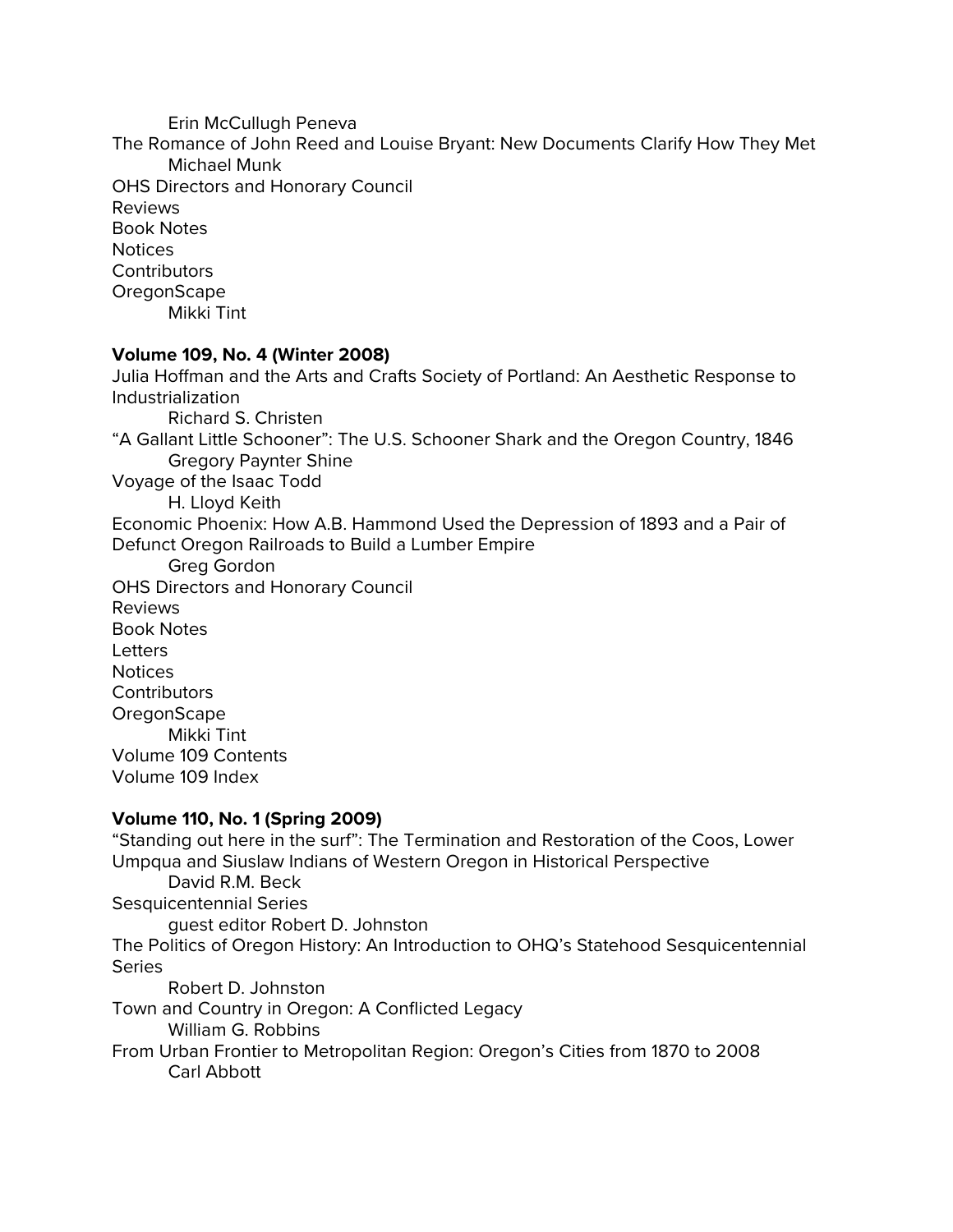Erin McCullugh Peneva

The Romance of John Reed and Louise Bryant: New Documents Clarify How They Met

Michael Munk

OHS Directors and Honorary Council

Reviews

Book Notes

Notices

Contributors

OregonScape

Mikki Tint

**Volume 109, No. 4 (Winter 2008)**

Julia Hoffman and the Arts and Crafts Society of Portland: An Aesthetic Response to Industrialization

Richard S. Christen

"A Gallant Little Schooner": The U.S. Schooner Shark and the Oregon Country, 1846

Gregory Paynter Shine

Voyage of the Isaac Todd

H. Lloyd Keith

Economic Phoenix: How A.B. Hammond Used the Depression of 1893 and a Pair of Defunct Oregon Railroads to Build a Lumber Empire

Greg Gordon

OHS Directors and Honorary Council

Reviews

Book Notes

Letters

Notices

Contributors

OregonScape

Mikki Tint

Volume 109 Contents

Volume 109 Index

**Volume 110, No. 1 (Spring 2009)**

"Standing out here in the surf": The Termination and Restoration of the Coos, Lower Umpqua and Siuslaw Indians of Western Oregon in Historical Perspective

David R.M. Beck

Sesquicentennial Series

guest editor Robert D. Johnston

The Politics of Oregon History: An Introduction to OHQ's Statehood Sesquicentennial Series

Robert D. Johnston

Town and Country in Oregon: A Conflicted Legacy

William G. Robbins

From Urban Frontier to Metropolitan Region: Oregon's Cities from 1870 to 2008

Carl Abbott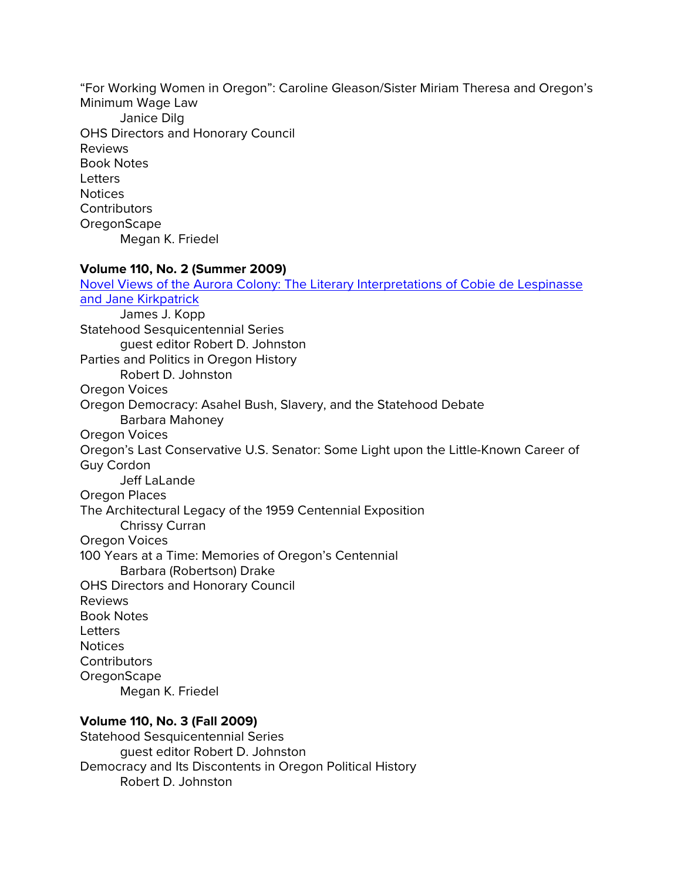"For Working Women in Oregon": Caroline Gleason/Sister Miriam Theresa and Oregon's Minimum Wage Law
    Janice Dilg
OHS Directors and Honorary Council
Reviews
Book Notes
Letters
Notices
Contributors
OregonScape
    Megan K. Friedel

**Volume 110, No. 2 (Summer 2009)**

Novel Views of the Aurora Colony: The Literary Interpretations of Cobie de Lespinasse and Jane Kirkpatrick
    James J. Kopp
Statehood Sesquicentennial Series
    guest editor Robert D. Johnston
Parties and Politics in Oregon History
    Robert D. Johnston
Oregon Voices
Oregon Democracy: Asahel Bush, Slavery, and the Statehood Debate
    Barbara Mahoney
Oregon Voices
Oregon's Last Conservative U.S. Senator: Some Light upon the Little-Known Career of Guy Cordon
    Jeff LaLande
Oregon Places
The Architectural Legacy of the 1959 Centennial Exposition
    Chrissy Curran
Oregon Voices
100 Years at a Time: Memories of Oregon's Centennial
    Barbara (Robertson) Drake
OHS Directors and Honorary Council
Reviews
Book Notes
Letters
Notices
Contributors
OregonScape
    Megan K. Friedel

**Volume 110, No. 3 (Fall 2009)**

Statehood Sesquicentennial Series
    guest editor Robert D. Johnston
Democracy and Its Discontents in Oregon Political History
    Robert D. Johnston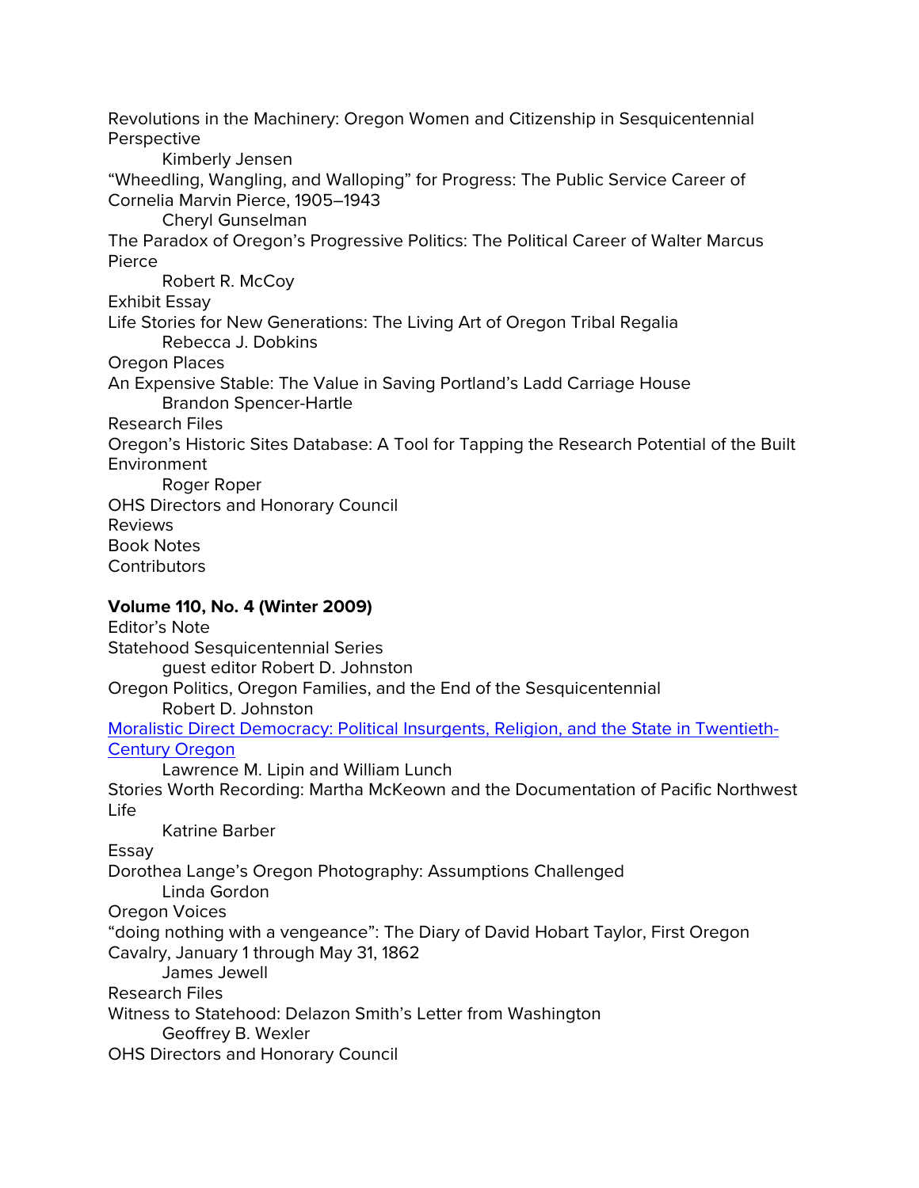Revolutions in the Machinery: Oregon Women and Citizenship in Sesquicentennial Perspective

Kimberly Jensen

“Wheedling, Wangling, and Walloping” for Progress: The Public Service Career of Cornelia Marvin Pierce, 1905–1943

Cheryl Gunselman

The Paradox of Oregon’s Progressive Politics: The Political Career of Walter Marcus Pierce

Robert R. McCoy

Exhibit Essay

Life Stories for New Generations: The Living Art of Oregon Tribal Regalia

Rebecca J. Dobkins

Oregon Places

An Expensive Stable: The Value in Saving Portland’s Ladd Carriage House

Brandon Spencer-Hartle

Research Files

Oregon’s Historic Sites Database: A Tool for Tapping the Research Potential of the Built Environment

Roger Roper

OHS Directors and Honorary Council

Reviews

Book Notes

Contributors

**Volume 110, No. 4 (Winter 2009)**

Editor’s Note

Statehood Sesquicentennial Series

guest editor Robert D. Johnston

Oregon Politics, Oregon Families, and the End of the Sesquicentennial

Robert D. Johnston

Moralistic Direct Democracy: Political Insurgents, Religion, and the State in Twentieth-Century Oregon

Lawrence M. Lipin and William Lunch

Stories Worth Recording: Martha McKeown and the Documentation of Pacific Northwest Life

Katrine Barber

Essay

Dorothea Lange’s Oregon Photography: Assumptions Challenged

Linda Gordon

Oregon Voices

“doing nothing with a vengeance”: The Diary of David Hobart Taylor, First Oregon Cavalry, January 1 through May 31, 1862

James Jewell

Research Files

Witness to Statehood: Delazon Smith’s Letter from Washington

Geoffrey B. Wexler

OHS Directors and Honorary Council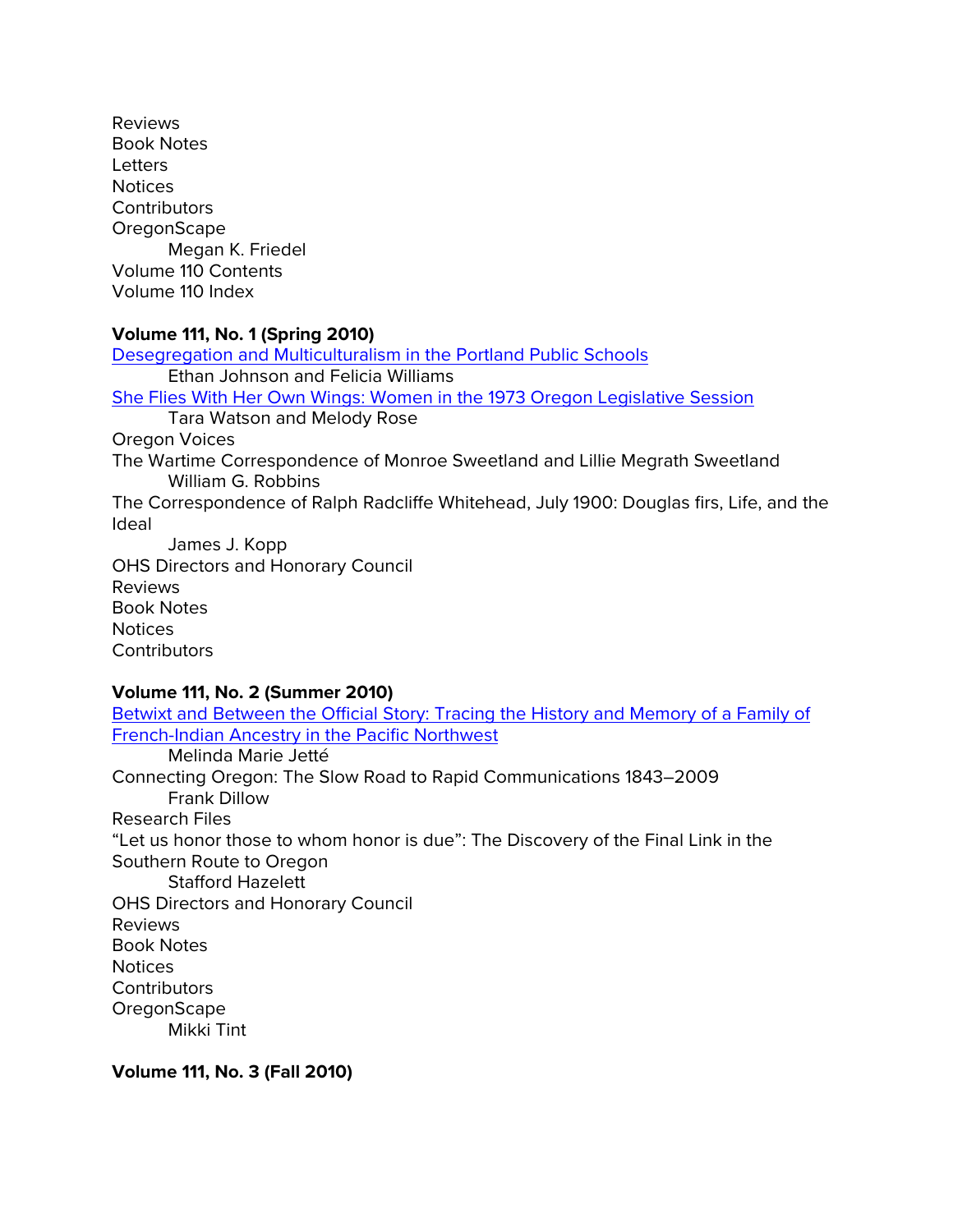Reviews
Book Notes
Letters
Notices
Contributors
OregonScape
    Megan K. Friedel
Volume 110 Contents
Volume 110 Index

**Volume 111, No. 1 (Spring 2010)**

Desegregation and Multiculturalism in the Portland Public Schools
    Ethan Johnson and Felicia Williams
She Flies With Her Own Wings: Women in the 1973 Oregon Legislative Session
    Tara Watson and Melody Rose
Oregon Voices
The Wartime Correspondence of Monroe Sweetland and Lillie Megrath Sweetland
    William G. Robbins
The Correspondence of Ralph Radcliffe Whitehead, July 1900: Douglas firs, Life, and the Ideal
    James J. Kopp
OHS Directors and Honorary Council
Reviews
Book Notes
Notices
Contributors

**Volume 111, No. 2 (Summer 2010)**

Betwixt and Between the Official Story: Tracing the History and Memory of a Family of French-Indian Ancestry in the Pacific Northwest
    Melinda Marie Jetté
Connecting Oregon: The Slow Road to Rapid Communications 1843–2009
    Frank Dillow
Research Files
"Let us honor those to whom honor is due": The Discovery of the Final Link in the Southern Route to Oregon
    Stafford Hazelett
OHS Directors and Honorary Council
Reviews
Book Notes
Notices
Contributors
OregonScape
    Mikki Tint

**Volume 111, No. 3 (Fall 2010)**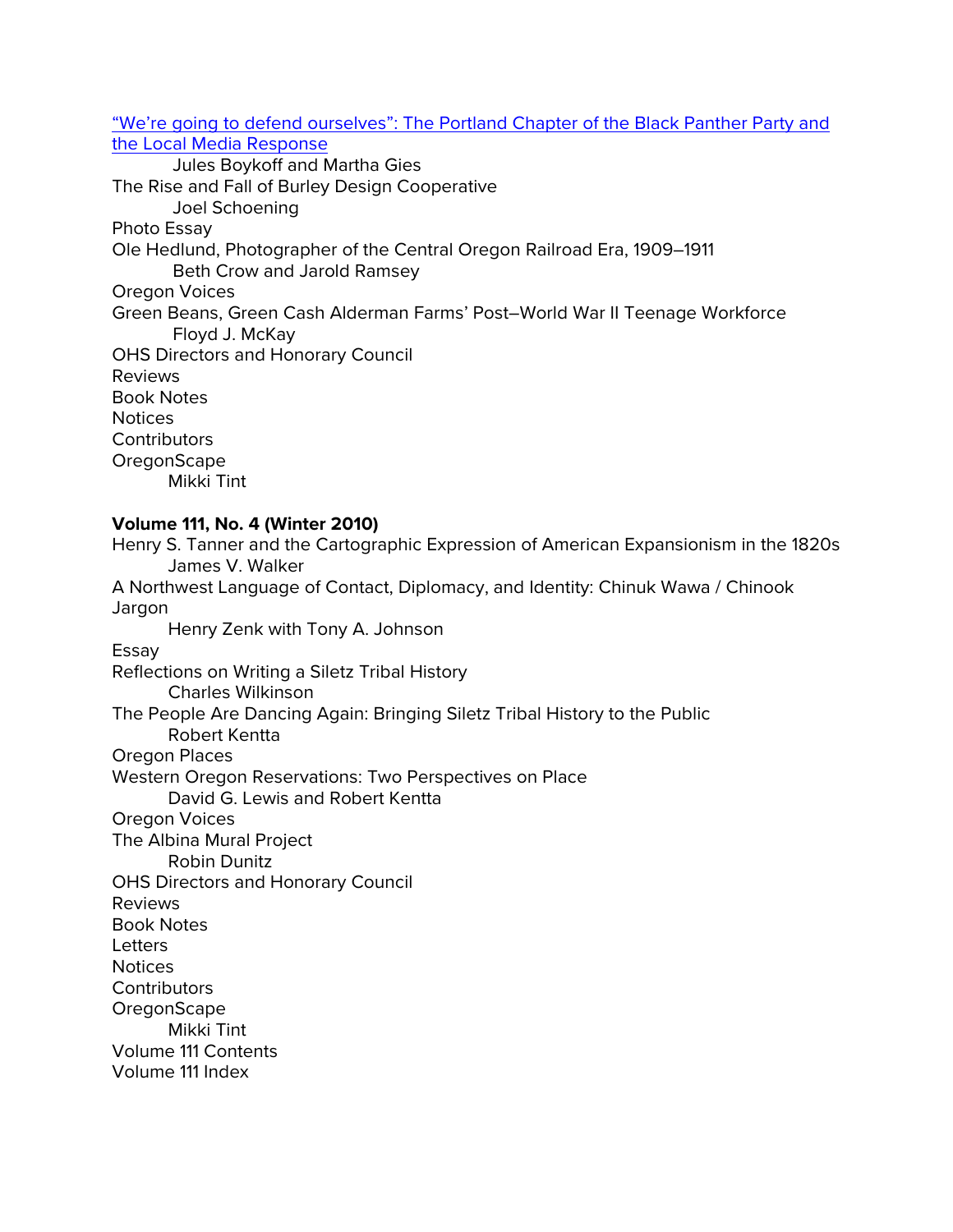[“We’re going to defend ourselves”: The Portland Chapter of the Black Panther Party and the Local Media Response]
    Jules Boykoff and Martha Gies
The Rise and Fall of Burley Design Cooperative
    Joel Schoening
Photo Essay
Ole Hedlund, Photographer of the Central Oregon Railroad Era, 1909–1911
    Beth Crow and Jarold Ramsey
Oregon Voices
Green Beans, Green Cash Alderman Farms’ Post–World War II Teenage Workforce
    Floyd J. McKay
OHS Directors and Honorary Council
Reviews
Book Notes
Notices
Contributors
OregonScape
    Mikki Tint

**Volume 111, No. 4 (Winter 2010)**

Henry S. Tanner and the Cartographic Expression of American Expansionism in the 1820s
    James V. Walker
A Northwest Language of Contact, Diplomacy, and Identity: Chinuk Wawa / Chinook Jargon
    Henry Zenk with Tony A. Johnson
Essay
Reflections on Writing a Siletz Tribal History
    Charles Wilkinson
The People Are Dancing Again: Bringing Siletz Tribal History to the Public
    Robert Kentta
Oregon Places
Western Oregon Reservations: Two Perspectives on Place
    David G. Lewis and Robert Kentta
Oregon Voices
The Albina Mural Project
    Robin Dunitz
OHS Directors and Honorary Council
Reviews
Book Notes
Letters
Notices
Contributors
OregonScape
    Mikki Tint
Volume 111 Contents
Volume 111 Index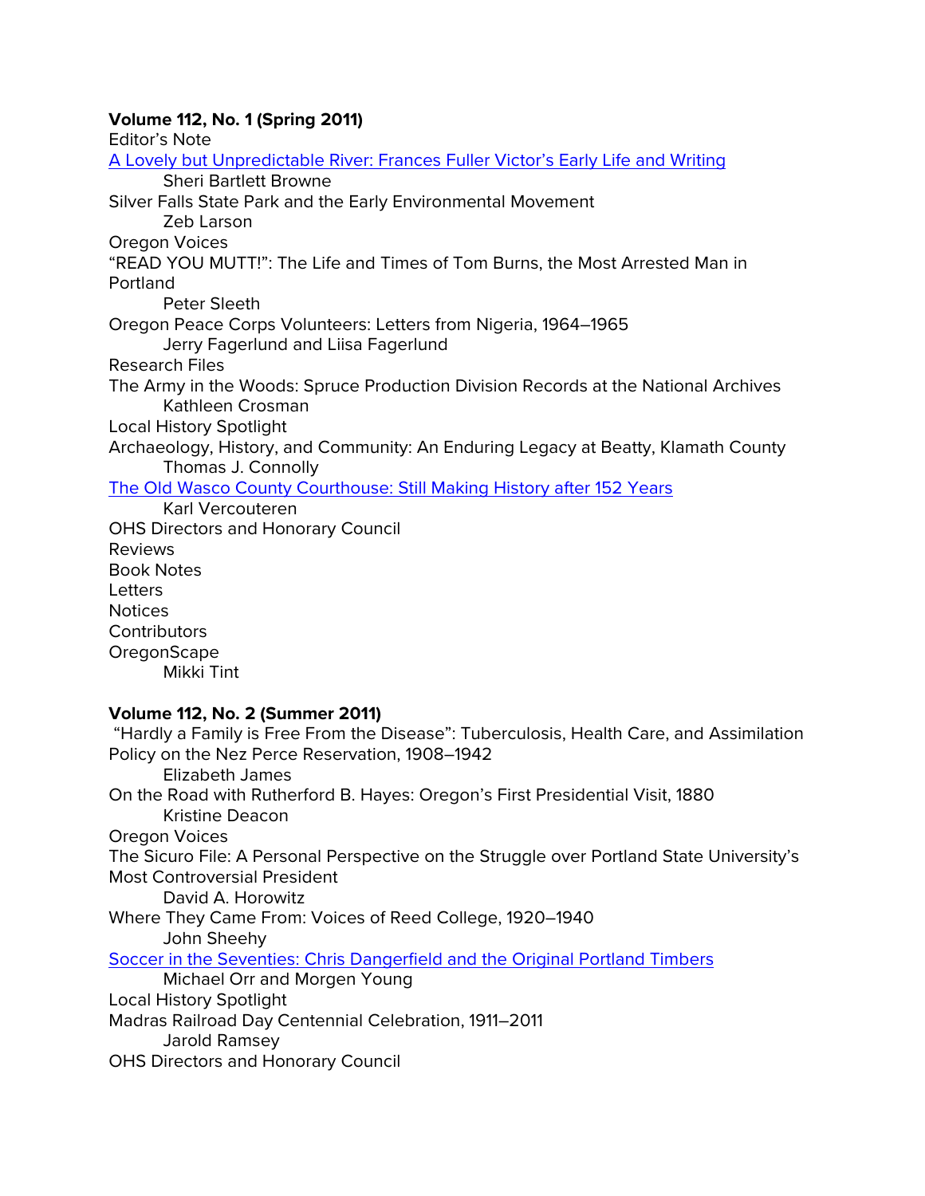**Volume 112, No. 1 (Spring 2011)**

Editor's Note

A Lovely but Unpredictable River: Frances Fuller Victor's Early Life and Writing
    Sheri Bartlett Browne

Silver Falls State Park and the Early Environmental Movement
    Zeb Larson

Oregon Voices

"READ YOU MUTT!": The Life and Times of Tom Burns, the Most Arrested Man in Portland
    Peter Sleeth

Oregon Peace Corps Volunteers: Letters from Nigeria, 1964–1965
    Jerry Fagerlund and Liisa Fagerlund

Research Files

The Army in the Woods: Spruce Production Division Records at the National Archives
    Kathleen Crosman

Local History Spotlight

Archaeology, History, and Community: An Enduring Legacy at Beatty, Klamath County
    Thomas J. Connolly

The Old Wasco County Courthouse: Still Making History after 152 Years
    Karl Vercouteren

OHS Directors and Honorary Council

Reviews

Book Notes

Letters

Notices

Contributors

OregonScape
    Mikki Tint

**Volume 112, No. 2 (Summer 2011)**

"Hardly a Family is Free From the Disease": Tuberculosis, Health Care, and Assimilation Policy on the Nez Perce Reservation, 1908–1942
    Elizabeth James

On the Road with Rutherford B. Hayes: Oregon's First Presidential Visit, 1880
    Kristine Deacon

Oregon Voices

The Sicuro File: A Personal Perspective on the Struggle over Portland State University's Most Controversial President
    David A. Horowitz

Where They Came From: Voices of Reed College, 1920–1940
    John Sheehy

Soccer in the Seventies: Chris Dangerfield and the Original Portland Timbers
    Michael Orr and Morgen Young

Local History Spotlight

Madras Railroad Day Centennial Celebration, 1911–2011
    Jarold Ramsey

OHS Directors and Honorary Council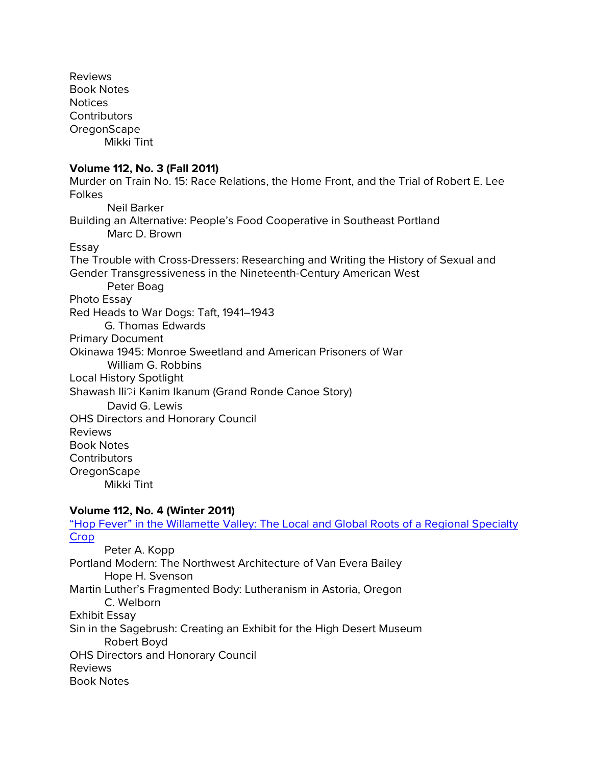Reviews
Book Notes
Notices
Contributors
OregonScape
    Mikki Tint

**Volume 112, No. 3 (Fall 2011)**
Murder on Train No. 15: Race Relations, the Home Front, and the Trial of Robert E. Lee Folkes
    Neil Barker
Building an Alternative: People's Food Cooperative in Southeast Portland
    Marc D. Brown
Essay
The Trouble with Cross-Dressers: Researching and Writing the History of Sexual and Gender Transgressiveness in the Nineteenth-Century American West
    Peter Boag
Photo Essay
Red Heads to War Dogs: Taft, 1941–1943
    G. Thomas Edwards
Primary Document
Okinawa 1945: Monroe Sweetland and American Prisoners of War
    William G. Robbins
Local History Spotlight
Shawash Iliʔi Kənim Ikanum (Grand Ronde Canoe Story)
    David G. Lewis
OHS Directors and Honorary Council
Reviews
Book Notes
Contributors
OregonScape
    Mikki Tint

**Volume 112, No. 4 (Winter 2011)**
"Hop Fever" in the Willamette Valley: The Local and Global Roots of a Regional Specialty Crop
    Peter A. Kopp
Portland Modern: The Northwest Architecture of Van Evera Bailey
    Hope H. Svenson
Martin Luther's Fragmented Body: Lutheranism in Astoria, Oregon
    C. Welborn
Exhibit Essay
Sin in the Sagebrush: Creating an Exhibit for the High Desert Museum
    Robert Boyd
OHS Directors and Honorary Council
Reviews
Book Notes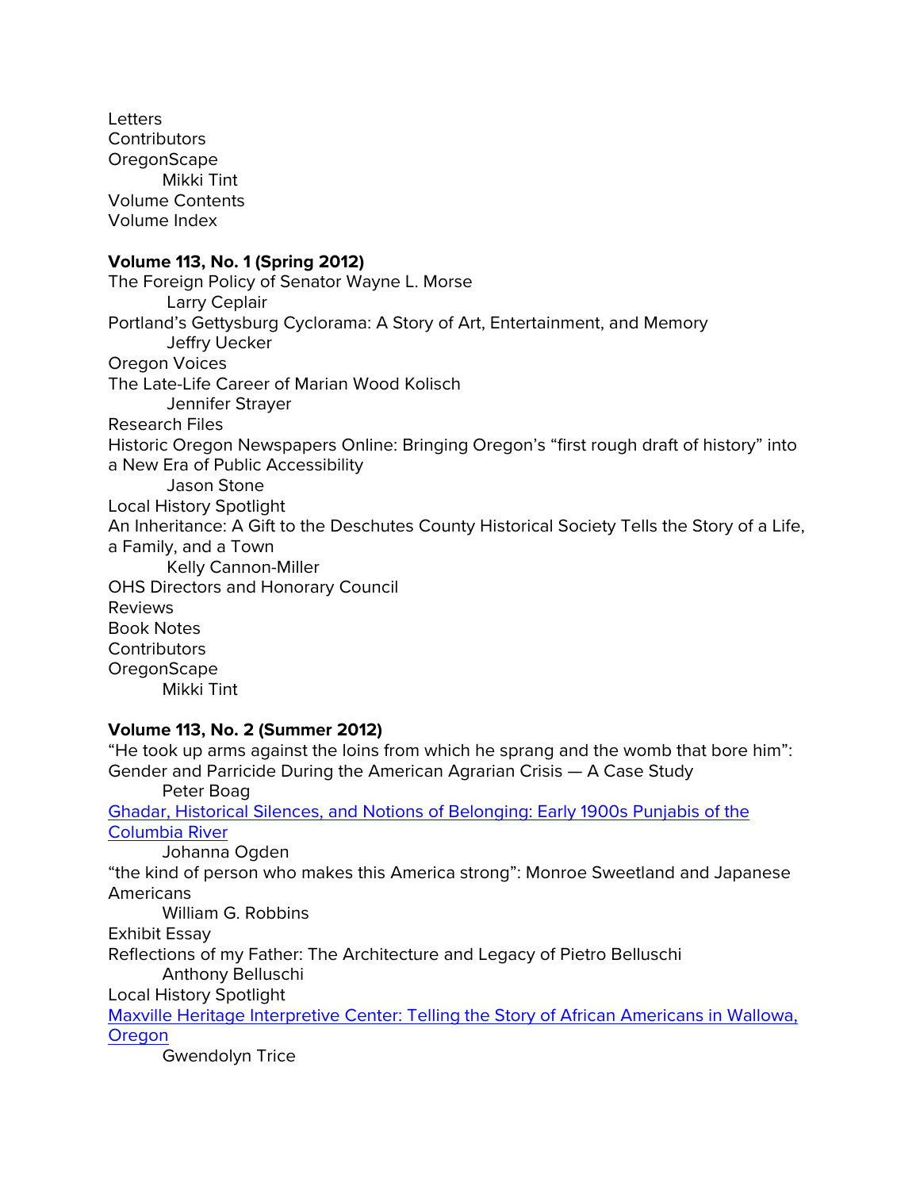Letters
Contributors
OregonScape
　　Mikki Tint
Volume Contents
Volume Index

**Volume 113, No. 1 (Spring 2012)**

The Foreign Policy of Senator Wayne L. Morse
　　Larry Ceplair
Portland's Gettysburg Cyclorama: A Story of Art, Entertainment, and Memory
　　Jeffry Uecker
Oregon Voices
The Late-Life Career of Marian Wood Kolisch
　　Jennifer Strayer
Research Files
Historic Oregon Newspapers Online: Bringing Oregon's "first rough draft of history" into a New Era of Public Accessibility
　　Jason Stone
Local History Spotlight
An Inheritance: A Gift to the Deschutes County Historical Society Tells the Story of a Life, a Family, and a Town
　　Kelly Cannon-Miller
OHS Directors and Honorary Council
Reviews
Book Notes
Contributors
OregonScape
　　Mikki Tint

**Volume 113, No. 2 (Summer 2012)**

"He took up arms against the loins from which he sprang and the womb that bore him": Gender and Parricide During the American Agrarian Crisis — A Case Study
　　Peter Boag
Ghadar, Historical Silences, and Notions of Belonging: Early 1900s Punjabis of the Columbia River
　　Johanna Ogden
"the kind of person who makes this America strong": Monroe Sweetland and Japanese Americans
　　William G. Robbins
Exhibit Essay
Reflections of my Father: The Architecture and Legacy of Pietro Belluschi
　　Anthony Belluschi
Local History Spotlight
Maxville Heritage Interpretive Center: Telling the Story of African Americans in Wallowa, Oregon
　　Gwendolyn Trice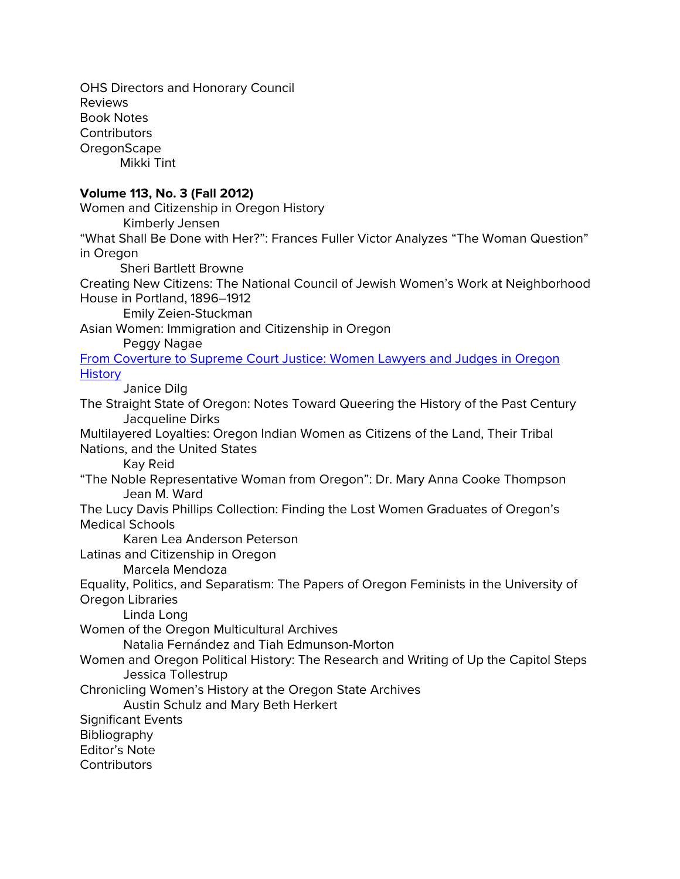OHS Directors and Honorary Council
Reviews
Book Notes
Contributors
OregonScape
    Mikki Tint

**Volume 113, No. 3 (Fall 2012)**
Women and Citizenship in Oregon History
    Kimberly Jensen
"What Shall Be Done with Her?": Frances Fuller Victor Analyzes "The Woman Question" in Oregon
    Sheri Bartlett Browne
Creating New Citizens: The National Council of Jewish Women's Work at Neighborhood House in Portland, 1896–1912
    Emily Zeien-Stuckman
Asian Women: Immigration and Citizenship in Oregon
    Peggy Nagae
From Coverture to Supreme Court Justice: Women Lawyers and Judges in Oregon History
    Janice Dilg
The Straight State of Oregon: Notes Toward Queering the History of the Past Century
    Jacqueline Dirks
Multilayered Loyalties: Oregon Indian Women as Citizens of the Land, Their Tribal Nations, and the United States
    Kay Reid
"The Noble Representative Woman from Oregon": Dr. Mary Anna Cooke Thompson
    Jean M. Ward
The Lucy Davis Phillips Collection: Finding the Lost Women Graduates of Oregon's Medical Schools
    Karen Lea Anderson Peterson
Latinas and Citizenship in Oregon
    Marcela Mendoza
Equality, Politics, and Separatism: The Papers of Oregon Feminists in the University of Oregon Libraries
    Linda Long
Women of the Oregon Multicultural Archives
    Natalia Fernández and Tiah Edmunson-Morton
Women and Oregon Political History: The Research and Writing of Up the Capitol Steps
    Jessica Tollestrup
Chronicling Women's History at the Oregon State Archives
    Austin Schulz and Mary Beth Herkert
Significant Events
Bibliography
Editor's Note
Contributors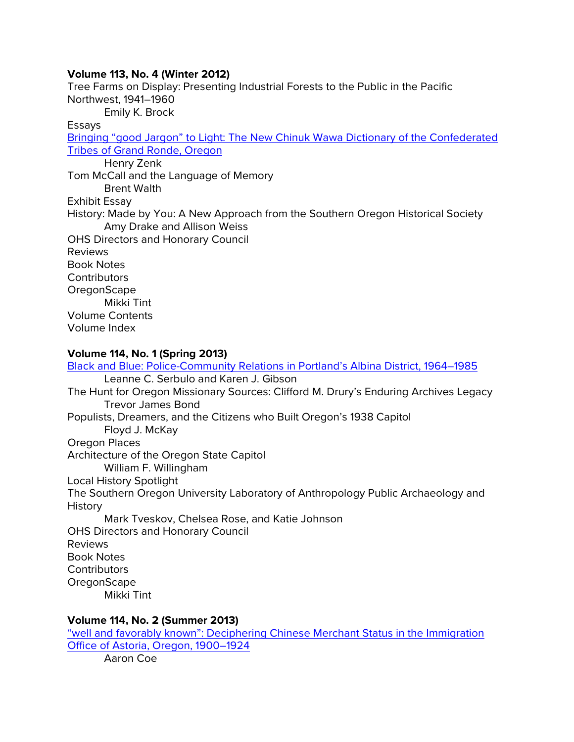**Volume 113, No. 4 (Winter 2012)**

Tree Farms on Display: Presenting Industrial Forests to the Public in the Pacific Northwest, 1941–1960

    Emily K. Brock

Essays

Bringing "good Jargon" to Light: The New Chinuk Wawa Dictionary of the Confederated Tribes of Grand Ronde, Oregon

    Henry Zenk

Tom McCall and the Language of Memory

    Brent Walth

Exhibit Essay

History: Made by You: A New Approach from the Southern Oregon Historical Society

    Amy Drake and Allison Weiss

OHS Directors and Honorary Council

Reviews

Book Notes

Contributors

OregonScape

    Mikki Tint

Volume Contents

Volume Index

**Volume 114, No. 1 (Spring 2013)**

Black and Blue: Police-Community Relations in Portland's Albina District, 1964–1985

    Leanne C. Serbulo and Karen J. Gibson

The Hunt for Oregon Missionary Sources: Clifford M. Drury's Enduring Archives Legacy

    Trevor James Bond

Populists, Dreamers, and the Citizens who Built Oregon's 1938 Capitol

    Floyd J. McKay

Oregon Places

Architecture of the Oregon State Capitol

    William F. Willingham

Local History Spotlight

The Southern Oregon University Laboratory of Anthropology Public Archaeology and History

    Mark Tveskov, Chelsea Rose, and Katie Johnson

OHS Directors and Honorary Council

Reviews

Book Notes

Contributors

OregonScape

    Mikki Tint

**Volume 114, No. 2 (Summer 2013)**

"well and favorably known": Deciphering Chinese Merchant Status in the Immigration Office of Astoria, Oregon, 1900–1924

    Aaron Coe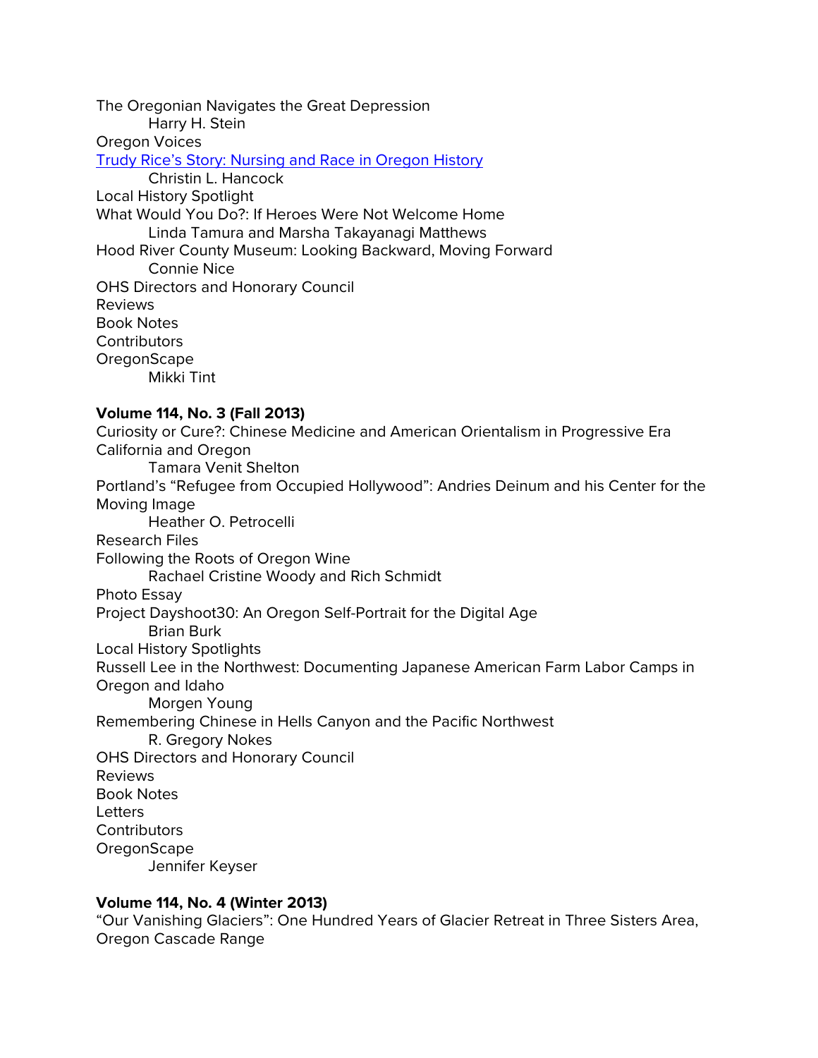The Oregonian Navigates the Great Depression
    Harry H. Stein
Oregon Voices
[Trudy Rice's Story: Nursing and Race in Oregon History]
    Christin L. Hancock
Local History Spotlight
What Would You Do?: If Heroes Were Not Welcome Home
    Linda Tamura and Marsha Takayanagi Matthews
Hood River County Museum: Looking Backward, Moving Forward
    Connie Nice
OHS Directors and Honorary Council
Reviews
Book Notes
Contributors
OregonScape
    Mikki Tint

**Volume 114, No. 3 (Fall 2013)**

Curiosity or Cure?: Chinese Medicine and American Orientalism in Progressive Era California and Oregon
    Tamara Venit Shelton
Portland's "Refugee from Occupied Hollywood": Andries Deinum and his Center for the Moving Image
    Heather O. Petrocelli
Research Files
Following the Roots of Oregon Wine
    Rachael Cristine Woody and Rich Schmidt
Photo Essay
Project Dayshoot30: An Oregon Self-Portrait for the Digital Age
    Brian Burk
Local History Spotlights
Russell Lee in the Northwest: Documenting Japanese American Farm Labor Camps in Oregon and Idaho
    Morgen Young
Remembering Chinese in Hells Canyon and the Pacific Northwest
    R. Gregory Nokes
OHS Directors and Honorary Council
Reviews
Book Notes
Letters
Contributors
OregonScape
    Jennifer Keyser

**Volume 114, No. 4 (Winter 2013)**

"Our Vanishing Glaciers": One Hundred Years of Glacier Retreat in Three Sisters Area, Oregon Cascade Range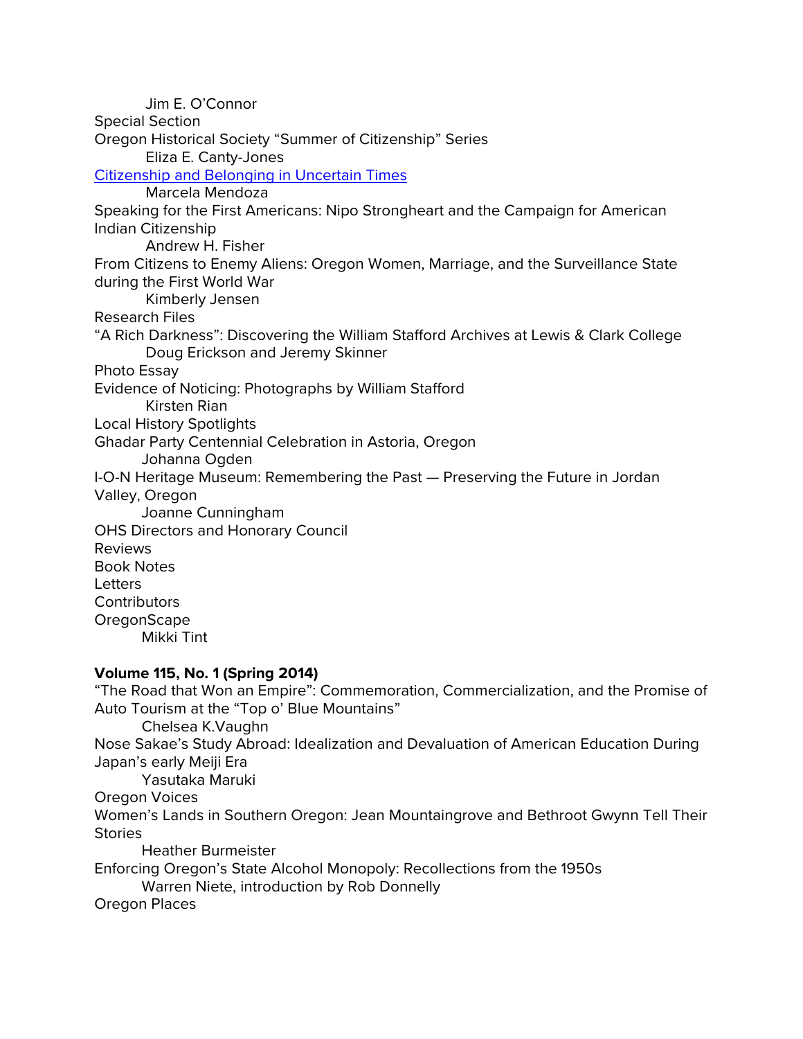Jim E. O'Connor

Special Section

Oregon Historical Society "Summer of Citizenship" Series

Eliza E. Canty-Jones

[Citizenship and Belonging in Uncertain Times]

Marcela Mendoza

Speaking for the First Americans: Nipo Strongheart and the Campaign for American Indian Citizenship

Andrew H. Fisher

From Citizens to Enemy Aliens: Oregon Women, Marriage, and the Surveillance State during the First World War

Kimberly Jensen

Research Files

"A Rich Darkness": Discovering the William Stafford Archives at Lewis & Clark College

Doug Erickson and Jeremy Skinner

Photo Essay

Evidence of Noticing: Photographs by William Stafford

Kirsten Rian

Local History Spotlights

Ghadar Party Centennial Celebration in Astoria, Oregon

Johanna Ogden

I-O-N Heritage Museum: Remembering the Past — Preserving the Future in Jordan Valley, Oregon

Joanne Cunningham

OHS Directors and Honorary Council

Reviews

Book Notes

Letters

Contributors

OregonScape

Mikki Tint

**Volume 115, No. 1 (Spring 2014)**

"The Road that Won an Empire": Commemoration, Commercialization, and the Promise of Auto Tourism at the "Top o' Blue Mountains"

Chelsea K.Vaughn

Nose Sakae's Study Abroad: Idealization and Devaluation of American Education During Japan's early Meiji Era

Yasutaka Maruki

Oregon Voices

Women's Lands in Southern Oregon: Jean Mountaingrove and Bethroot Gwynn Tell Their Stories

Heather Burmeister

Enforcing Oregon's State Alcohol Monopoly: Recollections from the 1950s

Warren Niete, introduction by Rob Donnelly

Oregon Places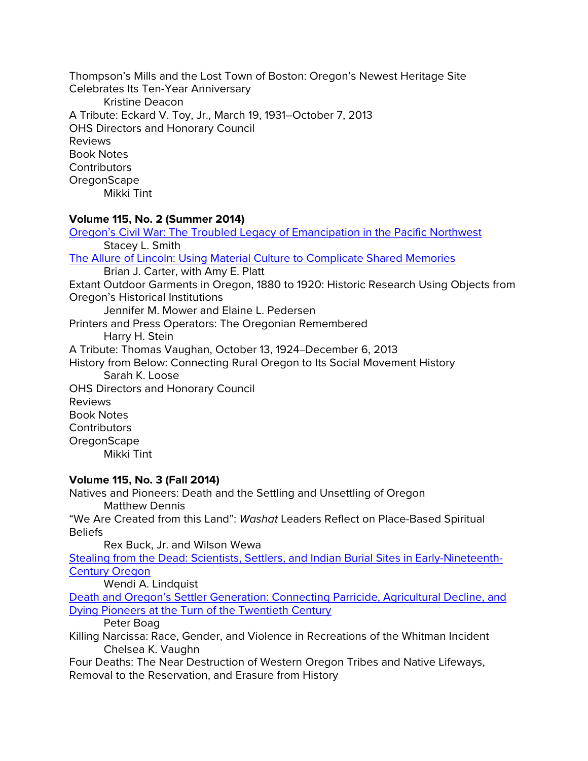Thompson's Mills and the Lost Town of Boston: Oregon's Newest Heritage Site Celebrates Its Ten-Year Anniversary

    Kristine Deacon

A Tribute: Eckard V. Toy, Jr., March 19, 1931–October 7, 2013

OHS Directors and Honorary Council

Reviews

Book Notes

Contributors

OregonScape

    Mikki Tint

**Volume 115, No. 2 (Summer 2014)**

Oregon's Civil War: The Troubled Legacy of Emancipation in the Pacific Northwest

    Stacey L. Smith

The Allure of Lincoln: Using Material Culture to Complicate Shared Memories

    Brian J. Carter, with Amy E. Platt

Extant Outdoor Garments in Oregon, 1880 to 1920: Historic Research Using Objects from Oregon's Historical Institutions

    Jennifer M. Mower and Elaine L. Pedersen

Printers and Press Operators: The Oregonian Remembered

    Harry H. Stein

A Tribute: Thomas Vaughan, October 13, 1924–December 6, 2013

History from Below: Connecting Rural Oregon to Its Social Movement History

    Sarah K. Loose

OHS Directors and Honorary Council

Reviews

Book Notes

Contributors

OregonScape

    Mikki Tint

**Volume 115, No. 3 (Fall 2014)**

Natives and Pioneers: Death and the Settling and Unsettling of Oregon

    Matthew Dennis

"We Are Created from this Land": *Washat* Leaders Reflect on Place-Based Spiritual Beliefs

    Rex Buck, Jr. and Wilson Wewa

Stealing from the Dead: Scientists, Settlers, and Indian Burial Sites in Early-Nineteenth-Century Oregon

    Wendi A. Lindquist

Death and Oregon's Settler Generation: Connecting Parricide, Agricultural Decline, and Dying Pioneers at the Turn of the Twentieth Century

    Peter Boag

Killing Narcissa: Race, Gender, and Violence in Recreations of the Whitman Incident

    Chelsea K. Vaughn

Four Deaths: The Near Destruction of Western Oregon Tribes and Native Lifeways, Removal to the Reservation, and Erasure from History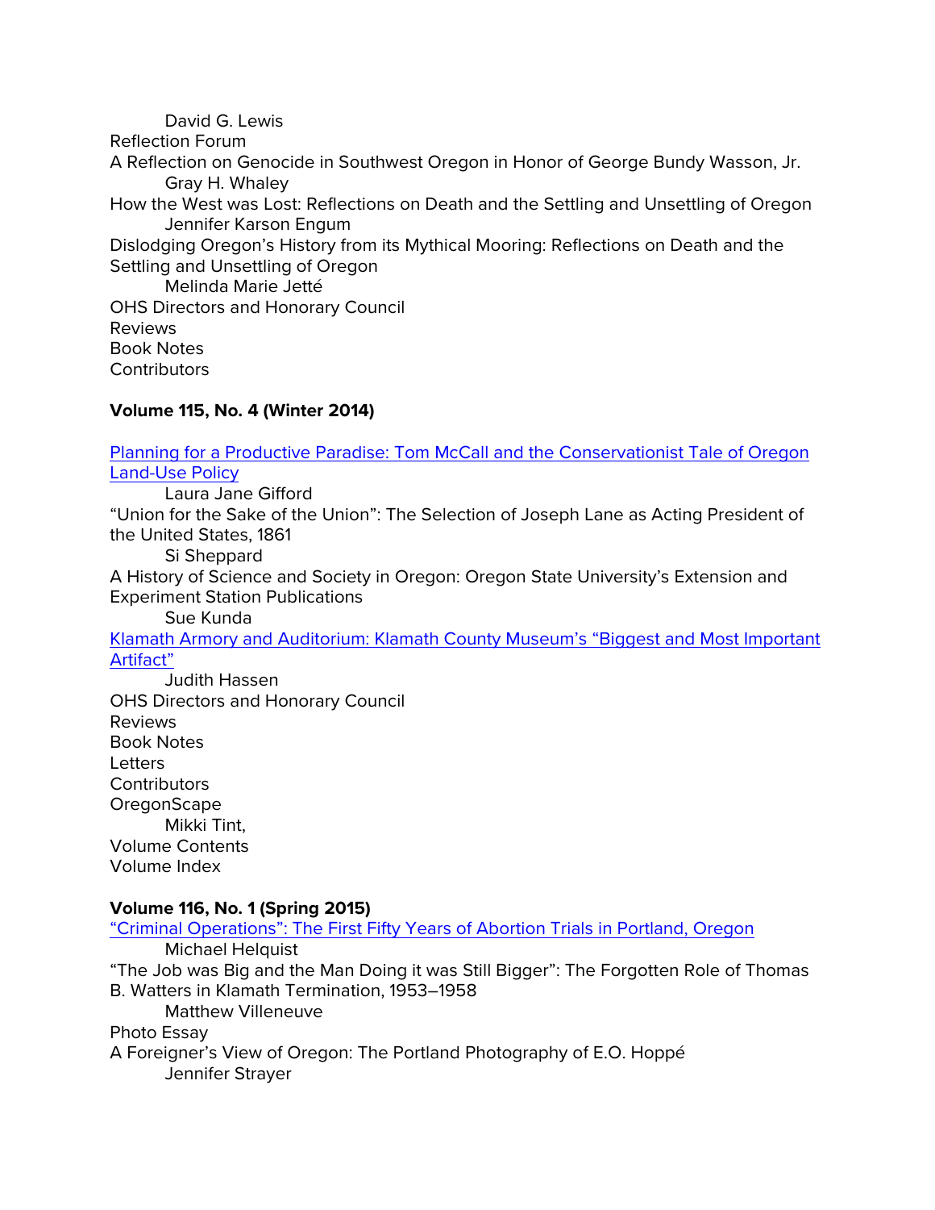David G. Lewis

Reflection Forum

A Reflection on Genocide in Southwest Oregon in Honor of George Bundy Wasson, Jr.

Gray H. Whaley

How the West was Lost: Reflections on Death and the Settling and Unsettling of Oregon

Jennifer Karson Engum

Dislodging Oregon's History from its Mythical Mooring: Reflections on Death and the Settling and Unsettling of Oregon

Melinda Marie Jetté

OHS Directors and Honorary Council

Reviews

Book Notes

Contributors

**Volume 115, No. 4 (Winter 2014)**

Planning for a Productive Paradise: Tom McCall and the Conservationist Tale of Oregon Land-Use Policy

Laura Jane Gifford

"Union for the Sake of the Union": The Selection of Joseph Lane as Acting President of the United States, 1861

Si Sheppard

A History of Science and Society in Oregon: Oregon State University's Extension and Experiment Station Publications

Sue Kunda

Klamath Armory and Auditorium: Klamath County Museum's "Biggest and Most Important Artifact"

Judith Hassen

OHS Directors and Honorary Council

Reviews

Book Notes

Letters

Contributors

OregonScape

Mikki Tint,

Volume Contents

Volume Index

**Volume 116, No. 1 (Spring 2015)**

"Criminal Operations": The First Fifty Years of Abortion Trials in Portland, Oregon

Michael Helquist

"The Job was Big and the Man Doing it was Still Bigger": The Forgotten Role of Thomas B. Watters in Klamath Termination, 1953–1958

Matthew Villeneuve

Photo Essay

A Foreigner's View of Oregon: The Portland Photography of E.O. Hoppé

Jennifer Strayer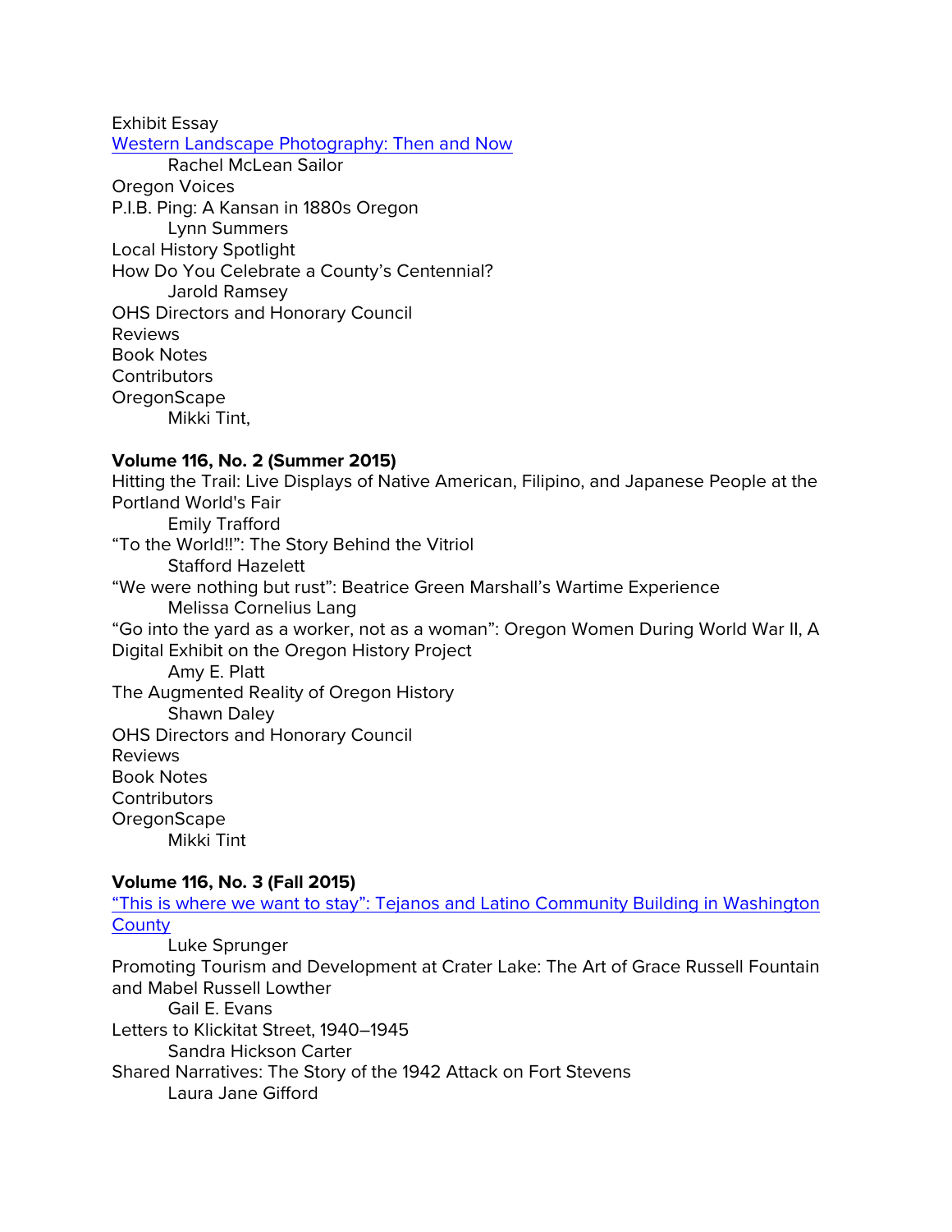Exhibit Essay

[Western Landscape Photography: Then and Now]

    Rachel McLean Sailor

Oregon Voices

P.I.B. Ping: A Kansan in 1880s Oregon

    Lynn Summers

Local History Spotlight

How Do You Celebrate a County's Centennial?

    Jarold Ramsey

OHS Directors and Honorary Council

Reviews

Book Notes

Contributors

OregonScape

    Mikki Tint,

**Volume 116, No. 2 (Summer 2015)**

Hitting the Trail: Live Displays of Native American, Filipino, and Japanese People at the Portland World's Fair

    Emily Trafford

"To the World!!": The Story Behind the Vitriol

    Stafford Hazelett

"We were nothing but rust": Beatrice Green Marshall's Wartime Experience

    Melissa Cornelius Lang

"Go into the yard as a worker, not as a woman": Oregon Women During World War II, A Digital Exhibit on the Oregon History Project

    Amy E. Platt

The Augmented Reality of Oregon History

    Shawn Daley

OHS Directors and Honorary Council

Reviews

Book Notes

Contributors

OregonScape

    Mikki Tint

**Volume 116, No. 3 (Fall 2015)**

["This is where we want to stay": Tejanos and Latino Community Building in Washington County]

    Luke Sprunger

Promoting Tourism and Development at Crater Lake: The Art of Grace Russell Fountain and Mabel Russell Lowther

    Gail E. Evans

Letters to Klickitat Street, 1940–1945

    Sandra Hickson Carter

Shared Narratives: The Story of the 1942 Attack on Fort Stevens

    Laura Jane Gifford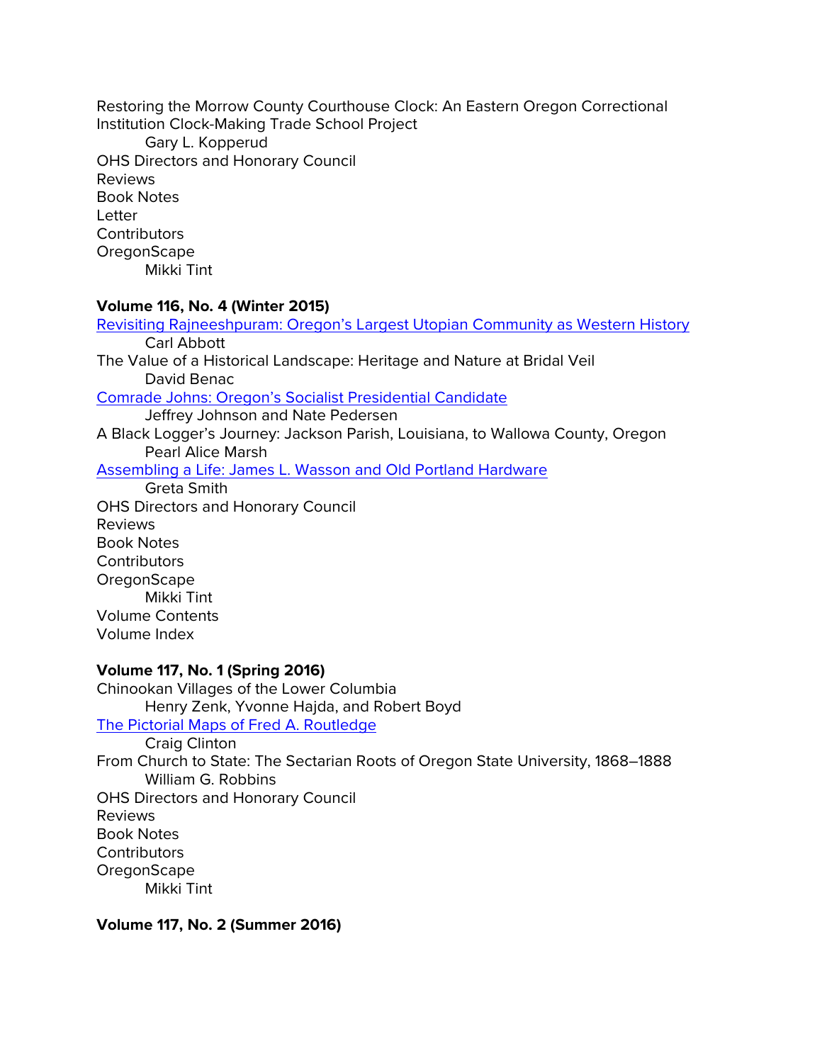Restoring the Morrow County Courthouse Clock: An Eastern Oregon Correctional Institution Clock-Making Trade School Project
  Gary L. Kopperud
OHS Directors and Honorary Council
Reviews
Book Notes
Letter
Contributors
OregonScape
  Mikki Tint

**Volume 116, No. 4 (Winter 2015)**
Revisiting Rajneeshpuram: Oregon's Largest Utopian Community as Western History
  Carl Abbott
The Value of a Historical Landscape: Heritage and Nature at Bridal Veil
  David Benac
Comrade Johns: Oregon's Socialist Presidential Candidate
  Jeffrey Johnson and Nate Pedersen
A Black Logger's Journey: Jackson Parish, Louisiana, to Wallowa County, Oregon
  Pearl Alice Marsh
Assembling a Life: James L. Wasson and Old Portland Hardware
  Greta Smith
OHS Directors and Honorary Council
Reviews
Book Notes
Contributors
OregonScape
  Mikki Tint
Volume Contents
Volume Index

**Volume 117, No. 1 (Spring 2016)**
Chinookan Villages of the Lower Columbia
  Henry Zenk, Yvonne Hajda, and Robert Boyd
The Pictorial Maps of Fred A. Routledge
  Craig Clinton
From Church to State: The Sectarian Roots of Oregon State University, 1868–1888
  William G. Robbins
OHS Directors and Honorary Council
Reviews
Book Notes
Contributors
OregonScape
  Mikki Tint

**Volume 117, No. 2 (Summer 2016)**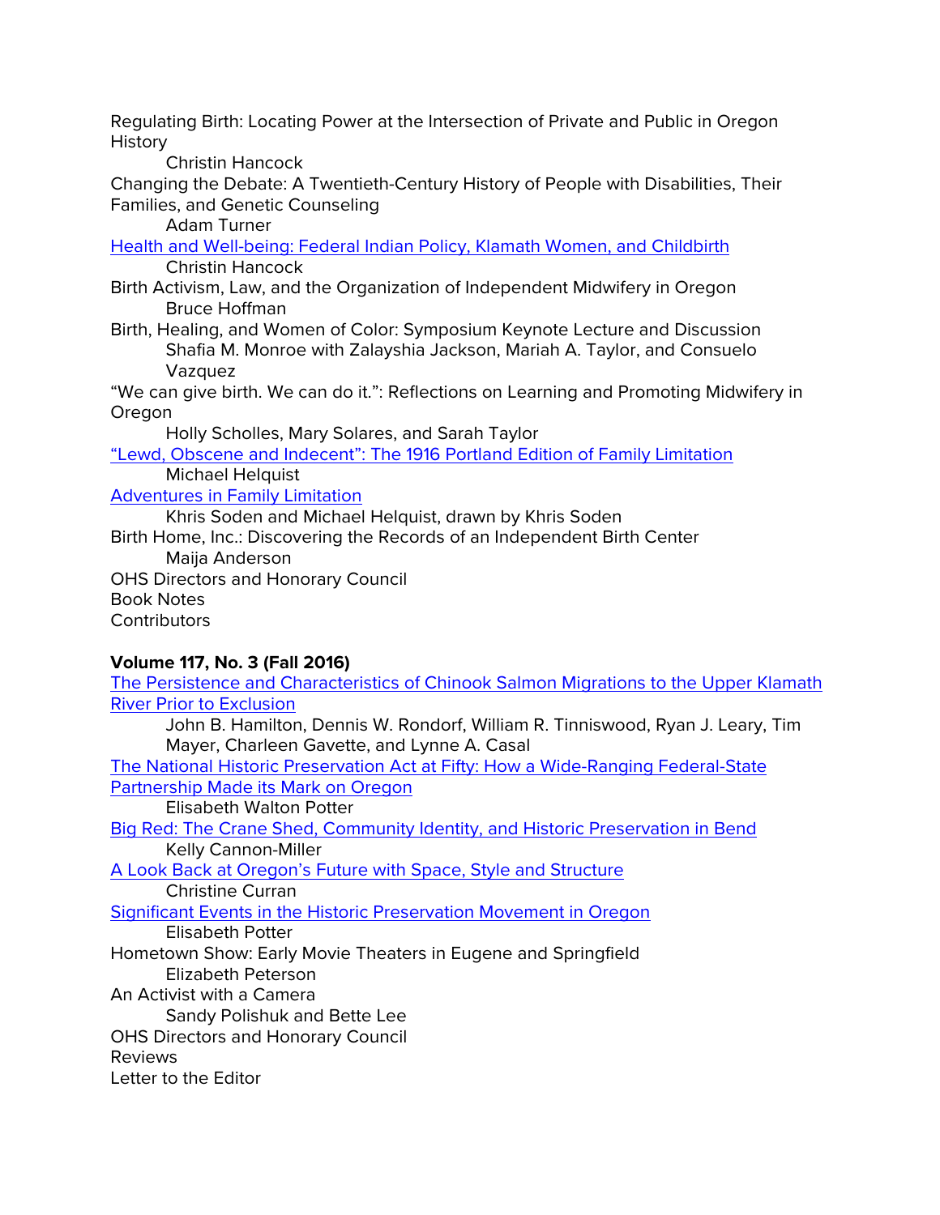Regulating Birth: Locating Power at the Intersection of Private and Public in Oregon History
    Christin Hancock

Changing the Debate: A Twentieth-Century History of People with Disabilities, Their Families, and Genetic Counseling
    Adam Turner

Health and Well-being: Federal Indian Policy, Klamath Women, and Childbirth
    Christin Hancock

Birth Activism, Law, and the Organization of Independent Midwifery in Oregon
    Bruce Hoffman

Birth, Healing, and Women of Color: Symposium Keynote Lecture and Discussion
    Shafia M. Monroe with Zalayshia Jackson, Mariah A. Taylor, and Consuelo Vazquez

"We can give birth. We can do it.": Reflections on Learning and Promoting Midwifery in Oregon
    Holly Scholles, Mary Solares, and Sarah Taylor

"Lewd, Obscene and Indecent": The 1916 Portland Edition of Family Limitation
    Michael Helquist

Adventures in Family Limitation
    Khris Soden and Michael Helquist, drawn by Khris Soden

Birth Home, Inc.: Discovering the Records of an Independent Birth Center
    Maija Anderson

OHS Directors and Honorary Council

Book Notes

Contributors

**Volume 117, No. 3 (Fall 2016)**

The Persistence and Characteristics of Chinook Salmon Migrations to the Upper Klamath River Prior to Exclusion
    John B. Hamilton, Dennis W. Rondorf, William R. Tinniswood, Ryan J. Leary, Tim Mayer, Charleen Gavette, and Lynne A. Casal

The National Historic Preservation Act at Fifty: How a Wide-Ranging Federal-State Partnership Made its Mark on Oregon
    Elisabeth Walton Potter

Big Red: The Crane Shed, Community Identity, and Historic Preservation in Bend
    Kelly Cannon-Miller

A Look Back at Oregon's Future with Space, Style and Structure
    Christine Curran

Significant Events in the Historic Preservation Movement in Oregon
    Elisabeth Potter

Hometown Show: Early Movie Theaters in Eugene and Springfield
    Elizabeth Peterson

An Activist with a Camera
    Sandy Polishuk and Bette Lee

OHS Directors and Honorary Council

Reviews

Letter to the Editor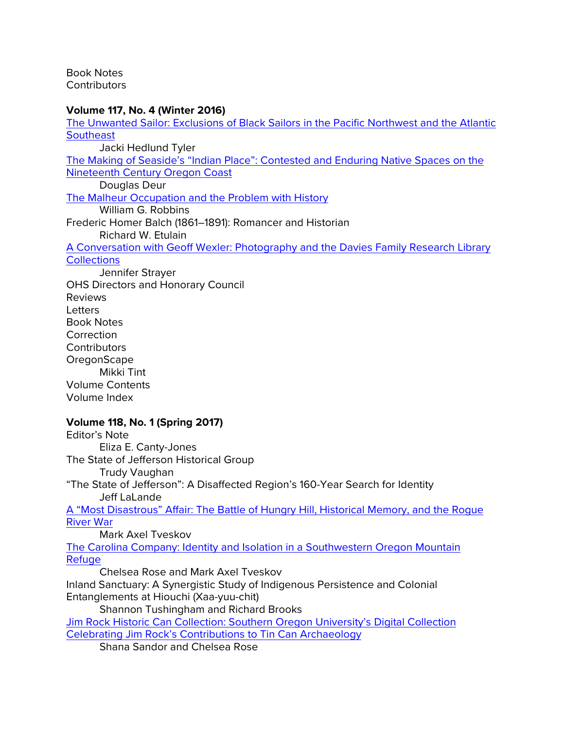Book Notes
Contributors

**Volume 117, No. 4 (Winter 2016)**

The Unwanted Sailor: Exclusions of Black Sailors in the Pacific Northwest and the Atlantic Southeast
    Jacki Hedlund Tyler
The Making of Seaside's "Indian Place": Contested and Enduring Native Spaces on the Nineteenth Century Oregon Coast
    Douglas Deur
The Malheur Occupation and the Problem with History
    William G. Robbins
Frederic Homer Balch (1861–1891): Romancer and Historian
    Richard W. Etulain
A Conversation with Geoff Wexler: Photography and the Davies Family Research Library Collections
    Jennifer Strayer
OHS Directors and Honorary Council
Reviews
Letters
Book Notes
Correction
Contributors
OregonScape
    Mikki Tint
Volume Contents
Volume Index

**Volume 118, No. 1 (Spring 2017)**

Editor's Note
    Eliza E. Canty-Jones
The State of Jefferson Historical Group
    Trudy Vaughan
"The State of Jefferson": A Disaffected Region's 160-Year Search for Identity
    Jeff LaLande
A "Most Disastrous" Affair: The Battle of Hungry Hill, Historical Memory, and the Rogue River War
    Mark Axel Tveskov
The Carolina Company: Identity and Isolation in a Southwestern Oregon Mountain Refuge
    Chelsea Rose and Mark Axel Tveskov
Inland Sanctuary: A Synergistic Study of Indigenous Persistence and Colonial Entanglements at Hiouchi (Xaa-yuu-chit)
    Shannon Tushingham and Richard Brooks
Jim Rock Historic Can Collection: Southern Oregon University's Digital Collection Celebrating Jim Rock's Contributions to Tin Can Archaeology
    Shana Sandor and Chelsea Rose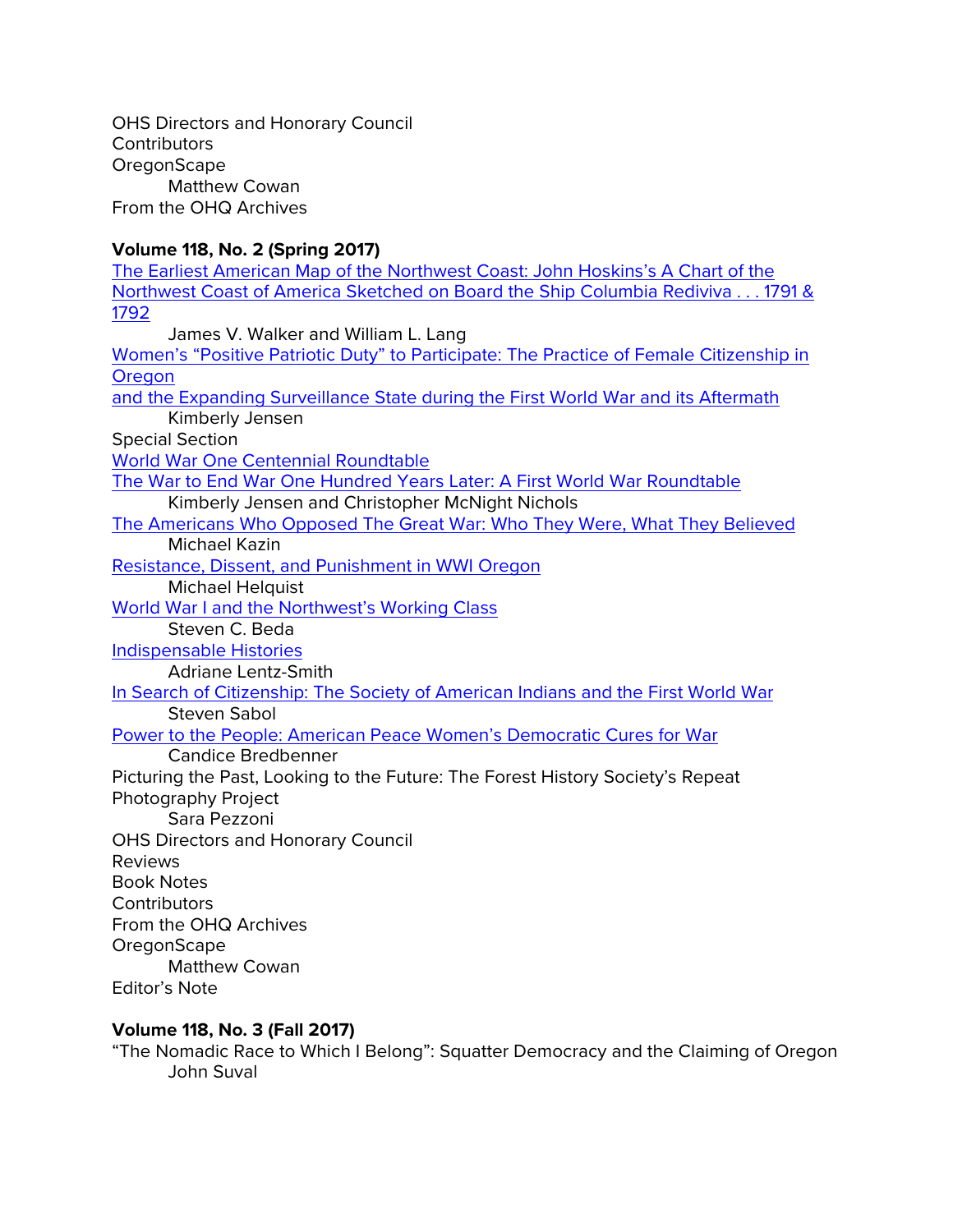OHS Directors and Honorary Council
Contributors
OregonScape
Matthew Cowan
From the OHQ Archives

**Volume 118, No. 2 (Spring 2017)**

The Earliest American Map of the Northwest Coast: John Hoskins's A Chart of the Northwest Coast of America Sketched on Board the Ship Columbia Rediviva . . . 1791 & 1792
James V. Walker and William L. Lang
Women's "Positive Patriotic Duty" to Participate: The Practice of Female Citizenship in Oregon
and the Expanding Surveillance State during the First World War and its Aftermath
Kimberly Jensen
Special Section
World War One Centennial Roundtable
The War to End War One Hundred Years Later: A First World War Roundtable
Kimberly Jensen and Christopher McKnight Nichols
The Americans Who Opposed The Great War: Who They Were, What They Believed
Michael Kazin
Resistance, Dissent, and Punishment in WWI Oregon
Michael Helquist
World War I and the Northwest's Working Class
Steven C. Beda
Indispensable Histories
Adriane Lentz-Smith
In Search of Citizenship: The Society of American Indians and the First World War
Steven Sabol
Power to the People: American Peace Women's Democratic Cures for War
Candice Bredbenner
Picturing the Past, Looking to the Future: The Forest History Society's Repeat Photography Project
Sara Pezzoni
OHS Directors and Honorary Council
Reviews
Book Notes
Contributors
From the OHQ Archives
OregonScape
Matthew Cowan
Editor's Note

**Volume 118, No. 3 (Fall 2017)**

"The Nomadic Race to Which I Belong": Squatter Democracy and the Claiming of Oregon
John Suval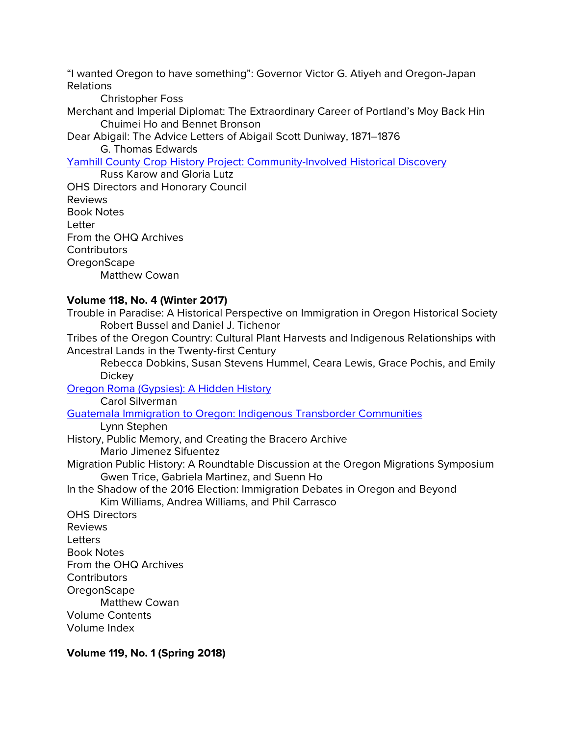"I wanted Oregon to have something": Governor Victor G. Atiyeh and Oregon-Japan Relations
    Christopher Foss
Merchant and Imperial Diplomat: The Extraordinary Career of Portland's Moy Back Hin
    Chuimei Ho and Bennet Bronson
Dear Abigail: The Advice Letters of Abigail Scott Duniway, 1871–1876
    G. Thomas Edwards
Yamhill County Crop History Project: Community-Involved Historical Discovery
    Russ Karow and Gloria Lutz
OHS Directors and Honorary Council
Reviews
Book Notes
Letter
From the OHQ Archives
Contributors
OregonScape
    Matthew Cowan

**Volume 118, No. 4 (Winter 2017)**

Trouble in Paradise: A Historical Perspective on Immigration in Oregon Historical Society
    Robert Bussel and Daniel J. Tichenor
Tribes of the Oregon Country: Cultural Plant Harvests and Indigenous Relationships with Ancestral Lands in the Twenty-first Century
    Rebecca Dobkins, Susan Stevens Hummel, Ceara Lewis, Grace Pochis, and Emily Dickey
Oregon Roma (Gypsies): A Hidden History
    Carol Silverman
Guatemala Immigration to Oregon: Indigenous Transborder Communities
    Lynn Stephen
History, Public Memory, and Creating the Bracero Archive
    Mario Jimenez Sifuentez
Migration Public History: A Roundtable Discussion at the Oregon Migrations Symposium
    Gwen Trice, Gabriela Martinez, and Suenn Ho
In the Shadow of the 2016 Election: Immigration Debates in Oregon and Beyond
    Kim Williams, Andrea Williams, and Phil Carrasco
OHS Directors
Reviews
Letters
Book Notes
From the OHQ Archives
Contributors
OregonScape
    Matthew Cowan
Volume Contents
Volume Index

**Volume 119, No. 1 (Spring 2018)**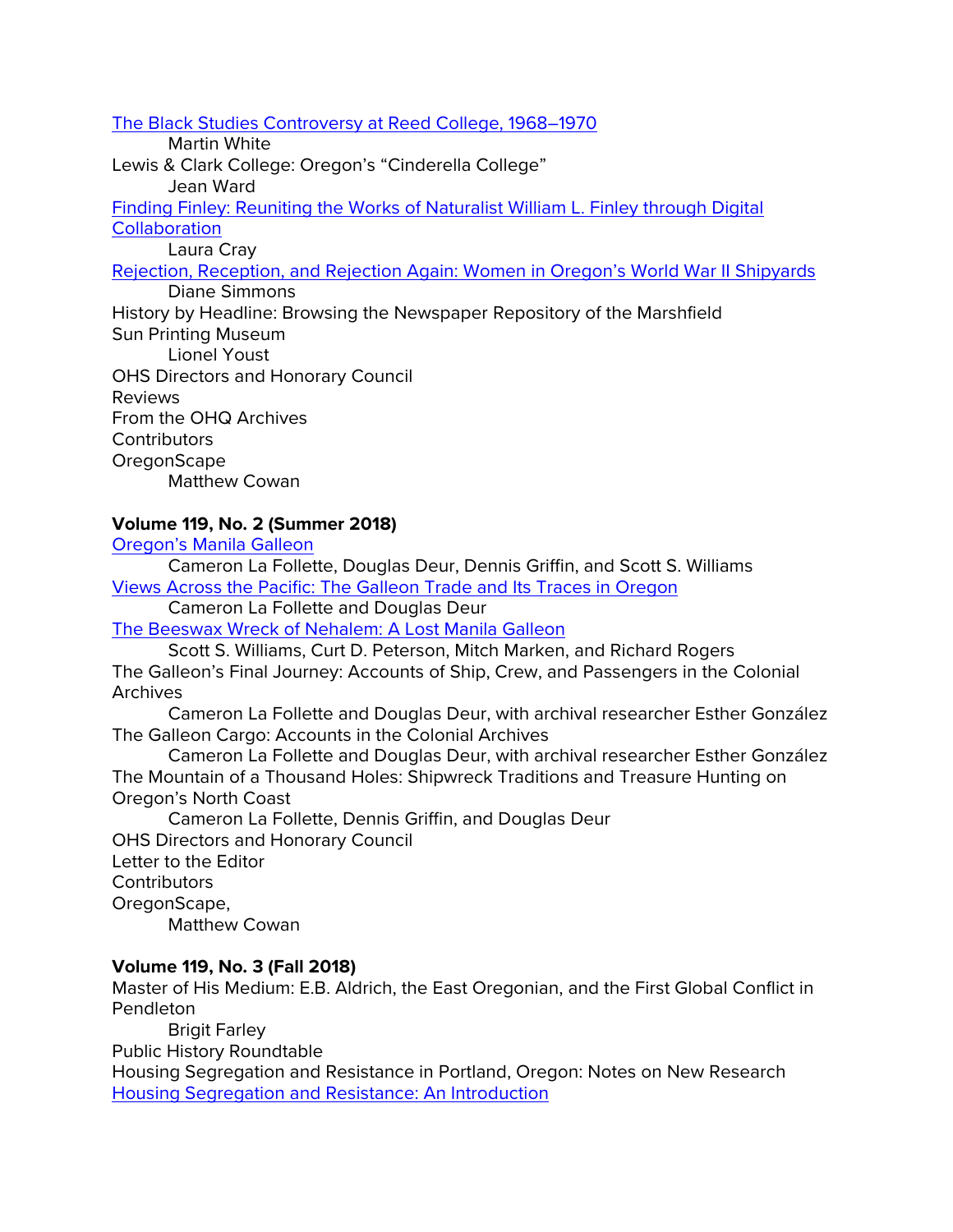[The Black Studies Controversy at Reed College, 1968–1970](#)
    Martin White
Lewis & Clark College: Oregon's "Cinderella College"
    Jean Ward
[Finding Finley: Reuniting the Works of Naturalist William L. Finley through Digital Collaboration](#)
    Laura Cray
[Rejection, Reception, and Rejection Again: Women in Oregon's World War II Shipyards](#)
    Diane Simmons
History by Headline: Browsing the Newspaper Repository of the Marshfield Sun Printing Museum
    Lionel Youst
OHS Directors and Honorary Council
Reviews
From the OHQ Archives
Contributors
OregonScape
    Matthew Cowan

**Volume 119, No. 2 (Summer 2018)**

[Oregon's Manila Galleon](#)
    Cameron La Follette, Douglas Deur, Dennis Griffin, and Scott S. Williams
[Views Across the Pacific: The Galleon Trade and Its Traces in Oregon](#)
    Cameron La Follette and Douglas Deur
[The Beeswax Wreck of Nehalem: A Lost Manila Galleon](#)
    Scott S. Williams, Curt D. Peterson, Mitch Marken, and Richard Rogers
The Galleon's Final Journey: Accounts of Ship, Crew, and Passengers in the Colonial Archives
    Cameron La Follette and Douglas Deur, with archival researcher Esther González
The Galleon Cargo: Accounts in the Colonial Archives
    Cameron La Follette and Douglas Deur, with archival researcher Esther González
The Mountain of a Thousand Holes: Shipwreck Traditions and Treasure Hunting on Oregon's North Coast
    Cameron La Follette, Dennis Griffin, and Douglas Deur
OHS Directors and Honorary Council
Letter to the Editor
Contributors
OregonScape,
    Matthew Cowan

**Volume 119, No. 3 (Fall 2018)**

Master of His Medium: E.B. Aldrich, the East Oregonian, and the First Global Conflict in Pendleton
    Brigit Farley
Public History Roundtable
Housing Segregation and Resistance in Portland, Oregon: Notes on New Research
[Housing Segregation and Resistance: An Introduction](#)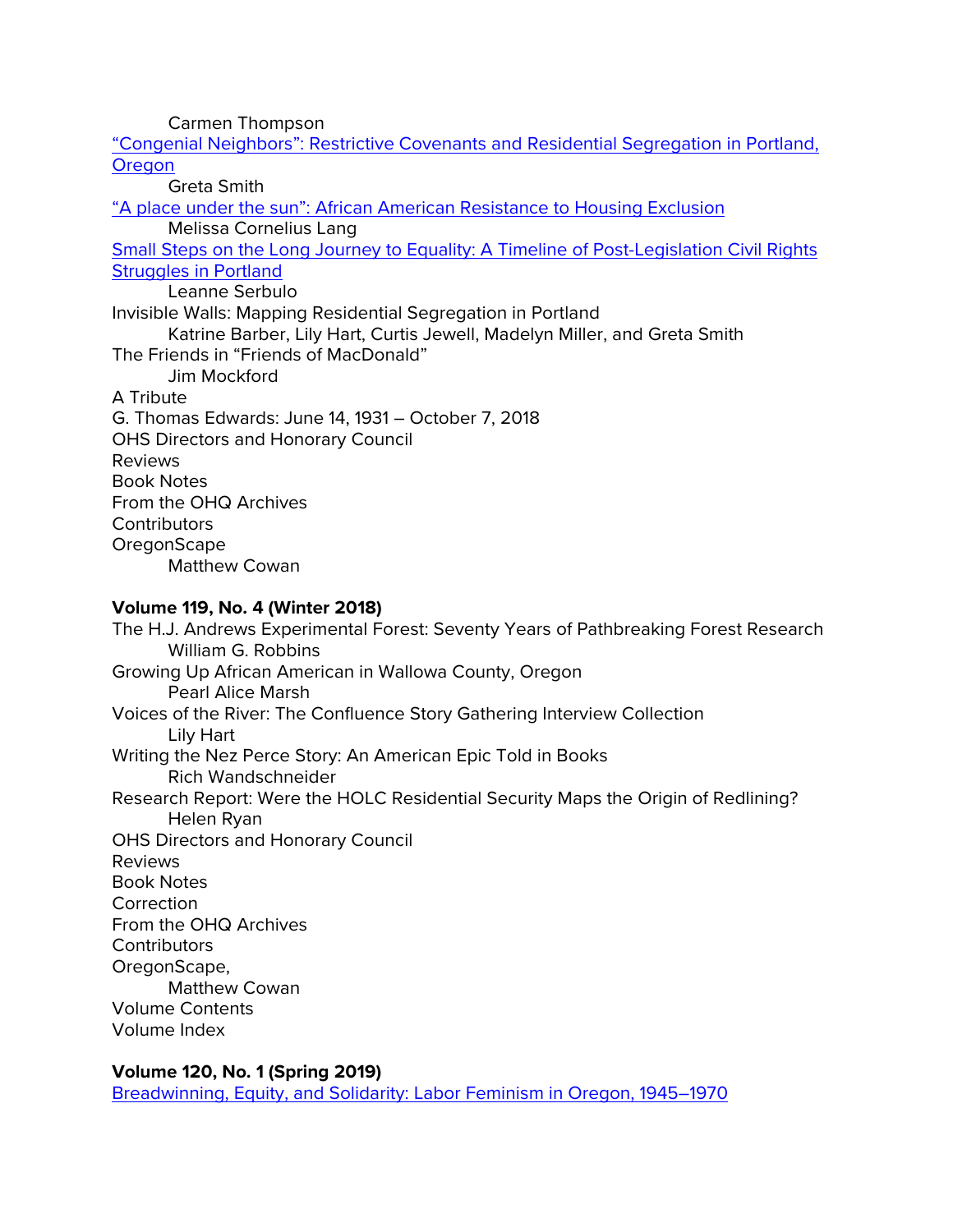Carmen Thompson

"Congenial Neighbors": Restrictive Covenants and Residential Segregation in Portland, Oregon
    Greta Smith

"A place under the sun": African American Resistance to Housing Exclusion
    Melissa Cornelius Lang

Small Steps on the Long Journey to Equality: A Timeline of Post-Legislation Civil Rights Struggles in Portland
    Leanne Serbulo

Invisible Walls: Mapping Residential Segregation in Portland
    Katrine Barber, Lily Hart, Curtis Jewell, Madelyn Miller, and Greta Smith

The Friends in "Friends of MacDonald"
    Jim Mockford

A Tribute

G. Thomas Edwards: June 14, 1931 – October 7, 2018

OHS Directors and Honorary Council

Reviews

Book Notes

From the OHQ Archives

Contributors

OregonScape
    Matthew Cowan

**Volume 119, No. 4 (Winter 2018)**

The H.J. Andrews Experimental Forest: Seventy Years of Pathbreaking Forest Research
    William G. Robbins

Growing Up African American in Wallowa County, Oregon
    Pearl Alice Marsh

Voices of the River: The Confluence Story Gathering Interview Collection
    Lily Hart

Writing the Nez Perce Story: An American Epic Told in Books
    Rich Wandschneider

Research Report: Were the HOLC Residential Security Maps the Origin of Redlining?
    Helen Ryan

OHS Directors and Honorary Council

Reviews

Book Notes

Correction

From the OHQ Archives

Contributors

OregonScape,
    Matthew Cowan

Volume Contents

Volume Index

**Volume 120, No. 1 (Spring 2019)**

Breadwinning, Equity, and Solidarity: Labor Feminism in Oregon, 1945–1970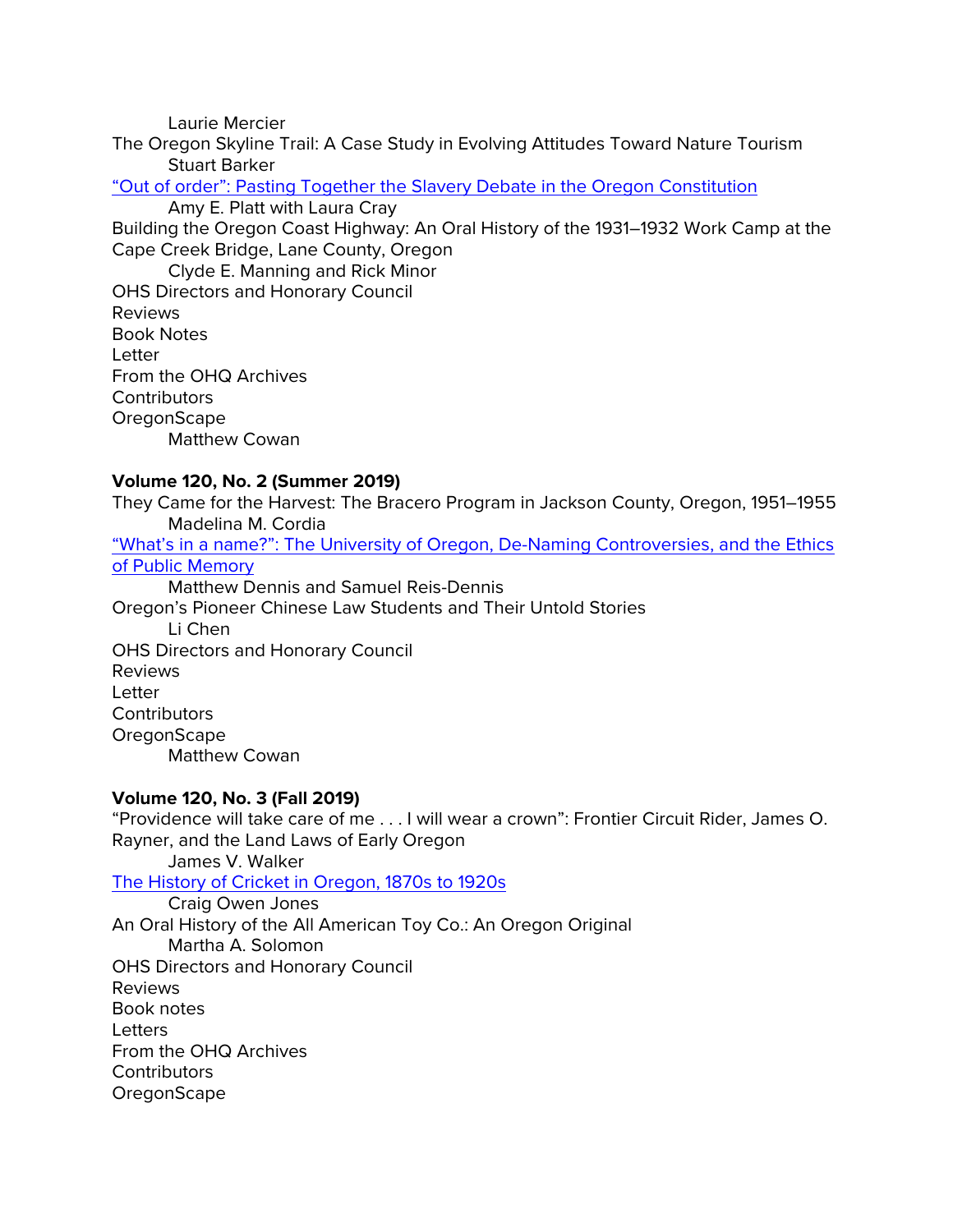Laurie Mercier

The Oregon Skyline Trail: A Case Study in Evolving Attitudes Toward Nature Tourism
Stuart Barker

"Out of order": Pasting Together the Slavery Debate in the Oregon Constitution
Amy E. Platt with Laura Cray

Building the Oregon Coast Highway: An Oral History of the 1931–1932 Work Camp at the Cape Creek Bridge, Lane County, Oregon
Clyde E. Manning and Rick Minor

OHS Directors and Honorary Council

Reviews

Book Notes

Letter

From the OHQ Archives

Contributors

OregonScape
Matthew Cowan

**Volume 120, No. 2 (Summer 2019)**

They Came for the Harvest: The Bracero Program in Jackson County, Oregon, 1951–1955
Madelina M. Cordia

"What's in a name?": The University of Oregon, De-Naming Controversies, and the Ethics of Public Memory
Matthew Dennis and Samuel Reis-Dennis

Oregon's Pioneer Chinese Law Students and Their Untold Stories
Li Chen

OHS Directors and Honorary Council

Reviews

Letter

Contributors

OregonScape
Matthew Cowan

**Volume 120, No. 3 (Fall 2019)**

"Providence will take care of me . . . I will wear a crown": Frontier Circuit Rider, James O. Rayner, and the Land Laws of Early Oregon
James V. Walker

The History of Cricket in Oregon, 1870s to 1920s
Craig Owen Jones

An Oral History of the All American Toy Co.: An Oregon Original
Martha A. Solomon

OHS Directors and Honorary Council

Reviews

Book notes

Letters

From the OHQ Archives

Contributors

OregonScape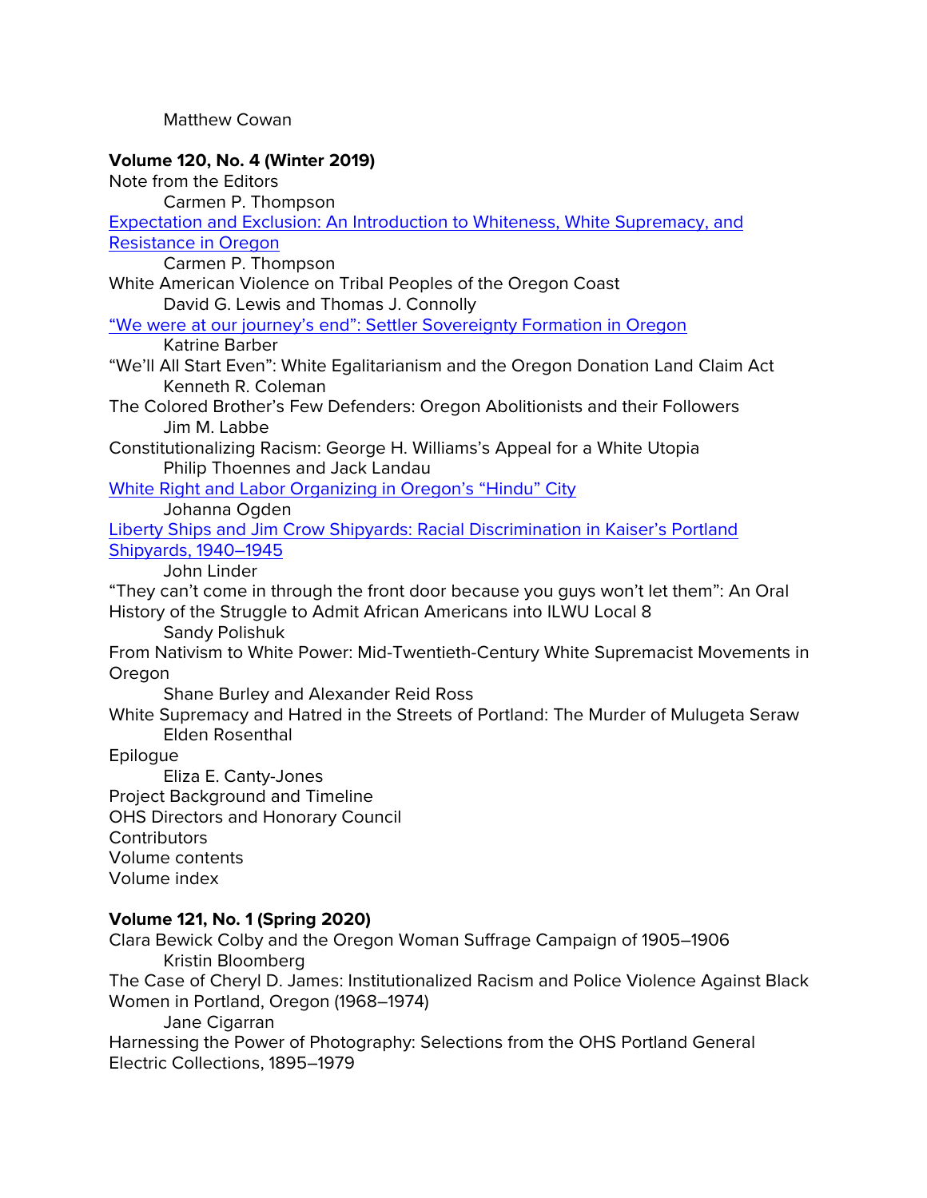Matthew Cowan

**Volume 120, No. 4 (Winter 2019)**

Note from the Editors

Carmen P. Thompson

Expectation and Exclusion: An Introduction to Whiteness, White Supremacy, and Resistance in Oregon

Carmen P. Thompson

White American Violence on Tribal Peoples of the Oregon Coast

David G. Lewis and Thomas J. Connolly

"We were at our journey's end": Settler Sovereignty Formation in Oregon

Katrine Barber

"We'll All Start Even": White Egalitarianism and the Oregon Donation Land Claim Act

Kenneth R. Coleman

The Colored Brother's Few Defenders: Oregon Abolitionists and their Followers

Jim M. Labbe

Constitutionalizing Racism: George H. Williams's Appeal for a White Utopia

Philip Thoennes and Jack Landau

White Right and Labor Organizing in Oregon's "Hindu" City

Johanna Ogden

Liberty Ships and Jim Crow Shipyards: Racial Discrimination in Kaiser's Portland Shipyards, 1940–1945

John Linder

"They can't come in through the front door because you guys won't let them": An Oral History of the Struggle to Admit African Americans into ILWU Local 8

Sandy Polishuk

From Nativism to White Power: Mid-Twentieth-Century White Supremacist Movements in Oregon

Shane Burley and Alexander Reid Ross

White Supremacy and Hatred in the Streets of Portland: The Murder of Mulugeta Seraw

Elden Rosenthal

Epilogue

Eliza E. Canty-Jones

Project Background and Timeline

OHS Directors and Honorary Council

Contributors

Volume contents

Volume index

**Volume 121, No. 1 (Spring 2020)**

Clara Bewick Colby and the Oregon Woman Suffrage Campaign of 1905–1906

Kristin Bloomberg

The Case of Cheryl D. James: Institutionalized Racism and Police Violence Against Black Women in Portland, Oregon (1968–1974)

Jane Cigarran

Harnessing the Power of Photography: Selections from the OHS Portland General Electric Collections, 1895–1979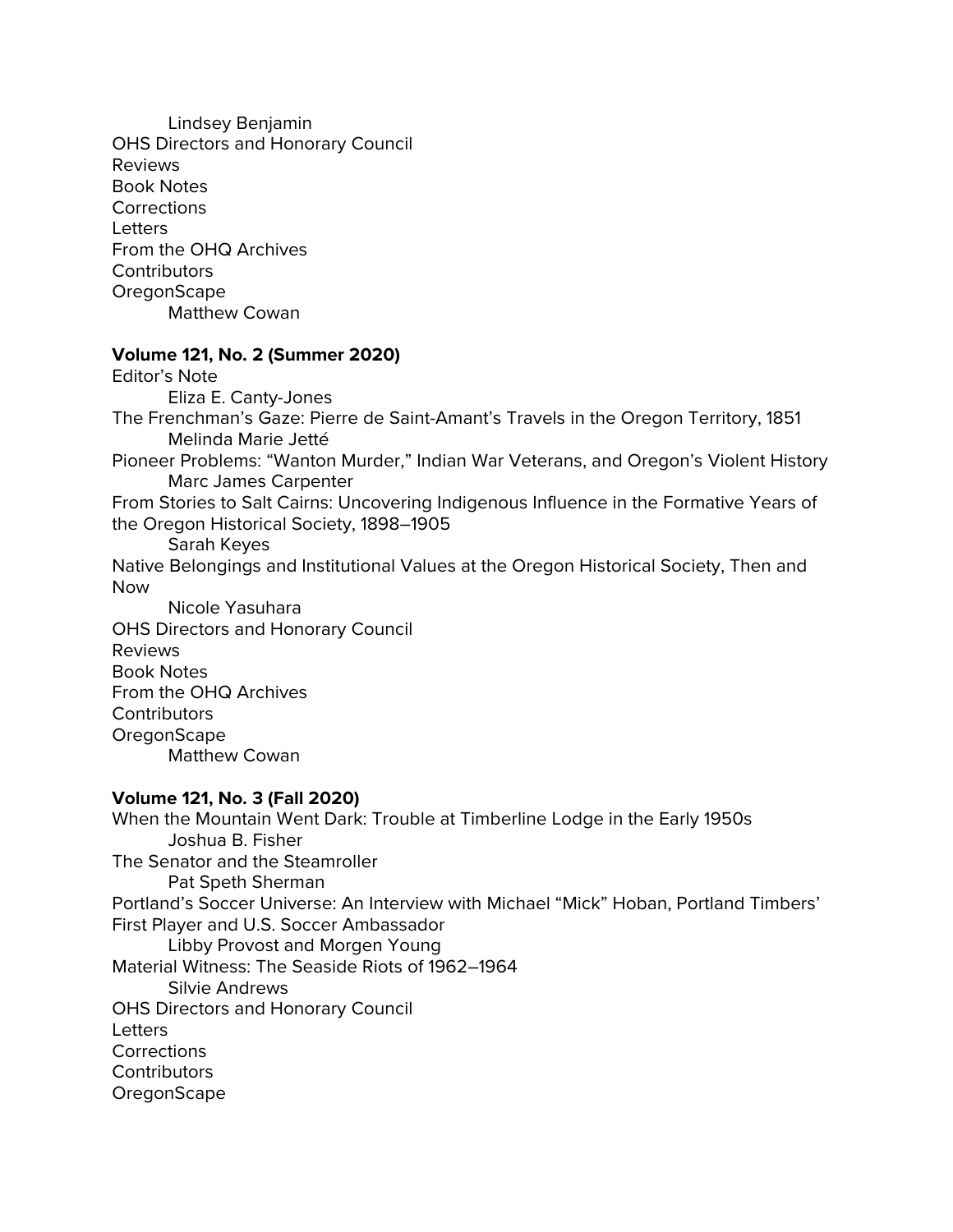Lindsey Benjamin

OHS Directors and Honorary Council

Reviews

Book Notes

Corrections

Letters

From the OHQ Archives

Contributors

OregonScape

Matthew Cowan

**Volume 121, No. 2 (Summer 2020)**

Editor's Note

Eliza E. Canty-Jones

The Frenchman's Gaze: Pierre de Saint-Amant's Travels in the Oregon Territory, 1851

Melinda Marie Jetté

Pioneer Problems: "Wanton Murder," Indian War Veterans, and Oregon's Violent History

Marc James Carpenter

From Stories to Salt Cairns: Uncovering Indigenous Influence in the Formative Years of the Oregon Historical Society, 1898–1905

Sarah Keyes

Native Belongings and Institutional Values at the Oregon Historical Society, Then and Now

Nicole Yasuhara

OHS Directors and Honorary Council

Reviews

Book Notes

From the OHQ Archives

Contributors

OregonScape

Matthew Cowan

**Volume 121, No. 3 (Fall 2020)**

When the Mountain Went Dark: Trouble at Timberline Lodge in the Early 1950s

Joshua B. Fisher

The Senator and the Steamroller

Pat Speth Sherman

Portland's Soccer Universe: An Interview with Michael "Mick" Hoban, Portland Timbers' First Player and U.S. Soccer Ambassador

Libby Provost and Morgen Young

Material Witness: The Seaside Riots of 1962–1964

Silvie Andrews

OHS Directors and Honorary Council

Letters

Corrections

Contributors

OregonScape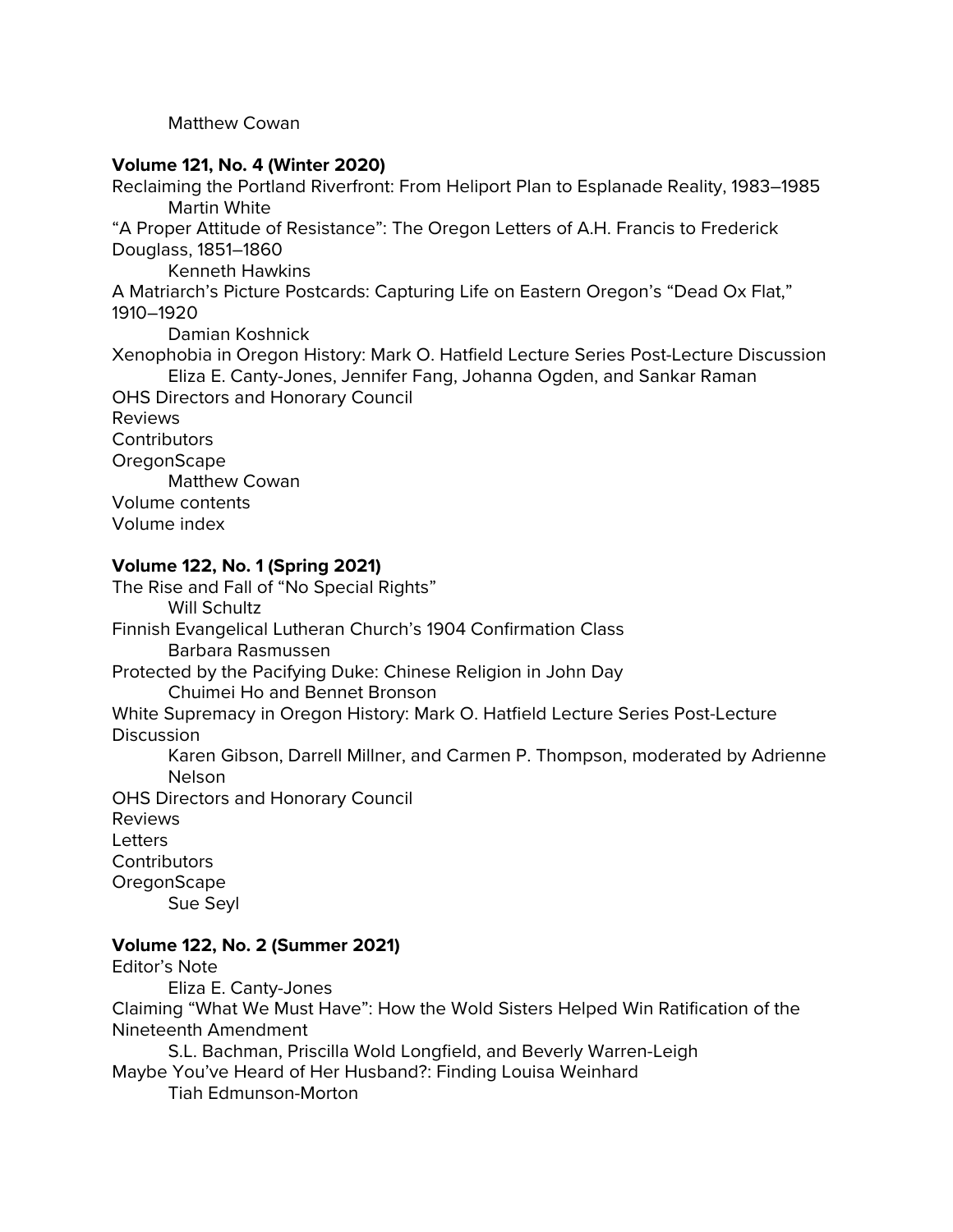Matthew Cowan

**Volume 121, No. 4 (Winter 2020)**

Reclaiming the Portland Riverfront: From Heliport Plan to Esplanade Reality, 1983–1985
Martin White

"A Proper Attitude of Resistance": The Oregon Letters of A.H. Francis to Frederick Douglass, 1851–1860
Kenneth Hawkins

A Matriarch's Picture Postcards: Capturing Life on Eastern Oregon's "Dead Ox Flat," 1910–1920
Damian Koshnick

Xenophobia in Oregon History: Mark O. Hatfield Lecture Series Post-Lecture Discussion
Eliza E. Canty-Jones, Jennifer Fang, Johanna Ogden, and Sankar Raman

OHS Directors and Honorary Council

Reviews

Contributors

OregonScape
Matthew Cowan

Volume contents

Volume index

**Volume 122, No. 1 (Spring 2021)**

The Rise and Fall of "No Special Rights"
Will Schultz

Finnish Evangelical Lutheran Church's 1904 Confirmation Class
Barbara Rasmussen

Protected by the Pacifying Duke: Chinese Religion in John Day
Chuimei Ho and Bennet Bronson

White Supremacy in Oregon History: Mark O. Hatfield Lecture Series Post-Lecture Discussion
Karen Gibson, Darrell Millner, and Carmen P. Thompson, moderated by Adrienne Nelson

OHS Directors and Honorary Council

Reviews

Letters

Contributors

OregonScape
Sue Seyl

**Volume 122, No. 2 (Summer 2021)**

Editor's Note
Eliza E. Canty-Jones

Claiming "What We Must Have": How the Wold Sisters Helped Win Ratification of the Nineteenth Amendment
S.L. Bachman, Priscilla Wold Longfield, and Beverly Warren-Leigh

Maybe You've Heard of Her Husband?: Finding Louisa Weinhard
Tiah Edmunson-Morton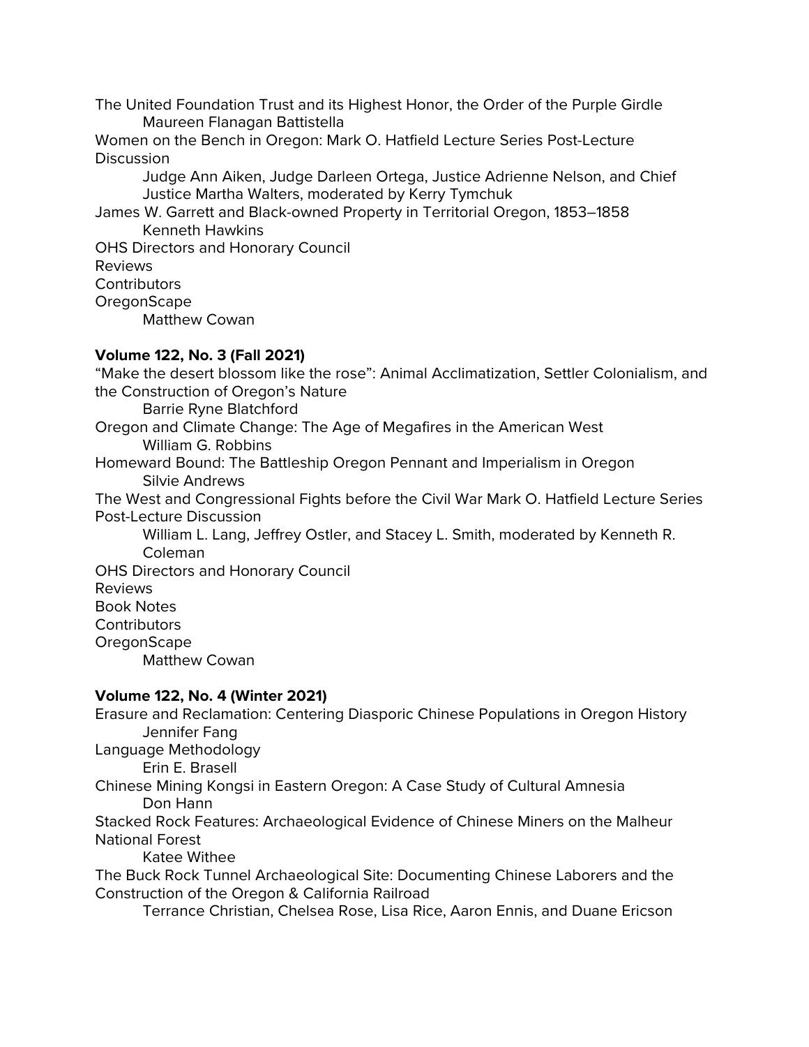The United Foundation Trust and its Highest Honor, the Order of the Purple Girdle
    Maureen Flanagan Battistella

Women on the Bench in Oregon: Mark O. Hatfield Lecture Series Post-Lecture Discussion
    Judge Ann Aiken, Judge Darleen Ortega, Justice Adrienne Nelson, and Chief Justice Martha Walters, moderated by Kerry Tymchuk

James W. Garrett and Black-owned Property in Territorial Oregon, 1853–1858
    Kenneth Hawkins

OHS Directors and Honorary Council

Reviews

Contributors

OregonScape
    Matthew Cowan

**Volume 122, No. 3 (Fall 2021)**

"Make the desert blossom like the rose": Animal Acclimatization, Settler Colonialism, and the Construction of Oregon's Nature
    Barrie Ryne Blatchford

Oregon and Climate Change: The Age of Megafires in the American West
    William G. Robbins

Homeward Bound: The Battleship Oregon Pennant and Imperialism in Oregon
    Silvie Andrews

The West and Congressional Fights before the Civil War Mark O. Hatfield Lecture Series Post-Lecture Discussion
    William L. Lang, Jeffrey Ostler, and Stacey L. Smith, moderated by Kenneth R. Coleman

OHS Directors and Honorary Council

Reviews

Book Notes

Contributors

OregonScape
    Matthew Cowan

**Volume 122, No. 4 (Winter 2021)**

Erasure and Reclamation: Centering Diasporic Chinese Populations in Oregon History
    Jennifer Fang

Language Methodology
    Erin E. Brasell

Chinese Mining Kongsi in Eastern Oregon: A Case Study of Cultural Amnesia
    Don Hann

Stacked Rock Features: Archaeological Evidence of Chinese Miners on the Malheur National Forest
    Katee Withee

The Buck Rock Tunnel Archaeological Site: Documenting Chinese Laborers and the Construction of the Oregon & California Railroad
    Terrance Christian, Chelsea Rose, Lisa Rice, Aaron Ennis, and Duane Ericson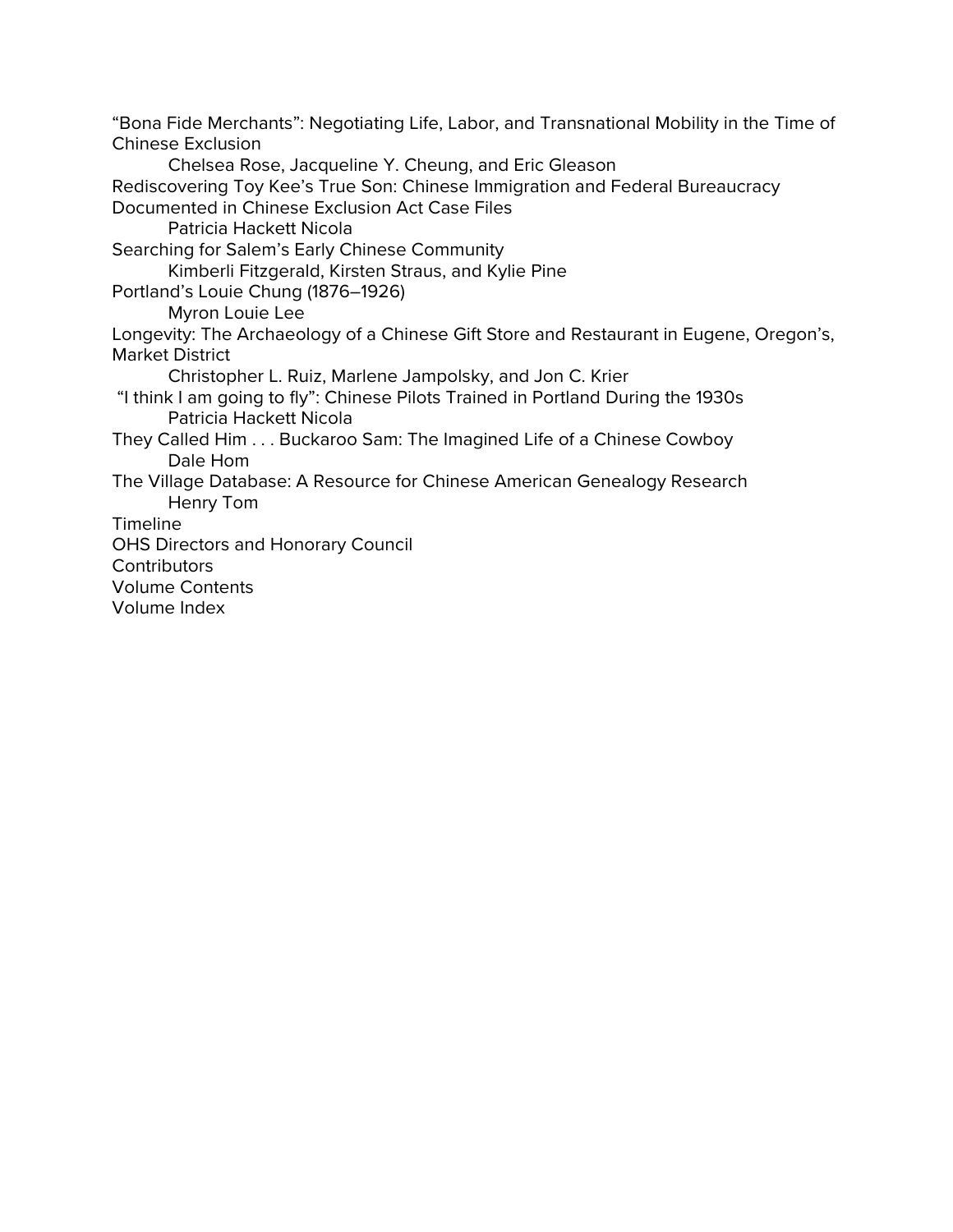"Bona Fide Merchants": Negotiating Life, Labor, and Transnational Mobility in the Time of Chinese Exclusion

Chelsea Rose, Jacqueline Y. Cheung, and Eric Gleason

Rediscovering Toy Kee's True Son: Chinese Immigration and Federal Bureaucracy Documented in Chinese Exclusion Act Case Files

Patricia Hackett Nicola

Searching for Salem's Early Chinese Community

Kimberli Fitzgerald, Kirsten Straus, and Kylie Pine

Portland's Louie Chung (1876–1926)

Myron Louie Lee

Longevity: The Archaeology of a Chinese Gift Store and Restaurant in Eugene, Oregon's, Market District

Christopher L. Ruiz, Marlene Jampolsky, and Jon C. Krier

"I think I am going to fly": Chinese Pilots Trained in Portland During the 1930s

Patricia Hackett Nicola

They Called Him . . . Buckaroo Sam: The Imagined Life of a Chinese Cowboy

Dale Hom

The Village Database: A Resource for Chinese American Genealogy Research

Henry Tom

Timeline

OHS Directors and Honorary Council

Contributors

Volume Contents

Volume Index